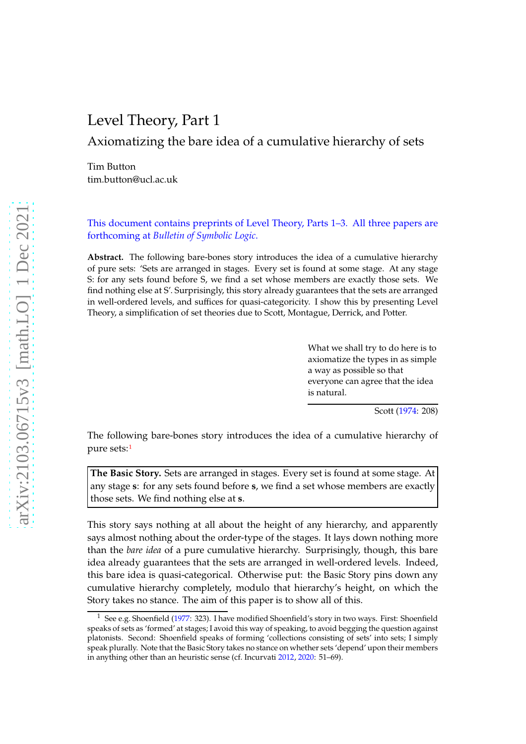# Level Theory, Part 1

## Axiomatizing the bare idea of a cumulative hierarchy of sets

Tim Button
tim.button@ucl.ac.uk

This document contains preprints of Level Theory, Parts 1–3. All three papers are forthcoming at *Bulletin of Symbolic Logic*.

**Abstract.** The following bare-bones story introduces the idea of a cumulative hierarchy of pure sets: 'Sets are arranged in stages. Every set is found at some stage. At any stage S: for any sets found before S, we find a set whose members are exactly those sets. We find nothing else at S'. Surprisingly, this story already guarantees that the sets are arranged in well-ordered levels, and suffices for quasi-categoricity. I show this by presenting Level Theory, a simplification of set theories due to Scott, Montague, Derrick, and Potter.

> What we shall try to do here is to axiomatize the types in as simple a way as possible so that everyone can agree that the idea is natural.
>
> Scott (1974: 208)

The following bare-bones story introduces the idea of a cumulative hierarchy of pure sets:[1]

> **The Basic Story.** Sets are arranged in stages. Every set is found at some stage. At any stage **s**: for any sets found before **s**, we find a set whose members are exactly those sets. We find nothing else at **s**.

This story says nothing at all about the height of any hierarchy, and apparently says almost nothing about the order-type of the stages. It lays down nothing more than the *bare idea* of a pure cumulative hierarchy. Surprisingly, though, this bare idea already guarantees that the sets are arranged in well-ordered levels. Indeed, this bare idea is quasi-categorical. Otherwise put: the Basic Story pins down any cumulative hierarchy completely, modulo that hierarchy's height, on which the Story takes no stance. The aim of this paper is to show all of this.

[1] See e.g. Shoenfield (1977: 323). I have modified Shoenfield's story in two ways. First: Shoenfield speaks of sets as 'formed' at stages; I avoid this way of speaking, to avoid begging the question against platonists. Second: Shoenfield speaks of forming 'collections consisting of sets' into sets; I simply speak plurally. Note that the Basic Story takes no stance on whether sets 'depend' upon their members in anything other than an heuristic sense (cf. Incurvati 2012, 2020: 51–69).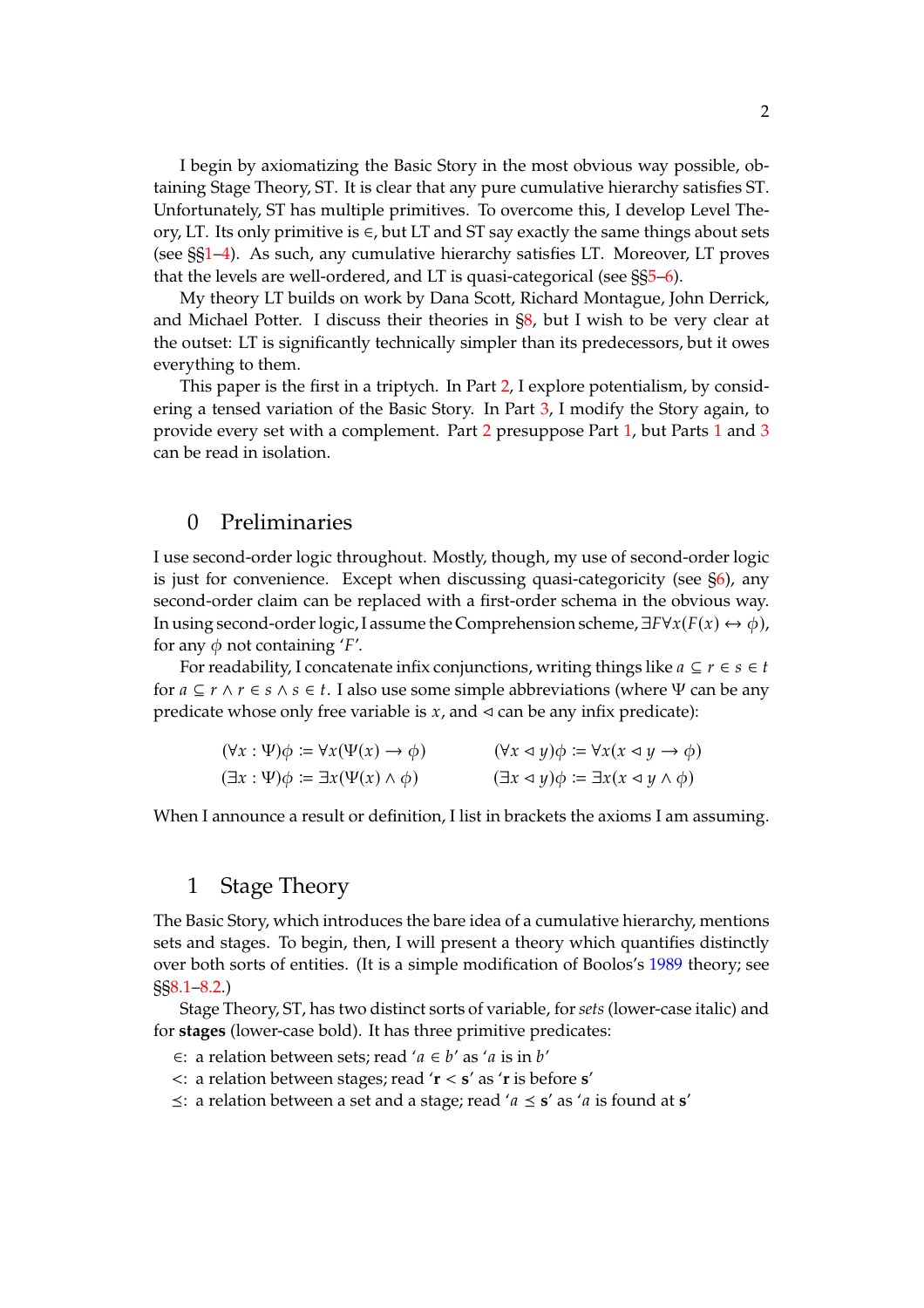I begin by axiomatizing the Basic Story in the most obvious way possible, obtaining Stage Theory, ST. It is clear that any pure cumulative hierarchy satisfies ST. Unfortunately, ST has multiple primitives. To overcome this, I develop Level Theory, LT. Its only primitive is $\in$, but LT and ST say exactly the same things about sets (see §§1–4). As such, any cumulative hierarchy satisfies LT. Moreover, LT proves that the levels are well-ordered, and LT is quasi-categorical (see §§5–6).

My theory LT builds on work by Dana Scott, Richard Montague, John Derrick, and Michael Potter. I discuss their theories in §8, but I wish to be very clear at the outset: LT is significantly technically simpler than its predecessors, but it owes everything to them.

This paper is the first in a triptych. In Part 2, I explore potentialism, by considering a tensed variation of the Basic Story. In Part 3, I modify the Story again, to provide every set with a complement. Part 2 presuppose Part 1, but Parts 1 and 3 can be read in isolation.

## 0 Preliminaries

I use second-order logic throughout. Mostly, though, my use of second-order logic is just for convenience. Except when discussing quasi-categoricity (see §6), any second-order claim can be replaced with a first-order schema in the obvious way. In using second-order logic, I assume the Comprehension scheme, $\exists F \forall x(F(x) \leftrightarrow \phi)$, for any $\phi$ not containing '$F$'.

For readability, I concatenate infix conjunctions, writing things like $a \subseteq r \in s \in t$ for $a \subseteq r \land r \in s \land s \in t$. I also use some simple abbreviations (where $\Psi$ can be any predicate whose only free variable is $x$, and $\lhd$ can be any infix predicate):

$$(\forall x : \Psi)\phi := \forall x(\Psi(x) \to \phi) \qquad (\forall x \lhd y)\phi := \forall x(x \lhd y \to \phi)$$
$$(\exists x : \Psi)\phi := \exists x(\Psi(x) \land \phi) \qquad (\exists x \lhd y)\phi := \exists x(x \lhd y \land \phi)$$

When I announce a result or definition, I list in brackets the axioms I am assuming.

## 1 Stage Theory

The Basic Story, which introduces the bare idea of a cumulative hierarchy, mentions sets and stages. To begin, then, I will present a theory which quantifies distinctly over both sorts of entities. (It is a simple modification of Boolos's 1989 theory; see §§8.1–8.2.)

Stage Theory, ST, has two distinct sorts of variable, for *sets* (lower-case italic) and for **stages** (lower-case bold). It has three primitive predicates:

- $\in$: a relation between sets; read '$a \in b$' as '$a$ is in $b$'
- $<$: a relation between stages; read '$\mathbf{r} < \mathbf{s}$' as '$\mathbf{r}$ is before $\mathbf{s}$'
- $\preceq$: a relation between a set and a stage; read '$a \preceq \mathbf{s}$' as '$a$ is found at $\mathbf{s}$'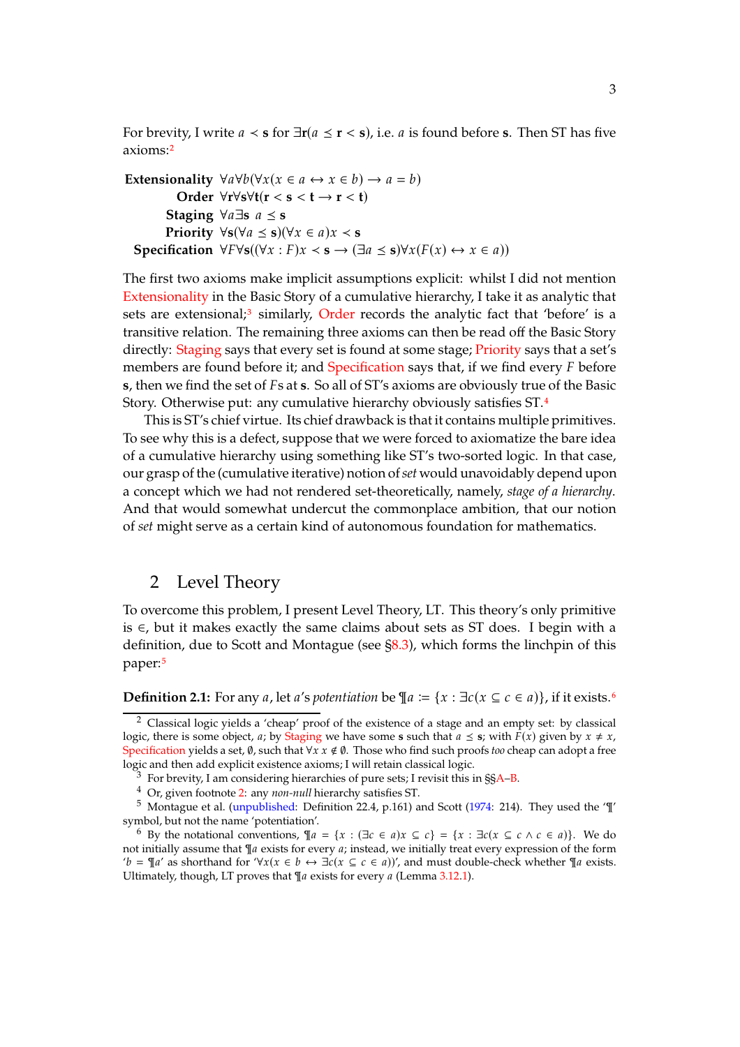For brevity, I write $a < \mathbf{s}$ for $\exists \mathbf{r}(a \leq \mathbf{r} < \mathbf{s})$, i.e. $a$ is found before $\mathbf{s}$. Then ST has five axioms:[2]

**Extensionality** $\forall a \forall b(\forall x(x \in a \leftrightarrow x \in b) \rightarrow a = b)$

**Order** $\forall \mathbf{r} \forall \mathbf{s} \forall \mathbf{t}(\mathbf{r} < \mathbf{s} < \mathbf{t} \rightarrow \mathbf{r} < \mathbf{t})$

**Staging** $\forall a \exists \mathbf{s}\ a \leq \mathbf{s}$

**Priority** $\forall \mathbf{s}(\forall a \leq \mathbf{s})(\forall x \in a) x < \mathbf{s}$

**Specification** $\forall F \forall \mathbf{s}((\forall x : F)x < \mathbf{s} \rightarrow (\exists a \leq \mathbf{s})\forall x(F(x) \leftrightarrow x \in a))$

The first two axioms make implicit assumptions explicit: whilst I did not mention Extensionality in the Basic Story of a cumulative hierarchy, I take it as analytic that sets are extensional;[3] similarly, Order records the analytic fact that 'before' is a transitive relation. The remaining three axioms can then be read off the Basic Story directly: Staging says that every set is found at some stage; Priority says that a set's members are found before it; and Specification says that, if we find every $F$ before $\mathbf{s}$, then we find the set of $F$s at $\mathbf{s}$. So all of ST's axioms are obviously true of the Basic Story. Otherwise put: any cumulative hierarchy obviously satisfies ST.[4]

This is ST's chief virtue. Its chief drawback is that it contains multiple primitives. To see why this is a defect, suppose that we were forced to axiomatize the bare idea of a cumulative hierarchy using something like ST's two-sorted logic. In that case, our grasp of the (cumulative iterative) notion of *set* would unavoidably depend upon a concept which we had not rendered set-theoretically, namely, *stage of a hierarchy*. And that would somewhat undercut the commonplace ambition, that our notion of *set* might serve as a certain kind of autonomous foundation for mathematics.

## 2 Level Theory

To overcome this problem, I present Level Theory, LT. This theory's only primitive is $\in$, but it makes exactly the same claims about sets as ST does. I begin with a definition, due to Scott and Montague (see §8.3), which forms the linchpin of this paper:[5]

**Definition 2.1:** For any $a$, let $a$'s *potentiation* be $¶a := \{x : \exists c(x \subseteq c \in a)\}$, if it exists.[6]

---

[2] Classical logic yields a 'cheap' proof of the existence of a stage and an empty set: by classical logic, there is some object, $a$; by Staging we have some $\mathbf{s}$ such that $a \leq \mathbf{s}$; with $F(x)$ given by $x \neq x$, Specification yields a set, $\emptyset$, such that $\forall x\, x \notin \emptyset$. Those who find such proofs *too* cheap can adopt a free logic and then add explicit existence axioms; I will retain classical logic.

[3] For brevity, I am considering hierarchies of pure sets; I revisit this in §§A–B.

[4] Or, given footnote 2: any *non-null* hierarchy satisfies ST.

[5] Montague et al. (unpublished: Definition 22.4, p.161) and Scott (1974: 214). They used the '¶' symbol, but not the name 'potentiation'.

[6] By the notational conventions, $¶a = \{x : (\exists c \in a)x \subseteq c\} = \{x : \exists c(x \subseteq c \land c \in a)\}$. We do not initially assume that $¶a$ exists for every $a$; instead, we initially treat every expression of the form '$b = ¶a$' as shorthand for '$\forall x(x \in b \leftrightarrow \exists c(x \subseteq c \in a))$', and must double-check whether $¶a$ exists. Ultimately, though, LT proves that $¶a$ exists for every $a$ (Lemma 3.12.1).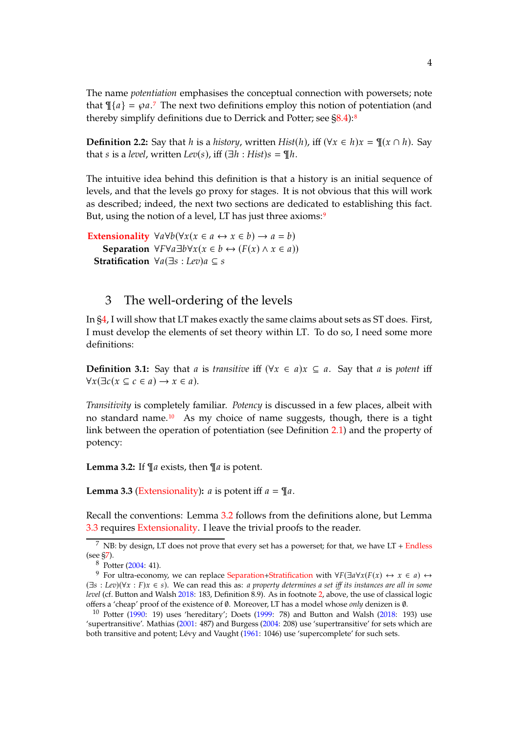The name *potentiation* emphasises the conceptual connection with powersets; note that $¶\{a\} = \wp a$.[7] The next two definitions employ this notion of potentiation (and thereby simplify definitions due to Derrick and Potter; see §8.4):[8]

**Definition 2.2:** Say that $h$ is a *history*, written $Hist(h)$, iff $(\forall x \in h)x = ¶(x \cap h)$. Say that $s$ is a *level*, written $Lev(s)$, iff $(\exists h : Hist)s = ¶h$.

The intuitive idea behind this definition is that a history is an initial sequence of levels, and that the levels go proxy for stages. It is not obvious that this will work as described; indeed, the next two sections are dedicated to establishing this fact. But, using the notion of a level, LT has just three axioms:[9]

**Extensionality** $\forall a \forall b(\forall x(x \in a \leftrightarrow x \in b) \rightarrow a = b)$

**Separation** $\forall F \forall a \exists b \forall x(x \in b \leftrightarrow (F(x) \wedge x \in a))$

**Stratification** $\forall a(\exists s : Lev)a \subseteq s$

## 3 The well-ordering of the levels

In §4, I will show that LT makes exactly the same claims about sets as ST does. First, I must develop the elements of set theory within LT. To do so, I need some more definitions:

**Definition 3.1:** Say that $a$ is *transitive* iff $(\forall x \in a)x \subseteq a$. Say that $a$ is *potent* iff $\forall x(\exists c(x \subseteq c \in a) \rightarrow x \in a)$.

*Transitivity* is completely familiar. *Potency* is discussed in a few places, albeit with no standard name.[10] As my choice of name suggests, though, there is a tight link between the operation of potentiation (see Definition 2.1) and the property of potency:

**Lemma 3.2:** If $¶a$ exists, then $¶a$ is potent.

**Lemma 3.3** (Extensionality)**:** $a$ is potent iff $a = ¶a$.

Recall the conventions: Lemma 3.2 follows from the definitions alone, but Lemma 3.3 requires Extensionality. I leave the trivial proofs to the reader.

---

[7] NB: by design, LT does not prove that every set has a powerset; for that, we have LT + Endless (see §7).

[8] Potter (2004: 41).

[9] For ultra-economy, we can replace Separation+Stratification with $\forall F(\exists a \forall x(F(x) \leftrightarrow x \in a) \leftrightarrow (\exists s : Lev)(\forall x : F)x \in s)$. We can read this as: *a property determines a set iff its instances are all in some level* (cf. Button and Walsh 2018: 183, Definition 8.9). As in footnote 2, above, the use of classical logic offers a 'cheap' proof of the existence of $\emptyset$. Moreover, LT has a model whose *only* denizen is $\emptyset$.

[10] Potter (1990: 19) uses 'hereditary'; Doets (1999: 78) and Button and Walsh (2018: 193) use 'supertransitive'. Mathias (2001: 487) and Burgess (2004: 208) use 'supertransitive' for sets which are both transitive and potent; Lévy and Vaught (1961: 1046) use 'supercomplete' for such sets.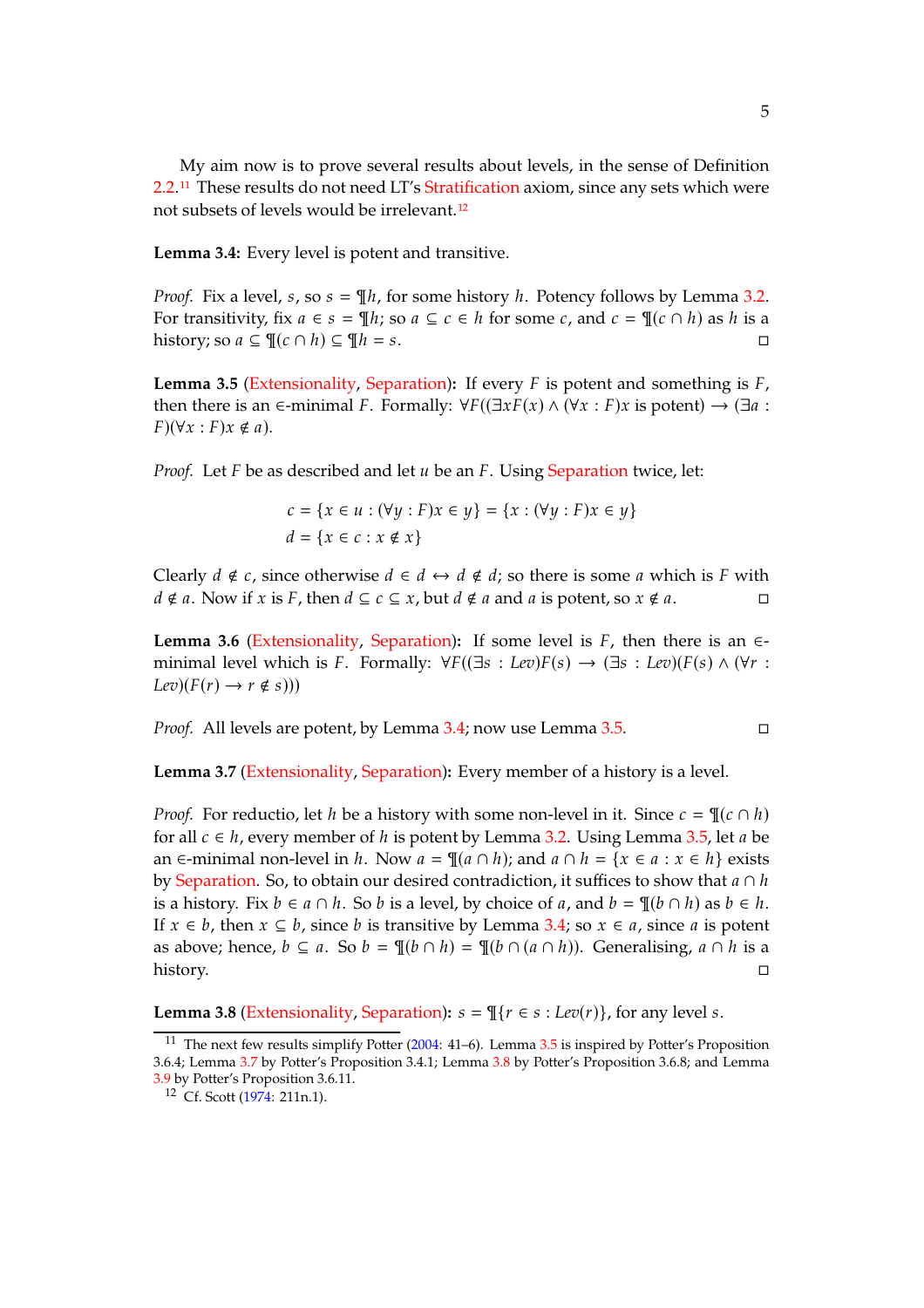My aim now is to prove several results about levels, in the sense of Definition 2.2.[11] These results do not need LT's Stratification axiom, since any sets which were not subsets of levels would be irrelevant.[12]

**Lemma 3.4:** Every level is potent and transitive.

*Proof.* Fix a level, $s$, so $s = ¶h$, for some history $h$. Potency follows by Lemma 3.2. For transitivity, fix $a \in s = ¶h$; so $a \subseteq c \in h$ for some $c$, and $c = ¶(c \cap h)$ as $h$ is a history; so $a \subseteq ¶(c \cap h) \subseteq ¶h = s$. □

**Lemma 3.5** (Extensionality, Separation)**:** If every $F$ is potent and something is $F$, then there is an $\in$-minimal $F$. Formally: $\forall F((\exists x F(x) \wedge (\forall x : F)x \text{ is potent}) \rightarrow (\exists a : F)(\forall x : F)x \notin a)$.

*Proof.* Let $F$ be as described and let $u$ be an $F$. Using Separation twice, let:

$$c = \{x \in u : (\forall y : F)x \in y\} = \{x : (\forall y : F)x \in y\}$$
$$d = \{x \in c : x \notin x\}$$

Clearly $d \notin c$, since otherwise $d \in d \leftrightarrow d \notin d$; so there is some $a$ which is $F$ with $d \notin a$. Now if $x$ is $F$, then $d \subseteq c \subseteq x$, but $d \notin a$ and $a$ is potent, so $x \notin a$. □

**Lemma 3.6** (Extensionality, Separation)**:** If some level is $F$, then there is an $\in$-minimal level which is $F$. Formally: $\forall F((\exists s : Lev)F(s) \rightarrow (\exists s : Lev)(F(s) \wedge (\forall r : Lev)(F(r) \rightarrow r \notin s)))$

*Proof.* All levels are potent, by Lemma 3.4; now use Lemma 3.5. □

**Lemma 3.7** (Extensionality, Separation)**:** Every member of a history is a level.

*Proof.* For reductio, let $h$ be a history with some non-level in it. Since $c = ¶(c \cap h)$ for all $c \in h$, every member of $h$ is potent by Lemma 3.2. Using Lemma 3.5, let $a$ be an $\in$-minimal non-level in $h$. Now $a = ¶(a \cap h)$; and $a \cap h = \{x \in a : x \in h\}$ exists by Separation. So, to obtain our desired contradiction, it suffices to show that $a \cap h$ is a history. Fix $b \in a \cap h$. So $b$ is a level, by choice of $a$, and $b = ¶(b \cap h)$ as $b \in h$. If $x \in b$, then $x \subseteq b$, since $b$ is transitive by Lemma 3.4; so $x \in a$, since $a$ is potent as above; hence, $b \subseteq a$. So $b = ¶(b \cap h) = ¶(b \cap (a \cap h))$. Generalising, $a \cap h$ is a history. □

**Lemma 3.8** (Extensionality, Separation)**:** $s = ¶\{r \in s : Lev(r)\}$, for any level $s$.

[11] The next few results simplify Potter (2004: 41–6). Lemma 3.5 is inspired by Potter's Proposition 3.6.4; Lemma 3.7 by Potter's Proposition 3.4.1; Lemma 3.8 by Potter's Proposition 3.6.8; and Lemma 3.9 by Potter's Proposition 3.6.11.

[12] Cf. Scott (1974: 211n.1).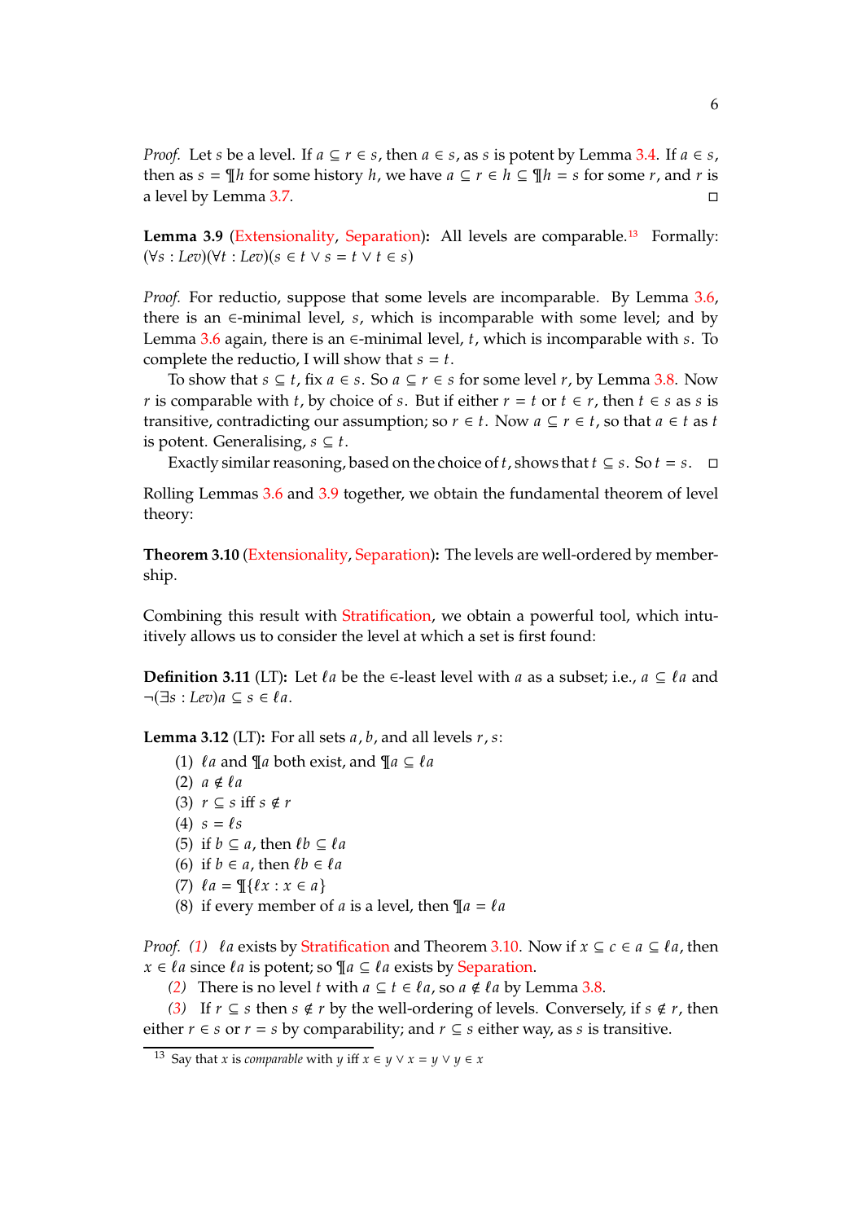*Proof.* Let $s$ be a level. If $a \subseteq r \in s$, then $a \in s$, as $s$ is potent by Lemma 3.4. If $a \in s$, then as $s = ¶h$ for some history $h$, we have $a \subseteq r \in h \subseteq ¶h = s$ for some $r$, and $r$ is a level by Lemma 3.7. □

**Lemma 3.9** (Extensionality, Separation)**:** All levels are comparable.[13] Formally: $(\forall s : Lev)(\forall t : Lev)(s \in t \vee s = t \vee t \in s)$

*Proof.* For reductio, suppose that some levels are incomparable. By Lemma 3.6, there is an $\in$-minimal level, $s$, which is incomparable with some level; and by Lemma 3.6 again, there is an $\in$-minimal level, $t$, which is incomparable with $s$. To complete the reductio, I will show that $s = t$.

To show that $s \subseteq t$, fix $a \in s$. So $a \subseteq r \in s$ for some level $r$, by Lemma 3.8. Now $r$ is comparable with $t$, by choice of $s$. But if either $r = t$ or $t \in r$, then $t \in s$ as $s$ is transitive, contradicting our assumption; so $r \in t$. Now $a \subseteq r \in t$, so that $a \in t$ as $t$ is potent. Generalising, $s \subseteq t$.

Exactly similar reasoning, based on the choice of $t$, shows that $t \subseteq s$. So $t = s$. □

Rolling Lemmas 3.6 and 3.9 together, we obtain the fundamental theorem of level theory:

**Theorem 3.10** (Extensionality, Separation)**:** The levels are well-ordered by membership.

Combining this result with Stratification, we obtain a powerful tool, which intuitively allows us to consider the level at which a set is first found:

**Definition 3.11** (LT)**:** Let $\ell a$ be the $\in$-least level with $a$ as a subset; i.e., $a \subseteq \ell a$ and $\neg(\exists s : Lev) a \subseteq s \in \ell a$.

**Lemma 3.12** (LT)**:** For all sets $a, b$, and all levels $r, s$:

1. $\ell a$ and $¶a$ both exist, and $¶a \subseteq \ell a$
2. $a \notin \ell a$
3. $r \subseteq s$ iff $s \notin r$
4. $s = \ell s$
5. if $b \subseteq a$, then $\ell b \subseteq \ell a$
6. if $b \in a$, then $\ell b \in \ell a$
7. $\ell a = ¶\{\ell x : x \in a\}$
8. if every member of $a$ is a level, then $¶a = \ell a$

*Proof.* *(1)* $\ell a$ exists by Stratification and Theorem 3.10. Now if $x \subseteq c \in a \subseteq \ell a$, then $x \in \ell a$ since $\ell a$ is potent; so $¶a \subseteq \ell a$ exists by Separation.

*(2)* There is no level $t$ with $a \subseteq t \in \ell a$, so $a \notin \ell a$ by Lemma 3.8.

*(3)* If $r \subseteq s$ then $s \notin r$ by the well-ordering of levels. Conversely, if $s \notin r$, then either $r \in s$ or $r = s$ by comparability; and $r \subseteq s$ either way, as $s$ is transitive.

[13] Say that $x$ is *comparable* with $y$ iff $x \in y \vee x = y \vee y \in x$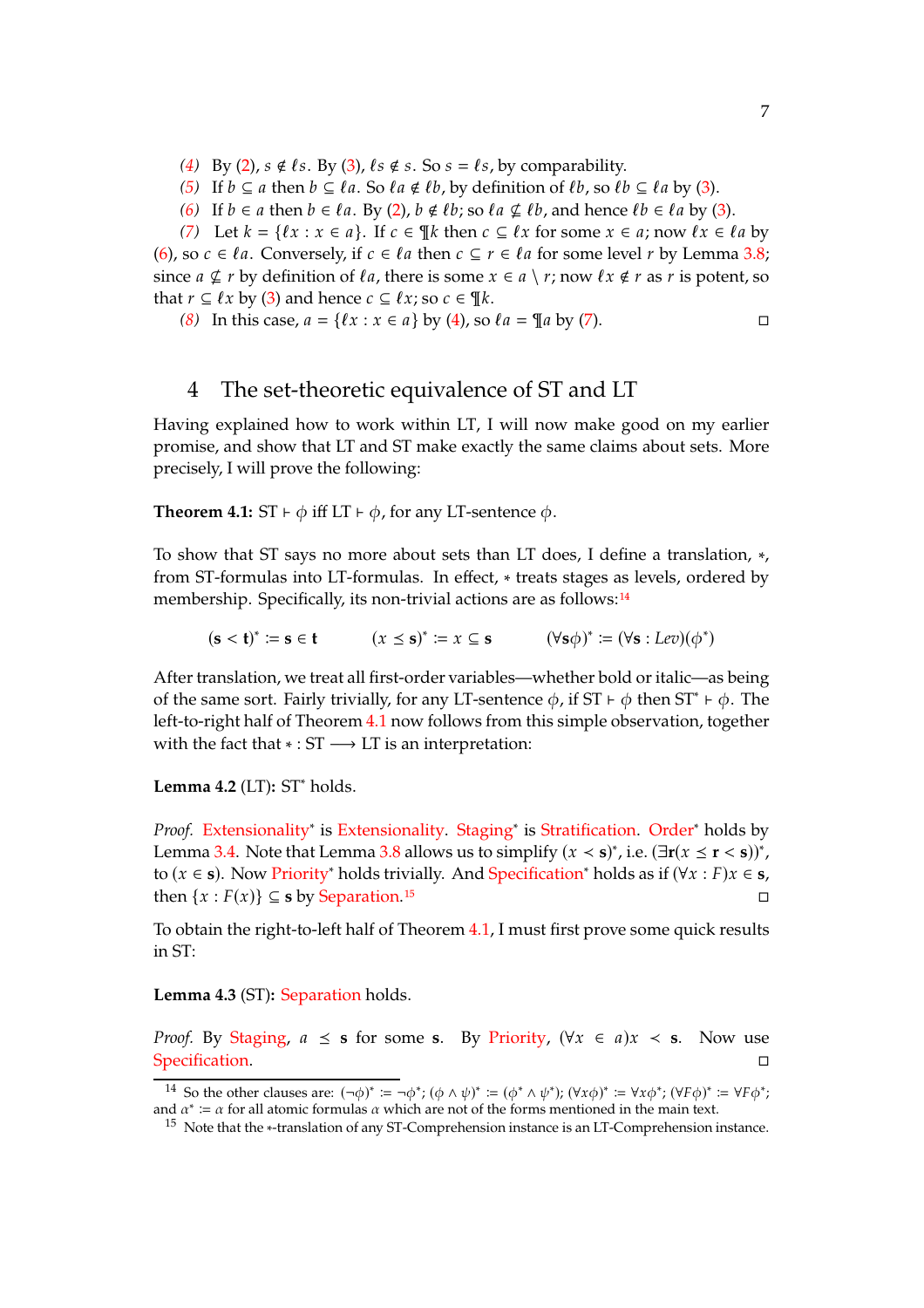*(4)* By (2), $s \notin \ell s$. By (3), $\ell s \notin s$. So $s = \ell s$, by comparability.

*(5)* If $b \subseteq a$ then $b \subseteq \ell a$. So $\ell a \notin \ell b$, by definition of $\ell b$, so $\ell b \subseteq \ell a$ by (3).

*(6)* If $b \in a$ then $b \in \ell a$. By (2), $b \notin \ell b$; so $\ell a \nsubseteq \ell b$, and hence $\ell b \in \ell a$ by (3).

*(7)* Let $k = \{\ell x : x \in a\}$. If $c \in ¶k$ then $c \subseteq \ell x$ for some $x \in a$; now $\ell x \in \ell a$ by (6), so $c \in \ell a$. Conversely, if $c \in \ell a$ then $c \subseteq r \in \ell a$ for some level $r$ by Lemma 3.8; since $a \nsubseteq r$ by definition of $\ell a$, there is some $x \in a \setminus r$; now $\ell x \notin r$ as $r$ is potent, so that $r \subseteq \ell x$ by (3) and hence $c \subseteq \ell x$; so $c \in ¶k$.

*(8)* In this case, $a = \{\ell x : x \in a\}$ by (4), so $\ell a = ¶a$ by (7). □

## 4 The set-theoretic equivalence of ST and LT

Having explained how to work within LT, I will now make good on my earlier promise, and show that LT and ST make exactly the same claims about sets. More precisely, I will prove the following:

**Theorem 4.1:** ST $\vdash \phi$ iff LT $\vdash \phi$, for any LT-sentence $\phi$.

To show that ST says no more about sets than LT does, I define a translation, $*$, from ST-formulas into LT-formulas. In effect, $*$ treats stages as levels, ordered by membership. Specifically, its non-trivial actions are as follows:[14]

$$(\mathbf{s} < \mathbf{t})^* := \mathbf{s} \in \mathbf{t} \qquad (x \leq \mathbf{s})^* := x \subseteq \mathbf{s} \qquad (\forall \mathbf{s}\phi)^* := (\forall \mathbf{s} : Lev)(\phi^*)$$

After translation, we treat all first-order variables—whether bold or italic—as being of the same sort. Fairly trivially, for any LT-sentence $\phi$, if ST $\vdash \phi$ then ST$^* \vdash \phi$. The left-to-right half of Theorem 4.1 now follows from this simple observation, together with the fact that $* : \text{ST} \longrightarrow \text{LT}$ is an interpretation:

**Lemma 4.2** (LT)**:** ST$^*$ holds.

*Proof.* Extensionality$^*$ is Extensionality. Staging$^*$ is Stratification. Order$^*$ holds by Lemma 3.4. Note that Lemma 3.8 allows us to simplify $(x < \mathbf{s})^*$, i.e. $(\exists \mathbf{r}(x \leq \mathbf{r} < \mathbf{s}))^*$, to $(x \in \mathbf{s})$. Now Priority$^*$ holds trivially. And Specification$^*$ holds as if $(\forall x : F)x \in \mathbf{s}$, then $\{x : F(x)\} \subseteq \mathbf{s}$ by Separation.[15] □

To obtain the right-to-left half of Theorem 4.1, I must first prove some quick results in ST:

**Lemma 4.3** (ST)**:** Separation holds.

*Proof.* By Staging, $a \leq \mathbf{s}$ for some $\mathbf{s}$. By Priority, $(\forall x \in a)x < \mathbf{s}$. Now use Specification. □

---

[14] So the other clauses are: $(\neg\phi)^* := \neg\phi^*$; $(\phi \wedge \psi)^* := (\phi^* \wedge \psi^*)$; $(\forall x\phi)^* := \forall x\phi^*$; $(\forall F\phi)^* := \forall F\phi^*$; and $\alpha^* := \alpha$ for all atomic formulas $\alpha$ which are not of the forms mentioned in the main text.

[15] Note that the $*$-translation of any ST-Comprehension instance is an LT-Comprehension instance.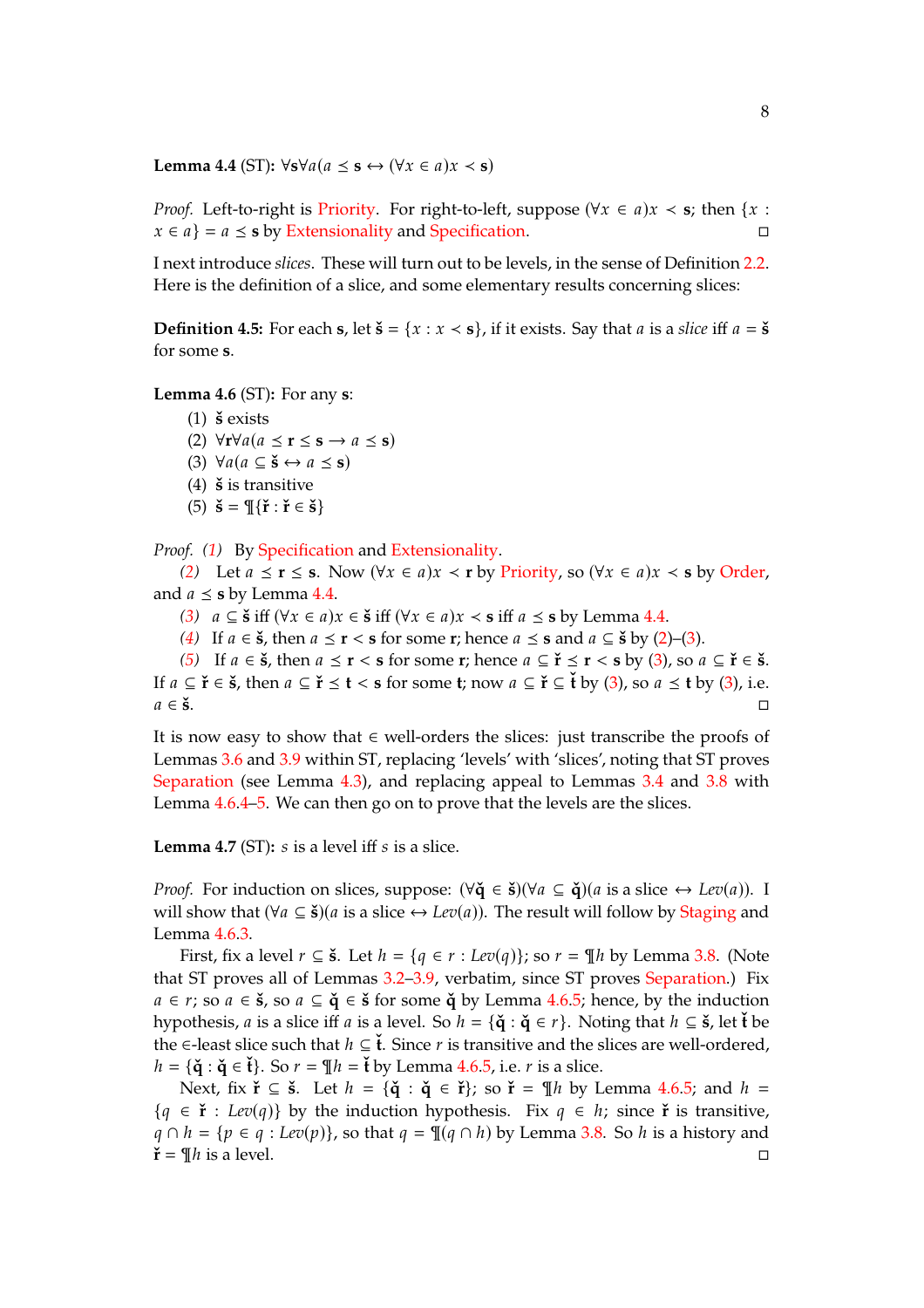**Lemma 4.4** (ST)**:** $\forall \mathbf{s} \forall a(a \preceq \mathbf{s} \leftrightarrow (\forall x \in a)x \prec \mathbf{s})$

*Proof.* Left-to-right is Priority. For right-to-left, suppose $(\forall x \in a)x \prec \mathbf{s}$; then $\{x : x \in a\} = a \preceq \mathbf{s}$ by Extensionality and Specification. □

I next introduce *slices*. These will turn out to be levels, in the sense of Definition 2.2. Here is the definition of a slice, and some elementary results concerning slices:

**Definition 4.5:** For each $\mathbf{s}$, let $\check{\mathbf{s}} = \{x : x \prec \mathbf{s}\}$, if it exists. Say that $a$ is a *slice* iff $a = \check{\mathbf{s}}$ for some $\mathbf{s}$.

**Lemma 4.6** (ST)**:** For any $\mathbf{s}$:

(1) $\check{\mathbf{s}}$ exists
(2) $\forall \mathbf{r} \forall a(a \preceq \mathbf{r} \leq \mathbf{s} \rightarrow a \preceq \mathbf{s})$
(3) $\forall a(a \subseteq \check{\mathbf{s}} \leftrightarrow a \preceq \mathbf{s})$
(4) $\check{\mathbf{s}}$ is transitive
(5) $\check{\mathbf{s}} = ¶\{\check{\mathbf{r}} : \check{\mathbf{r}} \in \check{\mathbf{s}}\}$

*Proof.* *(1)* By Specification and Extensionality.

*(2)* Let $a \preceq \mathbf{r} \leq \mathbf{s}$. Now $(\forall x \in a)x \prec \mathbf{r}$ by Priority, so $(\forall x \in a)x \prec \mathbf{s}$ by Order, and $a \preceq \mathbf{s}$ by Lemma 4.4.

*(3)* $a \subseteq \check{\mathbf{s}}$ iff $(\forall x \in a)x \in \check{\mathbf{s}}$ iff $(\forall x \in a)x \prec \mathbf{s}$ iff $a \preceq \mathbf{s}$ by Lemma 4.4.

*(4)* If $a \in \check{\mathbf{s}}$, then $a \preceq \mathbf{r} < \mathbf{s}$ for some $\mathbf{r}$; hence $a \preceq \mathbf{s}$ and $a \subseteq \check{\mathbf{s}}$ by (2)–(3).

*(5)* If $a \in \check{\mathbf{s}}$, then $a \preceq \mathbf{r} < \mathbf{s}$ for some $\mathbf{r}$; hence $a \subseteq \check{\mathbf{r}} \preceq \mathbf{r} < \mathbf{s}$ by (3), so $a \subseteq \check{\mathbf{r}} \in \check{\mathbf{s}}$. If $a \subseteq \check{\mathbf{r}} \in \check{\mathbf{s}}$, then $a \subseteq \check{\mathbf{r}} \preceq \mathbf{t} < \mathbf{s}$ for some $\mathbf{t}$; now $a \subseteq \check{\mathbf{r}} \subseteq \check{\mathbf{t}}$ by (3), so $a \preceq \mathbf{t}$ by (3), i.e. $a \in \check{\mathbf{s}}$. □

It is now easy to show that $\in$ well-orders the slices: just transcribe the proofs of Lemmas 3.6 and 3.9 within ST, replacing 'levels' with 'slices', noting that ST proves Separation (see Lemma 4.3), and replacing appeal to Lemmas 3.4 and 3.8 with Lemma 4.6.4–5. We can then go on to prove that the levels are the slices.

**Lemma 4.7** (ST)**:** $s$ is a level iff $s$ is a slice.

*Proof.* For induction on slices, suppose: $(\forall \check{\mathbf{q}} \in \check{\mathbf{s}})(\forall a \subseteq \check{\mathbf{q}})(a \text{ is a slice} \leftrightarrow Lev(a))$. I will show that $(\forall a \subseteq \check{\mathbf{s}})(a \text{ is a slice} \leftrightarrow Lev(a))$. The result will follow by Staging and Lemma 4.6.3.

First, fix a level $r \subseteq \check{\mathbf{s}}$. Let $h = \{q \in r : Lev(q)\}$; so $r = ¶h$ by Lemma 3.8. (Note that ST proves all of Lemmas 3.2–3.9, verbatim, since ST proves Separation.) Fix $a \in r$; so $a \in \check{\mathbf{s}}$, so $a \subseteq \check{\mathbf{q}} \in \check{\mathbf{s}}$ for some $\check{\mathbf{q}}$ by Lemma 4.6.5; hence, by the induction hypothesis, $a$ is a slice iff $a$ is a level. So $h = \{\check{\mathbf{q}} : \check{\mathbf{q}} \in r\}$. Noting that $h \subseteq \check{\mathbf{s}}$, let $\check{\mathbf{t}}$ be the $\in$-least slice such that $h \subseteq \check{\mathbf{t}}$. Since $r$ is transitive and the slices are well-ordered, $h = \{\check{\mathbf{q}} : \check{\mathbf{q}} \in \check{\mathbf{t}}\}$. So $r = ¶h = \check{\mathbf{t}}$ by Lemma 4.6.5, i.e. $r$ is a slice.

Next, fix $\check{\mathbf{r}} \subseteq \check{\mathbf{s}}$. Let $h = \{\check{\mathbf{q}} : \check{\mathbf{q}} \in \check{\mathbf{r}}\}$; so $\check{\mathbf{r}} = ¶h$ by Lemma 4.6.5; and $h = \{q \in \check{\mathbf{r}} : Lev(q)\}$ by the induction hypothesis. Fix $q \in h$; since $\check{\mathbf{r}}$ is transitive, $q \cap h = \{p \in q : Lev(p)\}$, so that $q = ¶(q \cap h)$ by Lemma 3.8. So $h$ is a history and $\check{\mathbf{r}} = ¶h$ is a level. □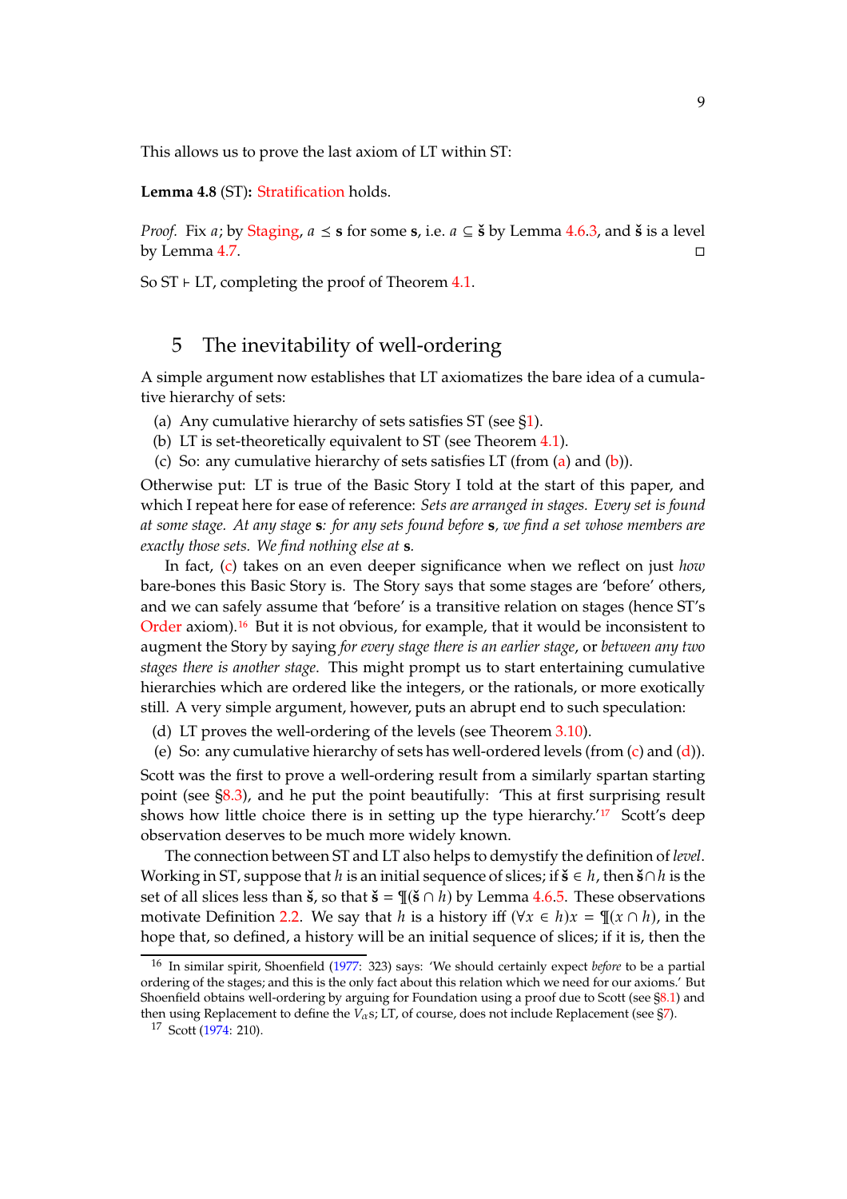This allows us to prove the last axiom of LT within ST:

**Lemma 4.8** (ST)**:** Stratification holds.

*Proof.* Fix $a$; by Staging, $a \preceq \mathbf{s}$ for some $\mathbf{s}$, i.e. $a \subseteq \check{\mathbf{s}}$ by Lemma 4.6.3, and $\check{\mathbf{s}}$ is a level by Lemma 4.7. □

So ST ⊢ LT, completing the proof of Theorem 4.1.

## 5 The inevitability of well-ordering

A simple argument now establishes that LT axiomatizes the bare idea of a cumulative hierarchy of sets:

(a) Any cumulative hierarchy of sets satisfies ST (see §1).
(b) LT is set-theoretically equivalent to ST (see Theorem 4.1).
(c) So: any cumulative hierarchy of sets satisfies LT (from (a) and (b)).

Otherwise put: LT is true of the Basic Story I told at the start of this paper, and which I repeat here for ease of reference: *Sets are arranged in stages. Every set is found at some stage. At any stage* $\mathbf{s}$*: for any sets found before* $\mathbf{s}$*, we find a set whose members are exactly those sets. We find nothing else at* $\mathbf{s}$*.*

In fact, (c) takes on an even deeper significance when we reflect on just *how* bare-bones this Basic Story is. The Story says that some stages are 'before' others, and we can safely assume that 'before' is a transitive relation on stages (hence ST's Order axiom).[16] But it is not obvious, for example, that it would be inconsistent to augment the Story by saying *for every stage there is an earlier stage*, or *between any two stages there is another stage*. This might prompt us to start entertaining cumulative hierarchies which are ordered like the integers, or the rationals, or more exotically still. A very simple argument, however, puts an abrupt end to such speculation:

(d) LT proves the well-ordering of the levels (see Theorem 3.10).
(e) So: any cumulative hierarchy of sets has well-ordered levels (from (c) and (d)).

Scott was the first to prove a well-ordering result from a similarly spartan starting point (see §8.3), and he put the point beautifully: 'This at first surprising result shows how little choice there is in setting up the type hierarchy.'[17] Scott's deep observation deserves to be much more widely known.

The connection between ST and LT also helps to demystify the definition of *level*. Working in ST, suppose that $h$ is an initial sequence of slices; if $\check{\mathbf{s}} \in h$, then $\check{\mathbf{s}} \cap h$ is the set of all slices less than $\check{\mathbf{s}}$, so that $\check{\mathbf{s}} = \P(\check{\mathbf{s}} \cap h)$ by Lemma 4.6.5. These observations motivate Definition 2.2. We say that $h$ is a history iff $(\forall x \in h)x = \P(x \cap h)$, in the hope that, so defined, a history will be an initial sequence of slices; if it is, then the

[16] In similar spirit, Shoenfield (1977: 323) says: 'We should certainly expect *before* to be a partial ordering of the stages; and this is the only fact about this relation which we need for our axioms.' But Shoenfield obtains well-ordering by arguing for Foundation using a proof due to Scott (see §8.1) and then using Replacement to define the $V_\alpha$s; LT, of course, does not include Replacement (see §7).

[17] Scott (1974: 210).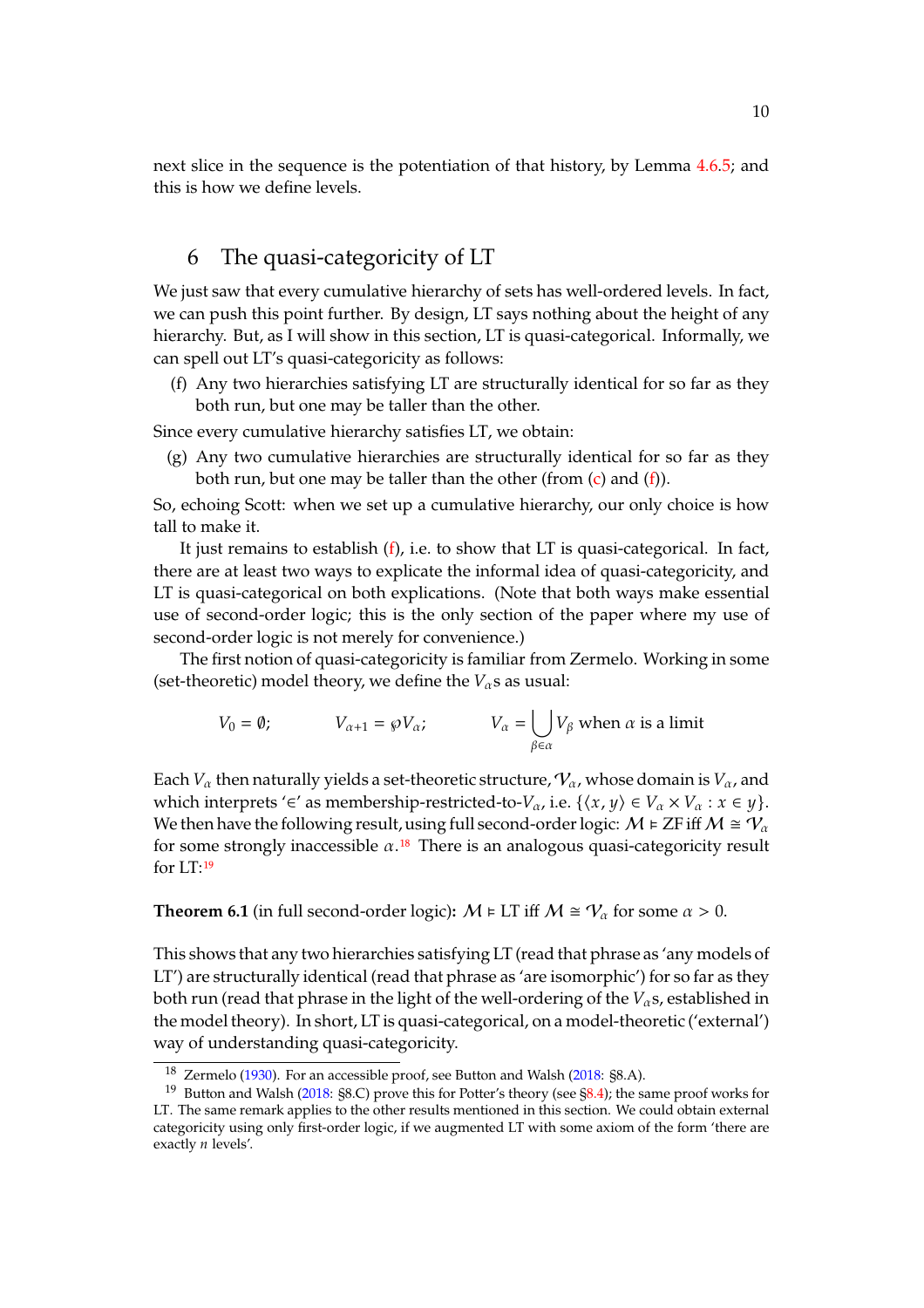next slice in the sequence is the potentiation of that history, by Lemma 4.6.5; and this is how we define levels.

## 6 The quasi-categoricity of LT

We just saw that every cumulative hierarchy of sets has well-ordered levels. In fact, we can push this point further. By design, LT says nothing about the height of any hierarchy. But, as I will show in this section, LT is quasi-categorical. Informally, we can spell out LT's quasi-categoricity as follows:

(f) Any two hierarchies satisfying LT are structurally identical for so far as they both run, but one may be taller than the other.

Since every cumulative hierarchy satisfies LT, we obtain:

(g) Any two cumulative hierarchies are structurally identical for so far as they both run, but one may be taller than the other (from (c) and (f)).

So, echoing Scott: when we set up a cumulative hierarchy, our only choice is how tall to make it.

It just remains to establish (f), i.e. to show that LT is quasi-categorical. In fact, there are at least two ways to explicate the informal idea of quasi-categoricity, and LT is quasi-categorical on both explications. (Note that both ways make essential use of second-order logic; this is the only section of the paper where my use of second-order logic is not merely for convenience.)

The first notion of quasi-categoricity is familiar from Zermelo. Working in some (set-theoretic) model theory, we define the $V_\alpha$s as usual:

$$V_0 = \emptyset; \qquad V_{\alpha+1} = \wp V_\alpha; \qquad V_\alpha = \bigcup_{\beta \in \alpha} V_\beta \text{ when } \alpha \text{ is a limit}$$

Each $V_\alpha$ then naturally yields a set-theoretic structure, $\mathcal{V}_\alpha$, whose domain is $V_\alpha$, and which interprets '$\in$' as membership-restricted-to-$V_\alpha$, i.e. $\{\langle x, y\rangle \in V_\alpha \times V_\alpha : x \in y\}$. We then have the following result, using full second-order logic: $\mathcal{M} \vDash \text{ZF}$ iff $\mathcal{M} \cong \mathcal{V}_\alpha$ for some strongly inaccessible $\alpha$.[18] There is an analogous quasi-categoricity result for LT:[19]

**Theorem 6.1** (in full second-order logic)**:** $\mathcal{M} \vDash \text{LT}$ iff $\mathcal{M} \cong \mathcal{V}_\alpha$ for some $\alpha > 0$.

This shows that any two hierarchies satisfying LT (read that phrase as 'any models of LT') are structurally identical (read that phrase as 'are isomorphic') for so far as they both run (read that phrase in the light of the well-ordering of the $V_\alpha$s, established in the model theory). In short, LT is quasi-categorical, on a model-theoretic ('external') way of understanding quasi-categoricity.

[18] Zermelo (1930). For an accessible proof, see Button and Walsh (2018: §8.A).

[19] Button and Walsh (2018: §8.C) prove this for Potter's theory (see §8.4); the same proof works for LT. The same remark applies to the other results mentioned in this section. We could obtain external categoricity using only first-order logic, if we augmented LT with some axiom of the form 'there are exactly $n$ levels'.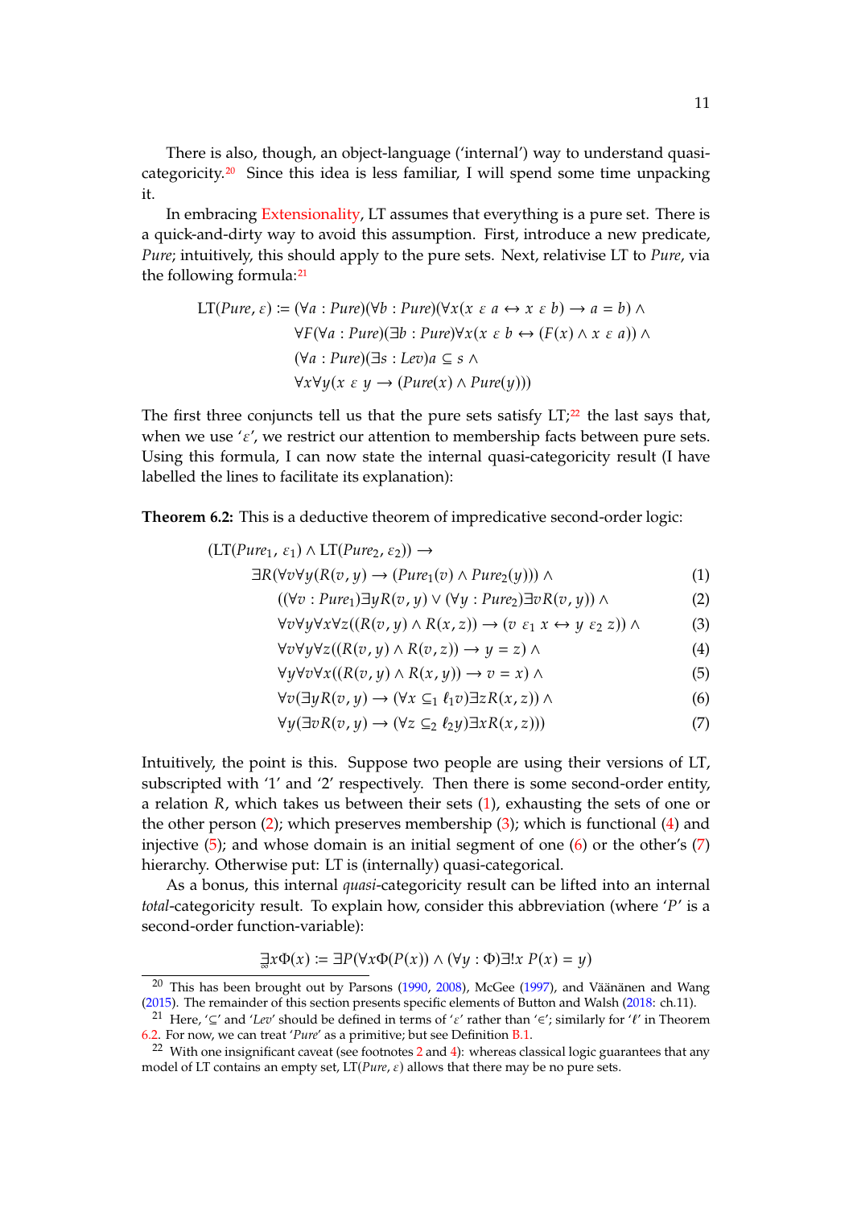There is also, though, an object-language ('internal') way to understand quasi-categoricity.[20] Since this idea is less familiar, I will spend some time unpacking it.

In embracing Extensionality, LT assumes that everything is a pure set. There is a quick-and-dirty way to avoid this assumption. First, introduce a new predicate, *Pure*; intuitively, this should apply to the pure sets. Next, relativise LT to *Pure*, via the following formula:[21]

$$
\begin{aligned}
\mathrm{LT}(\mathit{Pure}, \varepsilon) := {} & (\forall a : \mathit{Pure})(\forall b : \mathit{Pure})(\forall x(x \mathrel{\varepsilon} a \leftrightarrow x \mathrel{\varepsilon} b) \rightarrow a = b) \land \\
& \forall F(\forall a : \mathit{Pure})(\exists b : \mathit{Pure})\forall x(x \mathrel{\varepsilon} b \leftrightarrow (F(x) \land x \mathrel{\varepsilon} a)) \land \\
& (\forall a : \mathit{Pure})(\exists s : \mathit{Lev})a \subseteq s \land \\
& \forall x \forall y(x \mathrel{\varepsilon} y \rightarrow (\mathit{Pure}(x) \land \mathit{Pure}(y)))
\end{aligned}
$$

The first three conjuncts tell us that the pure sets satisfy LT;[22] the last says that, when we use '$\varepsilon$', we restrict our attention to membership facts between pure sets. Using this formula, I can now state the internal quasi-categoricity result (I have labelled the lines to facilitate its explanation):

**Theorem 6.2:** This is a deductive theorem of impredicative second-order logic:

$$
\begin{aligned}
& (\mathrm{LT}(\mathit{Pure}_1, \varepsilon_1) \land \mathrm{LT}(\mathit{Pure}_2, \varepsilon_2)) \rightarrow \\
& \quad \exists R(\forall v \forall y(R(v, y) \rightarrow (\mathit{Pure}_1(v) \land \mathit{Pure}_2(y))) \land && (1)\\
& \qquad ((\forall v : \mathit{Pure}_1)\exists y R(v, y) \lor (\forall y : \mathit{Pure}_2)\exists v R(v, y)) \land && (2)\\
& \qquad \forall v \forall y \forall x \forall z((R(v, y) \land R(x, z)) \rightarrow (v \mathrel{\varepsilon_1} x \leftrightarrow y \mathrel{\varepsilon_2} z)) \land && (3)\\
& \qquad \forall v \forall y \forall z((R(v, y) \land R(v, z)) \rightarrow y = z) \land && (4)\\
& \qquad \forall y \forall v \forall x((R(v, y) \land R(x, y)) \rightarrow v = x) \land && (5)\\
& \qquad \forall v(\exists y R(v, y) \rightarrow (\forall x \subseteq_1 \ell_1 v)\exists z R(x, z)) \land && (6)\\
& \qquad \forall y(\exists v R(v, y) \rightarrow (\forall z \subseteq_2 \ell_2 y)\exists x R(x, z))) && (7)
\end{aligned}
$$

Intuitively, the point is this. Suppose two people are using their versions of LT, subscripted with '1' and '2' respectively. Then there is some second-order entity, a relation $R$, which takes us between their sets (1), exhausting the sets of one or the other person (2); which preserves membership (3); which is functional (4) and injective (5); and whose domain is an initial segment of one (6) or the other's (7) hierarchy. Otherwise put: LT is (internally) quasi-categorical.

As a bonus, this internal *quasi*-categoricity result can be lifted into an internal *total*-categoricity result. To explain how, consider this abbreviation (where '$P$' is a second-order function-variable):

$$\underset{\infty}{\exists} x \Phi(x) := \exists P(\forall x \Phi(P(x)) \land (\forall y : \Phi)\exists! x\, P(x) = y)$$

---

[20] This has been brought out by Parsons (1990, 2008), McGee (1997), and Väänänen and Wang (2015). The remainder of this section presents specific elements of Button and Walsh (2018: ch.11).

[21] Here, '$\subseteq$' and '*Lev*' should be defined in terms of '$\varepsilon$' rather than '$\in$'; similarly for '$\ell$' in Theorem 6.2. For now, we can treat '*Pure*' as a primitive; but see Definition B.1.

[22] With one insignificant caveat (see footnotes 2 and 4): whereas classical logic guarantees that any model of LT contains an empty set, LT(*Pure*, $\varepsilon$) allows that there may be no pure sets.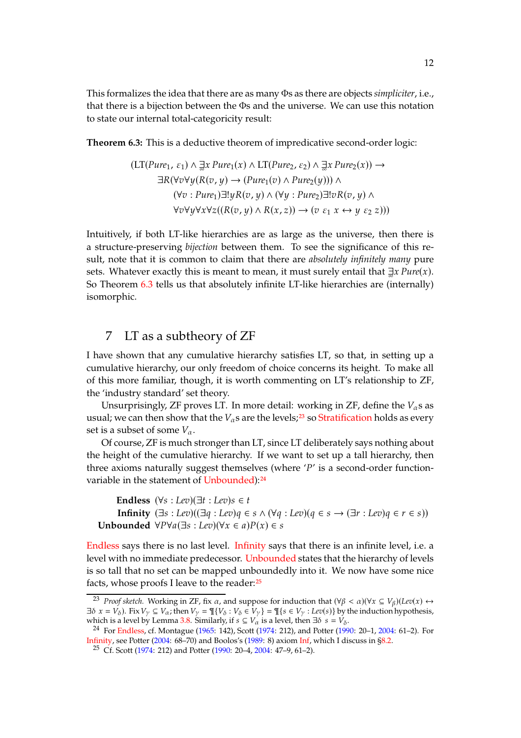This formalizes the idea that there are as many Φs as there are objects *simpliciter*, i.e., that there is a bijection between the Φs and the universe. We can use this notation to state our internal total-categoricity result:

**Theorem 6.3:** This is a deductive theorem of impredicative second-order logic:

$$
\begin{aligned}
(\text{LT}(\mathit{Pure}_1, \varepsilon_1) \wedge \exists_{\infty} x\, \mathit{Pure}_1(x) \wedge \text{LT}(\mathit{Pure}_2, \varepsilon_2) \wedge \exists_{\infty} x\, \mathit{Pure}_2(x)) \rightarrow \\
\exists R(\forall v \forall y (R(v, y) \rightarrow (\mathit{Pure}_1(v) \wedge \mathit{Pure}_2(y))) \wedge \\
(\forall v : \mathit{Pure}_1)\exists! y R(v, y) \wedge (\forall y : \mathit{Pure}_2)\exists! v R(v, y) \wedge \\
\forall v \forall y \forall x \forall z ((R(v, y) \wedge R(x, z)) \rightarrow (v \; \varepsilon_1 \; x \leftrightarrow y \; \varepsilon_2 \; z)))
\end{aligned}
$$

Intuitively, if both LT-like hierarchies are as large as the universe, then there is a structure-preserving *bijection* between them. To see the significance of this result, note that it is common to claim that there are *absolutely infinitely many* pure sets. Whatever exactly this is meant to mean, it must surely entail that $\exists_{\infty} x\, \mathit{Pure}(x)$. So Theorem 6.3 tells us that absolutely infinite LT-like hierarchies are (internally) isomorphic.

## 7 LT as a subtheory of ZF

I have shown that any cumulative hierarchy satisfies LT, so that, in setting up a cumulative hierarchy, our only freedom of choice concerns its height. To make all of this more familiar, though, it is worth commenting on LT's relationship to ZF, the 'industry standard' set theory.

Unsurprisingly, ZF proves LT. In more detail: working in ZF, define the $V_\alpha$s as usual; we can then show that the $V_\alpha$s are the levels;[23] so Stratification holds as every set is a subset of some $V_\alpha$.

Of course, ZF is much stronger than LT, since LT deliberately says nothing about the height of the cumulative hierarchy. If we want to set up a tall hierarchy, then three axioms naturally suggest themselves (where '$P$' is a second-order function-variable in the statement of Unbounded):[24]

**Endless** $(\forall s : \mathit{Lev})(\exists t : \mathit{Lev}) s \in t$

**Infinity** $(\exists s : \mathit{Lev})((\exists q : \mathit{Lev}) q \in s \wedge (\forall q : \mathit{Lev})(q \in s \rightarrow (\exists r : \mathit{Lev}) q \in r \in s))$

**Unbounded** $\forall P \forall a (\exists s : \mathit{Lev})(\forall x \in a) P(x) \in s$

Endless says there is no last level. Infinity says that there is an infinite level, i.e. a level with no immediate predecessor. Unbounded states that the hierarchy of levels is so tall that no set can be mapped unboundedly into it. We now have some nice facts, whose proofs I leave to the reader:[25]

---

[23] *Proof sketch.* Working in ZF, fix $\alpha$, and suppose for induction that $(\forall \beta < \alpha)(\forall x \subseteq V_\beta)(\mathit{Lev}(x) \leftrightarrow \exists \delta\; x = V_\delta)$. Fix $V_\gamma \subseteq V_\alpha$; then $V_\gamma = ¶\{V_\delta : V_\delta \in V_\gamma\} = ¶\{s \in V_\gamma : \mathit{Lev}(s)\}$ by the induction hypothesis, which is a level by Lemma 3.8. Similarly, if $s \subseteq V_\alpha$ is a level, then $\exists \delta\; s = V_\delta$.

[24] For Endless, cf. Montague (1965: 142), Scott (1974: 212), and Potter (1990: 20–1, 2004: 61–2). For Infinity, see Potter (2004: 68–70) and Boolos's (1989: 8) axiom Inf, which I discuss in §8.2.

[25] Cf. Scott (1974: 212) and Potter (1990: 20–4, 2004: 47–9, 61–2).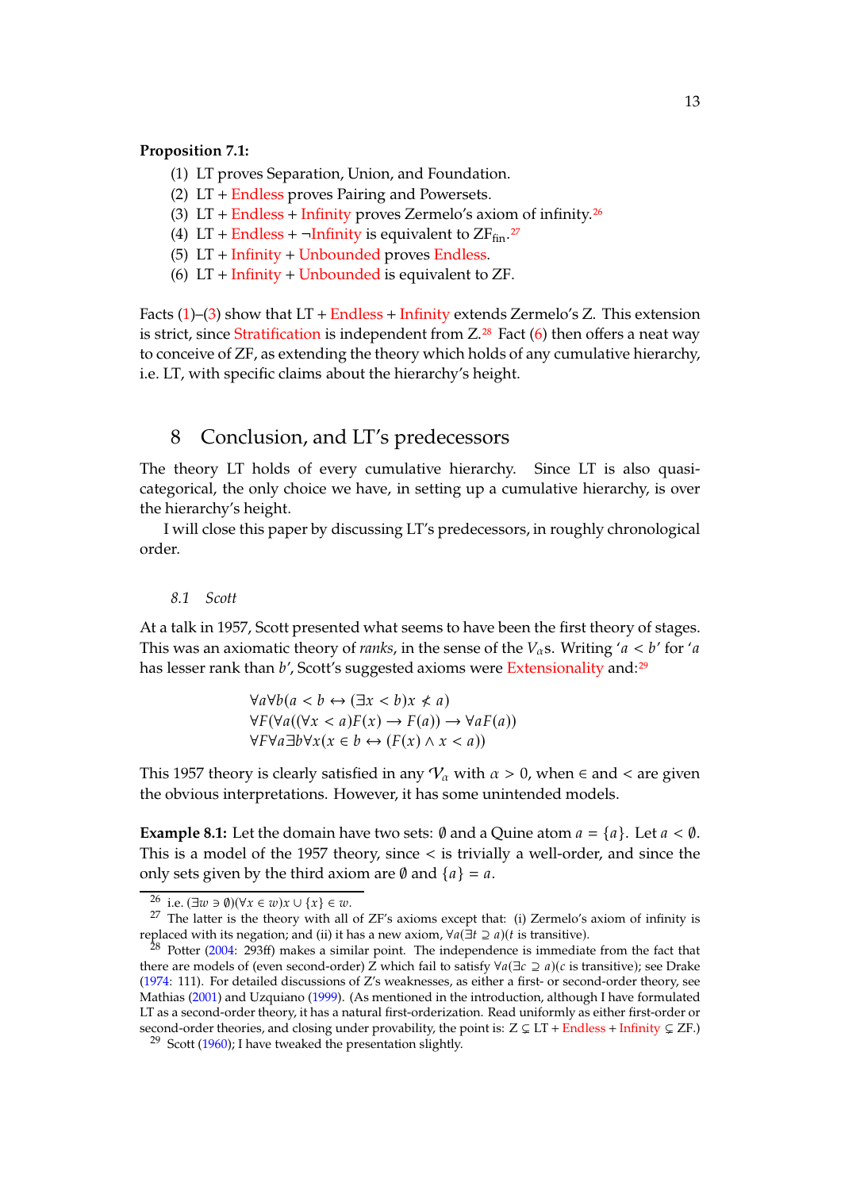**Proposition 7.1:**

(1) LT proves Separation, Union, and Foundation.
(2) LT + Endless proves Pairing and Powersets.
(3) LT + Endless + Infinity proves Zermelo's axiom of infinity.[26]
(4) LT + Endless + ¬Infinity is equivalent to $ZF_{fin}$.[27]
(5) LT + Infinity + Unbounded proves Endless.
(6) LT + Infinity + Unbounded is equivalent to ZF.

Facts (1)–(3) show that LT + Endless + Infinity extends Zermelo's Z. This extension is strict, since Stratification is independent from Z.[28] Fact (6) then offers a neat way to conceive of ZF, as extending the theory which holds of any cumulative hierarchy, i.e. LT, with specific claims about the hierarchy's height.

## 8 Conclusion, and LT's predecessors

The theory LT holds of every cumulative hierarchy. Since LT is also quasi-categorical, the only choice we have, in setting up a cumulative hierarchy, is over the hierarchy's height.

I will close this paper by discussing LT's predecessors, in roughly chronological order.

### *8.1 Scott*

At a talk in 1957, Scott presented what seems to have been the first theory of stages. This was an axiomatic theory of *ranks*, in the sense of the $V_\alpha$s. Writing '$a < b$' for '$a$ has lesser rank than $b$', Scott's suggested axioms were Extensionality and:[29]

$$\forall a \forall b(a < b \leftrightarrow (\exists x < b)x \nless a)$$
$$\forall F(\forall a((\forall x < a)F(x) \rightarrow F(a)) \rightarrow \forall a F(a))$$
$$\forall F \forall a \exists b \forall x(x \in b \leftrightarrow (F(x) \land x < a))$$

This 1957 theory is clearly satisfied in any $\mathcal{V}_\alpha$ with $\alpha > 0$, when $\in$ and $<$ are given the obvious interpretations. However, it has some unintended models.

**Example 8.1:** Let the domain have two sets: $\emptyset$ and a Quine atom $a = \{a\}$. Let $a < \emptyset$. This is a model of the 1957 theory, since $<$ is trivially a well-order, and since the only sets given by the third axiom are $\emptyset$ and $\{a\} = a$.

---

[26] i.e. $(\exists w \ni \emptyset)(\forall x \in w)x \cup \{x\} \in w$.

[27] The latter is the theory with all of ZF's axioms except that: (i) Zermelo's axiom of infinity is replaced with its negation; and (ii) it has a new axiom, $\forall a(\exists t \supseteq a)(t$ is transitive).

[28] Potter (2004: 293ff) makes a similar point. The independence is immediate from the fact that there are models of (even second-order) Z which fail to satisfy $\forall a(\exists c \supseteq a)(c$ is transitive); see Drake (1974: 111). For detailed discussions of Z's weaknesses, as either a first- or second-order theory, see Mathias (2001) and Uzquiano (1999). (As mentioned in the introduction, although I have formulated LT as a second-order theory, it has a natural first-orderization. Read uniformly as either first-order or second-order theories, and closing under provability, the point is: Z $\subsetneq$ LT + Endless + Infinity $\subsetneq$ ZF.)

[29] Scott (1960); I have tweaked the presentation slightly.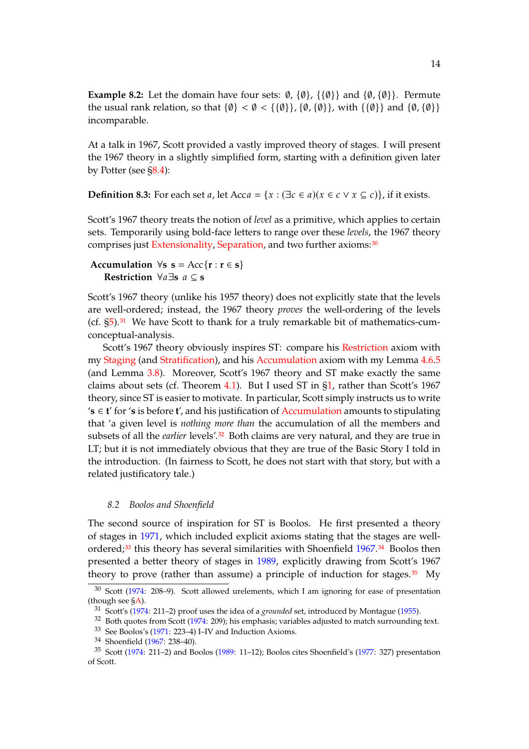**Example 8.2:** Let the domain have four sets: $\emptyset$, $\{\emptyset\}$, $\{\{\emptyset\}\}$ and $\{\emptyset, \{\emptyset\}\}$. Permute the usual rank relation, so that $\{\emptyset\} < \emptyset < \{\{\emptyset\}\}, \{\emptyset, \{\emptyset\}\}$, with $\{\{\emptyset\}\}$ and $\{\emptyset, \{\emptyset\}\}$ incomparable.

At a talk in 1967, Scott provided a vastly improved theory of stages. I will present the 1967 theory in a slightly simplified form, starting with a definition given later by Potter (see §8.4):

**Definition 8.3:** For each set $a$, let $\text{Acc}a = \{x : (\exists c \in a)(x \in c \lor x \subseteq c)\}$, if it exists.

Scott's 1967 theory treats the notion of *level* as a primitive, which applies to certain sets. Temporarily using bold-face letters to range over these *levels*, the 1967 theory comprises just Extensionality, Separation, and two further axioms:[30]

**Accumulation** $\forall \mathbf{s}\ \mathbf{s} = \text{Acc}\{\mathbf{r} : \mathbf{r} \in \mathbf{s}\}$
**Restriction** $\forall a \exists \mathbf{s}\ a \subseteq \mathbf{s}$

Scott's 1967 theory (unlike his 1957 theory) does not explicitly state that the levels are well-ordered; instead, the 1967 theory *proves* the well-ordering of the levels (cf. §5).[31] We have Scott to thank for a truly remarkable bit of mathematics-cum-conceptual-analysis.

Scott's 1967 theory obviously inspires ST: compare his Restriction axiom with my Staging (and Stratification), and his Accumulation axiom with my Lemma 4.6.5 (and Lemma 3.8). Moreover, Scott's 1967 theory and ST make exactly the same claims about sets (cf. Theorem 4.1). But I used ST in §1, rather than Scott's 1967 theory, since ST is easier to motivate. In particular, Scott simply instructs us to write '$\mathbf{s} \in \mathbf{t}$' for '$\mathbf{s}$ is before $\mathbf{t}$', and his justification of Accumulation amounts to stipulating that 'a given level is *nothing more than* the accumulation of all the members and subsets of all the *earlier* levels'.[32] Both claims are very natural, and they are true in LT; but it is not immediately obvious that they are true of the Basic Story I told in the introduction. (In fairness to Scott, he does not start with that story, but with a related justificatory tale.)

### 8.2 Boolos and Shoenfield

The second source of inspiration for ST is Boolos. He first presented a theory of stages in 1971, which included explicit axioms stating that the stages are well-ordered;[33] this theory has several similarities with Shoenfield 1967.[34] Boolos then presented a better theory of stages in 1989, explicitly drawing from Scott's 1967 theory to prove (rather than assume) a principle of induction for stages.[35] My

---

[30] Scott (1974: 208–9). Scott allowed urelements, which I am ignoring for ease of presentation (though see §A).

[31] Scott's (1974: 211–2) proof uses the idea of a *grounded* set, introduced by Montague (1955).

[32] Both quotes from Scott (1974: 209); his emphasis; variables adjusted to match surrounding text.

[33] See Boolos's (1971: 223–4) I–IV and Induction Axioms.

[34] Shoenfield (1967: 238–40).

[35] Scott (1974: 211–2) and Boolos (1989: 11–12); Boolos cites Shoenfield's (1977: 327) presentation of Scott.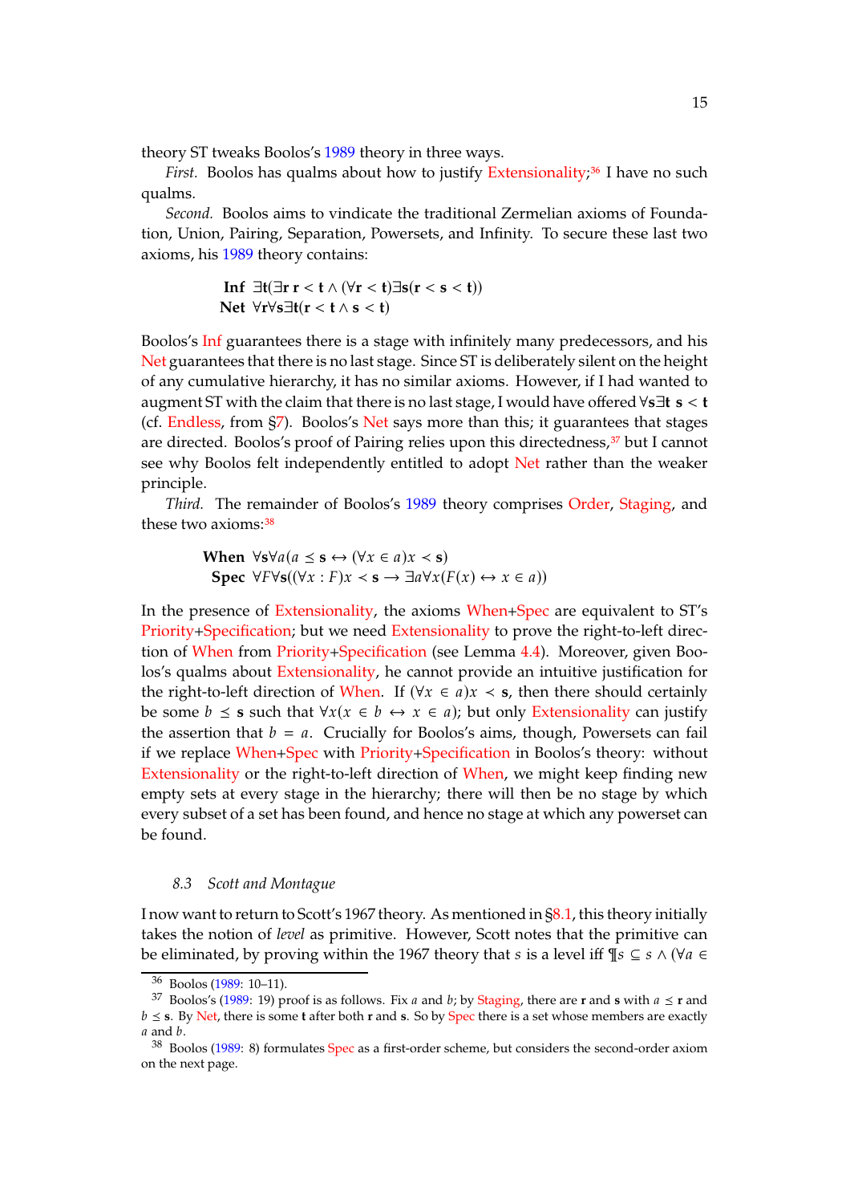theory ST tweaks Boolos's 1989 theory in three ways.

*First.* Boolos has qualms about how to justify Extensionality;[36] I have no such qualms.

*Second.* Boolos aims to vindicate the traditional Zermelian axioms of Foundation, Union, Pairing, Separation, Powersets, and Infinity. To secure these last two axioms, his 1989 theory contains:

$$\textbf{Inf} \quad \exists \mathbf{t}(\exists \mathbf{r}\, \mathbf{r} < \mathbf{t} \land (\forall \mathbf{r} < \mathbf{t})\exists \mathbf{s}(\mathbf{r} < \mathbf{s} < \mathbf{t}))$$
$$\textbf{Net} \quad \forall \mathbf{r}\forall \mathbf{s}\exists \mathbf{t}(\mathbf{r} < \mathbf{t} \land \mathbf{s} < \mathbf{t})$$

Boolos's Inf guarantees there is a stage with infinitely many predecessors, and his Net guarantees that there is no last stage. Since ST is deliberately silent on the height of any cumulative hierarchy, it has no similar axioms. However, if I had wanted to augment ST with the claim that there is no last stage, I would have offered $\forall \mathbf{s}\exists \mathbf{t}\ \mathbf{s} < \mathbf{t}$ (cf. Endless, from §7). Boolos's Net says more than this; it guarantees that stages are directed. Boolos's proof of Pairing relies upon this directedness,[37] but I cannot see why Boolos felt independently entitled to adopt Net rather than the weaker principle.

*Third.* The remainder of Boolos's 1989 theory comprises Order, Staging, and these two axioms:[38]

$$\textbf{When} \quad \forall \mathbf{s}\forall a(a \preceq \mathbf{s} \leftrightarrow (\forall x \in a)x \prec \mathbf{s})$$
$$\textbf{Spec} \quad \forall F\forall \mathbf{s}((\forall x : F)x \prec \mathbf{s} \rightarrow \exists a\forall x(F(x) \leftrightarrow x \in a))$$

In the presence of Extensionality, the axioms When+Spec are equivalent to ST's Priority+Specification; but we need Extensionality to prove the right-to-left direction of When from Priority+Specification (see Lemma 4.4). Moreover, given Boolos's qualms about Extensionality, he cannot provide an intuitive justification for the right-to-left direction of When. If $(\forall x \in a)x \prec \mathbf{s}$, then there should certainly be some $b \preceq \mathbf{s}$ such that $\forall x(x \in b \leftrightarrow x \in a)$; but only Extensionality can justify the assertion that $b = a$. Crucially for Boolos's aims, though, Powersets can fail if we replace When+Spec with Priority+Specification in Boolos's theory: without Extensionality or the right-to-left direction of When, we might keep finding new empty sets at every stage in the hierarchy; there will then be no stage by which every subset of a set has been found, and hence no stage at which any powerset can be found.

### 8.3 Scott and Montague

I now want to return to Scott's 1967 theory. As mentioned in §8.1, this theory initially takes the notion of *level* as primitive. However, Scott notes that the primitive can be eliminated, by proving within the 1967 theory that $s$ is a level iff $\P s \subseteq s \land (\forall a \in$

---

[36] Boolos (1989: 10–11).

[37] Boolos's (1989: 19) proof is as follows. Fix $a$ and $b$; by Staging, there are $\mathbf{r}$ and $\mathbf{s}$ with $a \preceq \mathbf{r}$ and $b \preceq \mathbf{s}$. By Net, there is some $\mathbf{t}$ after both $\mathbf{r}$ and $\mathbf{s}$. So by Spec there is a set whose members are exactly $a$ and $b$.

[38] Boolos (1989: 8) formulates Spec as a first-order scheme, but considers the second-order axiom on the next page.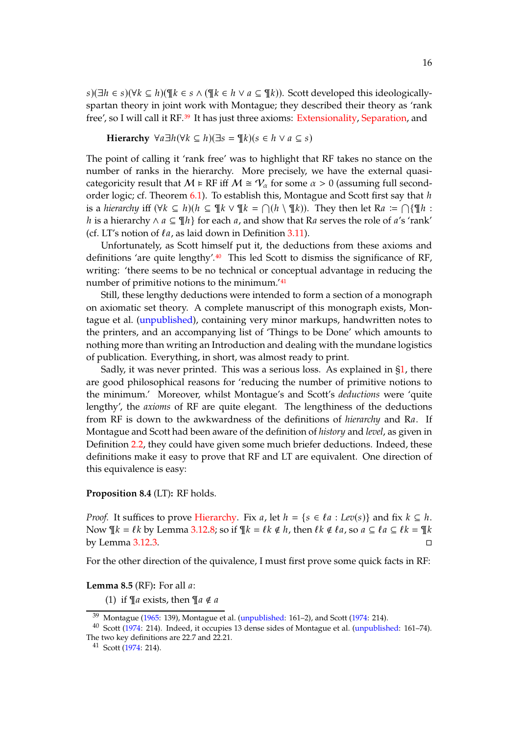$s)(\exists h \in s)(\forall k \subseteq h)(\P k \in s \wedge (\P k \in h \vee a \subseteq \P k))$. Scott developed this ideologically-spartan theory in joint work with Montague; they described their theory as 'rank free', so I will call it RF.[39] It has just three axioms: Extensionality, Separation, and

**Hierarchy** $\forall a \exists h (\forall k \subseteq h)(\exists s = \P k)(s \in h \vee a \subseteq s)$

The point of calling it 'rank free' was to highlight that RF takes no stance on the number of ranks in the hierarchy. More precisely, we have the external quasi-categoricity result that $\mathcal{M} \vDash \text{RF}$ iff $\mathcal{M} \cong \mathcal{V}_\alpha$ for some $\alpha > 0$ (assuming full second-order logic; cf. Theorem 6.1). To establish this, Montague and Scott first say that $h$ is a *hierarchy* iff $(\forall k \subseteq h)(h \subseteq \P k \vee \P k = \bigcap(h \setminus \P k))$. They then let $\text{R}a := \bigcap\{\P h : h \text{ is a hierarchy} \wedge a \subseteq \P h\}$ for each $a$, and show that $\text{R}a$ serves the role of $a$'s 'rank' (cf. LT's notion of $\ell a$, as laid down in Definition 3.11).

Unfortunately, as Scott himself put it, the deductions from these axioms and definitions 'are quite lengthy'.[40] This led Scott to dismiss the significance of RF, writing: 'there seems to be no technical or conceptual advantage in reducing the number of primitive notions to the minimum.'[41]

Still, these lengthy deductions were intended to form a section of a monograph on axiomatic set theory. A complete manuscript of this monograph exists, Montague et al. (unpublished), containing very minor markups, handwritten notes to the printers, and an accompanying list of 'Things to be Done' which amounts to nothing more than writing an Introduction and dealing with the mundane logistics of publication. Everything, in short, was almost ready to print.

Sadly, it was never printed. This was a serious loss. As explained in §1, there are good philosophical reasons for 'reducing the number of primitive notions to the minimum.' Moreover, whilst Montague's and Scott's *deductions* were 'quite lengthy', the *axioms* of RF are quite elegant. The lengthiness of the deductions from RF is down to the awkwardness of the definitions of *hierarchy* and $\text{R}a$. If Montague and Scott had been aware of the definition of *history* and *level*, as given in Definition 2.2, they could have given some much briefer deductions. Indeed, these definitions make it easy to prove that RF and LT are equivalent. One direction of this equivalence is easy:

**Proposition 8.4** (LT)**:** RF holds.

*Proof.* It suffices to prove Hierarchy. Fix $a$, let $h = \{s \in \ell a : Lev(s)\}$ and fix $k \subseteq h$. Now $\P k = \ell k$ by Lemma 3.12.8; so if $\P k = \ell k \notin h$, then $\ell k \notin \ell a$, so $a \subseteq \ell a \subseteq \ell k = \P k$ by Lemma 3.12.3. □

For the other direction of the quivalence, I must first prove some quick facts in RF:

**Lemma 8.5** (RF)**:** For all $a$:

(1) if $\P a$ exists, then $\P a \notin a$

[39] Montague (1965: 139), Montague et al. (unpublished: 161–2), and Scott (1974: 214).

[40] Scott (1974: 214). Indeed, it occupies 13 dense sides of Montague et al. (unpublished: 161–74). The two key definitions are 22.7 and 22.21.

[41] Scott (1974: 214).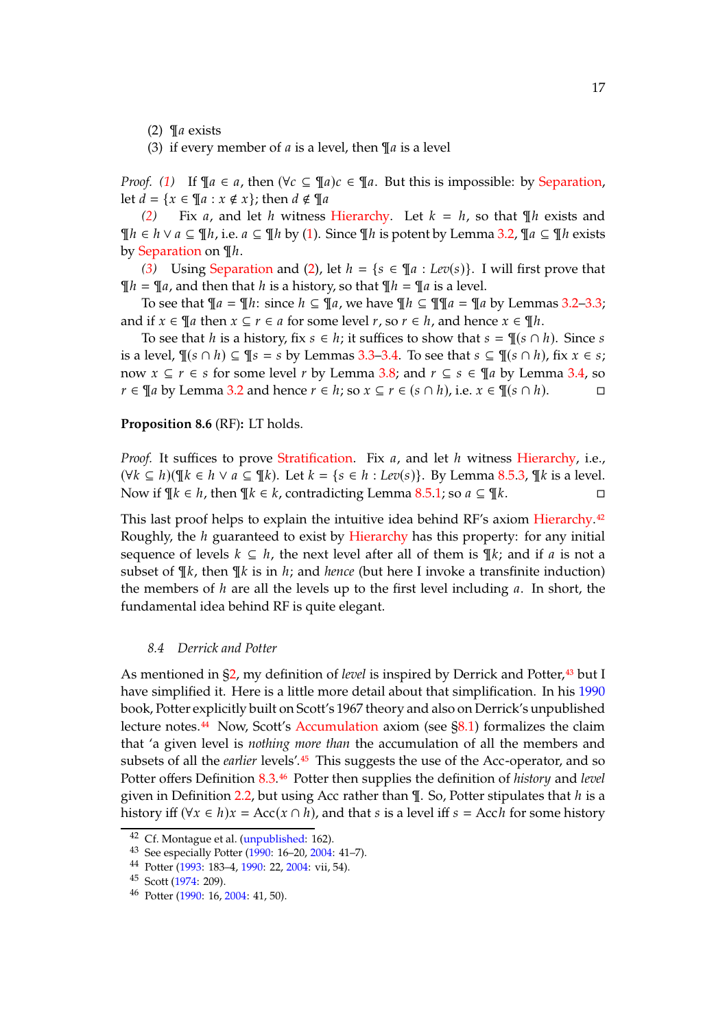(2) $\P a$ exists

(3) if every member of $a$ is a level, then $\P a$ is a level

*Proof.* *(1)* If $\P a \in a$, then $(\forall c \subseteq \P a) c \in \P a$. But this is impossible: by Separation, let $d = \{x \in \P a : x \notin x\}$; then $d \notin \P a$

*(2)* Fix $a$, and let $h$ witness Hierarchy. Let $k = h$, so that $\P h$ exists and $\P h \in h \vee a \subseteq \P h$, i.e. $a \subseteq \P h$ by (1). Since $\P h$ is potent by Lemma 3.2, $\P a \subseteq \P h$ exists by Separation on $\P h$.

*(3)* Using Separation and (2), let $h = \{s \in \P a : Lev(s)\}$. I will first prove that $\P h = \P a$, and then that $h$ is a history, so that $\P h = \P a$ is a level.

To see that $\P a = \P h$: since $h \subseteq \P a$, we have $\P h \subseteq \P\P a = \P a$ by Lemmas 3.2–3.3; and if $x \in \P a$ then $x \subseteq r \in a$ for some level $r$, so $r \in h$, and hence $x \in \P h$.

To see that $h$ is a history, fix $s \in h$; it suffices to show that $s = \P(s \cap h)$. Since $s$ is a level, $\P(s \cap h) \subseteq \P s = s$ by Lemmas 3.3–3.4. To see that $s \subseteq \P(s \cap h)$, fix $x \in s$; now $x \subseteq r \in s$ for some level $r$ by Lemma 3.8; and $r \subseteq s \in \P a$ by Lemma 3.4, so $r \in \P a$ by Lemma 3.2 and hence $r \in h$; so $x \subseteq r \in (s \cap h)$, i.e. $x \in \P(s \cap h)$. □

**Proposition 8.6** (RF)**:** LT holds.

*Proof.* It suffices to prove Stratification. Fix $a$, and let $h$ witness Hierarchy, i.e., $(\forall k \subseteq h)(\P k \in h \vee a \subseteq \P k)$. Let $k = \{s \in h : Lev(s)\}$. By Lemma 8.5.3, $\P k$ is a level. Now if $\P k \in h$, then $\P k \in k$, contradicting Lemma 8.5.1; so $a \subseteq \P k$. □

This last proof helps to explain the intuitive idea behind RF's axiom Hierarchy.[42] Roughly, the $h$ guaranteed to exist by Hierarchy has this property: for any initial sequence of levels $k \subseteq h$, the next level after all of them is $\P k$; and if $a$ is not a subset of $\P k$, then $\P k$ is in $h$; and *hence* (but here I invoke a transfinite induction) the members of $h$ are all the levels up to the first level including $a$. In short, the fundamental idea behind RF is quite elegant.

### 8.4 Derrick and Potter

As mentioned in §2, my definition of *level* is inspired by Derrick and Potter,[43] but I have simplified it. Here is a little more detail about that simplification. In his 1990 book, Potter explicitly built on Scott's 1967 theory and also on Derrick's unpublished lecture notes.[44] Now, Scott's Accumulation axiom (see §8.1) formalizes the claim that 'a given level is *nothing more than* the accumulation of all the members and subsets of all the *earlier* levels'.[45] This suggests the use of the Acc-operator, and so Potter offers Definition 8.3.[46] Potter then supplies the definition of *history* and *level* given in Definition 2.2, but using Acc rather than $\P$. So, Potter stipulates that $h$ is a history iff $(\forall x \in h)x = \text{Acc}(x \cap h)$, and that $s$ is a level iff $s = \text{Acc}h$ for some history

[42] Cf. Montague et al. (unpublished: 162).

[43] See especially Potter (1990: 16–20, 2004: 41–7).

[44] Potter (1993: 183–4, 1990: 22, 2004: vii, 54).

[45] Scott (1974: 209).

[46] Potter (1990: 16, 2004: 41, 50).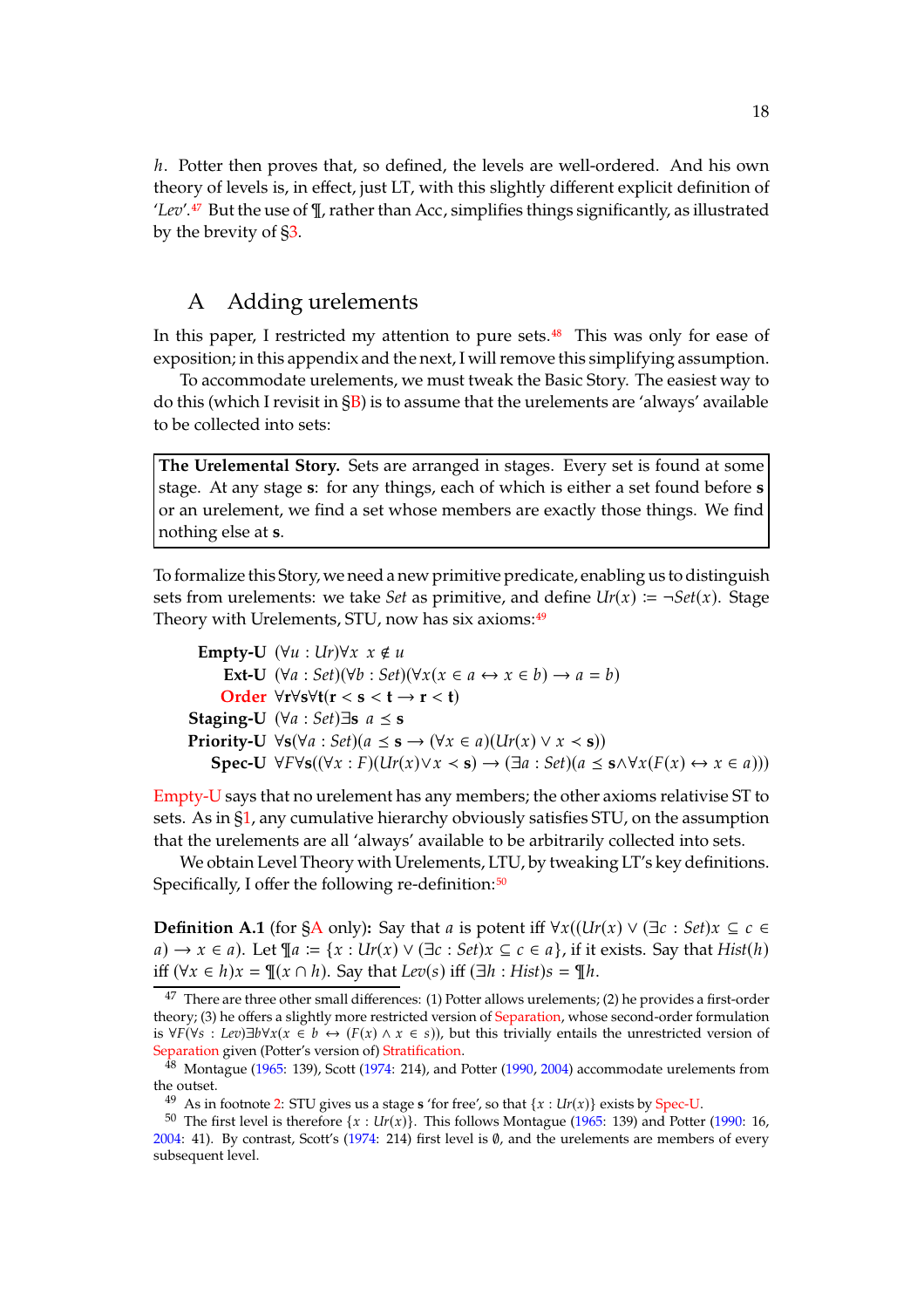*h*. Potter then proves that, so defined, the levels are well-ordered. And his own theory of levels is, in effect, just LT, with this slightly different explicit definition of '*Lev*'.[47] But the use of ¶, rather than Acc, simplifies things significantly, as illustrated by the brevity of §3.

## A Adding urelements

In this paper, I restricted my attention to pure sets.[48] This was only for ease of exposition; in this appendix and the next, I will remove this simplifying assumption.

To accommodate urelements, we must tweak the Basic Story. The easiest way to do this (which I revisit in §B) is to assume that the urelements are 'always' available to be collected into sets:

> **The Urelemental Story.** Sets are arranged in stages. Every set is found at some stage. At any stage **s**: for any things, each of which is either a set found before **s** or an urelement, we find a set whose members are exactly those things. We find nothing else at **s**.

To formalize this Story, we need a new primitive predicate, enabling us to distinguish sets from urelements: we take *Set* as primitive, and define $Ur(x) := \neg Set(x)$. Stage Theory with Urelements, STU, now has six axioms:[49]

**Empty-U** $(\forall u : Ur)\forall x\ x \notin u$

**Ext-U** $(\forall a : Set)(\forall b : Set)(\forall x(x \in a \leftrightarrow x \in b) \rightarrow a = b)$

**Order** $\forall \mathbf{r}\forall \mathbf{s}\forall \mathbf{t}(\mathbf{r} < \mathbf{s} < \mathbf{t} \rightarrow \mathbf{r} < \mathbf{t})$

**Staging-U** $(\forall a : Set)\exists \mathbf{s}\ a \preceq \mathbf{s}$

**Priority-U** $\forall \mathbf{s}(\forall a : Set)(a \preceq \mathbf{s} \rightarrow (\forall x \in a)(Ur(x) \vee x \prec \mathbf{s}))$

**Spec-U** $\forall F \forall \mathbf{s}((\forall x : F)(Ur(x) \vee x \prec \mathbf{s}) \rightarrow (\exists a : Set)(a \preceq \mathbf{s} \wedge \forall x(F(x) \leftrightarrow x \in a)))$

Empty-U says that no urelement has any members; the other axioms relativise ST to sets. As in §1, any cumulative hierarchy obviously satisfies STU, on the assumption that the urelements are all 'always' available to be arbitrarily collected into sets.

We obtain Level Theory with Urelements, LTU, by tweaking LT's key definitions. Specifically, I offer the following re-definition:[50]

**Definition A.1** (for §A only)**:** Say that $a$ is potent iff $\forall x((Ur(x) \vee (\exists c : Set)x \subseteq c \in a) \rightarrow x \in a)$. Let $¶a := \{x : Ur(x) \vee (\exists c : Set)x \subseteq c \in a\}$, if it exists. Say that $Hist(h)$ iff $(\forall x \in h)x = ¶(x \cap h)$. Say that $Lev(s)$ iff $(\exists h : Hist)s = ¶h$.

---

[47] There are three other small differences: (1) Potter allows urelements; (2) he provides a first-order theory; (3) he offers a slightly more restricted version of Separation, whose second-order formulation is $\forall F(\forall s : Lev)\exists b \forall x(x \in b \leftrightarrow (F(x) \wedge x \in s))$, but this trivially entails the unrestricted version of Separation given (Potter's version of) Stratification.

[48] Montague (1965: 139), Scott (1974: 214), and Potter (1990, 2004) accommodate urelements from the outset.

[49] As in footnote 2: STU gives us a stage **s** 'for free', so that $\{x : Ur(x)\}$ exists by Spec-U.

[50] The first level is therefore $\{x : Ur(x)\}$. This follows Montague (1965: 139) and Potter (1990: 16, 2004: 41). By contrast, Scott's (1974: 214) first level is $\emptyset$, and the urelements are members of every subsequent level.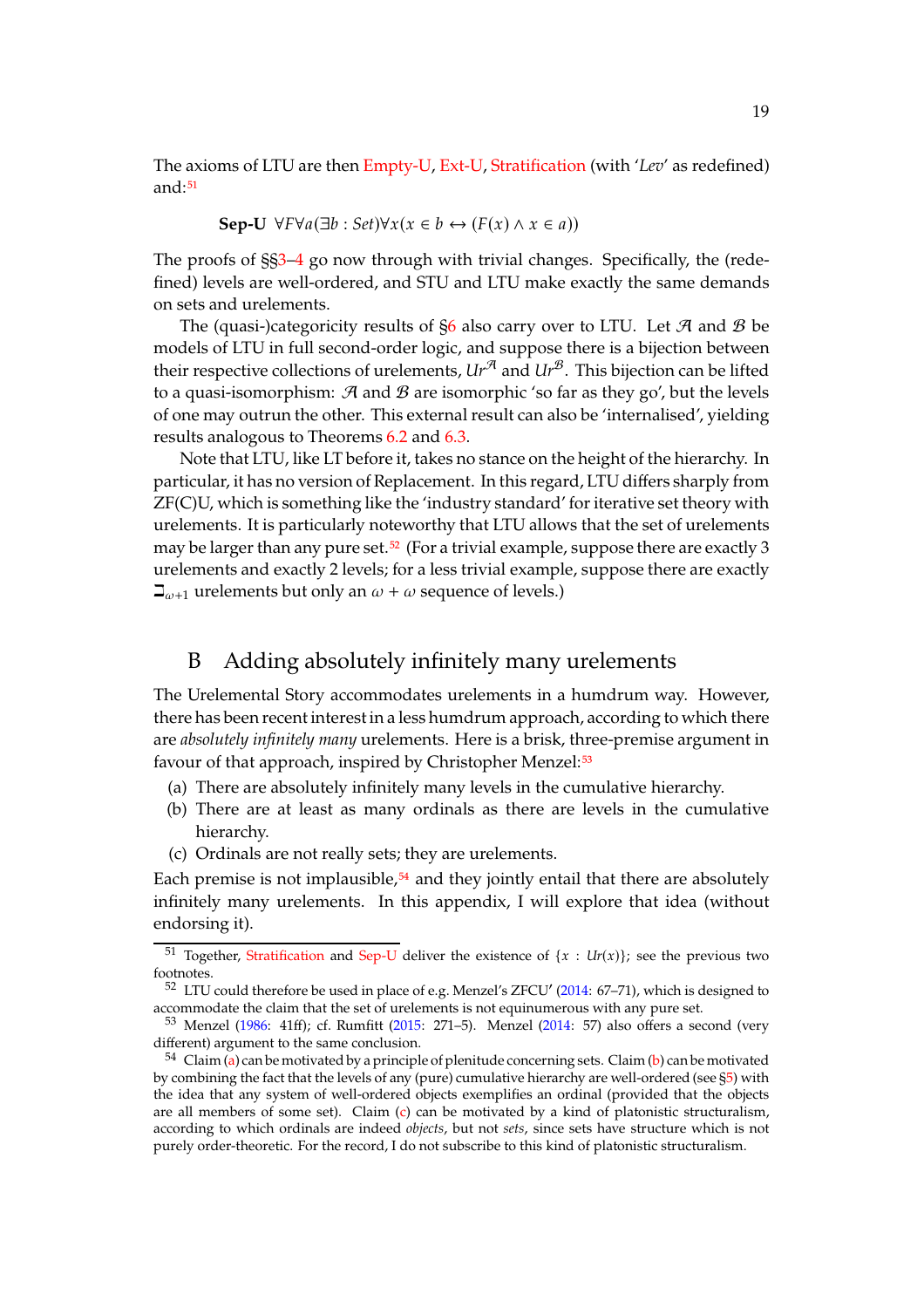The axioms of LTU are then Empty-U, Ext-U, Stratification (with '*Lev*' as redefined) and:[51]

**Sep-U** $\forall F \forall a (\exists b : Set) \forall x (x \in b \leftrightarrow (F(x) \wedge x \in a))$

The proofs of §§3–4 go now through with trivial changes. Specifically, the (redefined) levels are well-ordered, and STU and LTU make exactly the same demands on sets and urelements.

The (quasi-)categoricity results of §6 also carry over to LTU. Let $\mathcal{A}$ and $\mathcal{B}$ be models of LTU in full second-order logic, and suppose there is a bijection between their respective collections of urelements, $Ur^{\mathcal{A}}$ and $Ur^{\mathcal{B}}$. This bijection can be lifted to a quasi-isomorphism: $\mathcal{A}$ and $\mathcal{B}$ are isomorphic 'so far as they go', but the levels of one may outrun the other. This external result can also be 'internalised', yielding results analogous to Theorems 6.2 and 6.3.

Note that LTU, like LT before it, takes no stance on the height of the hierarchy. In particular, it has no version of Replacement. In this regard, LTU differs sharply from ZF(C)U, which is something like the 'industry standard' for iterative set theory with urelements. It is particularly noteworthy that LTU allows that the set of urelements may be larger than any pure set.[52] (For a trivial example, suppose there are exactly 3 urelements and exactly 2 levels; for a less trivial example, suppose there are exactly $\beth_{\omega+1}$ urelements but only an $\omega + \omega$ sequence of levels.)

## B Adding absolutely infinitely many urelements

The Urelemental Story accommodates urelements in a humdrum way. However, there has been recent interest in a less humdrum approach, according to which there are *absolutely infinitely many* urelements. Here is a brisk, three-premise argument in favour of that approach, inspired by Christopher Menzel:[53]

(a) There are absolutely infinitely many levels in the cumulative hierarchy.
(b) There are at least as many ordinals as there are levels in the cumulative hierarchy.
(c) Ordinals are not really sets; they are urelements.

Each premise is not implausible,[54] and they jointly entail that there are absolutely infinitely many urelements. In this appendix, I will explore that idea (without endorsing it).

---

[51] Together, Stratification and Sep-U deliver the existence of $\{x : Ur(x)\}$; see the previous two footnotes.

[52] LTU could therefore be used in place of e.g. Menzel's ZFCU′ (2014: 67–71), which is designed to accommodate the claim that the set of urelements is not equinumerous with any pure set.

[53] Menzel (1986: 41ff); cf. Rumfitt (2015: 271–5). Menzel (2014: 57) also offers a second (very different) argument to the same conclusion.

[54] Claim (a) can be motivated by a principle of plenitude concerning sets. Claim (b) can be motivated by combining the fact that the levels of any (pure) cumulative hierarchy are well-ordered (see §5) with the idea that any system of well-ordered objects exemplifies an ordinal (provided that the objects are all members of some set). Claim (c) can be motivated by a kind of platonistic structuralism, according to which ordinals are indeed *objects*, but not *sets*, since sets have structure which is not purely order-theoretic. For the record, I do not subscribe to this kind of platonistic structuralism.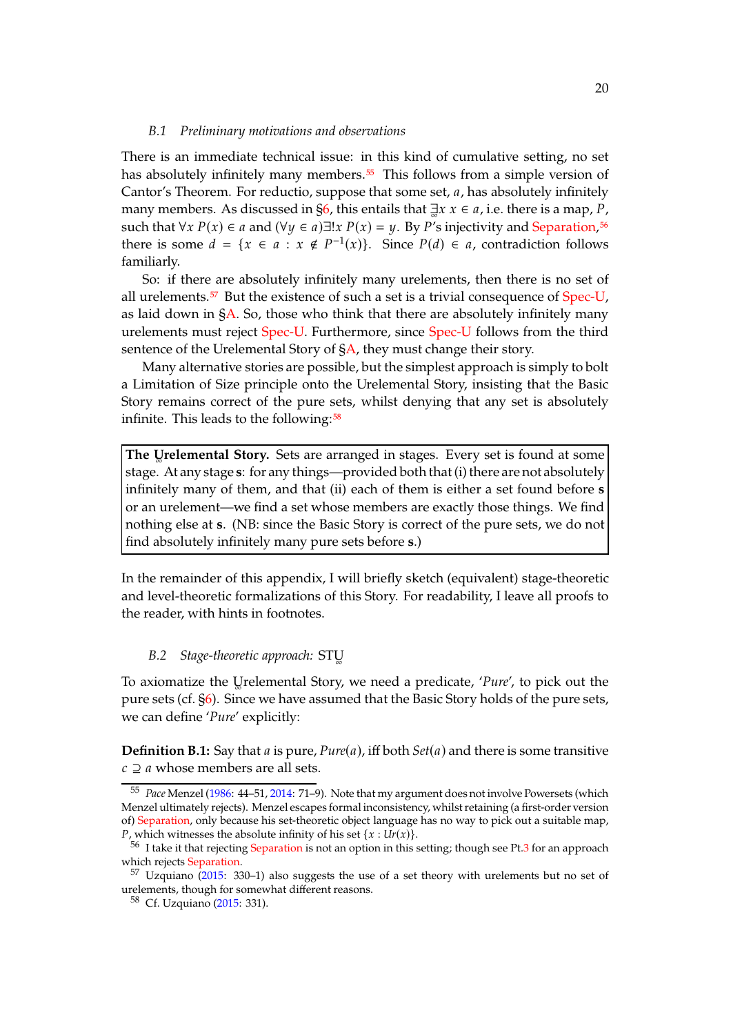### B.1 Preliminary motivations and observations

There is an immediate technical issue: in this kind of cumulative setting, no set has absolutely infinitely many members.[55] This follows from a simple version of Cantor's Theorem. For reductio, suppose that some set, $a$, has absolutely infinitely many members. As discussed in §6, this entails that $\underset{\infty}{\exists} x\, x \in a$, i.e. there is a map, $P$, such that $\forall x\, P(x) \in a$ and $(\forall y \in a)\exists! x\, P(x) = y$. By $P$'s injectivity and Separation,[56] there is some $d = \{x \in a : x \notin P^{-1}(x)\}$. Since $P(d) \in a$, contradiction follows familiarly.

So: if there are absolutely infinitely many urelements, then there is no set of all urelements.[57] But the existence of such a set is a trivial consequence of Spec-U, as laid down in §A. So, those who think that there are absolutely infinitely many urelements must reject Spec-U. Furthermore, since Spec-U follows from the third sentence of the Urelemental Story of §A, they must change their story.

Many alternative stories are possible, but the simplest approach is simply to bolt a Limitation of Size principle onto the Urelemental Story, insisting that the Basic Story remains correct of the pure sets, whilst denying that any set is absolutely infinite. This leads to the following:[58]

> **The $\underset{\infty}{\text{U}}$relemental Story.** Sets are arranged in stages. Every set is found at some stage. At any stage **s**: for any things—provided both that (i) there are not absolutely infinitely many of them, and that (ii) each of them is either a set found before **s** or an urelement—we find a set whose members are exactly those things. We find nothing else at **s**. (NB: since the Basic Story is correct of the pure sets, we do not find absolutely infinitely many pure sets before **s**.)

In the remainder of this appendix, I will briefly sketch (equivalent) stage-theoretic and level-theoretic formalizations of this Story. For readability, I leave all proofs to the reader, with hints in footnotes.

### B.2 Stage-theoretic approach: $\text{ST}\underset{\infty}{\text{U}}$

To axiomatize the $\underset{\infty}{\text{U}}$relemental Story, we need a predicate, '*Pure*', to pick out the pure sets (cf. §6). Since we have assumed that the Basic Story holds of the pure sets, we can define '*Pure*' explicitly:

**Definition B.1:** Say that $a$ is pure, $Pure(a)$, iff both $Set(a)$ and there is some transitive $c \supseteq a$ whose members are all sets.

---

[55] *Pace* Menzel (1986: 44–51, 2014: 71–9). Note that my argument does not involve Powersets (which Menzel ultimately rejects). Menzel escapes formal inconsistency, whilst retaining (a first-order version of) Separation, only because his set-theoretic object language has no way to pick out a suitable map, $P$, which witnesses the absolute infinity of his set $\{x : Ur(x)\}$.

[56] I take it that rejecting Separation is not an option in this setting; though see Pt.3 for an approach which rejects Separation.

[57] Uzquiano (2015: 330–1) also suggests the use of a set theory with urelements but no set of urelements, though for somewhat different reasons.

[58] Cf. Uzquiano (2015: 331).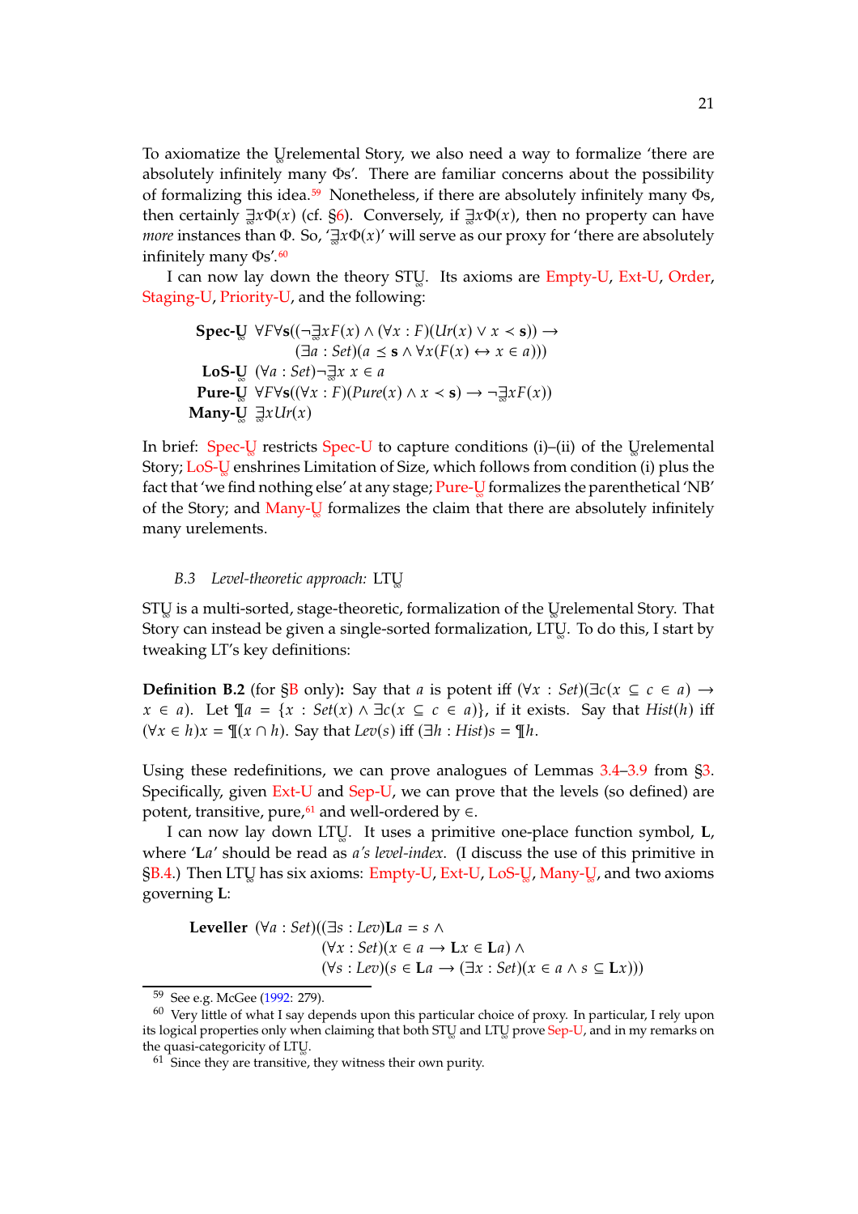To axiomatize the $\underset{\infty}{\text{U}}$relemental Story, we also need a way to formalize 'there are absolutely infinitely many Φs'. There are familiar concerns about the possibility of formalizing this idea.[59] Nonetheless, if there are absolutely infinitely many Φs, then certainly $\underset{\infty}{\exists} x\Phi(x)$ (cf. §6). Conversely, if $\underset{\infty}{\exists} x\Phi(x)$, then no property can have *more* instances than Φ. So, '$\underset{\infty}{\exists} x\Phi(x)$' will serve as our proxy for 'there are absolutely infinitely many Φs'.[60]

I can now lay down the theory $\text{ST}\underset{\infty}{\text{U}}$. Its axioms are Empty-U, Ext-U, Order, Staging-U, Priority-U, and the following:

$$\textbf{Spec-}\underset{\infty}{\textbf{U}} \quad \forall F \forall \mathbf{s}((\neg \underset{\infty}{\exists} x F(x) \wedge (\forall x : F)(Ur(x) \vee x \prec \mathbf{s})) \rightarrow (\exists a : Set)(a \preceq \mathbf{s} \wedge \forall x(F(x) \leftrightarrow x \in a)))$$

$$\textbf{LoS-}\underset{\infty}{\textbf{U}} \quad (\forall a : Set)\neg \underset{\infty}{\exists} x\ x \in a$$

$$\textbf{Pure-}\underset{\infty}{\textbf{U}} \quad \forall F \forall \mathbf{s}((\forall x : F)(Pure(x) \wedge x \prec \mathbf{s}) \rightarrow \neg \underset{\infty}{\exists} x F(x))$$

$$\textbf{Many-}\underset{\infty}{\textbf{U}} \quad \underset{\infty}{\exists} x Ur(x)$$

In brief: Spec-$\underset{\infty}{\text{U}}$ restricts Spec-U to capture conditions (i)–(ii) of the $\underset{\infty}{\text{U}}$relemental Story; LoS-$\underset{\infty}{\text{U}}$ enshrines Limitation of Size, which follows from condition (i) plus the fact that 'we find nothing else' at any stage; Pure-$\underset{\infty}{\text{U}}$ formalizes the parenthetical 'NB' of the Story; and Many-$\underset{\infty}{\text{U}}$ formalizes the claim that there are absolutely infinitely many urelements.

### B.3 *Level-theoretic approach:* $\text{LT}\underset{\infty}{\text{U}}$

$\text{ST}\underset{\infty}{\text{U}}$ is a multi-sorted, stage-theoretic, formalization of the $\underset{\infty}{\text{U}}$relemental Story. That Story can instead be given a single-sorted formalization, $\text{LT}\underset{\infty}{\text{U}}$. To do this, I start by tweaking LT's key definitions:

**Definition B.2** (for §B only)**:** Say that $a$ is potent iff $(\forall x : Set)(\exists c(x \subseteq c \in a) \rightarrow x \in a)$. Let $\P a = \{x : Set(x) \wedge \exists c(x \subseteq c \in a)\}$, if it exists. Say that $Hist(h)$ iff $(\forall x \in h)x = \P(x \cap h)$. Say that $Lev(s)$ iff $(\exists h : Hist)s = \P h$.

Using these redefinitions, we can prove analogues of Lemmas 3.4–3.9 from §3. Specifically, given Ext-U and Sep-U, we can prove that the levels (so defined) are potent, transitive, pure,[61] and well-ordered by $\in$.

I can now lay down $\text{LT}\underset{\infty}{\text{U}}$. It uses a primitive one-place function symbol, $\mathbf{L}$, where '$\mathbf{L}a$' should be read as *$a$'s level-index*. (I discuss the use of this primitive in §B.4.) Then $\text{LT}\underset{\infty}{\text{U}}$ has six axioms: Empty-U, Ext-U, LoS-$\underset{\infty}{\text{U}}$, Many-$\underset{\infty}{\text{U}}$, and two axioms governing $\mathbf{L}$:

$$\textbf{Leveller} \quad (\forall a : Set)((\exists s : Lev)\mathbf{L}a = s \wedge (\forall x : Set)(x \in a \rightarrow \mathbf{L}x \in \mathbf{L}a) \wedge (\forall s : Lev)(s \in \mathbf{L}a \rightarrow (\exists x : Set)(x \in a \wedge s \subseteq \mathbf{L}x)))$$

---

[59] See e.g. McGee (1992: 279).

[60] Very little of what I say depends upon this particular choice of proxy. In particular, I rely upon its logical properties only when claiming that both $\text{ST}\underset{\infty}{\text{U}}$ and $\text{LT}\underset{\infty}{\text{U}}$ prove Sep-U, and in my remarks on the quasi-categoricity of $\text{LT}\underset{\infty}{\text{U}}$.

[61] Since they are transitive, they witness their own purity.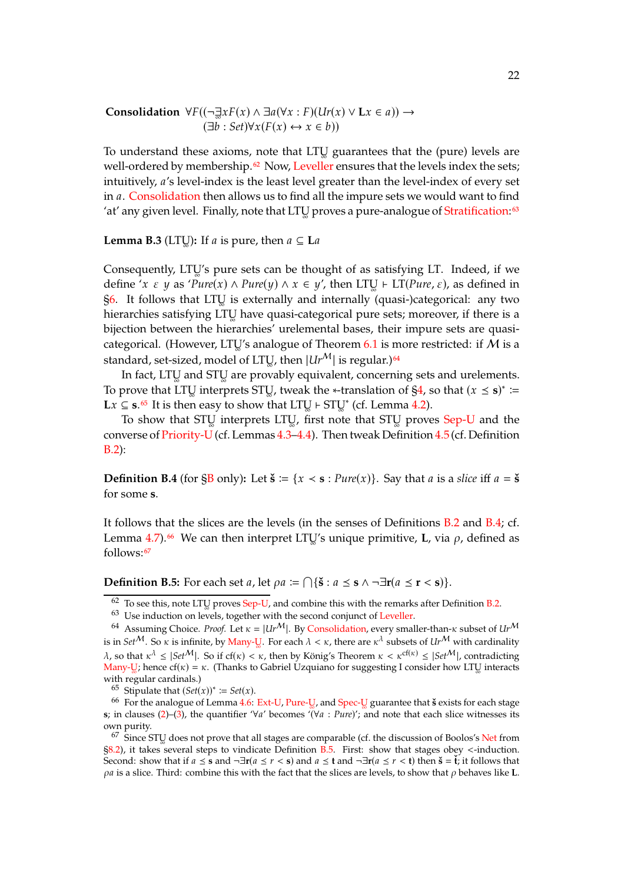**Consolidation** $\forall F((\neg \exists_{\infty} x F(x) \wedge \exists a(\forall x : F)(Ur(x) \vee \mathbf{L}x \in a)) \rightarrow$
$(\exists b : Set)\forall x(F(x) \leftrightarrow x \in b))$

To understand these axioms, note that LT$_{\underset{\infty}{U}}$ guarantees that the (pure) levels are well-ordered by membership.[62] Now, Leveller ensures that the levels index the sets; intuitively, $a$'s level-index is the least level greater than the level-index of every set in $a$. Consolidation then allows us to find all the impure sets we would want to find 'at' any given level. Finally, note that LT$_{\underset{\infty}{U}}$ proves a pure-analogue of Stratification:[63]

**Lemma B.3** (LT$_{\underset{\infty}{U}}$)**:** If $a$ is pure, then $a \subseteq \mathbf{L}a$

Consequently, LT$_{\underset{\infty}{U}}$'s pure sets can be thought of as satisfying LT. Indeed, if we define '$x \ \varepsilon \ y$ as '$Pure(x) \wedge Pure(y) \wedge x \in y$', then LT$_{\underset{\infty}{U}} \vdash$ LT$(Pure, \varepsilon)$, as defined in §6. It follows that LT$_{\underset{\infty}{U}}$ is externally and internally (quasi-)categorical: any two hierarchies satisfying LT$_{\underset{\infty}{U}}$ have quasi-categorical pure sets; moreover, if there is a bijection between the hierarchies' urelemental bases, their impure sets are quasi-categorical. (However, LT$_{\underset{\infty}{U}}$'s analogue of Theorem 6.1 is more restricted: if $\mathcal{M}$ is a standard, set-sized, model of LT$_{\underset{\infty}{U}}$, then $|Ur^{\mathcal{M}}|$ is regular.)[64]

In fact, LT$_{\underset{\infty}{U}}$ and ST$_{\underset{\infty}{U}}$ are provably equivalent, concerning sets and urelements. To prove that LT$_{\underset{\infty}{U}}$ interprets ST$_{\underset{\infty}{U}}$, tweak the $*$-translation of §4, so that $(x \preceq \mathbf{s})^* := \mathbf{L}x \subseteq \mathbf{s}$.[65] It is then easy to show that LT$_{\underset{\infty}{U}} \vdash$ ST$_{\underset{\infty}{U}}^*$ (cf. Lemma 4.2).

To show that ST$_{\underset{\infty}{U}}$ interprets LT$_{\underset{\infty}{U}}$, first note that ST$_{\underset{\infty}{U}}$ proves Sep-U and the converse of Priority-U (cf. Lemmas 4.3–4.4). Then tweak Definition 4.5 (cf. Definition B.2):

**Definition B.4** (for §B only)**:** Let $\check{\mathbf{s}} := \{x \prec \mathbf{s} : Pure(x)\}$. Say that $a$ is a *slice* iff $a = \check{\mathbf{s}}$ for some $\mathbf{s}$.

It follows that the slices are the levels (in the senses of Definitions B.2 and B.4; cf. Lemma 4.7).[66] We can then interpret LT$_{\underset{\infty}{U}}$'s unique primitive, $\mathbf{L}$, via $\rho$, defined as follows:[67]

**Definition B.5:** For each set $a$, let $\rho a := \bigcap\{\check{\mathbf{s}} : a \preceq \mathbf{s} \wedge \neg\exists \mathbf{r}(a \preceq \mathbf{r} \prec \mathbf{s})\}$.

---

[62] To see this, note LT$_{\underset{\infty}{U}}$ proves Sep-U, and combine this with the remarks after Definition B.2.

[63] Use induction on levels, together with the second conjunct of Leveller.

[64] Assuming Choice. *Proof.* Let $\kappa = |Ur^{\mathcal{M}}|$. By Consolidation, every smaller-than-$\kappa$ subset of $Ur^{\mathcal{M}}$ is in $Set^{\mathcal{M}}$. So $\kappa$ is infinite, by Many-$\underset{\infty}{U}$. For each $\lambda < \kappa$, there are $\kappa^{\lambda}$ subsets of $Ur^{\mathcal{M}}$ with cardinality $\lambda$, so that $\kappa^{\lambda} \leq |Set^{\mathcal{M}}|$. So if $\mathrm{cf}(\kappa) < \kappa$, then by König's Theorem $\kappa < \kappa^{\mathrm{cf}(\kappa)} \leq |Set^{\mathcal{M}}|$, contradicting Many-$\underset{\infty}{U}$; hence $\mathrm{cf}(\kappa) = \kappa$. (Thanks to Gabriel Uzquiano for suggesting I consider how LT$_{\underset{\infty}{U}}$ interacts with regular cardinals.)

[65] Stipulate that $(Set(x))^* := Set(x)$.

[66] For the analogue of Lemma 4.6: Ext-U, Pure-$\underset{\infty}{U}$, and Spec-$\underset{\infty}{U}$ guarantee that $\check{\mathbf{s}}$ exists for each stage $\mathbf{s}$; in clauses (2)–(3), the quantifier '$\forall a$' becomes '$(\forall a : Pure)$'; and note that each slice witnesses its own purity.

[67] Since ST$_{\underset{\infty}{U}}$ does not prove that all stages are comparable (cf. the discussion of Boolos's Net from §8.2), it takes several steps to vindicate Definition B.5. First: show that stages obey $<$-induction. Second: show that if $a \preceq \mathbf{s}$ and $\neg\exists \mathbf{r}(a \preceq r < \mathbf{s})$ and $a \preceq \mathbf{t}$ and $\neg\exists \mathbf{r}(a \preceq r < \mathbf{t})$ then $\check{\mathbf{s}} = \check{\mathbf{t}}$; it follows that $\rho a$ is a slice. Third: combine this with the fact that the slices are levels, to show that $\rho$ behaves like $\mathbf{L}$.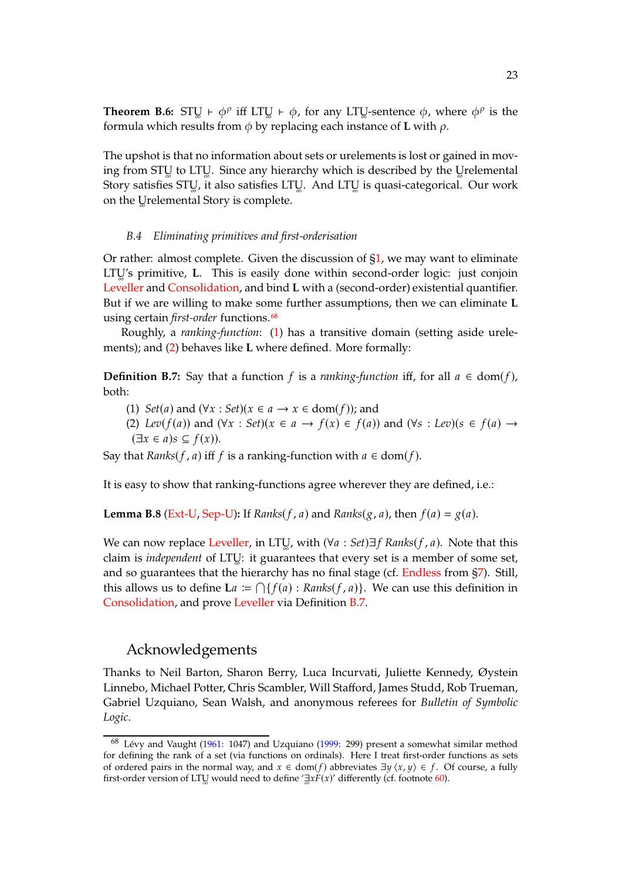**Theorem B.6:** $\text{STU}_\infty \vdash \phi^\rho$ iff $\text{LTU}_\infty \vdash \phi$, for any $\text{LTU}_\infty$-sentence $\phi$, where $\phi^\rho$ is the formula which results from $\phi$ by replacing each instance of **L** with $\rho$.

The upshot is that no information about sets or urelements is lost or gained in moving from $\text{STU}_\infty$ to $\text{LTU}_\infty$. Since any hierarchy which is described by the Urelemental Story satisfies $\text{STU}_\infty$, it also satisfies $\text{LTU}_\infty$. And $\text{LTU}_\infty$ is quasi-categorical. Our work on the Urelemental Story is complete.

### *B.4 Eliminating primitives and first-orderisation*

Or rather: almost complete. Given the discussion of §1, we may want to eliminate $\text{LTU}_\infty$'s primitive, **L**. This is easily done within second-order logic: just conjoin Leveller and Consolidation, and bind **L** with a (second-order) existential quantifier. But if we are willing to make some further assumptions, then we can eliminate **L** using certain *first-order* functions.[68]

Roughly, a *ranking-function*: (1) has a transitive domain (setting aside urelements); and (2) behaves like **L** where defined. More formally:

**Definition B.7:** Say that a function $f$ is a *ranking-function* iff, for all $a \in \text{dom}(f)$, both:

(1) $Set(a)$ and $(\forall x : Set)(x \in a \rightarrow x \in \text{dom}(f))$; and

(2) $Lev(f(a))$ and $(\forall x : Set)(x \in a \rightarrow f(x) \in f(a))$ and $(\forall s : Lev)(s \in f(a) \rightarrow (\exists x \in a)s \subseteq f(x))$.

Say that $Ranks(f, a)$ iff $f$ is a ranking-function with $a \in \text{dom}(f)$.

It is easy to show that ranking-functions agree wherever they are defined, i.e.:

**Lemma B.8** (Ext-U, Sep-U)**:** If $Ranks(f, a)$ and $Ranks(g, a)$, then $f(a) = g(a)$.

We can now replace Leveller, in $\text{LTU}_\infty$, with $(\forall a : Set)\exists f\, Ranks(f, a)$. Note that this claim is *independent* of $\text{LTU}_\infty$: it guarantees that every set is a member of some set, and so guarantees that the hierarchy has no final stage (cf. Endless from §7). Still, this allows us to define $\mathbf{L}a := \bigcap\{f(a) : Ranks(f, a)\}$. We can use this definition in Consolidation, and prove Leveller via Definition B.7.

## Acknowledgements

Thanks to Neil Barton, Sharon Berry, Luca Incurvati, Juliette Kennedy, Øystein Linnebo, Michael Potter, Chris Scambler, Will Stafford, James Studd, Rob Trueman, Gabriel Uzquiano, Sean Walsh, and anonymous referees for *Bulletin of Symbolic Logic*.

---

[68] Lévy and Vaught (1961: 1047) and Uzquiano (1999: 299) present a somewhat similar method for defining the rank of a set (via functions on ordinals). Here I treat first-order functions as sets of ordered pairs in the normal way, and $x \in \text{dom}(f)$ abbreviates $\exists y\, \langle x, y\rangle \in f$. Of course, a fully first-order version of $\text{LTU}_\infty$ would need to define '$\exists_\infty x F(x)$' differently (cf. footnote 60).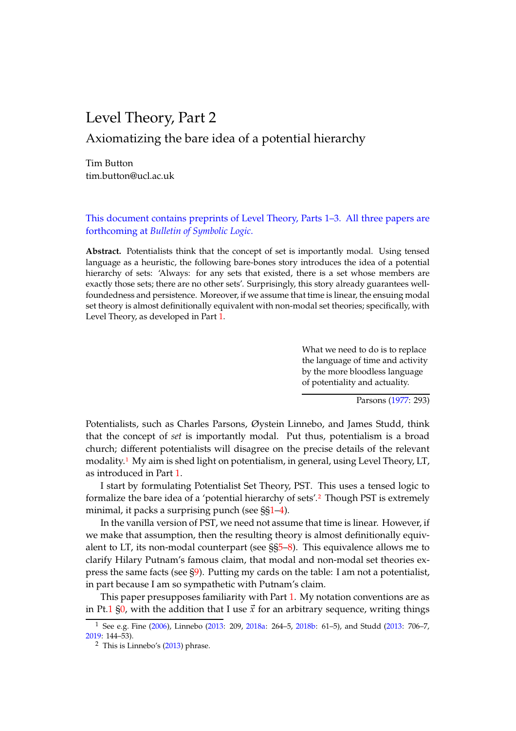# Level Theory, Part 2

## Axiomatizing the bare idea of a potential hierarchy

Tim Button
tim.button@ucl.ac.uk

This document contains preprints of Level Theory, Parts 1–3. All three papers are forthcoming at *Bulletin of Symbolic Logic*.

**Abstract.** Potentialists think that the concept of set is importantly modal. Using tensed language as a heuristic, the following bare-bones story introduces the idea of a potential hierarchy of sets: 'Always: for any sets that existed, there is a set whose members are exactly those sets; there are no other sets'. Surprisingly, this story already guarantees well-foundedness and persistence. Moreover, if we assume that time is linear, the ensuing modal set theory is almost definitionally equivalent with non-modal set theories; specifically, with Level Theory, as developed in Part 1.

> What we need to do is to replace the language of time and activity by the more bloodless language of potentiality and actuality.
>
> Parsons (1977: 293)

Potentialists, such as Charles Parsons, Øystein Linnebo, and James Studd, think that the concept of *set* is importantly modal. Put thus, potentialism is a broad church; different potentialists will disagree on the precise details of the relevant modality.[1] My aim is shed light on potentialism, in general, using Level Theory, LT, as introduced in Part 1.

I start by formulating Potentialist Set Theory, PST. This uses a tensed logic to formalize the bare idea of a 'potential hierarchy of sets'.[2] Though PST is extremely minimal, it packs a surprising punch (see §§1–4).

In the vanilla version of PST, we need not assume that time is linear. However, if we make that assumption, then the resulting theory is almost definitionally equivalent to LT, its non-modal counterpart (see §§5–8). This equivalence allows me to clarify Hilary Putnam's famous claim, that modal and non-modal set theories express the same facts (see §9). Putting my cards on the table: I am not a potentialist, in part because I am so sympathetic with Putnam's claim.

This paper presupposes familiarity with Part 1. My notation conventions are as in Pt.1 §0, with the addition that I use $\vec{x}$ for an arbitrary sequence, writing things

[1] See e.g. Fine (2006), Linnebo (2013: 209, 2018a: 264–5, 2018b: 61–5), and Studd (2013: 706–7, 2019: 144–53).

[2] This is Linnebo's (2013) phrase.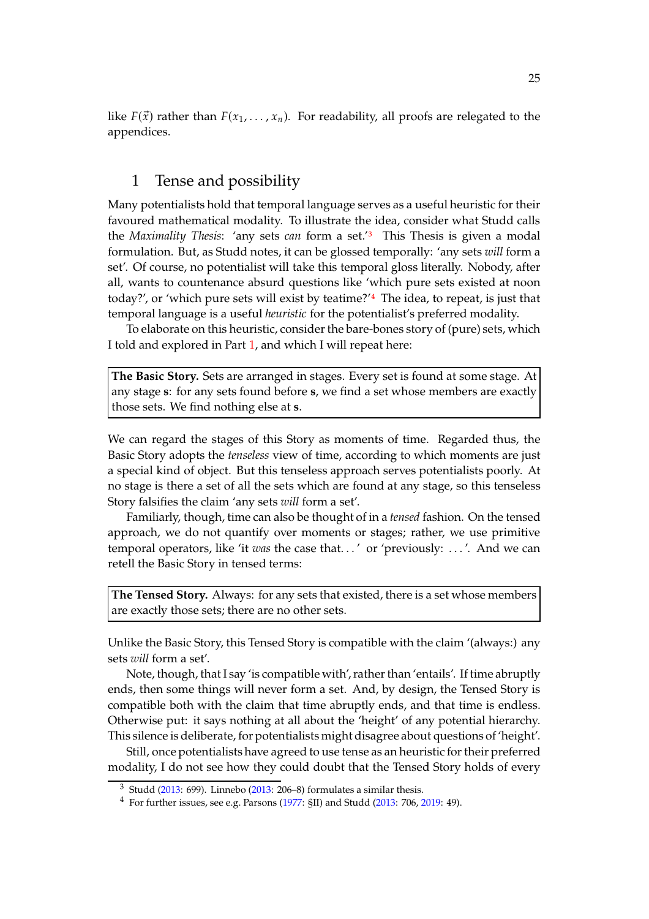like $F(\vec{x})$ rather than $F(x_1, \ldots, x_n)$. For readability, all proofs are relegated to the appendices.

## 1 Tense and possibility

Many potentialists hold that temporal language serves as a useful heuristic for their favoured mathematical modality. To illustrate the idea, consider what Studd calls the *Maximality Thesis*: 'any sets *can* form a set.'[3] This Thesis is given a modal formulation. But, as Studd notes, it can be glossed temporally: 'any sets *will* form a set'. Of course, no potentialist will take this temporal gloss literally. Nobody, after all, wants to countenance absurd questions like 'which pure sets existed at noon today?', or 'which pure sets will exist by teatime?'[4] The idea, to repeat, is just that temporal language is a useful *heuristic* for the potentialist's preferred modality.

To elaborate on this heuristic, consider the bare-bones story of (pure) sets, which I told and explored in Part 1, and which I will repeat here:

> **The Basic Story.** Sets are arranged in stages. Every set is found at some stage. At any stage **s**: for any sets found before **s**, we find a set whose members are exactly those sets. We find nothing else at **s**.

We can regard the stages of this Story as moments of time. Regarded thus, the Basic Story adopts the *tenseless* view of time, according to which moments are just a special kind of object. But this tenseless approach serves potentialists poorly. At no stage is there a set of all the sets which are found at any stage, so this tenseless Story falsifies the claim 'any sets *will* form a set'.

Familiarly, though, time can also be thought of in a *tensed* fashion. On the tensed approach, we do not quantify over moments or stages; rather, we use primitive temporal operators, like 'it *was* the case that. . . ' or 'previously: . . . '. And we can retell the Basic Story in tensed terms:

> **The Tensed Story.** Always: for any sets that existed, there is a set whose members are exactly those sets; there are no other sets.

Unlike the Basic Story, this Tensed Story is compatible with the claim '(always:) any sets *will* form a set'.

Note, though, that I say 'is compatible with', rather than 'entails'. If time abruptly ends, then some things will never form a set. And, by design, the Tensed Story is compatible both with the claim that time abruptly ends, and that time is endless. Otherwise put: it says nothing at all about the 'height' of any potential hierarchy. This silence is deliberate, for potentialists might disagree about questions of 'height'.

Still, once potentialists have agreed to use tense as an heuristic for their preferred modality, I do not see how they could doubt that the Tensed Story holds of every

[3] Studd (2013: 699). Linnebo (2013: 206–8) formulates a similar thesis.

[4] For further issues, see e.g. Parsons (1977: §II) and Studd (2013: 706, 2019: 49).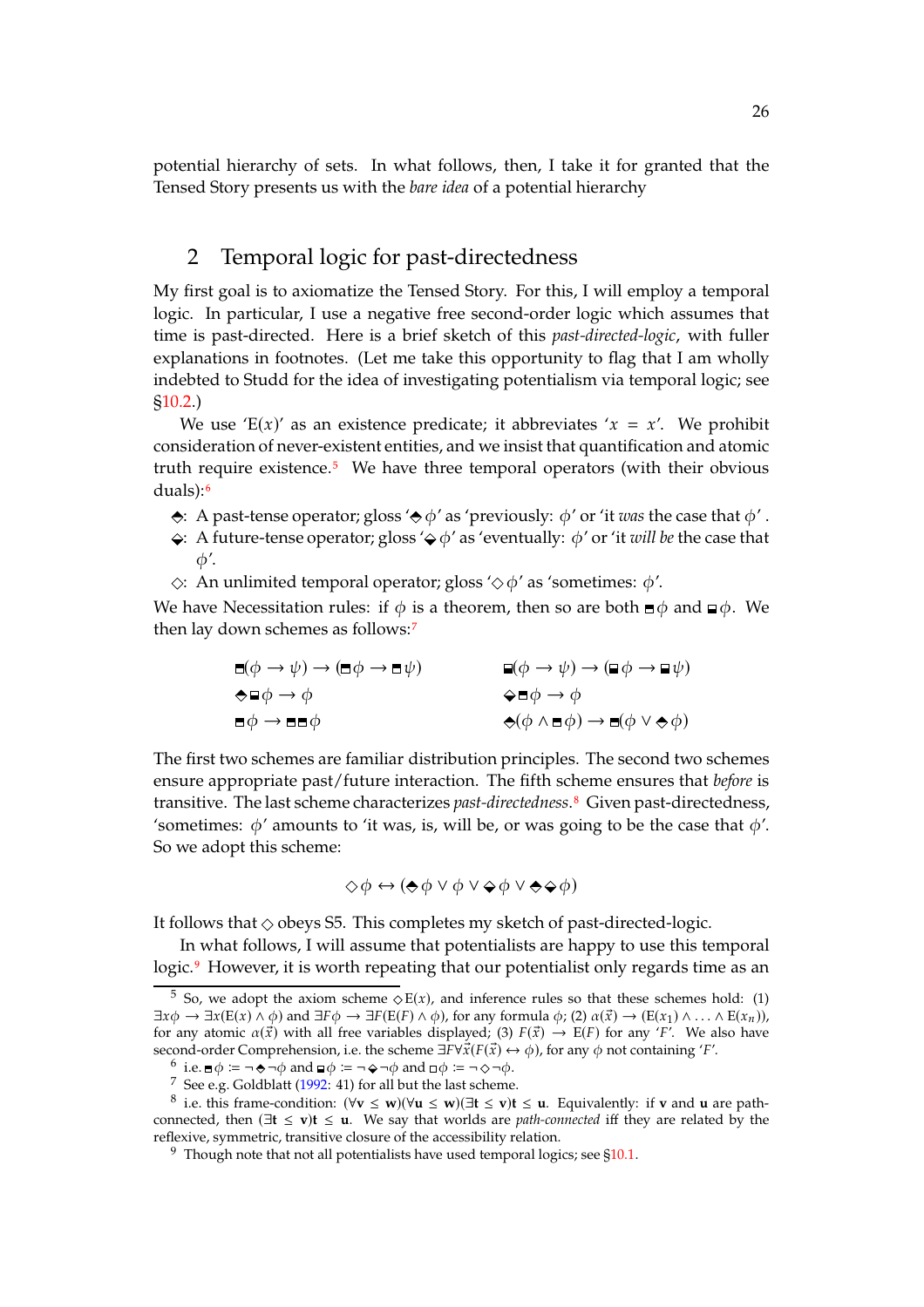potential hierarchy of sets. In what follows, then, I take it for granted that the Tensed Story presents us with the *bare idea* of a potential hierarchy

## 2 Temporal logic for past-directedness

My first goal is to axiomatize the Tensed Story. For this, I will employ a temporal logic. In particular, I use a negative free second-order logic which assumes that time is past-directed. Here is a brief sketch of this *past-directed-logic*, with fuller explanations in footnotes. (Let me take this opportunity to flag that I am wholly indebted to Studd for the idea of investigating potentialism via temporal logic; see §10.2.)

We use '$\mathrm{E}(x)$' as an existence predicate; it abbreviates '$x = x$'. We prohibit consideration of never-existent entities, and we insist that quantification and atomic truth require existence.[5] We have three temporal operators (with their obvious duals):[6]

- $⬘$: A past-tense operator; gloss '$⬘\phi$' as 'previously: $\phi$' or 'it *was* the case that $\phi$' .
- $⬙$: A future-tense operator; gloss '$⬙\phi$' as 'eventually: $\phi$' or 'it *will be* the case that $\phi$'.
- $\Diamond$: An unlimited temporal operator; gloss '$\Diamond\phi$' as 'sometimes: $\phi$'.

We have Necessitation rules: if $\phi$ is a theorem, then so are both $⬒\phi$ and $⬓\phi$. We then lay down schemes as follows:[7]

$$⬒(\phi \rightarrow \psi) \rightarrow (⬒\phi \rightarrow ⬒\psi) \qquad ⬓(\phi \rightarrow \psi) \rightarrow (⬓\phi \rightarrow ⬓\psi)$$

$$⬘⬓\phi \rightarrow \phi \qquad ⬙⬒\phi \rightarrow \phi$$

$$⬒\phi \rightarrow ⬒⬒\phi \qquad ⬘(\phi \wedge ⬒\phi) \rightarrow ⬒(\phi \vee ⬘\phi)$$

The first two schemes are familiar distribution principles. The second two schemes ensure appropriate past/future interaction. The fifth scheme ensures that *before* is transitive. The last scheme characterizes *past-directedness*.[8] Given past-directedness, 'sometimes: $\phi$' amounts to 'it was, is, will be, or was going to be the case that $\phi$'. So we adopt this scheme:

$$\Diamond\phi \leftrightarrow (⬘\phi \vee \phi \vee ⬙\phi \vee ⬘⬙\phi)$$

It follows that $\Diamond$ obeys S5. This completes my sketch of past-directed-logic.

In what follows, I will assume that potentialists are happy to use this temporal logic.[9] However, it is worth repeating that our potentialist only regards time as an

---

[5] So, we adopt the axiom scheme $\Diamond\mathrm{E}(x)$, and inference rules so that these schemes hold: (1) $\exists x\phi \rightarrow \exists x(\mathrm{E}(x) \wedge \phi)$ and $\exists F\phi \rightarrow \exists F(\mathrm{E}(F) \wedge \phi)$, for any formula $\phi$; (2) $\alpha(\vec{x}) \rightarrow (\mathrm{E}(x_1) \wedge \ldots \wedge \mathrm{E}(x_n))$, for any atomic $\alpha(\vec{x})$ with all free variables displayed; (3) $F(\vec{x}) \rightarrow \mathrm{E}(F)$ for any '$F$'. We also have second-order Comprehension, i.e. the scheme $\exists F\forall\vec{x}(F(\vec{x}) \leftrightarrow \phi)$, for any $\phi$ not containing '$F$'.

[6] i.e. $⬒\phi \coloneqq \neg⬘\neg\phi$ and $⬓\phi \coloneqq \neg⬙\neg\phi$ and $\Box\phi \coloneqq \neg\Diamond\neg\phi$.

[7] See e.g. Goldblatt (1992: 41) for all but the last scheme.

[8] i.e. this frame-condition: $(\forall \mathbf{v} \leq \mathbf{w})(\forall \mathbf{u} \leq \mathbf{w})(\exists \mathbf{t} \leq \mathbf{v})\mathbf{t} \leq \mathbf{u}$. Equivalently: if $\mathbf{v}$ and $\mathbf{u}$ are path-connected, then $(\exists \mathbf{t} \leq \mathbf{v})\mathbf{t} \leq \mathbf{u}$. We say that worlds are *path-connected* iff they are related by the reflexive, symmetric, transitive closure of the accessibility relation.

[9] Though note that not all potentialists have used temporal logics; see §10.1.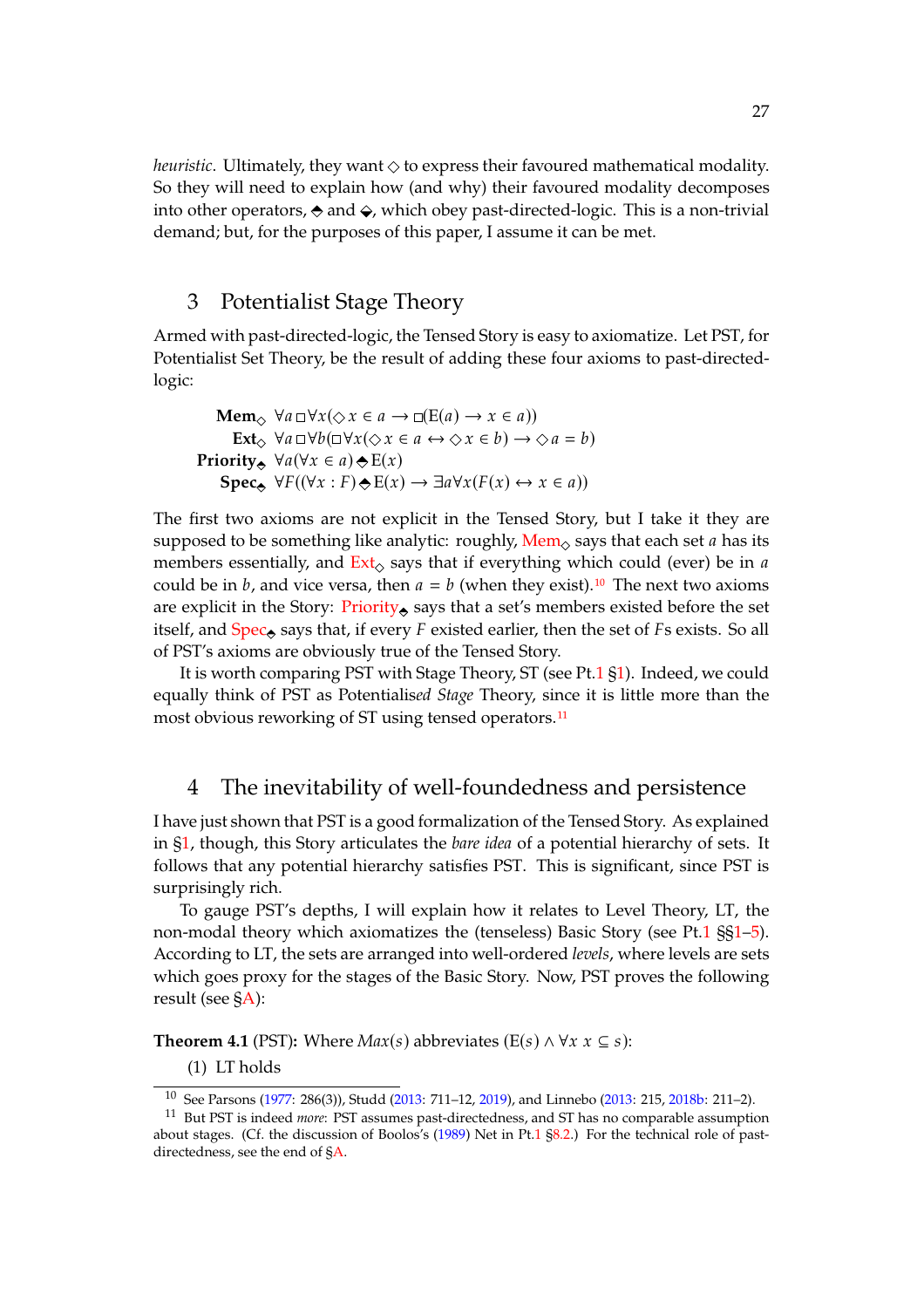*heuristic*. Ultimately, they want $\Diamond$ to express their favoured mathematical modality. So they will need to explain how (and why) their favoured modality decomposes into other operators, ⬘ and ⬙, which obey past-directed-logic. This is a non-trivial demand; but, for the purposes of this paper, I assume it can be met.

## 3 Potentialist Stage Theory

Armed with past-directed-logic, the Tensed Story is easy to axiomatize. Let PST, for Potentialist Set Theory, be the result of adding these four axioms to past-directed-logic:

$$
\begin{array}{rl}
\textbf{Mem}_{\Diamond} & \forall a \Box \forall x(\Diamond x \in a \rightarrow \Box(\mathrm{E}(a) \rightarrow x \in a)) \\
\textbf{Ext}_{\Diamond} & \forall a \Box \forall b(\Box \forall x(\Diamond x \in a \leftrightarrow \Diamond x \in b) \rightarrow \Diamond a = b) \\
\textbf{Priority}_{\text{⬘}} & \forall a(\forall x \in a)\,\text{⬘}\,\mathrm{E}(x) \\
\textbf{Spec}_{\text{⬘}} & \forall F((\forall x : F)\,\text{⬘}\,\mathrm{E}(x) \rightarrow \exists a \forall x(F(x) \leftrightarrow x \in a))
\end{array}
$$

The first two axioms are not explicit in the Tensed Story, but I take it they are supposed to be something like analytic: roughly, $\text{Mem}_{\Diamond}$ says that each set $a$ has its members essentially, and $\text{Ext}_{\Diamond}$ says that if everything which could (ever) be in $a$ could be in $b$, and vice versa, then $a = b$ (when they exist).[10] The next two axioms are explicit in the Story: $\text{Priority}_{\text{⬘}}$ says that a set's members existed before the set itself, and $\text{Spec}_{\text{⬘}}$ says that, if every $F$ existed earlier, then the set of $F$s exists. So all of PST's axioms are obviously true of the Tensed Story.

It is worth comparing PST with Stage Theory, ST (see Pt.1 §1). Indeed, we could equally think of PST as Potentialis*ed Stage* Theory, since it is little more than the most obvious reworking of ST using tensed operators.[11]

## 4 The inevitability of well-foundedness and persistence

I have just shown that PST is a good formalization of the Tensed Story. As explained in §1, though, this Story articulates the *bare idea* of a potential hierarchy of sets. It follows that any potential hierarchy satisfies PST. This is significant, since PST is surprisingly rich.

To gauge PST's depths, I will explain how it relates to Level Theory, LT, the non-modal theory which axiomatizes the (tenseless) Basic Story (see Pt.1 §§1–5). According to LT, the sets are arranged into well-ordered *levels*, where levels are sets which goes proxy for the stages of the Basic Story. Now, PST proves the following result (see §A):

**Theorem 4.1** (PST)**:** Where $Max(s)$ abbreviates $(\mathrm{E}(s) \wedge \forall x\; x \subseteq s)$:

(1) LT holds

[10] See Parsons (1977: 286(3)), Studd (2013: 711–12, 2019), and Linnebo (2013: 215, 2018b: 211–2).

[11] But PST is indeed *more*: PST assumes past-directedness, and ST has no comparable assumption about stages. (Cf. the discussion of Boolos's (1989) Net in Pt.1 §8.2.) For the technical role of past-directedness, see the end of §A.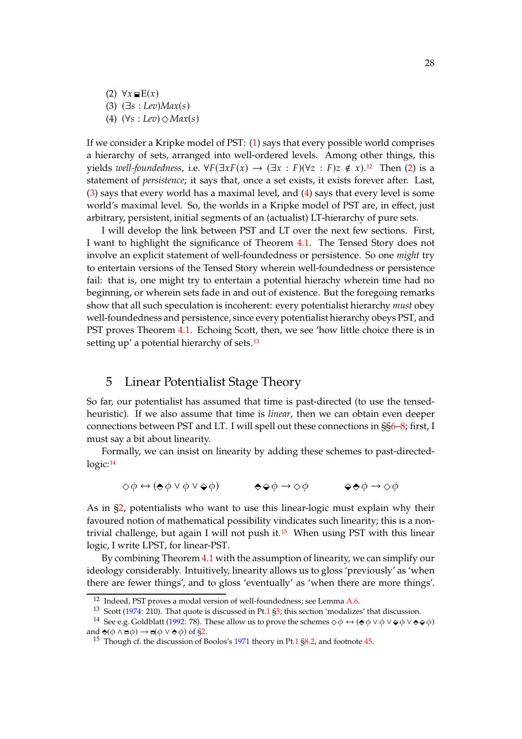(2) $\forall x \text{⬓} E(x)$
(3) $(\exists s : Lev)Max(s)$
(4) $(\forall s : Lev)\Diamond Max(s)$

If we consider a Kripke model of PST: (1) says that every possible world comprises a hierarchy of sets, arranged into well-ordered levels. Among other things, this yields *well-foundedness*, i.e. $\forall F(\exists x F(x) \rightarrow (\exists x : F)(\forall z : F)z \notin x)$.[12] Then (2) is a statement of *persistence*; it says that, once a set exists, it exists forever after. Last, (3) says that every world has a maximal level, and (4) says that every level is some world's maximal level. So, the worlds in a Kripke model of PST are, in effect, just arbitrary, persistent, initial segments of an (actualist) LT-hierarchy of pure sets.

I will develop the link between PST and LT over the next few sections. First, I want to highlight the significance of Theorem 4.1. The Tensed Story does not involve an explicit statement of well-foundedness or persistence. So one *might* try to entertain versions of the Tensed Story wherein well-foundedness or persistence fail: that is, one might try to entertain a potential hierachy wherein time had no beginning, or wherein sets fade in and out of existence. But the foregoing remarks show that all such speculation is incoherent: every potentialist hierarchy *must* obey well-foundedness and persistence, since every potentialist hierarchy obeys PST, and PST proves Theorem 4.1. Echoing Scott, then, we see 'how little choice there is in setting up' a potential hierarchy of sets.[13]

## 5 Linear Potentialist Stage Theory

So far, our potentialist has assumed that time is past-directed (to use the tensed-heuristic). If we also assume that time is *linear*, then we can obtain even deeper connections between PST and LT. I will spell out these connections in §§6–8; first, I must say a bit about linearity.

Formally, we can insist on linearity by adding these schemes to past-directed-logic:[14]

$$\Diamond\phi \leftrightarrow (\text{⬘}\phi \vee \phi \vee \text{⬙}\phi) \qquad \text{⬘}\text{⬙}\phi \rightarrow \Diamond\phi \qquad \text{⬙}\text{⬘}\phi \rightarrow \Diamond\phi$$

As in §2, potentialists who want to use this linear-logic must explain why their favoured notion of mathematical possibility vindicates such linearity; this is a non-trivial challenge, but again I will not push it.[15] When using PST with this linear logic, I write LPST, for linear-PST.

By combining Theorem 4.1 with the assumption of linearity, we can simplify our ideology considerably. Intuitively, linearity allows us to gloss 'previously' as 'when there are fewer things', and to gloss 'eventually' as 'when there are more things'.

---

[12] Indeed, PST proves a modal version of well-foundedness; see Lemma A.6.

[13] Scott (1974: 210). That quote is discussed in Pt.1 §5; this section 'modalizes' that discussion.

[14] See e.g. Goldblatt (1992: 78). These allow us to prove the schemes $\Diamond\phi \leftrightarrow (\text{⬘}\phi \vee \phi \vee \text{⬙}\phi \vee \text{⬘}\text{⬙}\phi)$ and $\text{⬘}(\phi \wedge \text{⬓}\phi) \rightarrow \text{⬓}(\phi \vee \text{⬘}\phi)$ of §2.

[15] Though cf. the discussion of Boolos's 1971 theory in Pt.1 §8.2, and footnote 45.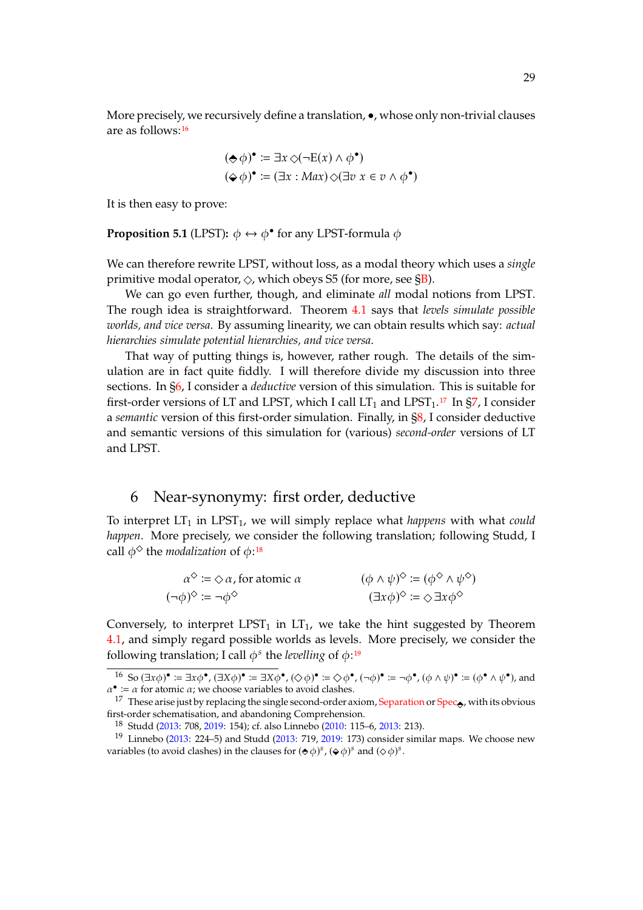More precisely, we recursively define a translation, $\bullet$, whose only non-trivial clauses are as follows:[16]

$$(\Diamond\!\!\!\blacktriangle \phi)^\bullet := \exists x \Diamond(\neg \mathrm{E}(x) \wedge \phi^\bullet)$$
$$(\Diamond\!\!\!\blacktriangledown \phi)^\bullet := (\exists x : \mathit{Max}) \Diamond(\exists v\ x \in v \wedge \phi^\bullet)$$

It is then easy to prove:

**Proposition 5.1** (LPST)**:** $\phi \leftrightarrow \phi^\bullet$ for any LPST-formula $\phi$

We can therefore rewrite LPST, without loss, as a modal theory which uses a *single* primitive modal operator, $\Diamond$, which obeys S5 (for more, see §B).

We can go even further, though, and eliminate *all* modal notions from LPST. The rough idea is straightforward. Theorem 4.1 says that *levels simulate possible worlds, and vice versa*. By assuming linearity, we can obtain results which say: *actual hierarchies simulate potential hierarchies, and vice versa*.

That way of putting things is, however, rather rough. The details of the simulation are in fact quite fiddly. I will therefore divide my discussion into three sections. In §6, I consider a *deductive* version of this simulation. This is suitable for first-order versions of LT and LPST, which I call $\mathrm{LT}_1$ and $\mathrm{LPST}_1$.[17] In §7, I consider a *semantic* version of this first-order simulation. Finally, in §8, I consider deductive and semantic versions of this simulation for (various) *second-order* versions of LT and LPST.

## 6 Near-synonymy: first order, deductive

To interpret $\mathrm{LT}_1$ in $\mathrm{LPST}_1$, we will simply replace what *happens* with what *could happen*. More precisely, we consider the following translation; following Studd, I call $\phi^\Diamond$ the *modalization* of $\phi$:[18]

$$\alpha^\Diamond := \Diamond \alpha, \text{ for atomic } \alpha \qquad (\phi \wedge \psi)^\Diamond := (\phi^\Diamond \wedge \psi^\Diamond)$$
$$(\neg\phi)^\Diamond := \neg\phi^\Diamond \qquad (\exists x \phi)^\Diamond := \Diamond \exists x \phi^\Diamond$$

Conversely, to interpret $\mathrm{LPST}_1$ in $\mathrm{LT}_1$, we take the hint suggested by Theorem 4.1, and simply regard possible worlds as levels. More precisely, we consider the following translation; I call $\phi^s$ the *levelling* of $\phi$:[19]

---

[16] So $(\exists x\phi)^\bullet := \exists x\phi^\bullet$, $(\exists X\phi)^\bullet := \exists X\phi^\bullet$, $(\Diamond\phi)^\bullet := \Diamond\phi^\bullet$, $(\neg\phi)^\bullet := \neg\phi^\bullet$, $(\phi \wedge \psi)^\bullet := (\phi^\bullet \wedge \psi^\bullet)$, and $\alpha^\bullet := \alpha$ for atomic $\alpha$; we choose variables to avoid clashes.

[17] These arise just by replacing the single second-order axiom, Separation or $\mathrm{Spec}_{\Diamond\!\!\!\blacktriangle}$, with its obvious first-order schematisation, and abandoning Comprehension.

[18] Studd (2013: 708, 2019: 154); cf. also Linnebo (2010: 115–6, 2013: 213).

[19] Linnebo (2013: 224–5) and Studd (2013: 719, 2019: 173) consider similar maps. We choose new variables (to avoid clashes) in the clauses for $(\Diamond\!\!\!\blacktriangle \phi)^s$, $(\Diamond\!\!\!\blacktriangledown \phi)^s$ and $(\Diamond\phi)^s$.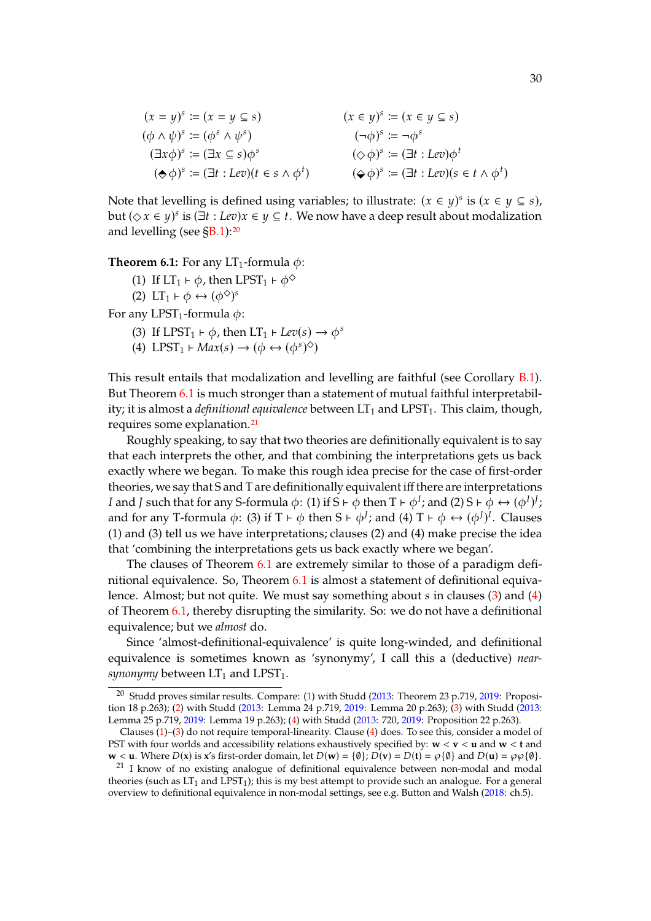$$
\begin{aligned}
(x = y)^s &:= (x = y \subseteq s) & (x \in y)^s &:= (x \in y \subseteq s)\\
(\phi \wedge \psi)^s &:= (\phi^s \wedge \psi^s) & (\neg\phi)^s &:= \neg\phi^s\\
(\exists x \phi)^s &:= (\exists x \subseteq s)\phi^s & (\Diamond\phi)^s &:= (\exists t : Lev)\phi^t\\
(\blacklozenge\phi)^s &:= (\exists t : Lev)(t \in s \wedge \phi^t) & (\Diamond\!\!\!\!\cdot\;\phi)^s &:= (\exists t : Lev)(s \in t \wedge \phi^t)
\end{aligned}
$$

Note that levelling is defined using variables; to illustrate: $(x \in y)^s$ is $(x \in y \subseteq s)$, but $(\Diamond x \in y)^s$ is $(\exists t : Lev) x \in y \subseteq t$. We now have a deep result about modalization and levelling (see §B.1):[20]

**Theorem 6.1:** For any $\text{LT}_1$-formula $\phi$:

1. If $\text{LT}_1 \vdash \phi$, then $\text{LPST}_1 \vdash \phi^\Diamond$
2. $\text{LT}_1 \vdash \phi \leftrightarrow (\phi^\Diamond)^s$

For any $\text{LPST}_1$-formula $\phi$:

3. If $\text{LPST}_1 \vdash \phi$, then $\text{LT}_1 \vdash Lev(s) \rightarrow \phi^s$
4. $\text{LPST}_1 \vdash Max(s) \rightarrow (\phi \leftrightarrow (\phi^s)^\Diamond)$

This result entails that modalization and levelling are faithful (see Corollary B.1). But Theorem 6.1 is much stronger than a statement of mutual faithful interpretability; it is almost a *definitional equivalence* between $\text{LT}_1$ and $\text{LPST}_1$. This claim, though, requires some explanation.[21]

Roughly speaking, to say that two theories are definitionally equivalent is to say that each interprets the other, and that combining the interpretations gets us back exactly where we began. To make this rough idea precise for the case of first-order theories, we say that S and T are definitionally equivalent iff there are interpretations $I$ and $J$ such that for any S-formula $\phi$: (1) if $\text{S} \vdash \phi$ then $\text{T} \vdash \phi^I$; and (2) $\text{S} \vdash \phi \leftrightarrow (\phi^I)^J$; and for any T-formula $\phi$: (3) if $\text{T} \vdash \phi$ then $\text{S} \vdash \phi^J$; and (4) $\text{T} \vdash \phi \leftrightarrow (\phi^J)^I$. Clauses (1) and (3) tell us we have interpretations; clauses (2) and (4) make precise the idea that 'combining the interpretations gets us back exactly where we began'.

The clauses of Theorem 6.1 are extremely similar to those of a paradigm definitional equivalence. So, Theorem 6.1 is almost a statement of definitional equivalence. Almost; but not quite. We must say something about $s$ in clauses (3) and (4) of Theorem 6.1, thereby disrupting the similarity. So: we do not have a definitional equivalence; but we *almost* do.

Since 'almost-definitional-equivalence' is quite long-winded, and definitional equivalence is sometimes known as 'synonymy', I call this a (deductive) *near-synonymy* between $\text{LT}_1$ and $\text{LPST}_1$.

---

[20] Studd proves similar results. Compare: (1) with Studd (2013: Theorem 23 p.719, 2019: Proposition 18 p.263); (2) with Studd (2013: Lemma 24 p.719, 2019: Lemma 20 p.263); (3) with Studd (2013: Lemma 25 p.719, 2019: Lemma 19 p.263); (4) with Studd (2013: 720, 2019: Proposition 22 p.263).

Clauses (1)–(3) do not require temporal-linearity. Clause (4) does. To see this, consider a model of PST with four worlds and accessibility relations exhaustively specified by: $\mathbf{w} < \mathbf{v} < \mathbf{u}$ and $\mathbf{w} < \mathbf{t}$ and $\mathbf{w} < \mathbf{u}$. Where $D(\mathbf{x})$ is $\mathbf{x}$'s first-order domain, let $D(\mathbf{w}) = \{\emptyset\}$; $D(\mathbf{v}) = D(\mathbf{t}) = \wp\{\emptyset\}$ and $D(\mathbf{u}) = \wp\wp\{\emptyset\}$.

[21] I know of no existing analogue of definitional equivalence between non-modal and modal theories (such as $\text{LT}_1$ and $\text{LPST}_1$); this is my best attempt to provide such an analogue. For a general overview to definitional equivalence in non-modal settings, see e.g. Button and Walsh (2018: ch.5).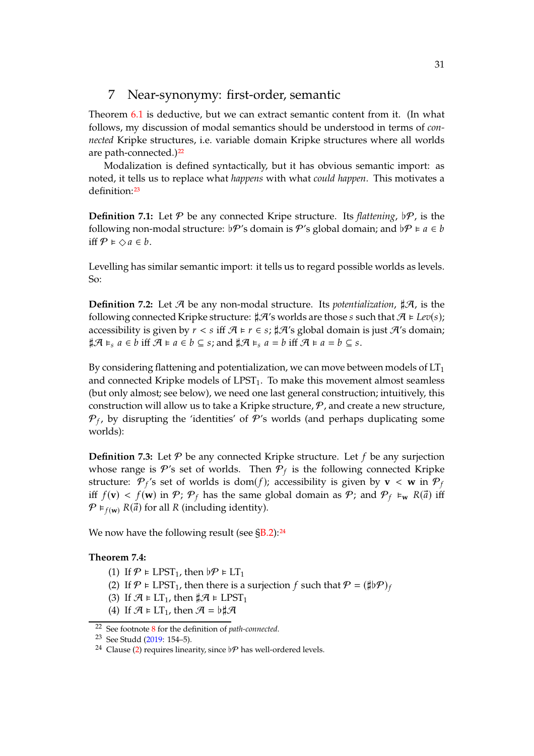## 7 Near-synonymy: first-order, semantic

Theorem 6.1 is deductive, but we can extract semantic content from it. (In what follows, my discussion of modal semantics should be understood in terms of *connected* Kripke structures, i.e. variable domain Kripke structures where all worlds are path-connected.)[22]

Modalization is defined syntactically, but it has obvious semantic import: as noted, it tells us to replace what *happens* with what *could happen*. This motivates a definition:[23]

**Definition 7.1:** Let $\mathcal{P}$ be any connected Kripe structure. Its *flattening*, $\flat\mathcal{P}$, is the following non-modal structure: $\flat\mathcal{P}$'s domain is $\mathcal{P}$'s global domain; and $\flat\mathcal{P} \vDash a \in b$ iff $\mathcal{P} \vDash \Diamond a \in b$.

Levelling has similar semantic import: it tells us to regard possible worlds as levels. So:

**Definition 7.2:** Let $\mathcal{A}$ be any non-modal structure. Its *potentialization*, $\sharp\mathcal{A}$, is the following connected Kripke structure: $\sharp\mathcal{A}$'s worlds are those $s$ such that $\mathcal{A} \vDash \mathit{Lev}(s)$; accessibility is given by $r < s$ iff $\mathcal{A} \vDash r \in s$; $\sharp\mathcal{A}$'s global domain is just $\mathcal{A}$'s domain; $\sharp\mathcal{A} \vDash_s a \in b$ iff $\mathcal{A} \vDash a \in b \subseteq s$; and $\sharp\mathcal{A} \vDash_s a = b$ iff $\mathcal{A} \vDash a = b \subseteq s$.

By considering flattening and potentialization, we can move between models of $\text{LT}_1$ and connected Kripke models of $\text{LPST}_1$. To make this movement almost seamless (but only almost; see below), we need one last general construction; intuitively, this construction will allow us to take a Kripke structure, $\mathcal{P}$, and create a new structure, $\mathcal{P}_f$, by disrupting the 'identities' of $\mathcal{P}$'s worlds (and perhaps duplicating some worlds):

**Definition 7.3:** Let $\mathcal{P}$ be any connected Kripke structure. Let $f$ be any surjection whose range is $\mathcal{P}$'s set of worlds. Then $\mathcal{P}_f$ is the following connected Kripke structure: $\mathcal{P}_f$'s set of worlds is $\text{dom}(f)$; accessibility is given by $\mathbf{v} < \mathbf{w}$ in $\mathcal{P}_f$ iff $f(\mathbf{v}) < f(\mathbf{w})$ in $\mathcal{P}$; $\mathcal{P}_f$ has the same global domain as $\mathcal{P}$; and $\mathcal{P}_f \vDash_{\mathbf{w}} R(\vec{a})$ iff $\mathcal{P} \vDash_{f(\mathbf{w})} R(\vec{a})$ for all $R$ (including identity).

We now have the following result (see §B.2):[24]

**Theorem 7.4:**

1. If $\mathcal{P} \vDash \text{LPST}_1$, then $\flat\mathcal{P} \vDash \text{LT}_1$
2. If $\mathcal{P} \vDash \text{LPST}_1$, then there is a surjection $f$ such that $\mathcal{P} = (\sharp\flat\mathcal{P})_f$
3. If $\mathcal{A} \vDash \text{LT}_1$, then $\sharp\mathcal{A} \vDash \text{LPST}_1$
4. If $\mathcal{A} \vDash \text{LT}_1$, then $\mathcal{A} = \flat\sharp\mathcal{A}$

[22] See footnote 8 for the definition of *path-connected*.

[23] See Studd (2019: 154–5).

[24] Clause (2) requires linearity, since $\flat\mathcal{P}$ has well-ordered levels.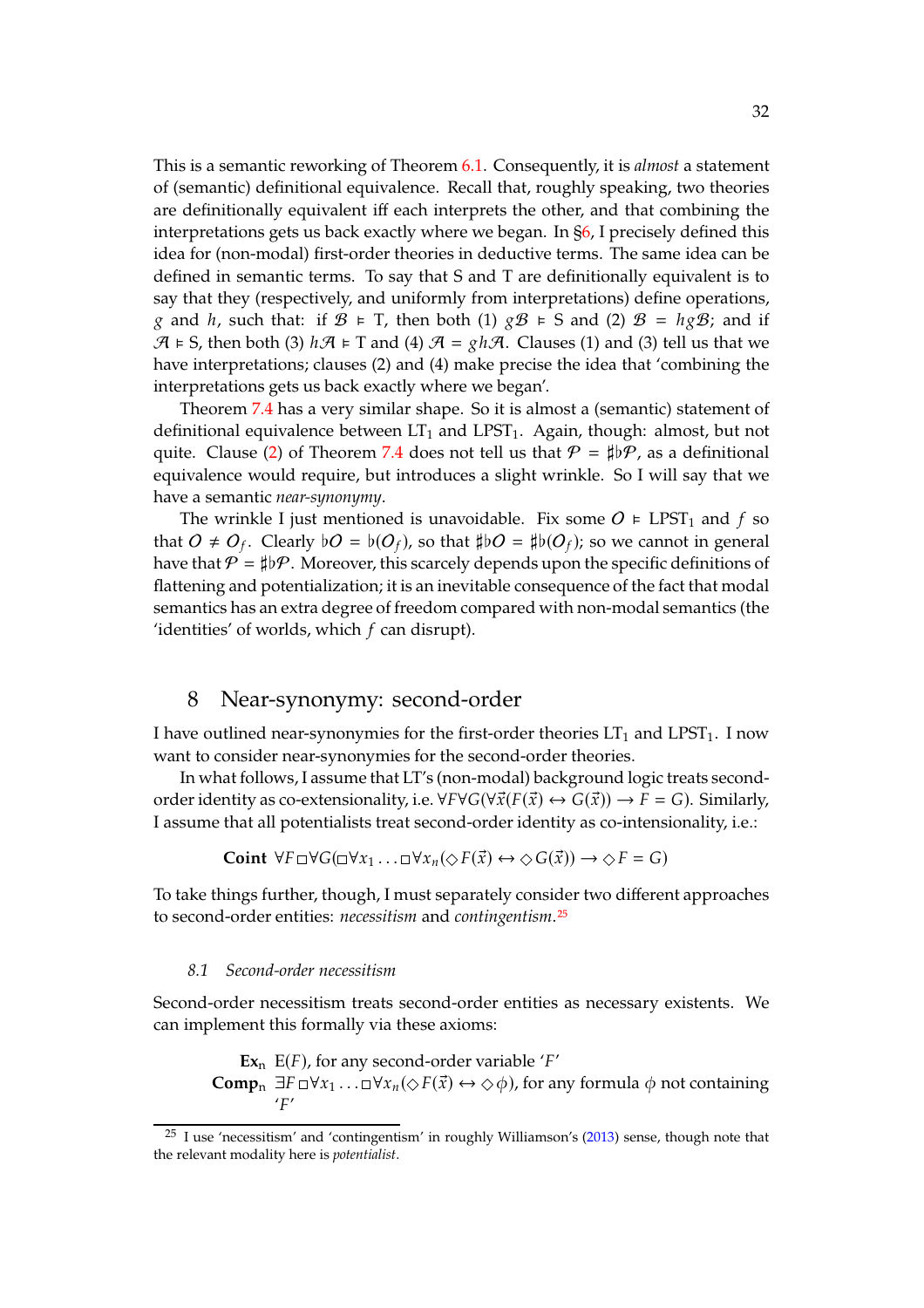This is a semantic reworking of Theorem 6.1. Consequently, it is *almost* a statement of (semantic) definitional equivalence. Recall that, roughly speaking, two theories are definitionally equivalent iff each interprets the other, and that combining the interpretations gets us back exactly where we began. In §6, I precisely defined this idea for (non-modal) first-order theories in deductive terms. The same idea can be defined in semantic terms. To say that S and T are definitionally equivalent is to say that they (respectively, and uniformly from interpretations) define operations, $g$ and $h$, such that: if $\mathcal{B} \vDash$ T, then both (1) $g\mathcal{B} \vDash$ S and (2) $\mathcal{B} = hg\mathcal{B}$; and if $\mathcal{A} \vDash$ S, then both (3) $h\mathcal{A} \vDash$ T and (4) $\mathcal{A} = gh\mathcal{A}$. Clauses (1) and (3) tell us that we have interpretations; clauses (2) and (4) make precise the idea that 'combining the interpretations gets us back exactly where we began'.

Theorem 7.4 has a very similar shape. So it is almost a (semantic) statement of definitional equivalence between $\text{LT}_1$ and $\text{LPST}_1$. Again, though: almost, but not quite. Clause (2) of Theorem 7.4 does not tell us that $\mathcal{P} = \sharp\flat\mathcal{P}$, as a definitional equivalence would require, but introduces a slight wrinkle. So I will say that we have a semantic *near-synonymy*.

The wrinkle I just mentioned is unavoidable. Fix some $\mathcal{O} \vDash \text{LPST}_1$ and $f$ so that $\mathcal{O} \neq \mathcal{O}_f$. Clearly $\flat\mathcal{O} = \flat(\mathcal{O}_f)$, so that $\sharp\flat\mathcal{O} = \sharp\flat(\mathcal{O}_f)$; so we cannot in general have that $\mathcal{P} = \sharp\flat\mathcal{P}$. Moreover, this scarcely depends upon the specific definitions of flattening and potentialization; it is an inevitable consequence of the fact that modal semantics has an extra degree of freedom compared with non-modal semantics (the 'identities' of worlds, which $f$ can disrupt).

## 8 Near-synonymy: second-order

I have outlined near-synonymies for the first-order theories $\text{LT}_1$ and $\text{LPST}_1$. I now want to consider near-synonymies for the second-order theories.

In what follows, I assume that LT's (non-modal) background logic treats second-order identity as co-extensionality, i.e. $\forall F \forall G(\forall \vec{x}(F(\vec{x}) \leftrightarrow G(\vec{x})) \rightarrow F = G)$. Similarly, I assume that all potentialists treat second-order identity as co-intensionality, i.e.:

$$\textbf{Coint}\ \ \forall F \Box \forall G(\Box \forall x_1 \ldots \Box \forall x_n(\Diamond F(\vec{x}) \leftrightarrow \Diamond G(\vec{x})) \rightarrow \Diamond F = G)$$

To take things further, though, I must separately consider two different approaches to second-order entities: *necessitism* and *contingentism*.[25]

### 8.1 Second-order necessitism

Second-order necessitism treats second-order entities as necessary existents. We can implement this formally via these axioms:

$\textbf{Ex}_\text{n}$ $\text{E}(F)$, for any second-order variable '$F$'

$\textbf{Comp}_\text{n}$ $\exists F \Box \forall x_1 \ldots \Box \forall x_n(\Diamond F(\vec{x}) \leftrightarrow \Diamond \phi)$, for any formula $\phi$ not containing '$F$'

[25] I use 'necessitism' and 'contingentism' in roughly Williamson's (2013) sense, though note that the relevant modality here is *potentialist*.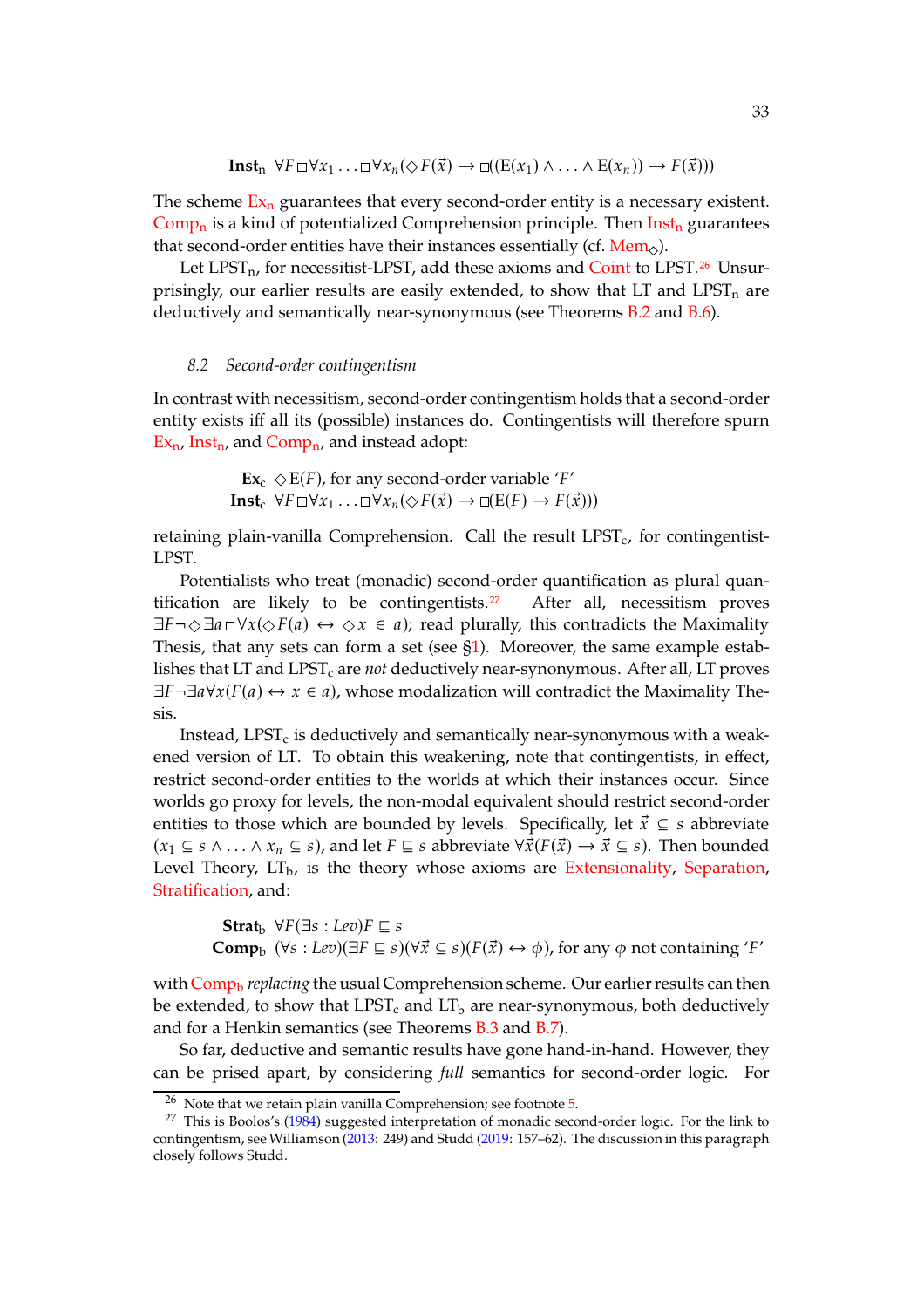**Inst**$_n$ $\forall F \Box \forall x_1 \ldots \Box \forall x_n(\Diamond F(\vec{x}) \rightarrow \Box((\mathrm{E}(x_1) \wedge \ldots \wedge \mathrm{E}(x_n)) \rightarrow F(\vec{x})))$

The scheme Ex$_n$ guarantees that every second-order entity is a necessary existent. Comp$_n$ is a kind of potentialized Comprehension principle. Then Inst$_n$ guarantees that second-order entities have their instances essentially (cf. Mem$_\Diamond$).

Let LPST$_n$, for necessitist-LPST, add these axioms and Coint to LPST.[26] Unsurprisingly, our earlier results are easily extended, to show that LT and LPST$_n$ are deductively and semantically near-synonymous (see Theorems B.2 and B.6).

### 8.2 Second-order contingentism

In contrast with necessitism, second-order contingentism holds that a second-order entity exists iff all its (possible) instances do. Contingentists will therefore spurn Ex$_n$, Inst$_n$, and Comp$_n$, and instead adopt:

**Ex**$_c$ $\Diamond \mathrm{E}(F)$, for any second-order variable '$F$'

**Inst**$_c$ $\forall F \Box \forall x_1 \ldots \Box \forall x_n(\Diamond F(\vec{x}) \rightarrow \Box(\mathrm{E}(F) \rightarrow F(\vec{x})))$

retaining plain-vanilla Comprehension. Call the result LPST$_c$, for contingentist-LPST.

Potentialists who treat (monadic) second-order quantification as plural quantification are likely to be contingentists.[27] After all, necessitism proves $\exists F \neg \Diamond \exists a \Box \forall x(\Diamond F(a) \leftrightarrow \Diamond x \in a)$; read plurally, this contradicts the Maximality Thesis, that any sets can form a set (see §1). Moreover, the same example establishes that LT and LPST$_c$ are *not* deductively near-synonymous. After all, LT proves $\exists F \neg \exists a \forall x(F(a) \leftrightarrow x \in a)$, whose modalization will contradict the Maximality Thesis.

Instead, LPST$_c$ is deductively and semantically near-synonymous with a weakened version of LT. To obtain this weakening, note that contingentists, in effect, restrict second-order entities to the worlds at which their instances occur. Since worlds go proxy for levels, the non-modal equivalent should restrict second-order entities to those which are bounded by levels. Specifically, let $\vec{x} \subseteq s$ abbreviate $(x_1 \subseteq s \wedge \ldots \wedge x_n \subseteq s)$, and let $F \sqsubseteq s$ abbreviate $\forall \vec{x}(F(\vec{x}) \rightarrow \vec{x} \subseteq s)$. Then bounded Level Theory, LT$_b$, is the theory whose axioms are Extensionality, Separation, Stratification, and:

**Strat**$_b$ $\forall F(\exists s : \mathit{Lev})F \sqsubseteq s$

**Comp**$_b$ $(\forall s : \mathit{Lev})(\exists F \sqsubseteq s)(\forall \vec{x} \subseteq s)(F(\vec{x}) \leftrightarrow \phi)$, for any $\phi$ not containing '$F$'

with Comp$_b$ *replacing* the usual Comprehension scheme. Our earlier results can then be extended, to show that LPST$_c$ and LT$_b$ are near-synonymous, both deductively and for a Henkin semantics (see Theorems B.3 and B.7).

So far, deductive and semantic results have gone hand-in-hand. However, they can be prised apart, by considering *full* semantics for second-order logic. For

---

[26] Note that we retain plain vanilla Comprehension; see footnote 5.

[27] This is Boolos's (1984) suggested interpretation of monadic second-order logic. For the link to contingentism, see Williamson (2013: 249) and Studd (2019: 157–62). The discussion in this paragraph closely follows Studd.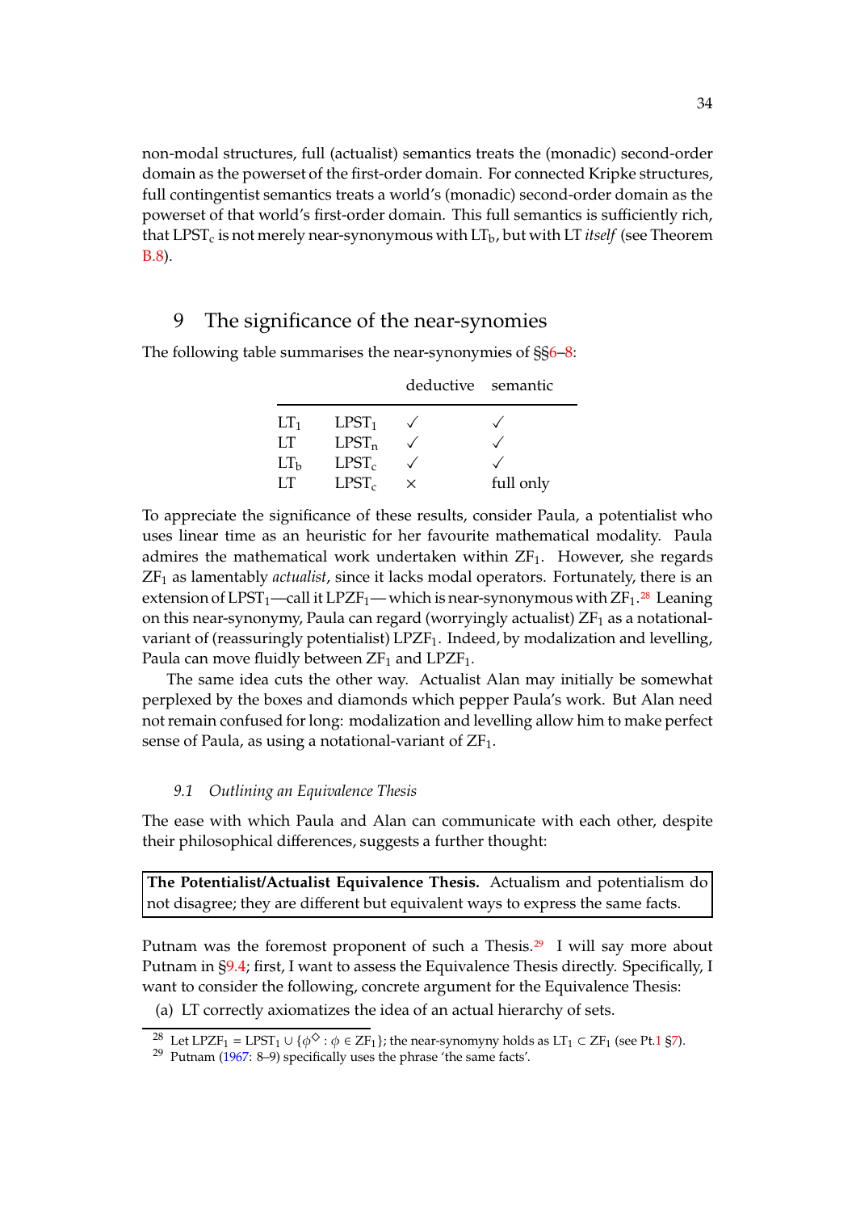non-modal structures, full (actualist) semantics treats the (monadic) second-order domain as the powerset of the first-order domain. For connected Kripke structures, full contingentist semantics treats a world's (monadic) second-order domain as the powerset of that world's first-order domain. This full semantics is sufficiently rich, that $\text{LPST}_\text{c}$ is not merely near-synonymous with $\text{LT}_\text{b}$, but with LT *itself* (see Theorem B.8).

## 9 The significance of the near-synonymies

The following table summarises the near-synonymies of §§6–8:

| | | deductive | semantic |
|---|---|---|---|
| $\text{LT}_1$ | $\text{LPST}_1$ | ✓ | ✓ |
| LT | $\text{LPST}_\text{n}$ | ✓ | ✓ |
| $\text{LT}_\text{b}$ | $\text{LPST}_\text{c}$ | ✓ | ✓ |
| LT | $\text{LPST}_\text{c}$ | × | full only |

To appreciate the significance of these results, consider Paula, a potentialist who uses linear time as an heuristic for her favourite mathematical modality. Paula admires the mathematical work undertaken within $\text{ZF}_1$. However, she regards $\text{ZF}_1$ as lamentably *actualist*, since it lacks modal operators. Fortunately, there is an extension of $\text{LPST}_1$—call it $\text{LPZF}_1$— which is near-synonymous with $\text{ZF}_1$.[28] Leaning on this near-synonymy, Paula can regard (worryingly actualist) $\text{ZF}_1$ as a notational-variant of (reassuringly potentialist) $\text{LPZF}_1$. Indeed, by modalization and levelling, Paula can move fluidly between $\text{ZF}_1$ and $\text{LPZF}_1$.

The same idea cuts the other way. Actualist Alan may initially be somewhat perplexed by the boxes and diamonds which pepper Paula's work. But Alan need not remain confused for long: modalization and levelling allow him to make perfect sense of Paula, as using a notational-variant of $\text{ZF}_1$.

### 9.1 *Outlining an Equivalence Thesis*

The ease with which Paula and Alan can communicate with each other, despite their philosophical differences, suggests a further thought:

> **The Potentialist/Actualist Equivalence Thesis.** Actualism and potentialism do not disagree; they are different but equivalent ways to express the same facts.

Putnam was the foremost proponent of such a Thesis.[29] I will say more about Putnam in §9.4; first, I want to assess the Equivalence Thesis directly. Specifically, I want to consider the following, concrete argument for the Equivalence Thesis:

(a) LT correctly axiomatizes the idea of an actual hierarchy of sets.

[28] Let $\text{LPZF}_1 = \text{LPST}_1 \cup \{\phi^\Diamond : \phi \in \text{ZF}_1\}$; the near-synonymy holds as $\text{LT}_1 \subset \text{ZF}_1$ (see Pt.1 §7).

[29] Putnam (1967: 8–9) specifically uses the phrase 'the same facts'.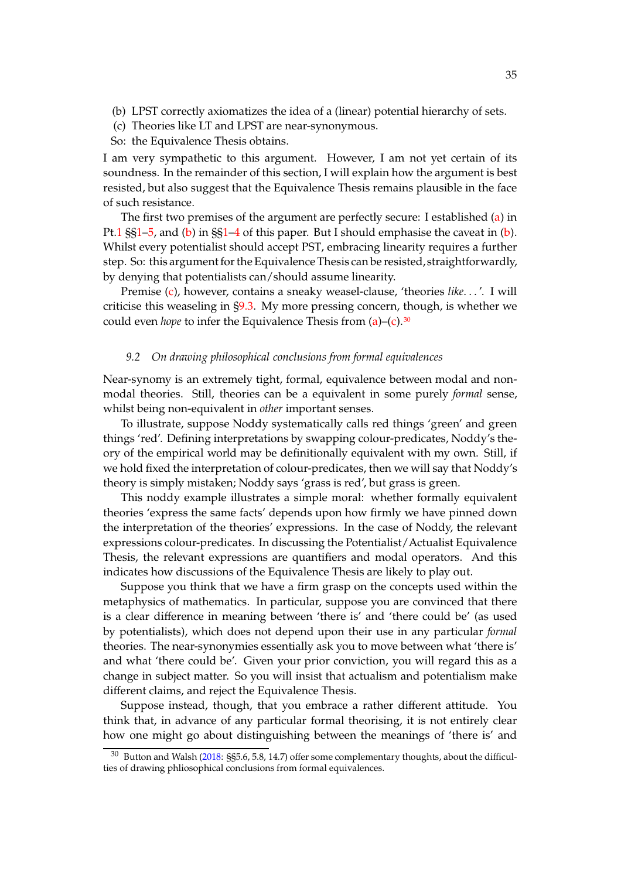(b) LPST correctly axiomatizes the idea of a (linear) potential hierarchy of sets.

(c) Theories like LT and LPST are near-synonymous.

So: the Equivalence Thesis obtains.

I am very sympathetic to this argument. However, I am not yet certain of its soundness. In the remainder of this section, I will explain how the argument is best resisted, but also suggest that the Equivalence Thesis remains plausible in the face of such resistance.

The first two premises of the argument are perfectly secure: I established (a) in Pt.1 §§1–5, and (b) in §§1–4 of this paper. But I should emphasise the caveat in (b). Whilst every potentialist should accept PST, embracing linearity requires a further step. So: this argument for the Equivalence Thesis can be resisted, straightforwardly, by denying that potentialists can/should assume linearity.

Premise (c), however, contains a sneaky weasel-clause, 'theories *like*. . . '. I will criticise this weaseling in §9.3. My more pressing concern, though, is whether we could even *hope* to infer the Equivalence Thesis from (a)–(c).[30]

### 9.2 On drawing philosophical conclusions from formal equivalences

Near-synomy is an extremely tight, formal, equivalence between modal and non-modal theories. Still, theories can be a equivalent in some purely *formal* sense, whilst being non-equivalent in *other* important senses.

To illustrate, suppose Noddy systematically calls red things 'green' and green things 'red'. Defining interpretations by swapping colour-predicates, Noddy's theory of the empirical world may be definitionally equivalent with my own. Still, if we hold fixed the interpretation of colour-predicates, then we will say that Noddy's theory is simply mistaken; Noddy says 'grass is red', but grass is green.

This noddy example illustrates a simple moral: whether formally equivalent theories 'express the same facts' depends upon how firmly we have pinned down the interpretation of the theories' expressions. In the case of Noddy, the relevant expressions colour-predicates. In discussing the Potentialist/Actualist Equivalence Thesis, the relevant expressions are quantifiers and modal operators. And this indicates how discussions of the Equivalence Thesis are likely to play out.

Suppose you think that we have a firm grasp on the concepts used within the metaphysics of mathematics. In particular, suppose you are convinced that there is a clear difference in meaning between 'there is' and 'there could be' (as used by potentialists), which does not depend upon their use in any particular *formal* theories. The near-synonymies essentially ask you to move between what 'there is' and what 'there could be'. Given your prior conviction, you will regard this as a change in subject matter. So you will insist that actualism and potentialism make different claims, and reject the Equivalence Thesis.

Suppose instead, though, that you embrace a rather different attitude. You think that, in advance of any particular formal theorising, it is not entirely clear how one might go about distinguishing between the meanings of 'there is' and

[30] Button and Walsh (2018: §§5.6, 5.8, 14.7) offer some complementary thoughts, about the difficulties of drawing phliosophical conclusions from formal equivalences.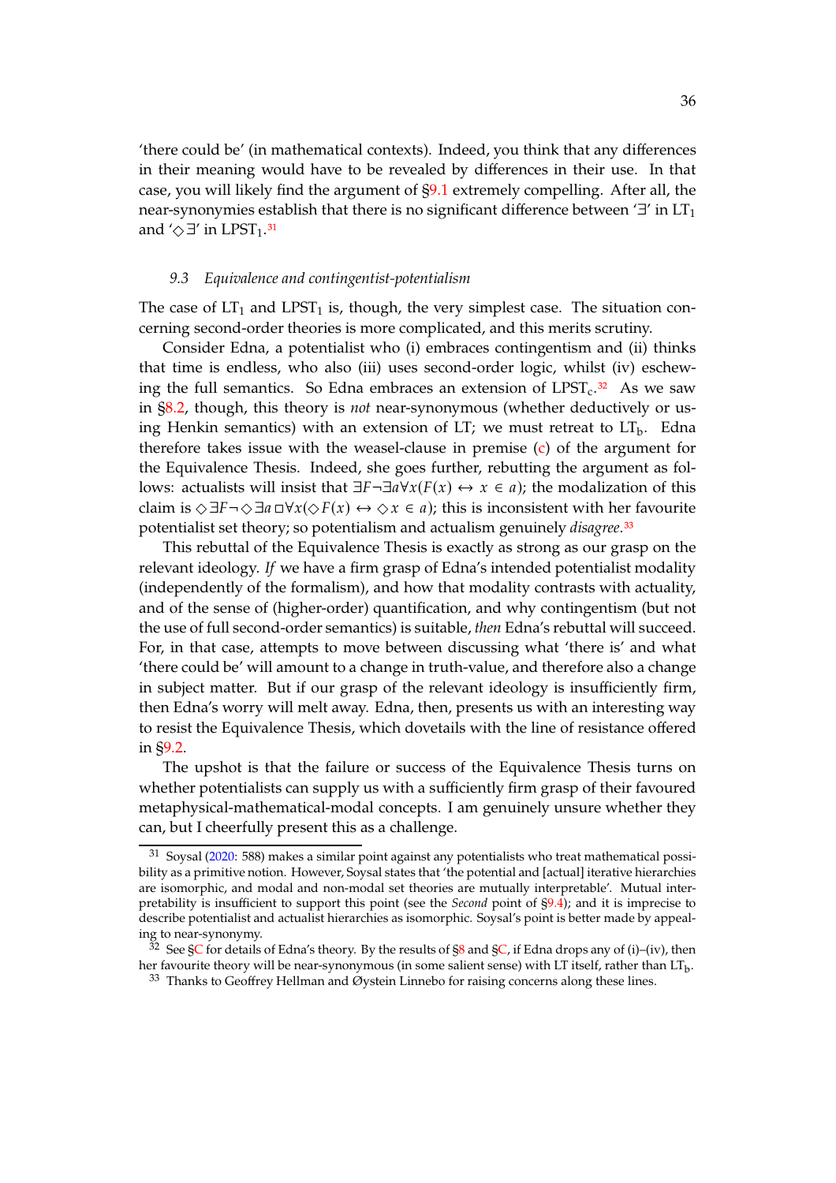'there could be' (in mathematical contexts). Indeed, you think that any differences in their meaning would have to be revealed by differences in their use. In that case, you will likely find the argument of §9.1 extremely compelling. After all, the near-synonymies establish that there is no significant difference between '$\exists$' in $LT_1$ and '$\Diamond\exists$' in $LPST_1$.[31]

### 9.3 Equivalence and contingentist-potentialism

The case of $LT_1$ and $LPST_1$ is, though, the very simplest case. The situation concerning second-order theories is more complicated, and this merits scrutiny.

Consider Edna, a potentialist who (i) embraces contingentism and (ii) thinks that time is endless, who also (iii) uses second-order logic, whilst (iv) eschewing the full semantics. So Edna embraces an extension of $LPST_c$.[32] As we saw in §8.2, though, this theory is *not* near-synonymous (whether deductively or using Henkin semantics) with an extension of LT; we must retreat to $LT_b$. Edna therefore takes issue with the weasel-clause in premise (c) of the argument for the Equivalence Thesis. Indeed, she goes further, rebutting the argument as follows: actualists will insist that $\exists F \neg \exists a \forall x (F(x) \leftrightarrow x \in a)$; the modalization of this claim is $\Diamond \exists F \neg \Diamond \exists a \Box \forall x (\Diamond F(x) \leftrightarrow \Diamond x \in a)$; this is inconsistent with her favourite potentialist set theory; so potentialism and actualism genuinely *disagree*.[33]

This rebuttal of the Equivalence Thesis is exactly as strong as our grasp on the relevant ideology. *If* we have a firm grasp of Edna's intended potentialist modality (independently of the formalism), and how that modality contrasts with actuality, and of the sense of (higher-order) quantification, and why contingentism (but not the use of full second-order semantics) is suitable, *then* Edna's rebuttal will succeed. For, in that case, attempts to move between discussing what 'there is' and what 'there could be' will amount to a change in truth-value, and therefore also a change in subject matter. But if our grasp of the relevant ideology is insufficiently firm, then Edna's worry will melt away. Edna, then, presents us with an interesting way to resist the Equivalence Thesis, which dovetails with the line of resistance offered in §9.2.

The upshot is that the failure or success of the Equivalence Thesis turns on whether potentialists can supply us with a sufficiently firm grasp of their favoured metaphysical-mathematical-modal concepts. I am genuinely unsure whether they can, but I cheerfully present this as a challenge.

---

[31] Soysal (2020: 588) makes a similar point against any potentialists who treat mathematical possibility as a primitive notion. However, Soysal states that 'the potential and [actual] iterative hierarchies are isomorphic, and modal and non-modal set theories are mutually interpretable'. Mutual interpretability is insufficient to support this point (see the *Second* point of §9.4); and it is imprecise to describe potentialist and actualist hierarchies as isomorphic. Soysal's point is better made by appealing to near-synonymy.

[32] See §C for details of Edna's theory. By the results of §8 and §C, if Edna drops any of (i)–(iv), then her favourite theory will be near-synonymous (in some salient sense) with LT itself, rather than $LT_b$.

[33] Thanks to Geoffrey Hellman and Øystein Linnebo for raising concerns along these lines.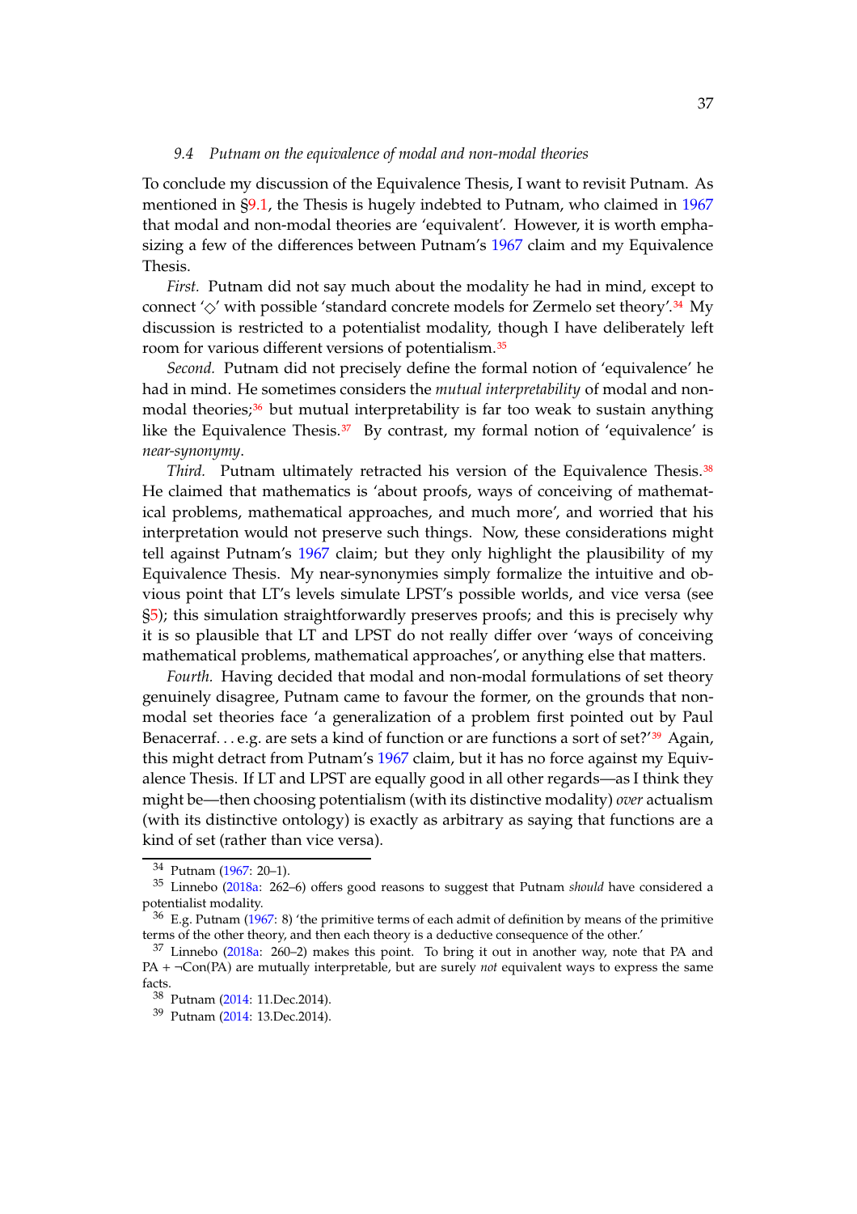### 9.4 Putnam on the equivalence of modal and non-modal theories

To conclude my discussion of the Equivalence Thesis, I want to revisit Putnam. As mentioned in §9.1, the Thesis is hugely indebted to Putnam, who claimed in 1967 that modal and non-modal theories are 'equivalent'. However, it is worth emphasizing a few of the differences between Putnam's 1967 claim and my Equivalence Thesis.

*First.* Putnam did not say much about the modality he had in mind, except to connect '$\Diamond$' with possible 'standard concrete models for Zermelo set theory'.[34] My discussion is restricted to a potentialist modality, though I have deliberately left room for various different versions of potentialism.[35]

*Second.* Putnam did not precisely define the formal notion of 'equivalence' he had in mind. He sometimes considers the *mutual interpretability* of modal and non-modal theories;[36] but mutual interpretability is far too weak to sustain anything like the Equivalence Thesis.[37] By contrast, my formal notion of 'equivalence' is *near-synonymy*.

*Third.* Putnam ultimately retracted his version of the Equivalence Thesis.[38] He claimed that mathematics is 'about proofs, ways of conceiving of mathematical problems, mathematical approaches, and much more', and worried that his interpretation would not preserve such things. Now, these considerations might tell against Putnam's 1967 claim; but they only highlight the plausibility of my Equivalence Thesis. My near-synonymies simply formalize the intuitive and obvious point that LT's levels simulate LPST's possible worlds, and vice versa (see §5); this simulation straightforwardly preserves proofs; and this is precisely why it is so plausible that LT and LPST do not really differ over 'ways of conceiving mathematical problems, mathematical approaches', or anything else that matters.

*Fourth.* Having decided that modal and non-modal formulations of set theory genuinely disagree, Putnam came to favour the former, on the grounds that non-modal set theories face 'a generalization of a problem first pointed out by Paul Benacerraf... e.g. are sets a kind of function or are functions a sort of set?'[39] Again, this might detract from Putnam's 1967 claim, but it has no force against my Equivalence Thesis. If LT and LPST are equally good in all other regards—as I think they might be—then choosing potentialism (with its distinctive modality) *over* actualism (with its distinctive ontology) is exactly as arbitrary as saying that functions are a kind of set (rather than vice versa).

---

[34] Putnam (1967: 20–1).

[35] Linnebo (2018a: 262–6) offers good reasons to suggest that Putnam *should* have considered a potentialist modality.

[36] E.g. Putnam (1967: 8) 'the primitive terms of each admit of definition by means of the primitive terms of the other theory, and then each theory is a deductive consequence of the other.'

[37] Linnebo (2018a: 260–2) makes this point. To bring it out in another way, note that PA and PA + $\neg$Con(PA) are mutually interpretable, but are surely *not* equivalent ways to express the same facts.

[38] Putnam (2014: 11.Dec.2014).

[39] Putnam (2014: 13.Dec.2014).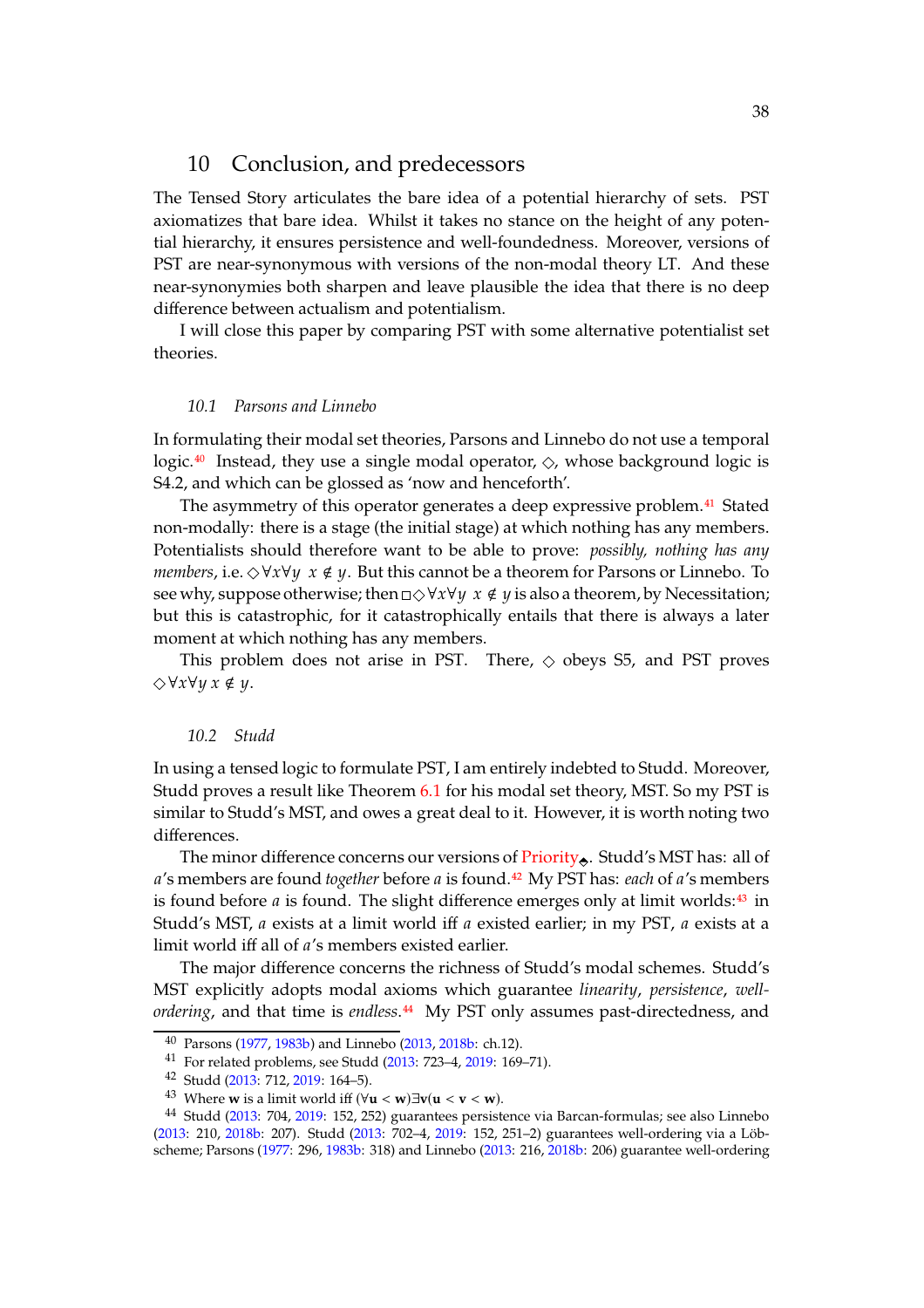## 10 Conclusion, and predecessors

The Tensed Story articulates the bare idea of a potential hierarchy of sets. PST axiomatizes that bare idea. Whilst it takes no stance on the height of any potential hierarchy, it ensures persistence and well-foundedness. Moreover, versions of PST are near-synonymous with versions of the non-modal theory LT. And these near-synonymies both sharpen and leave plausible the idea that there is no deep difference between actualism and potentialism.

I will close this paper by comparing PST with some alternative potentialist set theories.

### 10.1 Parsons and Linnebo

In formulating their modal set theories, Parsons and Linnebo do not use a temporal logic.[40] Instead, they use a single modal operator, $\Diamond$, whose background logic is S4.2, and which can be glossed as 'now and henceforth'.

The asymmetry of this operator generates a deep expressive problem.[41] Stated non-modally: there is a stage (the initial stage) at which nothing has any members. Potentialists should therefore want to be able to prove: *possibly, nothing has any members*, i.e. $\Diamond\forall x\forall y\ x \notin y$. But this cannot be a theorem for Parsons or Linnebo. To see why, suppose otherwise; then $\Box\Diamond\forall x\forall y\ x \notin y$ is also a theorem, by Necessitation; but this is catastrophic, for it catastrophically entails that there is always a later moment at which nothing has any members.

This problem does not arise in PST. There, $\Diamond$ obeys S5, and PST proves $\Diamond\forall x\forall y\, x \notin y$.

### 10.2 Studd

In using a tensed logic to formulate PST, I am entirely indebted to Studd. Moreover, Studd proves a result like Theorem 6.1 for his modal set theory, MST. So my PST is similar to Studd's MST, and owes a great deal to it. However, it is worth noting two differences.

The minor difference concerns our versions of Priority$_{\blacklozenge}$. Studd's MST has: all of $a$'s members are found *together* before $a$ is found.[42] My PST has: *each* of $a$'s members is found before $a$ is found. The slight difference emerges only at limit worlds:[43] in Studd's MST, $a$ exists at a limit world iff $a$ existed earlier; in my PST, $a$ exists at a limit world iff all of $a$'s members existed earlier.

The major difference concerns the richness of Studd's modal schemes. Studd's MST explicitly adopts modal axioms which guarantee *linearity*, *persistence*, *well-ordering*, and that time is *endless*.[44] My PST only assumes past-directedness, and

---

40 Parsons (1977, 1983b) and Linnebo (2013, 2018b: ch.12).

41 For related problems, see Studd (2013: 723–4, 2019: 169–71).

42 Studd (2013: 712, 2019: 164–5).

43 Where $\mathbf{w}$ is a limit world iff $(\forall \mathbf{u} < \mathbf{w})\exists \mathbf{v}(\mathbf{u} < \mathbf{v} < \mathbf{w})$.

44 Studd (2013: 704, 2019: 152, 252) guarantees persistence via Barcan-formulas; see also Linnebo (2013: 210, 2018b: 207). Studd (2013: 702–4, 2019: 152, 251–2) guarantees well-ordering via a Löb-scheme; Parsons (1977: 296, 1983b: 318) and Linnebo (2013: 216, 2018b: 206) guarantee well-ordering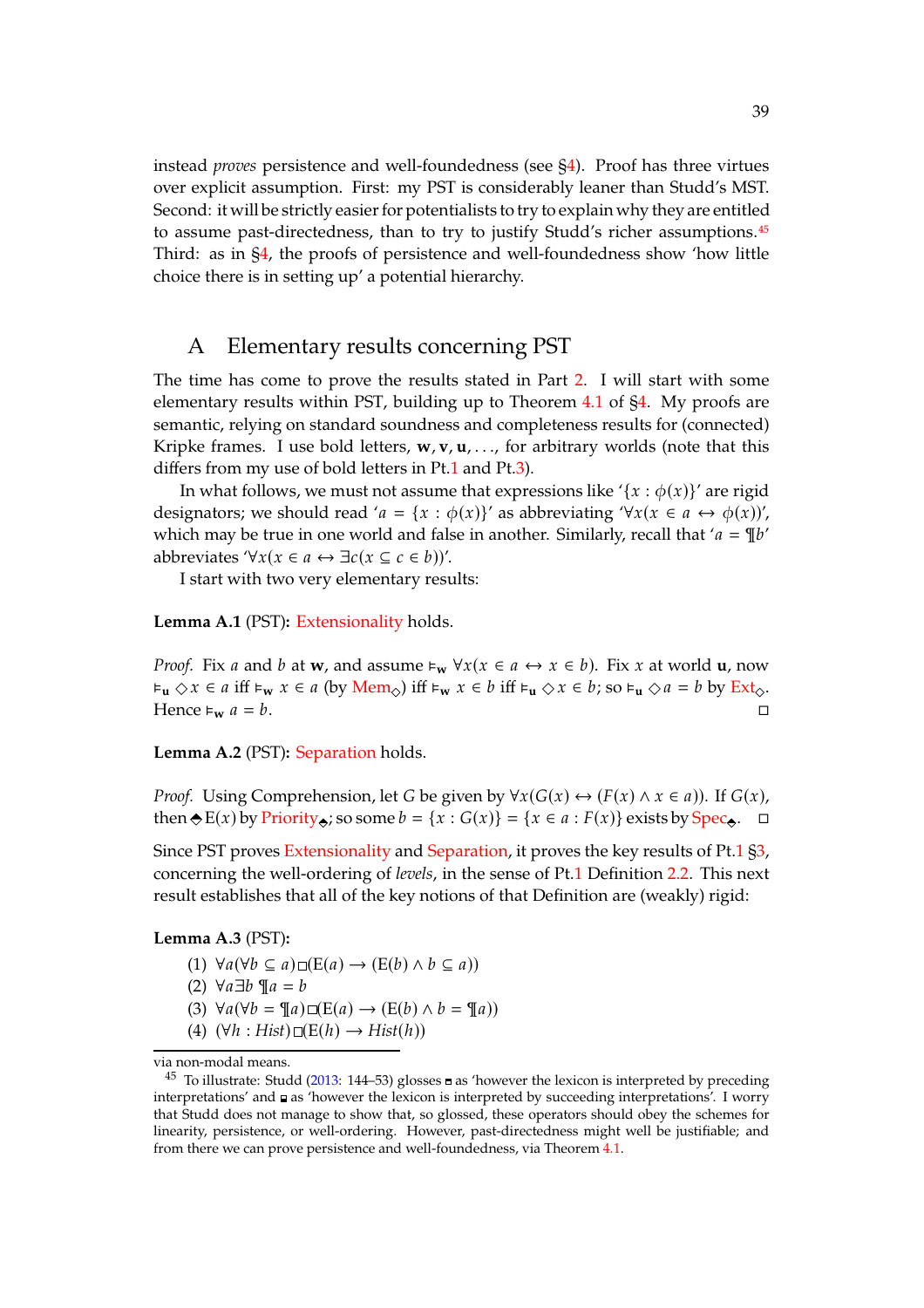instead *proves* persistence and well-foundedness (see §4). Proof has three virtues over explicit assumption. First: my PST is considerably leaner than Studd's MST. Second: it will be strictly easier for potentialists to try to explain why they are entitled to assume past-directedness, than to try to justify Studd's richer assumptions.[45] Third: as in §4, the proofs of persistence and well-foundedness show 'how little choice there is in setting up' a potential hierarchy.

## A Elementary results concerning PST

The time has come to prove the results stated in Part 2. I will start with some elementary results within PST, building up to Theorem 4.1 of §4. My proofs are semantic, relying on standard soundness and completeness results for (connected) Kripke frames. I use bold letters, $\mathbf{w}, \mathbf{v}, \mathbf{u}, \ldots$, for arbitrary worlds (note that this differs from my use of bold letters in Pt.1 and Pt.3).

In what follows, we must not assume that expressions like '$\{x : \phi(x)\}$' are rigid designators; we should read '$a = \{x : \phi(x)\}$' as abbreviating '$\forall x(x \in a \leftrightarrow \phi(x))$', which may be true in one world and false in another. Similarly, recall that '$a = \P b$' abbreviates '$\forall x(x \in a \leftrightarrow \exists c(x \subseteq c \in b))$'.

I start with two very elementary results:

**Lemma A.1** (PST)**:** Extensionality holds.

*Proof.* Fix $a$ and $b$ at $\mathbf{w}$, and assume $\vDash_{\mathbf{w}} \forall x(x \in a \leftrightarrow x \in b)$. Fix $x$ at world $\mathbf{u}$, now $\vDash_{\mathbf{u}} \Diamond x \in a$ iff $\vDash_{\mathbf{w}} x \in a$ (by $\text{Mem}_{\Diamond}$) iff $\vDash_{\mathbf{w}} x \in b$ iff $\vDash_{\mathbf{u}} \Diamond x \in b$; so $\vDash_{\mathbf{u}} \Diamond a = b$ by $\text{Ext}_{\Diamond}$. Hence $\vDash_{\mathbf{w}} a = b$. □

**Lemma A.2** (PST)**:** Separation holds.

*Proof.* Using Comprehension, let $G$ be given by $\forall x(G(x) \leftrightarrow (F(x) \wedge x \in a))$. If $G(x)$, then $\Diamond\!\!\!\!\!\!\blacklozenge \mathrm{E}(x)$ by $\text{Priority}_{\blacklozenge}$; so some $b = \{x : G(x)\} = \{x \in a : F(x)\}$ exists by $\text{Spec}_{\blacklozenge}$. □

Since PST proves Extensionality and Separation, it proves the key results of Pt.1 §3, concerning the well-ordering of *levels*, in the sense of Pt.1 Definition 2.2. This next result establishes that all of the key notions of that Definition are (weakly) rigid:

**Lemma A.3** (PST)**:**

(1) $\forall a(\forall b \subseteq a)\Box(\mathrm{E}(a) \rightarrow (\mathrm{E}(b) \wedge b \subseteq a))$
(2) $\forall a \exists b \, \P a = b$
(3) $\forall a(\forall b = \P a)\Box(\mathrm{E}(a) \rightarrow (\mathrm{E}(b) \wedge b = \P a))$
(4) $(\forall h : \mathit{Hist})\Box(\mathrm{E}(h) \rightarrow \mathit{Hist}(h))$

via non-modal means.

[45] To illustrate: Studd (2013: 144–53) glosses $\blacksquare$ as 'however the lexicon is interpreted by preceding interpretations' and $\Box$ as 'however the lexicon is interpreted by succeeding interpretations'. I worry that Studd does not manage to show that, so glossed, these operators should obey the schemes for linearity, persistence, or well-ordering. However, past-directedness might well be justifiable; and from there we can prove persistence and well-foundedness, via Theorem 4.1.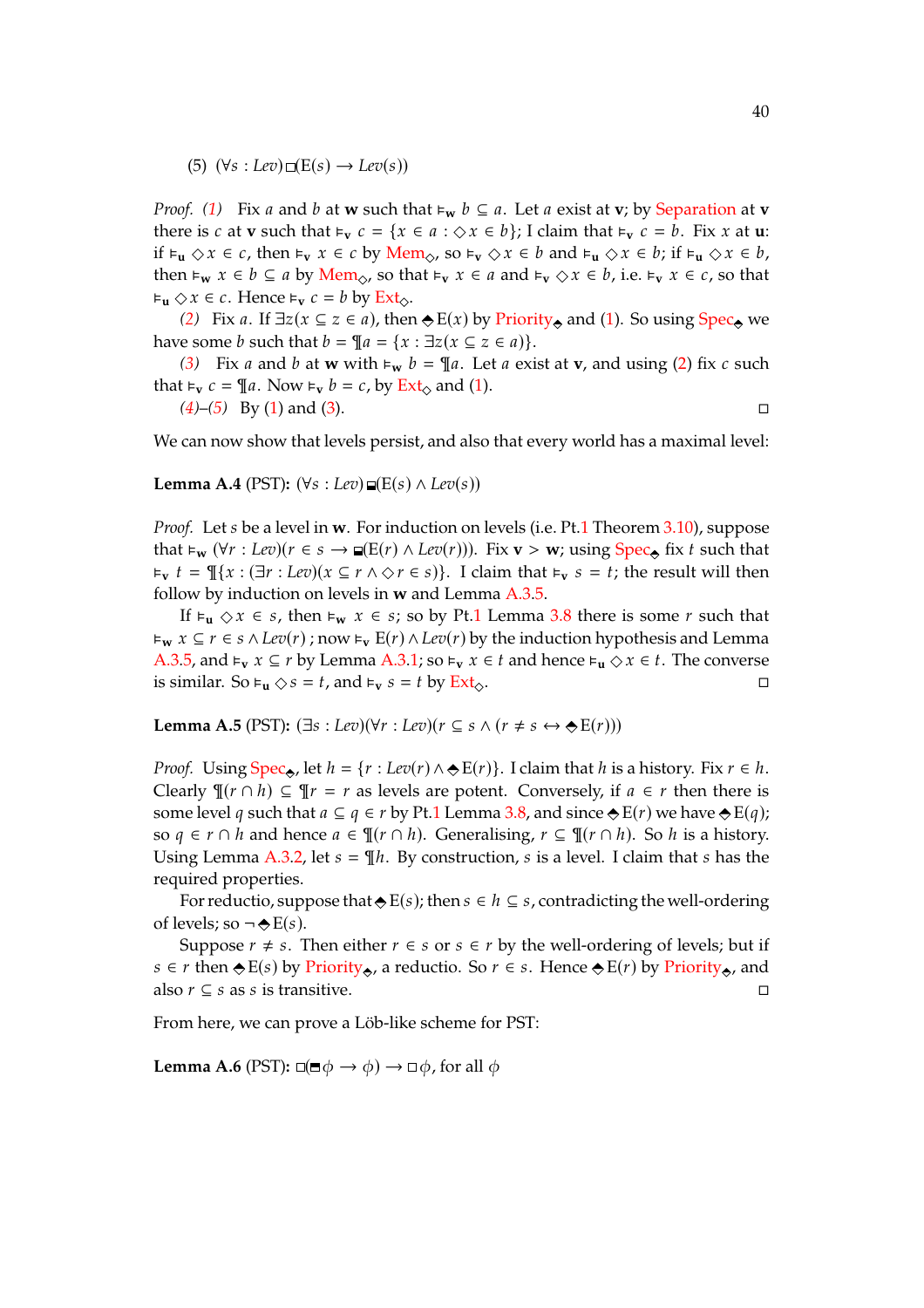(5) $(\forall s : Lev)\Box(\mathrm{E}(s) \rightarrow Lev(s))$

*Proof.* *(1)* Fix $a$ and $b$ at $\mathbf{w}$ such that $\vDash_{\mathbf{w}} b \subseteq a$. Let $a$ exist at $\mathbf{v}$; by Separation at $\mathbf{v}$ there is $c$ at $\mathbf{v}$ such that $\vDash_{\mathbf{v}} c = \{x \in a : \Diamond x \in b\}$; I claim that $\vDash_{\mathbf{v}} c = b$. Fix $x$ at $\mathbf{u}$: if $\vDash_{\mathbf{u}} \Diamond x \in c$, then $\vDash_{\mathbf{v}} x \in c$ by Mem$_{\Diamond}$, so $\vDash_{\mathbf{v}} \Diamond x \in b$ and $\vDash_{\mathbf{u}} \Diamond x \in b$; if $\vDash_{\mathbf{u}} \Diamond x \in b$, then $\vDash_{\mathbf{w}} x \in b \subseteq a$ by Mem$_{\Diamond}$, so that $\vDash_{\mathbf{v}} x \in a$ and $\vDash_{\mathbf{v}} \Diamond x \in b$, i.e. $\vDash_{\mathbf{v}} x \in c$, so that $\vDash_{\mathbf{u}} \Diamond x \in c$. Hence $\vDash_{\mathbf{v}} c = b$ by Ext$_{\Diamond}$.

*(2)* Fix $a$. If $\exists z(x \subseteq z \in a)$, then $\blacklozenge \mathrm{E}(x)$ by Priority$_{\blacklozenge}$ and (1). So using Spec$_{\blacklozenge}$ we have some $b$ such that $b = ¶a = \{x : \exists z(x \subseteq z \in a)\}$.

*(3)* Fix $a$ and $b$ at $\mathbf{w}$ with $\vDash_{\mathbf{w}} b = ¶a$. Let $a$ exist at $\mathbf{v}$, and using (2) fix $c$ such that $\vDash_{\mathbf{v}} c = ¶a$. Now $\vDash_{\mathbf{v}} b = c$, by Ext$_{\Diamond}$ and (1).

*(4)–(5)* By (1) and (3). □

We can now show that levels persist, and also that every world has a maximal level:

**Lemma A.4** (PST)**:** $(\forall s : Lev)\blacksquare(\mathrm{E}(s) \wedge Lev(s))$

*Proof.* Let $s$ be a level in $\mathbf{w}$. For induction on levels (i.e. Pt.1 Theorem 3.10), suppose that $\vDash_{\mathbf{w}} (\forall r : Lev)(r \in s \rightarrow \blacksquare(\mathrm{E}(r) \wedge Lev(r)))$. Fix $\mathbf{v} > \mathbf{w}$; using Spec$_{\blacklozenge}$ fix $t$ such that $\vDash_{\mathbf{v}} t = ¶\{x : (\exists r : Lev)(x \subseteq r \wedge \Diamond r \in s)\}$. I claim that $\vDash_{\mathbf{v}} s = t$; the result will then follow by induction on levels in $\mathbf{w}$ and Lemma A.3.5.

If $\vDash_{\mathbf{u}} \Diamond x \in s$, then $\vDash_{\mathbf{w}} x \in s$; so by Pt.1 Lemma 3.8 there is some $r$ such that $\vDash_{\mathbf{w}} x \subseteq r \in s \wedge Lev(r)$ ; now $\vDash_{\mathbf{v}} \mathrm{E}(r) \wedge Lev(r)$ by the induction hypothesis and Lemma A.3.5, and $\vDash_{\mathbf{v}} x \subseteq r$ by Lemma A.3.1; so $\vDash_{\mathbf{v}} x \in t$ and hence $\vDash_{\mathbf{u}} \Diamond x \in t$. The converse is similar. So $\vDash_{\mathbf{u}} \Diamond s = t$, and $\vDash_{\mathbf{v}} s = t$ by Ext$_{\Diamond}$. □

**Lemma A.5** (PST)**:** $(\exists s : Lev)(\forall r : Lev)(r \subseteq s \wedge (r \neq s \leftrightarrow \blacklozenge \mathrm{E}(r)))$

*Proof.* Using Spec$_{\blacklozenge}$, let $h = \{r : Lev(r) \wedge \blacklozenge \mathrm{E}(r)\}$. I claim that $h$ is a history. Fix $r \in h$. Clearly $¶(r \cap h) \subseteq ¶r = r$ as levels are potent. Conversely, if $a \in r$ then there is some level $q$ such that $a \subseteq q \in r$ by Pt.1 Lemma 3.8, and since $\blacklozenge \mathrm{E}(r)$ we have $\blacklozenge \mathrm{E}(q)$; so $q \in r \cap h$ and hence $a \in ¶(r \cap h)$. Generalising, $r \subseteq ¶(r \cap h)$. So $h$ is a history. Using Lemma A.3.2, let $s = ¶h$. By construction, $s$ is a level. I claim that $s$ has the required properties.

For reductio, suppose that $\blacklozenge \mathrm{E}(s)$; then $s \in h \subseteq s$, contradicting the well-ordering of levels; so $\neg \blacklozenge \mathrm{E}(s)$.

Suppose $r \neq s$. Then either $r \in s$ or $s \in r$ by the well-ordering of levels; but if $s \in r$ then $\blacklozenge \mathrm{E}(s)$ by Priority$_{\blacklozenge}$, a reductio. So $r \in s$. Hence $\blacklozenge \mathrm{E}(r)$ by Priority$_{\blacklozenge}$, and also $r \subseteq s$ as $s$ is transitive. □

From here, we can prove a Löb-like scheme for PST:

**Lemma A.6** (PST)**:** $\Box(\blacksquare\phi \rightarrow \phi) \rightarrow \Box\phi$, for all $\phi$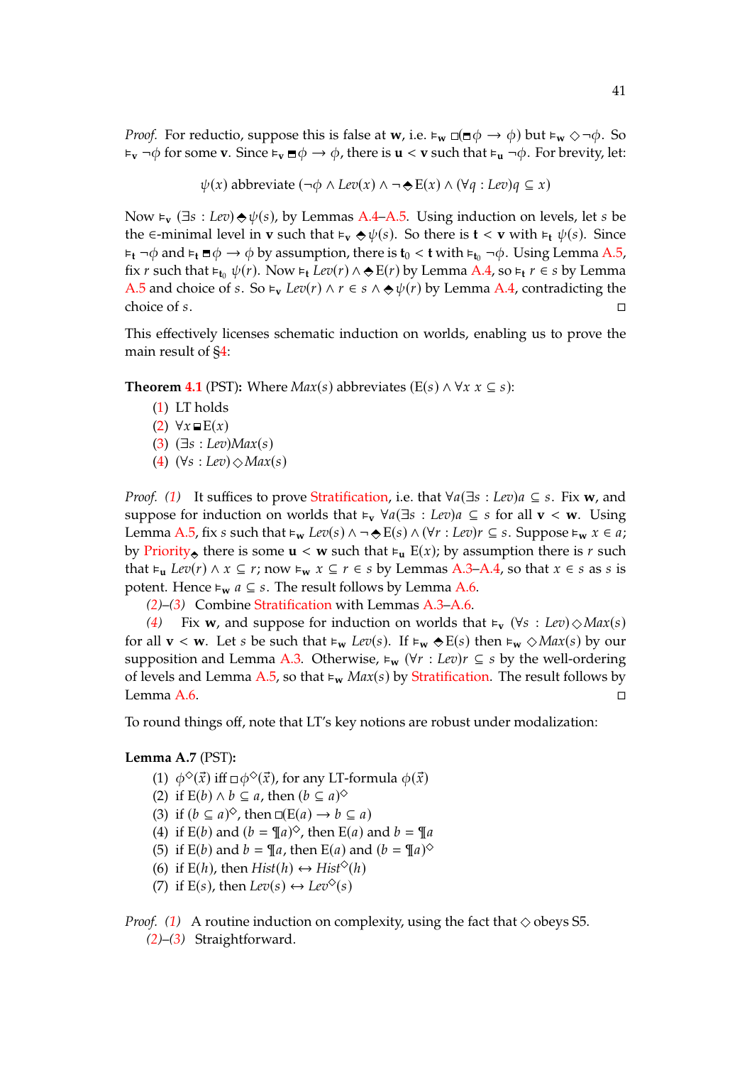*Proof.* For reductio, suppose this is false at $\mathbf{w}$, i.e. $\vDash_\mathbf{w} \Box(\blacksquare\phi \to \phi)$ but $\vDash_\mathbf{w} \Diamond\neg\phi$. So $\vDash_\mathbf{v} \neg\phi$ for some $\mathbf{v}$. Since $\vDash_\mathbf{v} \blacksquare\phi \to \phi$, there is $\mathbf{u} < \mathbf{v}$ such that $\vDash_\mathbf{u} \neg\phi$. For brevity, let:

$$\psi(x) \text{ abbreviate } (\neg\phi \wedge \mathit{Lev}(x) \wedge \neg\blacklozenge\mathrm{E}(x) \wedge (\forall q : \mathit{Lev})q \subseteq x)$$

Now $\vDash_\mathbf{v} (\exists s : \mathit{Lev})\blacklozenge\psi(s)$, by Lemmas A.4–A.5. Using induction on levels, let $s$ be the $\in$-minimal level in $\mathbf{v}$ such that $\vDash_\mathbf{v} \blacklozenge\psi(s)$. So there is $\mathbf{t} < \mathbf{v}$ with $\vDash_\mathbf{t} \psi(s)$. Since $\vDash_\mathbf{t} \neg\phi$ and $\vDash_\mathbf{t} \blacksquare\phi \to \phi$ by assumption, there is $\mathbf{t}_0 < \mathbf{t}$ with $\vDash_{\mathbf{t}_0} \neg\phi$. Using Lemma A.5, fix $r$ such that $\vDash_{\mathbf{t}_0} \psi(r)$. Now $\vDash_\mathbf{t} \mathit{Lev}(r) \wedge \blacklozenge\mathrm{E}(r)$ by Lemma A.4, so $\vDash_\mathbf{t} r \in s$ by Lemma A.5 and choice of $s$. So $\vDash_\mathbf{v} \mathit{Lev}(r) \wedge r \in s \wedge \blacklozenge\psi(r)$ by Lemma A.4, contradicting the choice of $s$. □

This effectively licenses schematic induction on worlds, enabling us to prove the main result of §4:

**Theorem 4.1** (PST)**:** Where $\mathit{Max}(s)$ abbreviates $(\mathrm{E}(s) \wedge \forall x\, x \subseteq s)$:

(1) LT holds
(2) $\forall x \blacksquare\mathrm{E}(x)$
(3) $(\exists s : \mathit{Lev})\mathit{Max}(s)$
(4) $(\forall s : \mathit{Lev})\Diamond\mathit{Max}(s)$

*Proof.* *(1)* It suffices to prove Stratification, i.e. that $\forall a(\exists s : \mathit{Lev})a \subseteq s$. Fix $\mathbf{w}$, and suppose for induction on worlds that $\vDash_\mathbf{v} \forall a(\exists s : \mathit{Lev})a \subseteq s$ for all $\mathbf{v} < \mathbf{w}$. Using Lemma A.5, fix $s$ such that $\vDash_\mathbf{w} \mathit{Lev}(s) \wedge \neg\blacklozenge\mathrm{E}(s) \wedge (\forall r : \mathit{Lev})r \subseteq s$. Suppose $\vDash_\mathbf{w} x \in a$; by Priority$_\blacklozenge$ there is some $\mathbf{u} < \mathbf{w}$ such that $\vDash_\mathbf{u} \mathrm{E}(x)$; by assumption there is $r$ such that $\vDash_\mathbf{u} \mathit{Lev}(r) \wedge x \subseteq r$; now $\vDash_\mathbf{w} x \subseteq r \in s$ by Lemmas A.3–A.4, so that $x \in s$ as $s$ is potent. Hence $\vDash_\mathbf{w} a \subseteq s$. The result follows by Lemma A.6.

*(2)–(3)* Combine Stratification with Lemmas A.3–A.6.

*(4)* Fix $\mathbf{w}$, and suppose for induction on worlds that $\vDash_\mathbf{v} (\forall s : \mathit{Lev})\Diamond\mathit{Max}(s)$ for all $\mathbf{v} < \mathbf{w}$. Let $s$ be such that $\vDash_\mathbf{w} \mathit{Lev}(s)$. If $\vDash_\mathbf{w} \blacklozenge\mathrm{E}(s)$ then $\vDash_\mathbf{w} \Diamond\mathit{Max}(s)$ by our supposition and Lemma A.3. Otherwise, $\vDash_\mathbf{w} (\forall r : \mathit{Lev})r \subseteq s$ by the well-ordering of levels and Lemma A.5, so that $\vDash_\mathbf{w} \mathit{Max}(s)$ by Stratification. The result follows by Lemma A.6. □

To round things off, note that LT's key notions are robust under modalization:

**Lemma A.7** (PST)**:**

(1) $\phi^\Diamond(\vec{x})$ iff $\Box\phi^\Diamond(\vec{x})$, for any LT-formula $\phi(\vec{x})$
(2) if $\mathrm{E}(b) \wedge b \subseteq a$, then $(b \subseteq a)^\Diamond$
(3) if $(b \subseteq a)^\Diamond$, then $\Box(\mathrm{E}(a) \to b \subseteq a)$
(4) if $\mathrm{E}(b)$ and $(b = \P a)^\Diamond$, then $\mathrm{E}(a)$ and $b = \P a$
(5) if $\mathrm{E}(b)$ and $b = \P a$, then $\mathrm{E}(a)$ and $(b = \P a)^\Diamond$
(6) if $\mathrm{E}(h)$, then $\mathit{Hist}(h) \leftrightarrow \mathit{Hist}^\Diamond(h)$
(7) if $\mathrm{E}(s)$, then $\mathit{Lev}(s) \leftrightarrow \mathit{Lev}^\Diamond(s)$

*Proof.* *(1)* A routine induction on complexity, using the fact that $\Diamond$ obeys S5.

*(2)–(3)* Straightforward.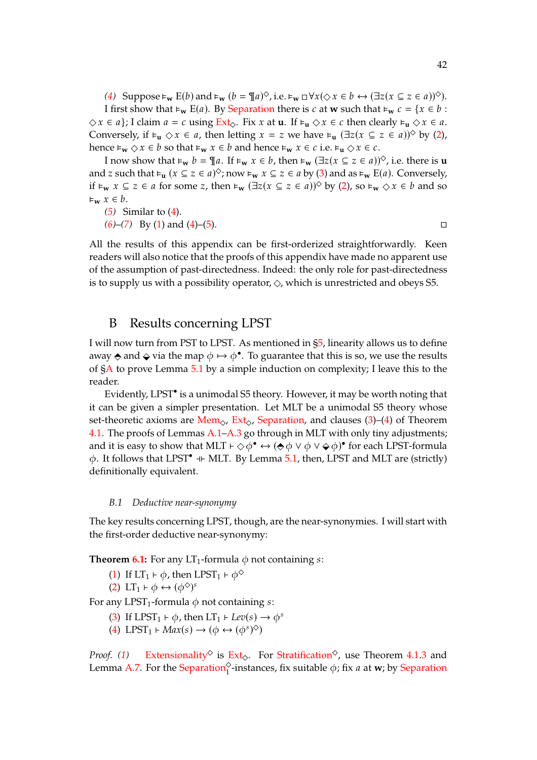*(4)* Suppose $\vDash_{\mathbf{w}} \mathrm{E}(b)$ and $\vDash_{\mathbf{w}} (b = ¶a)^{\Diamond}$, i.e. $\vDash_{\mathbf{w}} \Box\forall x(\Diamond x \in b \leftrightarrow (\exists z(x \subseteq z \in a))^{\Diamond})$.

I first show that $\vDash_{\mathbf{w}} \mathrm{E}(a)$. By Separation there is $c$ at $\mathbf{w}$ such that $\vDash_{\mathbf{w}} c = \{x \in b : \Diamond x \in a\}$; I claim $a = c$ using Ext$_\Diamond$. Fix $x$ at $\mathbf{u}$. If $\vDash_{\mathbf{u}} \Diamond x \in c$ then clearly $\vDash_{\mathbf{u}} \Diamond x \in a$. Conversely, if $\vDash_{\mathbf{u}} \Diamond x \in a$, then letting $x = z$ we have $\vDash_{\mathbf{u}} (\exists z(x \subseteq z \in a))^{\Diamond}$ by (2), hence $\vDash_{\mathbf{w}} \Diamond x \in b$ so that $\vDash_{\mathbf{w}} x \in b$ and hence $\vDash_{\mathbf{w}} x \in c$ i.e. $\vDash_{\mathbf{u}} \Diamond x \in c$.

I now show that $\vDash_{\mathbf{w}} b = ¶a$. If $\vDash_{\mathbf{w}} x \in b$, then $\vDash_{\mathbf{w}} (\exists z(x \subseteq z \in a))^{\Diamond}$, i.e. there is $\mathbf{u}$ and $z$ such that $\vDash_{\mathbf{u}} (x \subseteq z \in a)^{\Diamond}$; now $\vDash_{\mathbf{w}} x \subseteq z \in a$ by (3) and as $\vDash_{\mathbf{w}} \mathrm{E}(a)$. Conversely, if $\vDash_{\mathbf{w}} x \subseteq z \in a$ for some $z$, then $\vDash_{\mathbf{w}} (\exists z(x \subseteq z \in a))^{\Diamond}$ by (2), so $\vDash_{\mathbf{w}} \Diamond x \in b$ and so $\vDash_{\mathbf{w}} x \in b$.

*(5)* Similar to (4).

*(6)–(7)* By (1) and (4)–(5). □

All the results of this appendix can be first-orderized straightforwardly. Keen readers will also notice that the proofs of this appendix have made no apparent use of the assumption of past-directedness. Indeed: the only role for past-directedness is to supply us with a possibility operator, $\Diamond$, which is unrestricted and obeys S5.

## B Results concerning LPST

I will now turn from PST to LPST. As mentioned in §5, linearity allows us to define away $\blacklozenge$ and $\blacklozenge$ via the map $\phi \mapsto \phi^{\bullet}$. To guarantee that this is so, we use the results of §A to prove Lemma 5.1 by a simple induction on complexity; I leave this to the reader.

Evidently, LPST$^{\bullet}$ is a unimodal S5 theory. However, it may be worth noting that it can be given a simpler presentation. Let MLT be a unimodal S5 theory whose set-theoretic axioms are Mem$_\Diamond$, Ext$_\Diamond$, Separation, and clauses (3)–(4) of Theorem 4.1. The proofs of Lemmas A.1–A.3 go through in MLT with only tiny adjustments; and it is easy to show that MLT $\vdash \Diamond\phi^{\bullet} \leftrightarrow (\blacklozenge\phi \lor \phi \lor \blacklozenge\phi)^{\bullet}$ for each LPST-formula $\phi$. It follows that LPST$^{\bullet}$ $\dashv\vdash$ MLT. By Lemma 5.1, then, LPST and MLT are (strictly) definitionally equivalent.

### B.1 Deductive near-synonymy

The key results concerning LPST, though, are the near-synonymies. I will start with the first-order deductive near-synonymy:

**Theorem 6.1:** For any LT$_1$-formula $\phi$ not containing $s$:

(1) If LT$_1 \vdash \phi$, then LPST$_1 \vdash \phi^{\Diamond}$
(2) LT$_1 \vdash \phi \leftrightarrow (\phi^{\Diamond})^{s}$

For any LPST$_1$-formula $\phi$ not containing $s$:

(3) If LPST$_1 \vdash \phi$, then LT$_1 \vdash Lev(s) \rightarrow \phi^{s}$
(4) LPST$_1 \vdash Max(s) \rightarrow (\phi \leftrightarrow (\phi^{s})^{\Diamond})$

*Proof.* *(1)* Extensionality$^{\Diamond}$ is Ext$_\Diamond$. For Stratification$^{\Diamond}$, use Theorem 4.1.3 and Lemma A.7. For the Separation$^{\Diamond}_1$-instances, fix suitable $\phi$; fix $a$ at $\mathbf{w}$; by Separation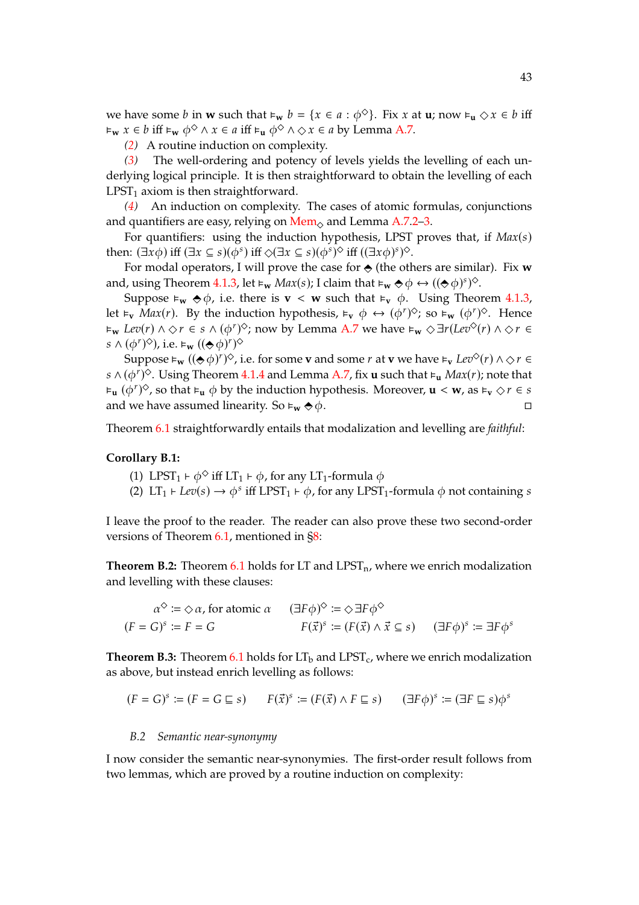we have some $b$ in $\mathbf{w}$ such that $\vDash_{\mathbf{w}} b = \{x \in a : \phi^{\Diamond}\}$. Fix $x$ at $\mathbf{u}$; now $\vDash_{\mathbf{u}} \Diamond x \in b$ iff $\vDash_{\mathbf{w}} x \in b$ iff $\vDash_{\mathbf{w}} \phi^{\Diamond} \wedge x \in a$ iff $\vDash_{\mathbf{u}} \phi^{\Diamond} \wedge \Diamond x \in a$ by Lemma A.7.

*(2)* A routine induction on complexity.

*(3)* The well-ordering and potency of levels yields the levelling of each underlying logical principle. It is then straightforward to obtain the levelling of each $\text{LPST}_1$ axiom is then straightforward.

*(4)* An induction on complexity. The cases of atomic formulas, conjunctions and quantifiers are easy, relying on $\text{Mem}_{\Diamond}$ and Lemma A.7.2–3.

For quantifiers: using the induction hypothesis, LPST proves that, if $Max(s)$ then: $(\exists x \phi)$ iff $(\exists x \subseteq s)(\phi^s)$ iff $\Diamond(\exists x \subseteq s)(\phi^s)^{\Diamond}$ iff $((\exists x \phi)^s)^{\Diamond}$.

For modal operators, I will prove the case for $\blacklozenge$ (the others are similar). Fix $\mathbf{w}$ and, using Theorem 4.1.3, let $\vDash_{\mathbf{w}} Max(s)$; I claim that $\vDash_{\mathbf{w}} \blacklozenge\phi \leftrightarrow ((\blacklozenge\phi)^s)^{\Diamond}$.

Suppose $\vDash_{\mathbf{w}} \blacklozenge\phi$, i.e. there is $\mathbf{v} < \mathbf{w}$ such that $\vDash_{\mathbf{v}} \phi$. Using Theorem 4.1.3, let $\vDash_{\mathbf{v}} Max(r)$. By the induction hypothesis, $\vDash_{\mathbf{v}} \phi \leftrightarrow (\phi^r)^{\Diamond}$; so $\vDash_{\mathbf{w}} (\phi^r)^{\Diamond}$. Hence $\vDash_{\mathbf{w}} Lev(r) \wedge \Diamond r \in s \wedge (\phi^r)^{\Diamond}$; now by Lemma A.7 we have $\vDash_{\mathbf{w}} \Diamond\exists r(Lev^{\Diamond}(r) \wedge \Diamond r \in s \wedge (\phi^r)^{\Diamond})$, i.e. $\vDash_{\mathbf{w}} ((\blacklozenge\phi)^r)^{\Diamond}$

Suppose $\vDash_{\mathbf{w}} ((\blacklozenge\phi)^r)^{\Diamond}$, i.e. for some $\mathbf{v}$ and some $r$ at $\mathbf{v}$ we have $\vDash_{\mathbf{v}} Lev^{\Diamond}(r) \wedge \Diamond r \in s \wedge (\phi^r)^{\Diamond}$. Using Theorem 4.1.4 and Lemma A.7, fix $\mathbf{u}$ such that $\vDash_{\mathbf{u}} Max(r)$; note that $\vDash_{\mathbf{u}} (\phi^r)^{\Diamond}$, so that $\vDash_{\mathbf{u}} \phi$ by the induction hypothesis. Moreover, $\mathbf{u} < \mathbf{w}$, as $\vDash_{\mathbf{v}} \Diamond r \in s$ and we have assumed linearity. So $\vDash_{\mathbf{w}} \blacklozenge\phi$. □

Theorem 6.1 straightforwardly entails that modalization and levelling are *faithful*:

**Corollary B.1:**

(1) $\text{LPST}_1 \vdash \phi^{\Diamond}$ iff $\text{LT}_1 \vdash \phi$, for any $\text{LT}_1$-formula $\phi$

(2) $\text{LT}_1 \vdash Lev(s) \rightarrow \phi^s$ iff $\text{LPST}_1 \vdash \phi$, for any $\text{LPST}_1$-formula $\phi$ not containing $s$

I leave the proof to the reader. The reader can also prove these two second-order versions of Theorem 6.1, mentioned in §8:

**Theorem B.2:** Theorem 6.1 holds for LT and $\text{LPST}_n$, where we enrich modalization and levelling with these clauses:

$$\alpha^{\Diamond} := \Diamond\alpha, \text{ for atomic } \alpha \qquad (\exists F\phi)^{\Diamond} := \Diamond\exists F\phi^{\Diamond}$$
$$(F = G)^s := F = G \qquad F(\vec{x})^s := (F(\vec{x}) \wedge \vec{x} \subseteq s) \qquad (\exists F\phi)^s := \exists F\phi^s$$

**Theorem B.3:** Theorem 6.1 holds for $\text{LT}_b$ and $\text{LPST}_c$, where we enrich modalization as above, but instead enrich levelling as follows:

$$(F = G)^s := (F = G \sqsubseteq s) \qquad F(\vec{x})^s := (F(\vec{x}) \wedge F \sqsubseteq s) \qquad (\exists F\phi)^s := (\exists F \sqsubseteq s)\phi^s$$

### B.2 *Semantic near-synonymy*

I now consider the semantic near-synonymies. The first-order result follows from two lemmas, which are proved by a routine induction on complexity: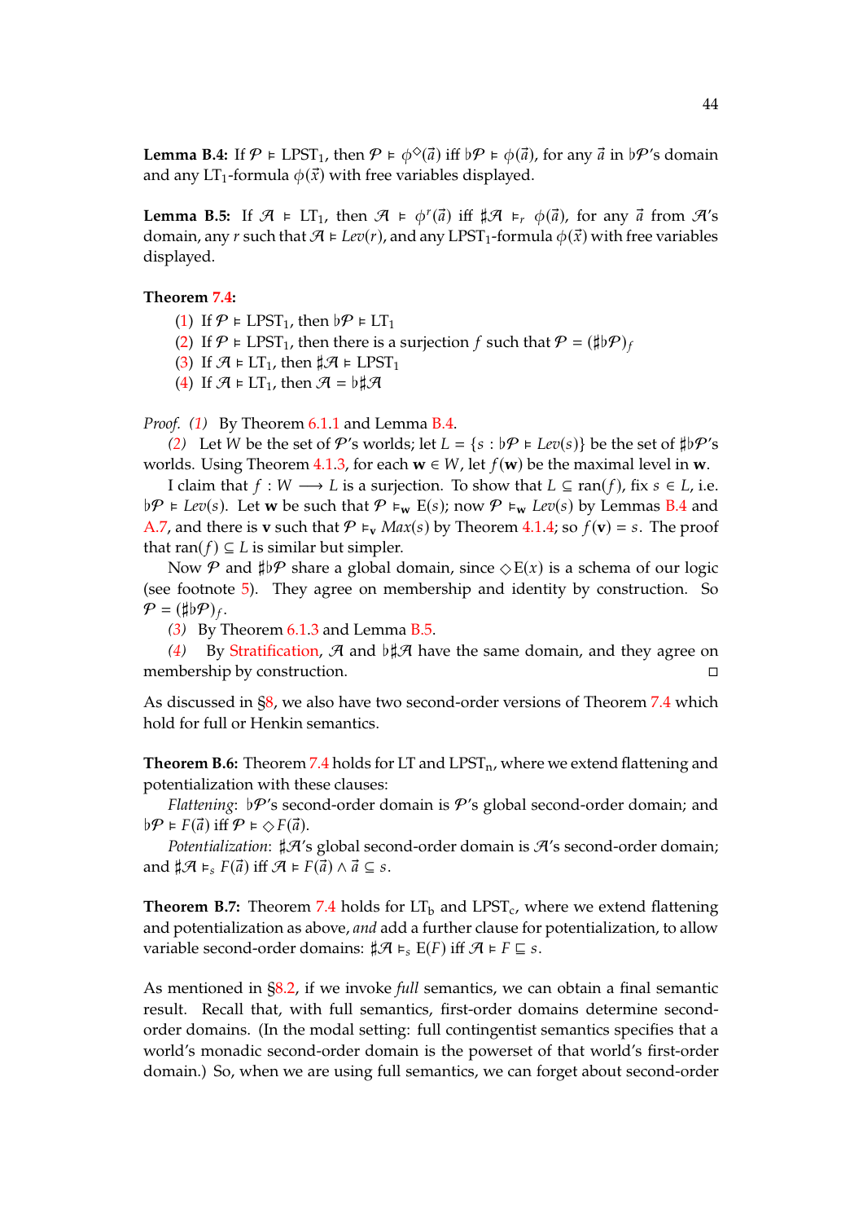**Lemma B.4:** If $\mathcal{P} \vDash \text{LPST}_1$, then $\mathcal{P} \vDash \phi^{\Diamond}(\vec{a})$ iff $\flat\mathcal{P} \vDash \phi(\vec{a})$, for any $\vec{a}$ in $\flat\mathcal{P}$'s domain and any $\text{LT}_1$-formula $\phi(\vec{x})$ with free variables displayed.

**Lemma B.5:** If $\mathcal{A} \vDash \text{LT}_1$, then $\mathcal{A} \vDash \phi^{r}(\vec{a})$ iff $\sharp\mathcal{A} \vDash_r \phi(\vec{a})$, for any $\vec{a}$ from $\mathcal{A}$'s domain, any $r$ such that $\mathcal{A} \vDash \mathit{Lev}(r)$, and any $\text{LPST}_1$-formula $\phi(\vec{x})$ with free variables displayed.

**Theorem 7.4:**

(1) If $\mathcal{P} \vDash \text{LPST}_1$, then $\flat\mathcal{P} \vDash \text{LT}_1$
(2) If $\mathcal{P} \vDash \text{LPST}_1$, then there is a surjection $f$ such that $\mathcal{P} = (\sharp\flat\mathcal{P})_f$
(3) If $\mathcal{A} \vDash \text{LT}_1$, then $\sharp\mathcal{A} \vDash \text{LPST}_1$
(4) If $\mathcal{A} \vDash \text{LT}_1$, then $\mathcal{A} = \flat\sharp\mathcal{A}$

*Proof.* *(1)* By Theorem 6.1.1 and Lemma B.4.

*(2)* Let $W$ be the set of $\mathcal{P}$'s worlds; let $L = \{s : \flat\mathcal{P} \vDash \mathit{Lev}(s)\}$ be the set of $\sharp\flat\mathcal{P}$'s worlds. Using Theorem 4.1.3, for each $\mathbf{w} \in W$, let $f(\mathbf{w})$ be the maximal level in $\mathbf{w}$.

I claim that $f : W \longrightarrow L$ is a surjection. To show that $L \subseteq \text{ran}(f)$, fix $s \in L$, i.e. $\flat\mathcal{P} \vDash \mathit{Lev}(s)$. Let $\mathbf{w}$ be such that $\mathcal{P} \vDash_{\mathbf{w}} \text{E}(s)$; now $\mathcal{P} \vDash_{\mathbf{w}} \mathit{Lev}(s)$ by Lemmas B.4 and A.7, and there is $\mathbf{v}$ such that $\mathcal{P} \vDash_{\mathbf{v}} \mathit{Max}(s)$ by Theorem 4.1.4; so $f(\mathbf{v}) = s$. The proof that $\text{ran}(f) \subseteq L$ is similar but simpler.

Now $\mathcal{P}$ and $\sharp\flat\mathcal{P}$ share a global domain, since $\Diamond\text{E}(x)$ is a schema of our logic (see footnote 5). They agree on membership and identity by construction. So $\mathcal{P} = (\sharp\flat\mathcal{P})_f$.

*(3)* By Theorem 6.1.3 and Lemma B.5.

*(4)* By Stratification, $\mathcal{A}$ and $\flat\sharp\mathcal{A}$ have the same domain, and they agree on membership by construction. □

As discussed in §8, we also have two second-order versions of Theorem 7.4 which hold for full or Henkin semantics.

**Theorem B.6:** Theorem 7.4 holds for LT and $\text{LPST}_\text{n}$, where we extend flattening and potentialization with these clauses:

*Flattening*: $\flat\mathcal{P}$'s second-order domain is $\mathcal{P}$'s global second-order domain; and $\flat\mathcal{P} \vDash F(\vec{a})$ iff $\mathcal{P} \vDash \Diamond F(\vec{a})$.

*Potentialization*: $\sharp\mathcal{A}$'s global second-order domain is $\mathcal{A}$'s second-order domain; and $\sharp\mathcal{A} \vDash_s F(\vec{a})$ iff $\mathcal{A} \vDash F(\vec{a}) \land \vec{a} \subseteq s$.

**Theorem B.7:** Theorem 7.4 holds for $\text{LT}_\text{b}$ and $\text{LPST}_\text{c}$, where we extend flattening and potentialization as above, *and* add a further clause for potentialization, to allow variable second-order domains: $\sharp\mathcal{A} \vDash_s \text{E}(F)$ iff $\mathcal{A} \vDash F \sqsubseteq s$.

As mentioned in §8.2, if we invoke *full* semantics, we can obtain a final semantic result. Recall that, with full semantics, first-order domains determine second-order domains. (In the modal setting: full contingentist semantics specifies that a world's monadic second-order domain is the powerset of that world's first-order domain.) So, when we are using full semantics, we can forget about second-order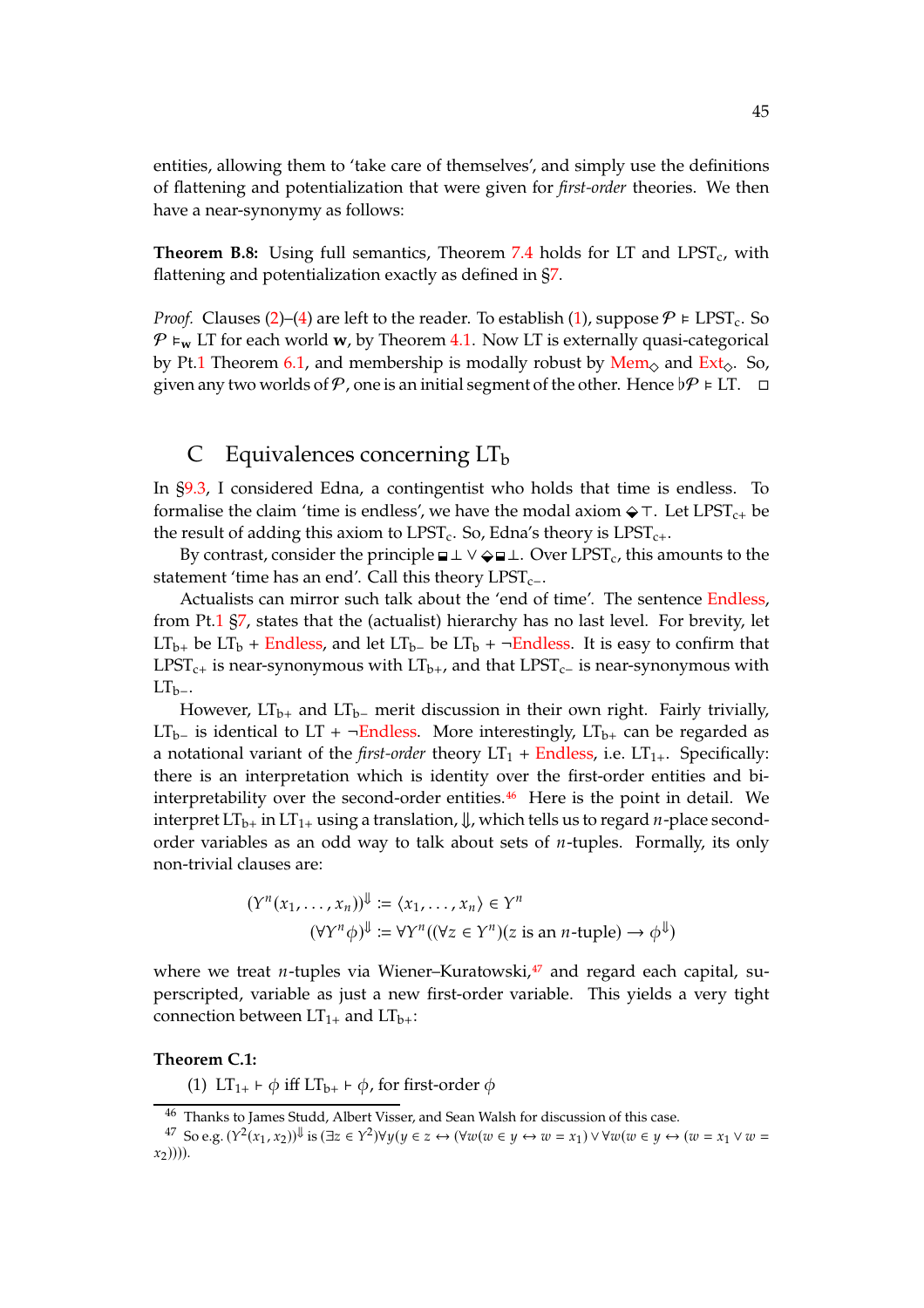entities, allowing them to 'take care of themselves', and simply use the definitions of flattening and potentialization that were given for *first-order* theories. We then have a near-synonymy as follows:

**Theorem B.8:** Using full semantics, Theorem 7.4 holds for LT and $\text{LPST}_c$, with flattening and potentialization exactly as defined in §7.

*Proof.* Clauses (2)–(4) are left to the reader. To establish (1), suppose $\mathcal{P} \vDash \text{LPST}_c$. So $\mathcal{P} \vDash_{\mathbf{w}} \text{LT}$ for each world $\mathbf{w}$, by Theorem 4.1. Now LT is externally quasi-categorical by Pt.1 Theorem 6.1, and membership is modally robust by $\text{Mem}_\Diamond$ and $\text{Ext}_\Diamond$. So, given any two worlds of $\mathcal{P}$, one is an initial segment of the other. Hence $\flat\mathcal{P} \vDash \text{LT}$. □

## C Equivalences concerning $\text{LT}_b$

In §9.3, I considered Edna, a contingentist who holds that time is endless. To formalise the claim 'time is endless', we have the modal axiom $\Diamond\!\!\!\!\cdot\ \top$. Let $\text{LPST}_{c+}$ be the result of adding this axiom to $\text{LPST}_c$. So, Edna's theory is $\text{LPST}_{c+}$.

By contrast, consider the principle $\Box\!\!\!\!\cdot\ \bot \vee \Diamond\!\!\!\!\cdot\ \Box\!\!\!\!\cdot\ \bot$. Over $\text{LPST}_c$, this amounts to the statement 'time has an end'. Call this theory $\text{LPST}_{c-}$.

Actualists can mirror such talk about the 'end of time'. The sentence Endless, from Pt.1 §7, states that the (actualist) hierarchy has no last level. For brevity, let $\text{LT}_{b+}$ be $\text{LT}_b$ + Endless, and let $\text{LT}_{b-}$ be $\text{LT}_b$ + ¬Endless. It is easy to confirm that $\text{LPST}_{c+}$ is near-synonymous with $\text{LT}_{b+}$, and that $\text{LPST}_{c-}$ is near-synonymous with $\text{LT}_{b-}$.

However, $\text{LT}_{b+}$ and $\text{LT}_{b-}$ merit discussion in their own right. Fairly trivially, $\text{LT}_{b-}$ is identical to LT + ¬Endless. More interestingly, $\text{LT}_{b+}$ can be regarded as a notational variant of the *first-order* theory $\text{LT}_1$ + Endless, i.e. $\text{LT}_{1+}$. Specifically: there is an interpretation which is identity over the first-order entities and bi-interpretability over the second-order entities.[46] Here is the point in detail. We interpret $\text{LT}_{b+}$ in $\text{LT}_{1+}$ using a translation, $\Downarrow$, which tells us to regard $n$-place second-order variables as an odd way to talk about sets of $n$-tuples. Formally, its only non-trivial clauses are:

$$(Y^n(x_1, \ldots, x_n))^{\Downarrow} := \langle x_1, \ldots, x_n\rangle \in Y^n$$
$$(\forall Y^n \phi)^{\Downarrow} := \forall Y^n((\forall z \in Y^n)(z \text{ is an } n\text{-tuple}) \rightarrow \phi^{\Downarrow})$$

where we treat $n$-tuples via Wiener–Kuratowski,[47] and regard each capital, superscripted, variable as just a new first-order variable. This yields a very tight connection between $\text{LT}_{1+}$ and $\text{LT}_{b+}$:

**Theorem C.1:**

(1) $\text{LT}_{1+} \vdash \phi$ iff $\text{LT}_{b+} \vdash \phi$, for first-order $\phi$

[46] Thanks to James Studd, Albert Visser, and Sean Walsh for discussion of this case.

[47] So e.g. $(Y^2(x_1, x_2))^{\Downarrow}$ is $(\exists z \in Y^2)\forall y(y \in z \leftrightarrow (\forall w(w \in y \leftrightarrow w = x_1) \vee \forall w(w \in y \leftrightarrow (w = x_1 \vee w = x_2))))$.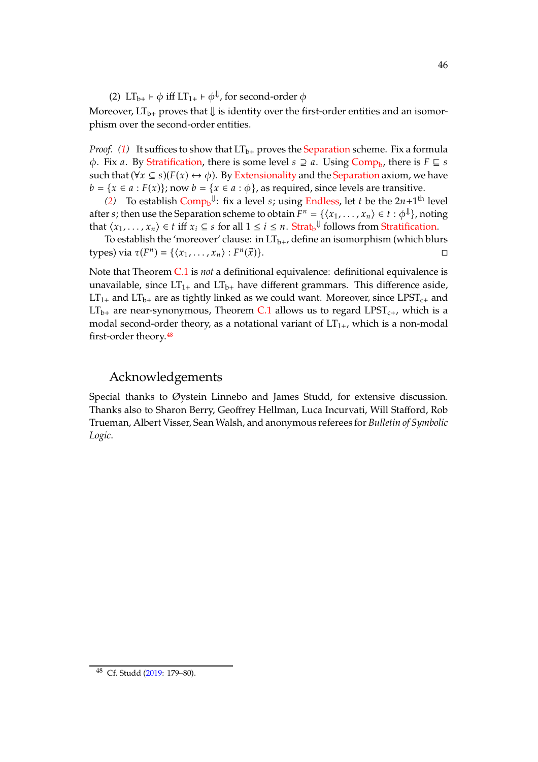(2) $\text{LT}_{\text{b+}} \vdash \phi$ iff $\text{LT}_{\text{1+}} \vdash \phi^{\Downarrow}$, for second-order $\phi$

Moreover, $\text{LT}_{\text{b+}}$ proves that $\Downarrow$ is identity over the first-order entities and an isomorphism over the second-order entities.

*Proof. (1)* It suffices to show that $\text{LT}_{\text{b+}}$ proves the Separation scheme. Fix a formula $\phi$. Fix $a$. By Stratification, there is some level $s \supseteq a$. Using $\text{Comp}_{\text{b}}$, there is $F \sqsubseteq s$ such that $(\forall x \subseteq s)(F(x) \leftrightarrow \phi)$. By Extensionality and the Separation axiom, we have $b = \{x \in a : F(x)\}$; now $b = \{x \in a : \phi\}$, as required, since levels are transitive.

*(2)* To establish $\text{Comp}_{\text{b}}{}^{\Downarrow}$: fix a level $s$; using Endless, let $t$ be the $2n+1^{\text{th}}$ level after $s$; then use the Separation scheme to obtain $F^n = \{\langle x_1, \ldots, x_n \rangle \in t : \phi^{\Downarrow}\}$, noting that $\langle x_1, \ldots, x_n \rangle \in t$ iff $x_i \subseteq s$ for all $1 \leq i \leq n$. $\text{Strat}_{\text{b}}{}^{\Downarrow}$ follows from Stratification.

To establish the 'moreover' clause: in $\text{LT}_{\text{b+}}$, define an isomorphism (which blurs types) via $\tau(F^n) = \{\langle x_1, \ldots, x_n \rangle : F^n(\vec{x})\}$. ◻

Note that Theorem C.1 is *not* a definitional equivalence: definitional equivalence is unavailable, since $\text{LT}_{\text{1+}}$ and $\text{LT}_{\text{b+}}$ have different grammars. This difference aside, $\text{LT}_{\text{1+}}$ and $\text{LT}_{\text{b+}}$ are as tightly linked as we could want. Moreover, since $\text{LPST}_{\text{c+}}$ and $\text{LT}_{\text{b+}}$ are near-synonymous, Theorem C.1 allows us to regard $\text{LPST}_{\text{c+}}$, which is a modal second-order theory, as a notational variant of $\text{LT}_{\text{1+}}$, which is a non-modal first-order theory.[48]

## Acknowledgements

Special thanks to Øystein Linnebo and James Studd, for extensive discussion. Thanks also to Sharon Berry, Geoffrey Hellman, Luca Incurvati, Will Stafford, Rob Trueman, Albert Visser, Sean Walsh, and anonymous referees for *Bulletin of Symbolic Logic*.

[48] Cf. Studd (2019: 179–80).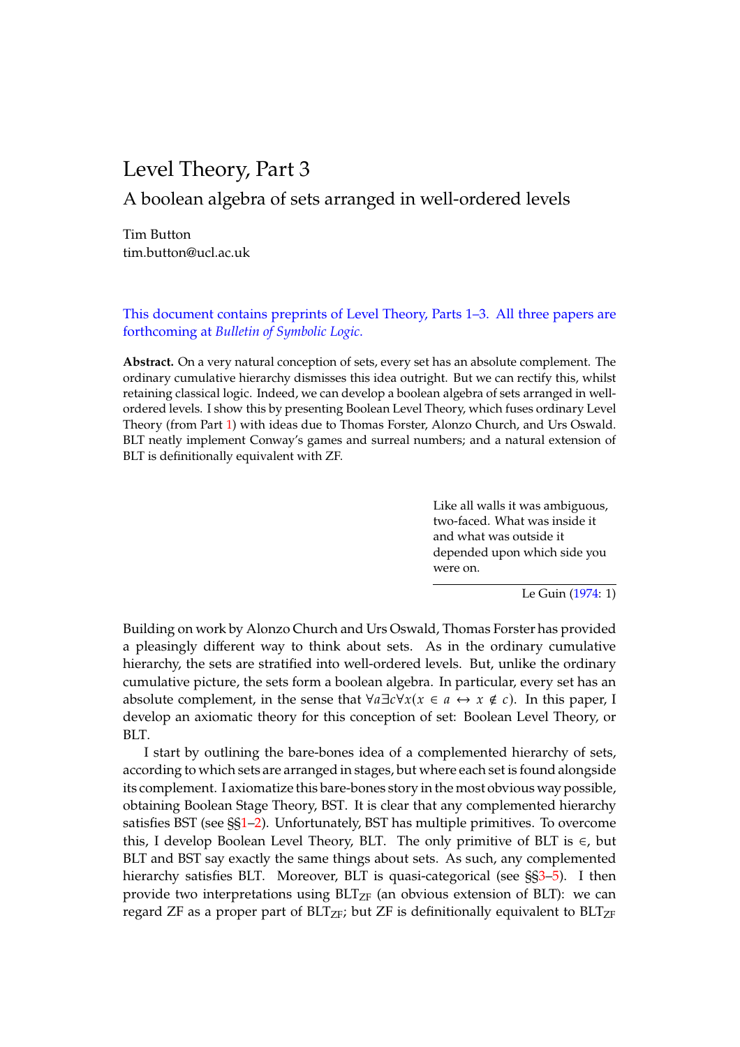# Level Theory, Part 3

## A boolean algebra of sets arranged in well-ordered levels

Tim Button
tim.button@ucl.ac.uk

This document contains preprints of Level Theory, Parts 1–3. All three papers are forthcoming at *Bulletin of Symbolic Logic*.

**Abstract.** On a very natural conception of sets, every set has an absolute complement. The ordinary cumulative hierarchy dismisses this idea outright. But we can rectify this, whilst retaining classical logic. Indeed, we can develop a boolean algebra of sets arranged in well-ordered levels. I show this by presenting Boolean Level Theory, which fuses ordinary Level Theory (from Part 1) with ideas due to Thomas Forster, Alonzo Church, and Urs Oswald. BLT neatly implement Conway's games and surreal numbers; and a natural extension of BLT is definitionally equivalent with ZF.

> Like all walls it was ambiguous, two-faced. What was inside it and what was outside it depended upon which side you were on.
>
> Le Guin (1974: 1)

Building on work by Alonzo Church and Urs Oswald, Thomas Forster has provided a pleasingly different way to think about sets. As in the ordinary cumulative hierarchy, the sets are stratified into well-ordered levels. But, unlike the ordinary cumulative picture, the sets form a boolean algebra. In particular, every set has an absolute complement, in the sense that $\forall a \exists c \forall x(x \in a \leftrightarrow x \notin c)$. In this paper, I develop an axiomatic theory for this conception of set: Boolean Level Theory, or BLT.

I start by outlining the bare-bones idea of a complemented hierarchy of sets, according to which sets are arranged in stages, but where each set is found alongside its complement. I axiomatize this bare-bones story in the most obvious way possible, obtaining Boolean Stage Theory, BST. It is clear that any complemented hierarchy satisfies BST (see §§1–2). Unfortunately, BST has multiple primitives. To overcome this, I develop Boolean Level Theory, BLT. The only primitive of BLT is $\in$, but BLT and BST say exactly the same things about sets. As such, any complemented hierarchy satisfies BLT. Moreover, BLT is quasi-categorical (see §§3–5). I then provide two interpretations using $\text{BLT}_{\text{ZF}}$ (an obvious extension of BLT): we can regard ZF as a proper part of $\text{BLT}_{\text{ZF}}$; but ZF is definitionally equivalent to $\text{BLT}_{\text{ZF}}$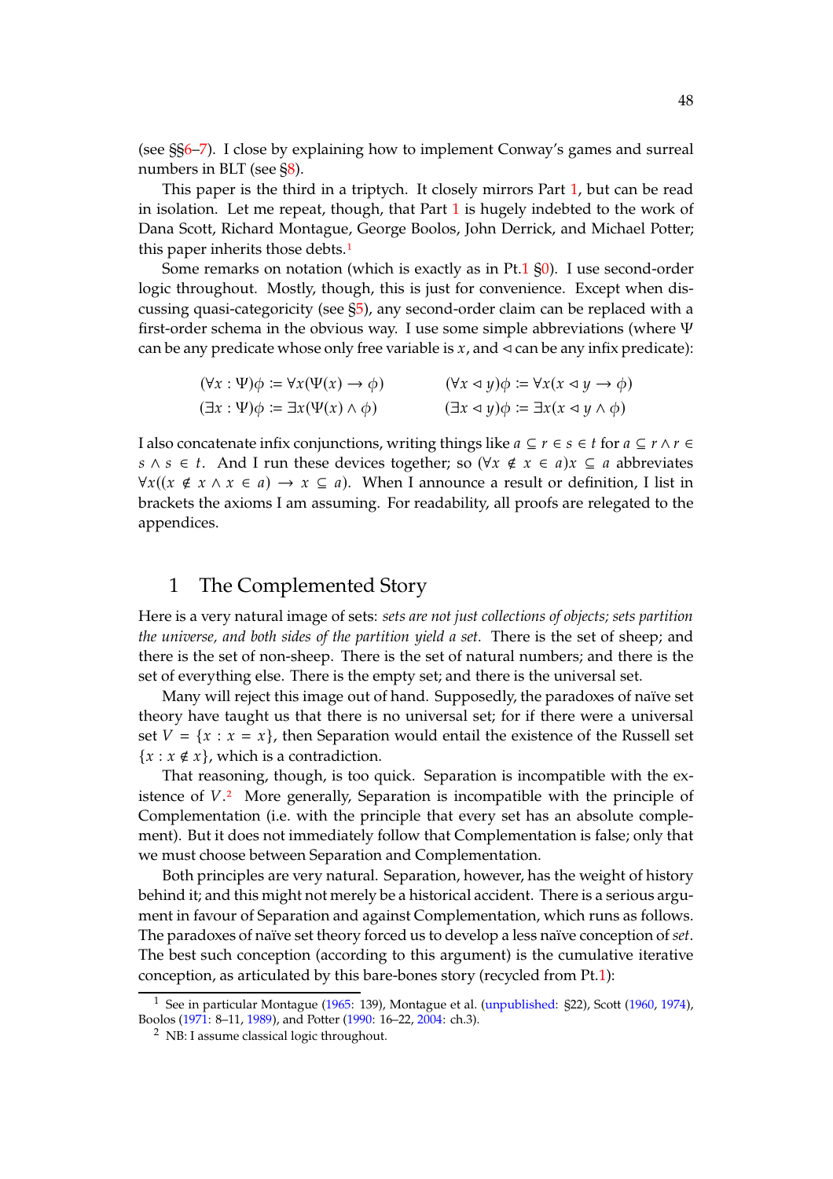(see §§6–7). I close by explaining how to implement Conway's games and surreal numbers in BLT (see §8).

This paper is the third in a triptych. It closely mirrors Part 1, but can be read in isolation. Let me repeat, though, that Part 1 is hugely indebted to the work of Dana Scott, Richard Montague, George Boolos, John Derrick, and Michael Potter; this paper inherits those debts.[1]

Some remarks on notation (which is exactly as in Pt.1 §0). I use second-order logic throughout. Mostly, though, this is just for convenience. Except when discussing quasi-categoricity (see §5), any second-order claim can be replaced with a first-order schema in the obvious way. I use some simple abbreviations (where $\Psi$ can be any predicate whose only free variable is $x$, and $\lhd$ can be any infix predicate):

$$(\forall x : \Psi)\phi \coloneqq \forall x(\Psi(x) \rightarrow \phi) \qquad (\forall x \lhd y)\phi \coloneqq \forall x(x \lhd y \rightarrow \phi)$$
$$(\exists x : \Psi)\phi \coloneqq \exists x(\Psi(x) \land \phi) \qquad (\exists x \lhd y)\phi \coloneqq \exists x(x \lhd y \land \phi)$$

I also concatenate infix conjunctions, writing things like $a \subseteq r \in s \in t$ for $a \subseteq r \land r \in s \land s \in t$. And I run these devices together; so $(\forall x \notin x \in a)x \subseteq a$ abbreviates $\forall x((x \notin x \land x \in a) \rightarrow x \subseteq a)$. When I announce a result or definition, I list in brackets the axioms I am assuming. For readability, all proofs are relegated to the appendices.

## 1 The Complemented Story

Here is a very natural image of sets: *sets are not just collections of objects; sets partition the universe, and both sides of the partition yield a set.* There is the set of sheep; and there is the set of non-sheep. There is the set of natural numbers; and there is the set of everything else. There is the empty set; and there is the universal set.

Many will reject this image out of hand. Supposedly, the paradoxes of naïve set theory have taught us that there is no universal set; for if there were a universal set $V = \{x : x = x\}$, then Separation would entail the existence of the Russell set $\{x : x \notin x\}$, which is a contradiction.

That reasoning, though, is too quick. Separation is incompatible with the existence of $V$.[2] More generally, Separation is incompatible with the principle of Complementation (i.e. with the principle that every set has an absolute complement). But it does not immediately follow that Complementation is false; only that we must choose between Separation and Complementation.

Both principles are very natural. Separation, however, has the weight of history behind it; and this might not merely be a historical accident. There is a serious argument in favour of Separation and against Complementation, which runs as follows. The paradoxes of naïve set theory forced us to develop a less naïve conception of *set*. The best such conception (according to this argument) is the cumulative iterative conception, as articulated by this bare-bones story (recycled from Pt.1):

---

[1] See in particular Montague (1965: 139), Montague et al. (unpublished: §22), Scott (1960, 1974), Boolos (1971: 8–11, 1989), and Potter (1990: 16–22, 2004: ch.3).

[2] NB: I assume classical logic throughout.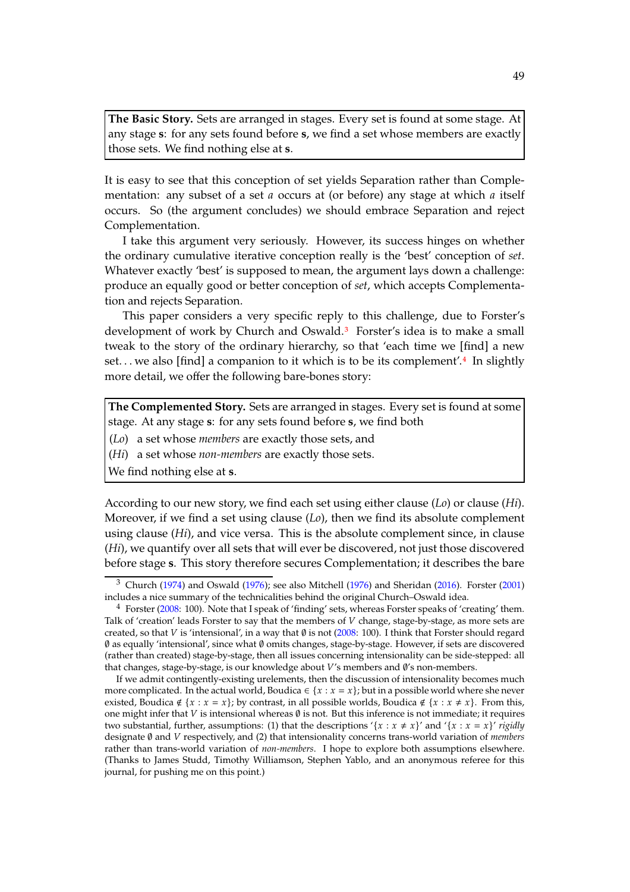> **The Basic Story.** Sets are arranged in stages. Every set is found at some stage. At any stage **s**: for any sets found before **s**, we find a set whose members are exactly those sets. We find nothing else at **s**.

It is easy to see that this conception of set yields Separation rather than Complementation: any subset of a set $a$ occurs at (or before) any stage at which $a$ itself occurs. So (the argument concludes) we should embrace Separation and reject Complementation.

I take this argument very seriously. However, its success hinges on whether the ordinary cumulative iterative conception really is the 'best' conception of *set*. Whatever exactly 'best' is supposed to mean, the argument lays down a challenge: produce an equally good or better conception of *set*, which accepts Complementation and rejects Separation.

This paper considers a very specific reply to this challenge, due to Forster's development of work by Church and Oswald.[3] Forster's idea is to make a small tweak to the story of the ordinary hierarchy, so that 'each time we [find] a new set. . . we also [find] a companion to it which is to be its complement'.[4] In slightly more detail, we offer the following bare-bones story:

> **The Complemented Story.** Sets are arranged in stages. Every set is found at some stage. At any stage **s**: for any sets found before **s**, we find both
>
> (*Lo*) a set whose *members* are exactly those sets, and
>
> (*Hi*) a set whose *non-members* are exactly those sets.
>
> We find nothing else at **s**.

According to our new story, we find each set using either clause (*Lo*) or clause (*Hi*). Moreover, if we find a set using clause (*Lo*), then we find its absolute complement using clause (*Hi*), and vice versa. This is the absolute complement since, in clause (*Hi*), we quantify over all sets that will ever be discovered, not just those discovered before stage **s**. This story therefore secures Complementation; it describes the bare

---

[3] Church (1974) and Oswald (1976); see also Mitchell (1976) and Sheridan (2016). Forster (2001) includes a nice summary of the technicalities behind the original Church–Oswald idea.

[4] Forster (2008: 100). Note that I speak of 'finding' sets, whereas Forster speaks of 'creating' them. Talk of 'creation' leads Forster to say that the members of $V$ change, stage-by-stage, as more sets are created, so that $V$ is 'intensional', in a way that $\emptyset$ is not (2008: 100). I think that Forster should regard $\emptyset$ as equally 'intensional', since what $\emptyset$ omits changes, stage-by-stage. However, if sets are discovered (rather than created) stage-by-stage, then all issues concerning intensionality can be side-stepped: all that changes, stage-by-stage, is our knowledge about $V$'s members and $\emptyset$'s non-members.

If we admit contingently-existing urelements, then the discussion of intensionality becomes much more complicated. In the actual world, Boudica $\in \{x : x = x\}$; but in a possible world where she never existed, Boudica $\notin \{x : x = x\}$; by contrast, in all possible worlds, Boudica $\notin \{x : x \neq x\}$. From this, one might infer that $V$ is intensional whereas $\emptyset$ is not. But this inference is not immediate; it requires two substantial, further, assumptions: (1) that the descriptions '$\{x : x \neq x\}$' and '$\{x : x = x\}$' *rigidly* designate $\emptyset$ and $V$ respectively, and (2) that intensionality concerns trans-world variation of *members* rather than trans-world variation of *non-members*. I hope to explore both assumptions elsewhere. (Thanks to James Studd, Timothy Williamson, Stephen Yablo, and an anonymous referee for this journal, for pushing me on this point.)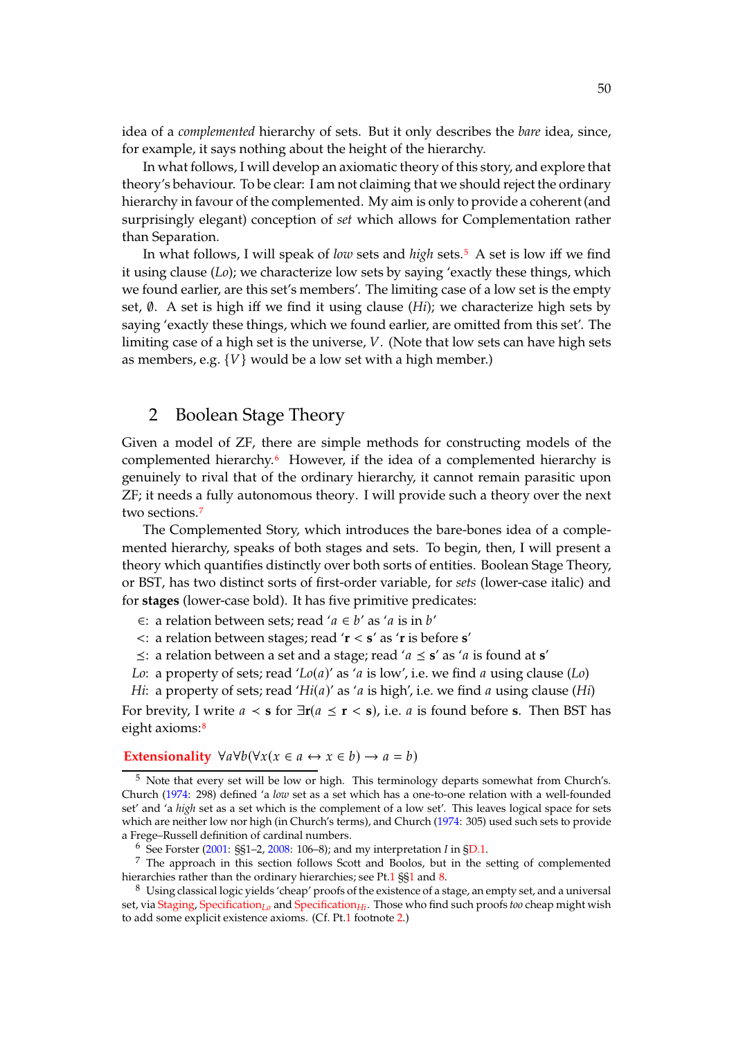idea of a *complemented* hierarchy of sets. But it only describes the *bare* idea, since, for example, it says nothing about the height of the hierarchy.

In what follows, I will develop an axiomatic theory of this story, and explore that theory's behaviour. To be clear: I am not claiming that we should reject the ordinary hierarchy in favour of the complemented. My aim is only to provide a coherent (and surprisingly elegant) conception of *set* which allows for Complementation rather than Separation.

In what follows, I will speak of *low* sets and *high* sets.[5] A set is low iff we find it using clause (*Lo*); we characterize low sets by saying 'exactly these things, which we found earlier, are this set's members'. The limiting case of a low set is the empty set, $\emptyset$. A set is high iff we find it using clause (*Hi*); we characterize high sets by saying 'exactly these things, which we found earlier, are omitted from this set'. The limiting case of a high set is the universe, $V$. (Note that low sets can have high sets as members, e.g. $\{V\}$ would be a low set with a high member.)

## 2 Boolean Stage Theory

Given a model of ZF, there are simple methods for constructing models of the complemented hierarchy.[6] However, if the idea of a complemented hierarchy is genuinely to rival that of the ordinary hierarchy, it cannot remain parasitic upon ZF; it needs a fully autonomous theory. I will provide such a theory over the next two sections.[7]

The Complemented Story, which introduces the bare-bones idea of a complemented hierarchy, speaks of both stages and sets. To begin, then, I will present a theory which quantifies distinctly over both sorts of entities. Boolean Stage Theory, or BST, has two distinct sorts of first-order variable, for *sets* (lower-case italic) and for **stages** (lower-case bold). It has five primitive predicates:

- $\in$: a relation between sets; read '$a \in b$' as '$a$ is in $b$'
- $<$: a relation between stages; read '$\mathbf{r} < \mathbf{s}$' as '$\mathbf{r}$ is before $\mathbf{s}$'
- $\preceq$: a relation between a set and a stage; read '$a \preceq \mathbf{s}$' as '$a$ is found at $\mathbf{s}$'
- *Lo*: a property of sets; read '$Lo(a)$' as '$a$ is low', i.e. we find $a$ using clause (*Lo*)
- *Hi*: a property of sets; read '$Hi(a)$' as '$a$ is high', i.e. we find $a$ using clause (*Hi*)

For brevity, I write $a \prec \mathbf{s}$ for $\exists \mathbf{r}(a \preceq \mathbf{r} < \mathbf{s})$, i.e. $a$ is found before $\mathbf{s}$. Then BST has eight axioms:[8]

**Extensionality** $\forall a \forall b(\forall x(x \in a \leftrightarrow x \in b) \rightarrow a = b)$

---

[5] Note that every set will be low or high. This terminology departs somewhat from Church's. Church (1974: 298) defined 'a *low* set as a set which has a one-to-one relation with a well-founded set' and 'a *high* set as a set which is the complement of a low set'. This leaves logical space for sets which are neither low nor high (in Church's terms), and Church (1974: 305) used such sets to provide a Frege–Russell definition of cardinal numbers.

[6] See Forster (2001: §§1–2, 2008: 106–8); and my interpretation $I$ in §D.1.

[7] The approach in this section follows Scott and Boolos, but in the setting of complemented hierarchies rather than the ordinary hierarchies; see Pt.1 §§1 and 8.

[8] Using classical logic yields 'cheap' proofs of the existence of a stage, an empty set, and a universal set, via Staging, Specification$_{Lo}$ and Specification$_{Hi}$. Those who find such proofs *too* cheap might wish to add some explicit existence axioms. (Cf. Pt.1 footnote 2.)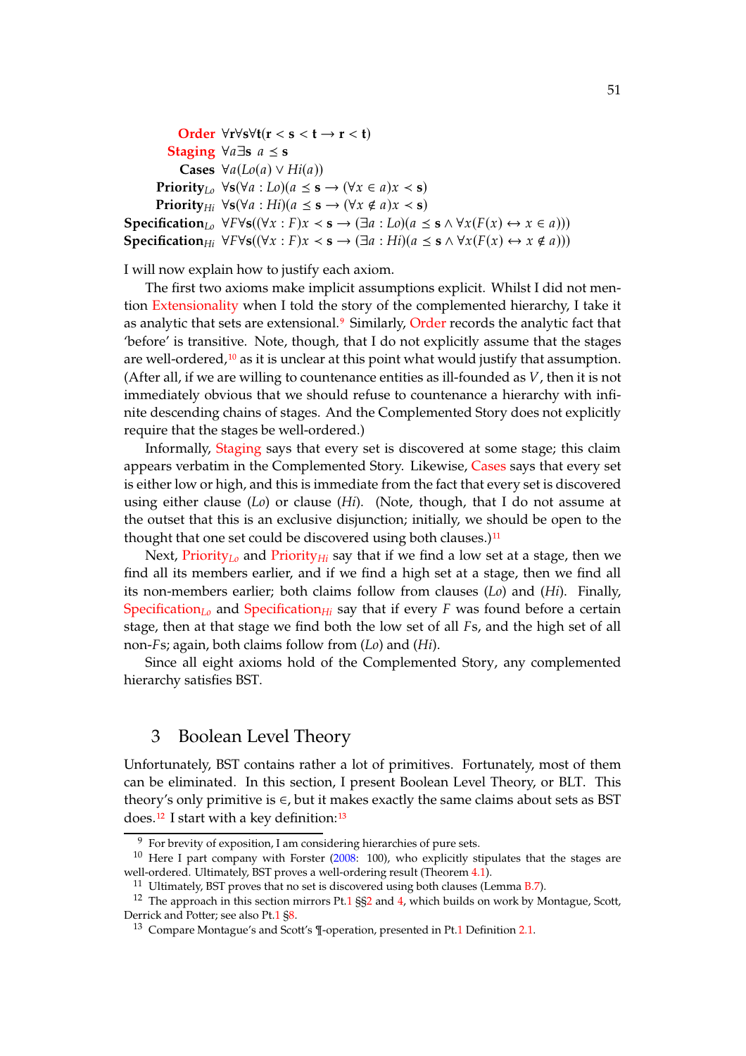$$
\begin{array}{rl}
\textbf{Order} & \forall \mathbf{r}\forall \mathbf{s}\forall \mathbf{t}(\mathbf{r} < \mathbf{s} < \mathbf{t} \rightarrow \mathbf{r} < \mathbf{t}) \\
\textbf{Staging} & \forall a \exists \mathbf{s}\ a \preceq \mathbf{s} \\
\textbf{Cases} & \forall a(Lo(a) \vee Hi(a)) \\
\textbf{Priority}_{Lo} & \forall \mathbf{s}(\forall a : Lo)(a \preceq \mathbf{s} \rightarrow (\forall x \in a) x \prec \mathbf{s}) \\
\textbf{Priority}_{Hi} & \forall \mathbf{s}(\forall a : Hi)(a \preceq \mathbf{s} \rightarrow (\forall x \notin a) x \prec \mathbf{s}) \\
\textbf{Specification}_{Lo} & \forall F \forall \mathbf{s}((\forall x : F)x \prec \mathbf{s} \rightarrow (\exists a : Lo)(a \preceq \mathbf{s} \wedge \forall x(F(x) \leftrightarrow x \in a))) \\
\textbf{Specification}_{Hi} & \forall F \forall \mathbf{s}((\forall x : F)x \prec \mathbf{s} \rightarrow (\exists a : Hi)(a \preceq \mathbf{s} \wedge \forall x(F(x) \leftrightarrow x \notin a)))
\end{array}
$$

I will now explain how to justify each axiom.

The first two axioms make implicit assumptions explicit. Whilst I did not mention Extensionality when I told the story of the complemented hierarchy, I take it as analytic that sets are extensional.[9] Similarly, Order records the analytic fact that 'before' is transitive. Note, though, that I do not explicitly assume that the stages are well-ordered,[10] as it is unclear at this point what would justify that assumption. (After all, if we are willing to countenance entities as ill-founded as $V$, then it is not immediately obvious that we should refuse to countenance a hierarchy with infinite descending chains of stages. And the Complemented Story does not explicitly require that the stages be well-ordered.)

Informally, Staging says that every set is discovered at some stage; this claim appears verbatim in the Complemented Story. Likewise, Cases says that every set is either low or high, and this is immediate from the fact that every set is discovered using either clause ($Lo$) or clause ($Hi$). (Note, though, that I do not assume at the outset that this is an exclusive disjunction; initially, we should be open to the thought that one set could be discovered using both clauses.)[11]

Next, Priority$_{Lo}$ and Priority$_{Hi}$ say that if we find a low set at a stage, then we find all its members earlier, and if we find a high set at a stage, then we find all its non-members earlier; both claims follow from clauses ($Lo$) and ($Hi$). Finally, Specification$_{Lo}$ and Specification$_{Hi}$ say that if every $F$ was found before a certain stage, then at that stage we find both the low set of all $F$s, and the high set of all non-$F$s; again, both claims follow from ($Lo$) and ($Hi$).

Since all eight axioms hold of the Complemented Story, any complemented hierarchy satisfies BST.

## 3 Boolean Level Theory

Unfortunately, BST contains rather a lot of primitives. Fortunately, most of them can be eliminated. In this section, I present Boolean Level Theory, or BLT. This theory's only primitive is $\in$, but it makes exactly the same claims about sets as BST does.[12] I start with a key definition:[13]

---

[9] For brevity of exposition, I am considering hierarchies of pure sets.

[10] Here I part company with Forster (2008: 100), who explicitly stipulates that the stages are well-ordered. Ultimately, BST proves a well-ordering result (Theorem 4.1).

[11] Ultimately, BST proves that no set is discovered using both clauses (Lemma B.7).

[12] The approach in this section mirrors Pt.1 §§2 and 4, which builds on work by Montague, Scott, Derrick and Potter; see also Pt.1 §8.

[13] Compare Montague's and Scott's ¶-operation, presented in Pt.1 Definition 2.1.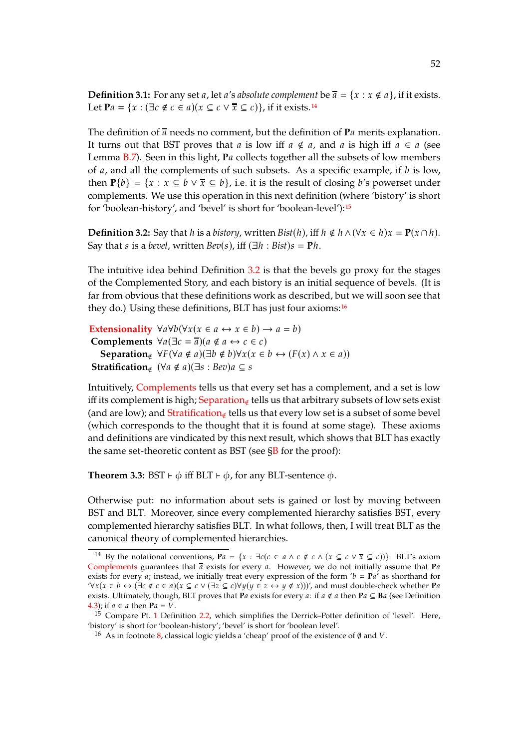**Definition 3.1:** For any set $a$, let $a$'s *absolute complement* be $\overline{a} = \{x : x \notin a\}$, if it exists. Let $\mathbf{P}a = \{x : (\exists c \notin c \in a)(x \subseteq c \vee \overline{x} \subseteq c)\}$, if it exists.[14]

The definition of $\overline{a}$ needs no comment, but the definition of $\mathbf{P}a$ merits explanation. It turns out that BST proves that $a$ is low iff $a \notin a$, and $a$ is high iff $a \in a$ (see Lemma B.7). Seen in this light, $\mathbf{P}a$ collects together all the subsets of low members of $a$, and all the complements of such subsets. As a specific example, if $b$ is low, then $\mathbf{P}\{b\} = \{x : x \subseteq b \vee \overline{x} \subseteq b\}$, i.e. it is the result of closing $b$'s powerset under complements. We use this operation in this next definition (where 'bistory' is short for 'boolean-history', and 'bevel' is short for 'boolean-level'):[15]

**Definition 3.2:** Say that $h$ is a *bistory*, written *Bist*$(h)$, iff $h \notin h \wedge (\forall x \in h)x = \mathbf{P}(x \cap h)$. Say that $s$ is a *bevel*, written *Bev*$(s)$, iff $(\exists h : Bist)s = \mathbf{P}h$.

The intuitive idea behind Definition 3.2 is that the bevels go proxy for the stages of the Complemented Story, and each history is an initial sequence of bevels. (It is far from obvious that these definitions work as described, but we will soon see that they do.) Using these definitions, BLT has just four axioms:[16]

**Extensionality** $\forall a \forall b(\forall x(x \in a \leftrightarrow x \in b) \rightarrow a = b)$
**Complements** $\forall a(\exists c = \overline{a})(a \notin a \leftrightarrow c \in c)$
**Separation$_{\notin}$** $\forall F(\forall a \notin a)(\exists b \notin b)\forall x(x \in b \leftrightarrow (F(x) \wedge x \in a))$
**Stratification$_{\notin}$** $(\forall a \notin a)(\exists s : Bev)a \subseteq s$

Intuitively, Complements tells us that every set has a complement, and a set is low iff its complement is high; Separation$_{\notin}$ tells us that arbitrary subsets of low sets exist (and are low); and Stratification$_{\notin}$ tells us that every low set is a subset of some bevel (which corresponds to the thought that it is found at some stage). These axioms and definitions are vindicated by this next result, which shows that BLT has exactly the same set-theoretic content as BST (see §B for the proof):

**Theorem 3.3:** BST $\vdash \phi$ iff BLT $\vdash \phi$, for any BLT-sentence $\phi$.

Otherwise put: no information about sets is gained or lost by moving between BST and BLT. Moreover, since every complemented hierarchy satisfies BST, every complemented hierarchy satisfies BLT. In what follows, then, I will treat BLT as the canonical theory of complemented hierarchies.

---

[14] By the notational conventions, $\mathbf{P}a = \{x : \exists c(c \in a \wedge c \notin c \wedge (x \subseteq c \vee \overline{x} \subseteq c))\}$. BLT's axiom Complements guarantees that $\overline{a}$ exists for every $a$. However, we do not initially assume that $\mathbf{P}a$ exists for every $a$; instead, we initially treat every expression of the form '$b = \mathbf{P}a$' as shorthand for '$\forall x(x \in b \leftrightarrow (\exists c \notin c \in a)(x \subseteq c \vee (\exists z \subseteq c)\forall y(y \in z \leftrightarrow y \notin x)))$', and must double-check whether $\mathbf{P}a$ exists. Ultimately, though, BLT proves that $\mathbf{P}a$ exists for every $a$: if $a \notin a$ then $\mathbf{P}a \subseteq \mathbf{B}a$ (see Definition 4.3); if $a \in a$ then $\mathbf{P}a = V$.

[15] Compare Pt. 1 Definition 2.2, which simplifies the Derrick–Potter definition of 'level'. Here, 'bistory' is short for 'boolean-history'; 'bevel' is short for 'boolean level'.

[16] As in footnote 8, classical logic yields a 'cheap' proof of the existence of $\emptyset$ and $V$.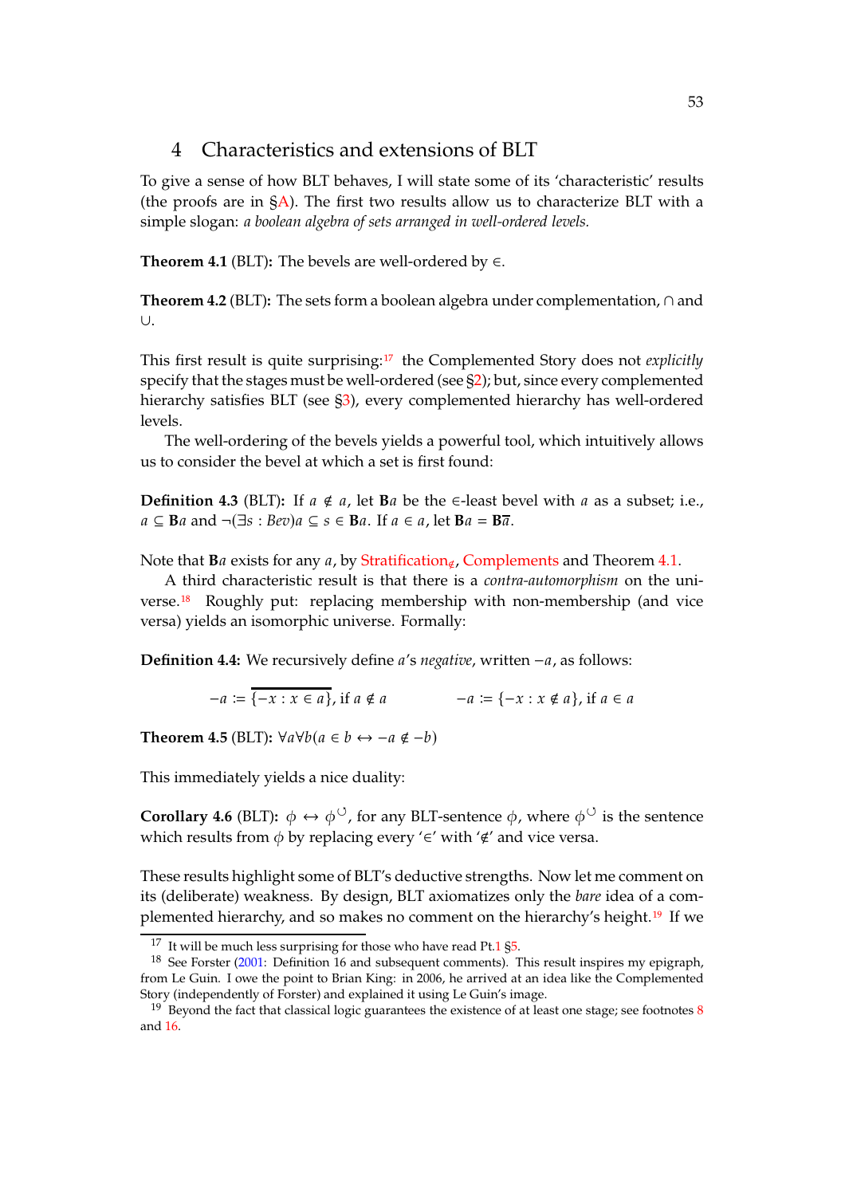## 4 Characteristics and extensions of BLT

To give a sense of how BLT behaves, I will state some of its 'characteristic' results (the proofs are in §A). The first two results allow us to characterize BLT with a simple slogan: *a boolean algebra of sets arranged in well-ordered levels.*

**Theorem 4.1** (BLT)**:** The bevels are well-ordered by $\in$.

**Theorem 4.2** (BLT)**:** The sets form a boolean algebra under complementation, $\cap$ and $\cup$.

This first result is quite surprising:[17] the Complemented Story does not *explicitly* specify that the stages must be well-ordered (see §2); but, since every complemented hierarchy satisfies BLT (see §3), every complemented hierarchy has well-ordered levels.

The well-ordering of the bevels yields a powerful tool, which intuitively allows us to consider the bevel at which a set is first found:

**Definition 4.3** (BLT)**:** If $a \notin a$, let $\mathbf{B}a$ be the $\in$-least bevel with $a$ as a subset; i.e., $a \subseteq \mathbf{B}a$ and $\neg(\exists s : Bev)a \subseteq s \in \mathbf{B}a$. If $a \in a$, let $\mathbf{B}a = \mathbf{B}\overline{a}$.

Note that $\mathbf{B}a$ exists for any $a$, by Stratification$_{\notin}$, Complements and Theorem 4.1.

A third characteristic result is that there is a *contra-automorphism* on the universe.[18] Roughly put: replacing membership with non-membership (and vice versa) yields an isomorphic universe. Formally:

**Definition 4.4:** We recursively define $a$'s *negative*, written $-a$, as follows:

$$-a := \overline{\{-x : x \in a\}}, \text{ if } a \notin a \qquad\qquad -a := \{-x : x \notin a\}, \text{ if } a \in a$$

**Theorem 4.5** (BLT): $\forall a \forall b(a \in b \leftrightarrow -a \notin -b)$

This immediately yields a nice duality:

**Corollary 4.6** (BLT)**:** $\phi \leftrightarrow \phi^{\circlearrowleft}$, for any BLT-sentence $\phi$, where $\phi^{\circlearrowleft}$ is the sentence which results from $\phi$ by replacing every '$\in$' with '$\notin$' and vice versa.

These results highlight some of BLT's deductive strengths. Now let me comment on its (deliberate) weakness. By design, BLT axiomatizes only the *bare* idea of a complemented hierarchy, and so makes no comment on the hierarchy's height.[19] If we

---

[17] It will be much less surprising for those who have read Pt.1 §5.

[18] See Forster (2001: Definition 16 and subsequent comments). This result inspires my epigraph, from Le Guin. I owe the point to Brian King: in 2006, he arrived at an idea like the Complemented Story (independently of Forster) and explained it using Le Guin's image.

[19] Beyond the fact that classical logic guarantees the existence of at least one stage; see footnotes 8 and 16.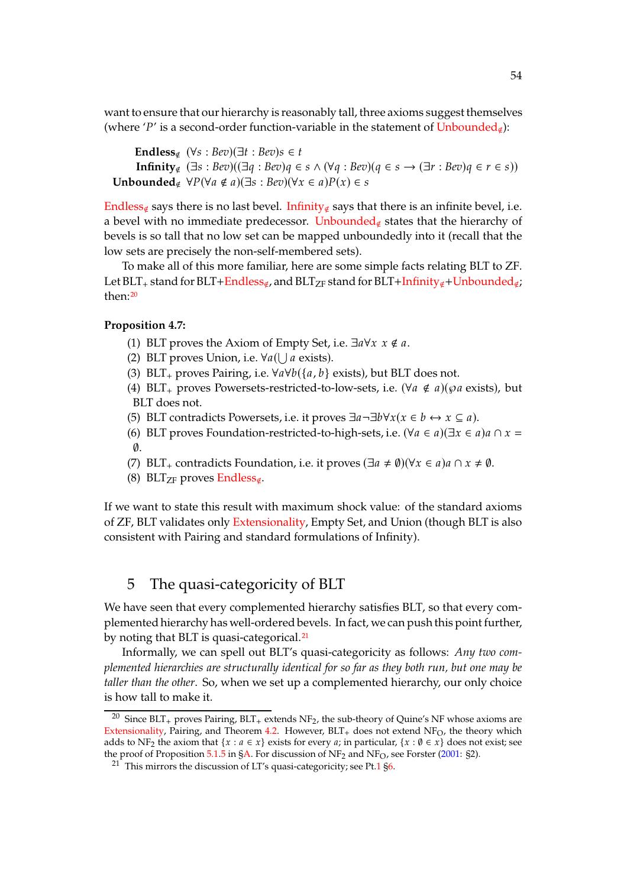want to ensure that our hierarchy is reasonably tall, three axioms suggest themselves (where '$P$' is a second-order function-variable in the statement of Unbounded$_{\notin}$):

$$\textbf{Endless}_{\notin} \quad (\forall s : Bev)(\exists t : Bev) s \in t$$
$$\textbf{Infinity}_{\notin} \quad (\exists s : Bev)((\exists q : Bev) q \in s \land (\forall q : Bev)(q \in s \rightarrow (\exists r : Bev) q \in r \in s))$$
$$\textbf{Unbounded}_{\notin} \quad \forall P (\forall a \notin a)(\exists s : Bev)(\forall x \in a) P(x) \in s$$

Endless$_{\notin}$ says there is no last bevel. Infinity$_{\notin}$ says that there is an infinite bevel, i.e. a bevel with no immediate predecessor. Unbounded$_{\notin}$ states that the hierarchy of bevels is so tall that no low set can be mapped unboundedly into it (recall that the low sets are precisely the non-self-membered sets).

To make all of this more familiar, here are some simple facts relating BLT to ZF. Let BLT$_{+}$ stand for BLT+Endless$_{\notin}$, and BLT$_{\text{ZF}}$ stand for BLT+Infinity$_{\notin}$+Unbounded$_{\notin}$; then:[20]

**Proposition 4.7:**

(1) BLT proves the Axiom of Empty Set, i.e. $\exists a \forall x\ x \notin a$.
(2) BLT proves Union, i.e. $\forall a (\bigcup a$ exists).
(3) BLT$_{+}$ proves Pairing, i.e. $\forall a \forall b (\{a, b\}$ exists), but BLT does not.
(4) BLT$_{+}$ proves Powersets-restricted-to-low-sets, i.e. $(\forall a \notin a)(\wp a$ exists), but BLT does not.
(5) BLT contradicts Powersets, i.e. it proves $\exists a \neg \exists b \forall x (x \in b \leftrightarrow x \subseteq a)$.
(6) BLT proves Foundation-restricted-to-high-sets, i.e. $(\forall a \in a)(\exists x \in a) a \cap x = \emptyset$.
(7) BLT$_{+}$ contradicts Foundation, i.e. it proves $(\exists a \neq \emptyset)(\forall x \in a) a \cap x \neq \emptyset$.
(8) BLT$_{\text{ZF}}$ proves Endless$_{\notin}$.

If we want to state this result with maximum shock value: of the standard axioms of ZF, BLT validates only Extensionality, Empty Set, and Union (though BLT is also consistent with Pairing and standard formulations of Infinity).

## 5 The quasi-categoricity of BLT

We have seen that every complemented hierarchy satisfies BLT, so that every complemented hierarchy has well-ordered bevels. In fact, we can push this point further, by noting that BLT is quasi-categorical.[21]

Informally, we can spell out BLT's quasi-categoricity as follows: *Any two complemented hierarchies are structurally identical for so far as they both run, but one may be taller than the other*. So, when we set up a complemented hierarchy, our only choice is how tall to make it.

---

[20] Since BLT$_{+}$ proves Pairing, BLT$_{+}$ extends NF$_2$, the sub-theory of Quine's NF whose axioms are Extensionality, Pairing, and Theorem 4.2. However, BLT$_{+}$ does not extend NF$_{\text{O}}$, the theory which adds to NF$_2$ the axiom that $\{x : a \in x\}$ exists for every $a$; in particular, $\{x : \emptyset \in x\}$ does not exist; see the proof of Proposition 5.1.5 in §A. For discussion of NF$_2$ and NF$_{\text{O}}$, see Forster (2001: §2).

[21] This mirrors the discussion of LT's quasi-categoricity; see Pt.1 §6.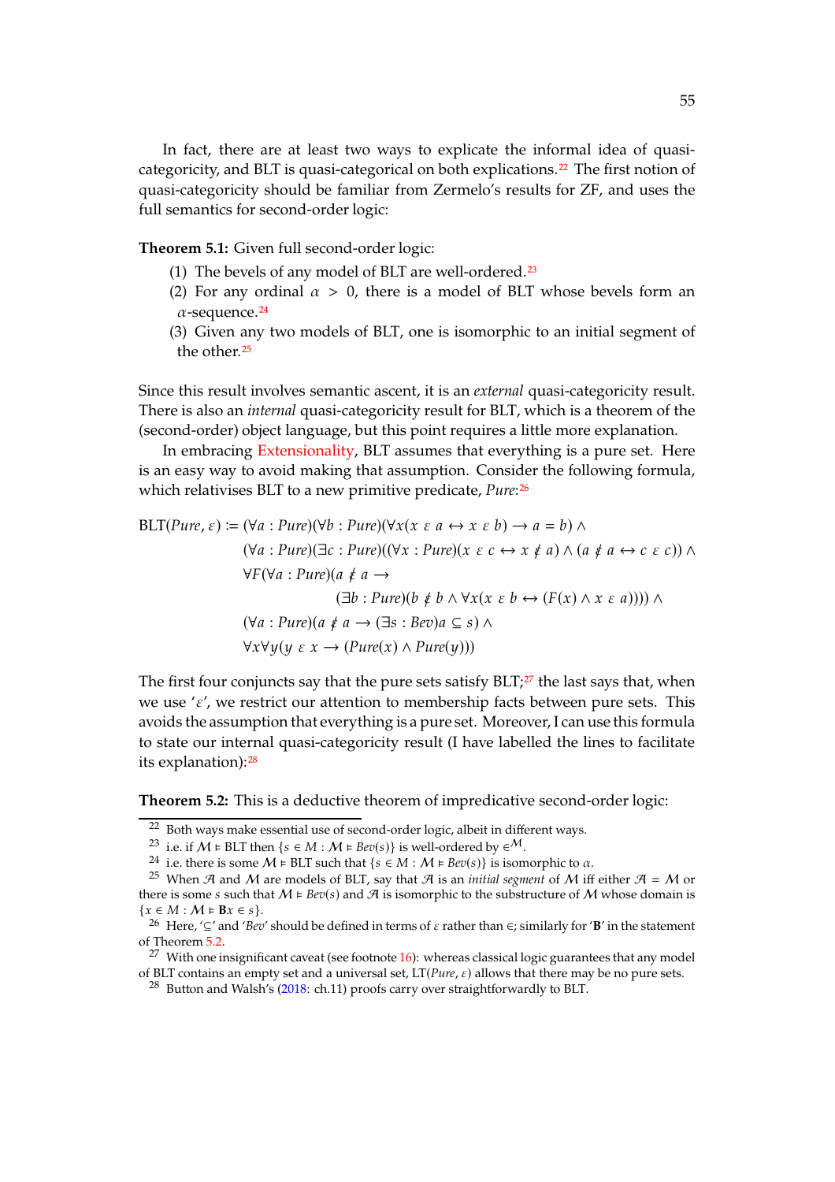In fact, there are at least two ways to explicate the informal idea of quasi-categoricity, and BLT is quasi-categorical on both explications.[22] The first notion of quasi-categoricity should be familiar from Zermelo's results for ZF, and uses the full semantics for second-order logic:

**Theorem 5.1:** Given full second-order logic:

(1) The bevels of any model of BLT are well-ordered.[23]

(2) For any ordinal $\alpha > 0$, there is a model of BLT whose bevels form an $\alpha$-sequence.[24]

(3) Given any two models of BLT, one is isomorphic to an initial segment of the other.[25]

Since this result involves semantic ascent, it is an *external* quasi-categoricity result. There is also an *internal* quasi-categoricity result for BLT, which is a theorem of the (second-order) object language, but this point requires a little more explanation.

In embracing Extensionality, BLT assumes that everything is a pure set. Here is an easy way to avoid making that assumption. Consider the following formula, which relativises BLT to a new primitive predicate, *Pure*:[26]

$$
\begin{aligned}
\mathrm{BLT}(Pure, \varepsilon) := {} & (\forall a : Pure)(\forall b : Pure)(\forall x(x \mathrel{\varepsilon} a \leftrightarrow x \mathrel{\varepsilon} b) \rightarrow a = b) \land \\
& (\forall a : Pure)(\exists c : Pure)((\forall x : Pure)(x \mathrel{\varepsilon} c \leftrightarrow x \mathrel{\not\varepsilon} a) \land (a \mathrel{\not\varepsilon} a \leftrightarrow c \mathrel{\varepsilon} c)) \land \\
& \forall F(\forall a : Pure)(a \mathrel{\not\varepsilon} a \rightarrow \\
& \qquad (\exists b : Pure)(b \mathrel{\not\varepsilon} b \land \forall x(x \mathrel{\varepsilon} b \leftrightarrow (F(x) \land x \mathrel{\varepsilon} a)))) \land \\
& (\forall a : Pure)(a \mathrel{\not\varepsilon} a \rightarrow (\exists s : Bev) a \subseteq s) \land \\
& \forall x \forall y(y \mathrel{\varepsilon} x \rightarrow (Pure(x) \land Pure(y)))
\end{aligned}
$$

The first four conjuncts say that the pure sets satisfy BLT;[27] the last says that, when we use '$\varepsilon$', we restrict our attention to membership facts between pure sets. This avoids the assumption that everything is a pure set. Moreover, I can use this formula to state our internal quasi-categoricity result (I have labelled the lines to facilitate its explanation):[28]

**Theorem 5.2:** This is a deductive theorem of impredicative second-order logic:

---

[22] Both ways make essential use of second-order logic, albeit in different ways.

[23] i.e. if $\mathcal{M} \vDash$ BLT then $\{s \in M : \mathcal{M} \vDash Bev(s)\}$ is well-ordered by $\in^{\mathcal{M}}$.

[24] i.e. there is some $\mathcal{M} \vDash$ BLT such that $\{s \in M : \mathcal{M} \vDash Bev(s)\}$ is isomorphic to $\alpha$.

[25] When $\mathcal{A}$ and $\mathcal{M}$ are models of BLT, say that $\mathcal{A}$ is an *initial segment* of $\mathcal{M}$ iff either $\mathcal{A} = \mathcal{M}$ or there is some $s$ such that $\mathcal{M} \vDash Bev(s)$ and $\mathcal{A}$ is isomorphic to the substructure of $\mathcal{M}$ whose domain is $\{x \in M : \mathcal{M} \vDash \mathbf{B}x \in s\}$.

[26] Here, '$\subseteq$' and '*Bev*' should be defined in terms of $\varepsilon$ rather than $\in$; similarly for '$\mathbf{B}$' in the statement of Theorem 5.2.

[27] With one insignificant caveat (see footnote 16): whereas classical logic guarantees that any model of BLT contains an empty set and a universal set, LT($Pure, \varepsilon$) allows that there may be no pure sets.

[28] Button and Walsh's (2018: ch.11) proofs carry over straightforwardly to BLT.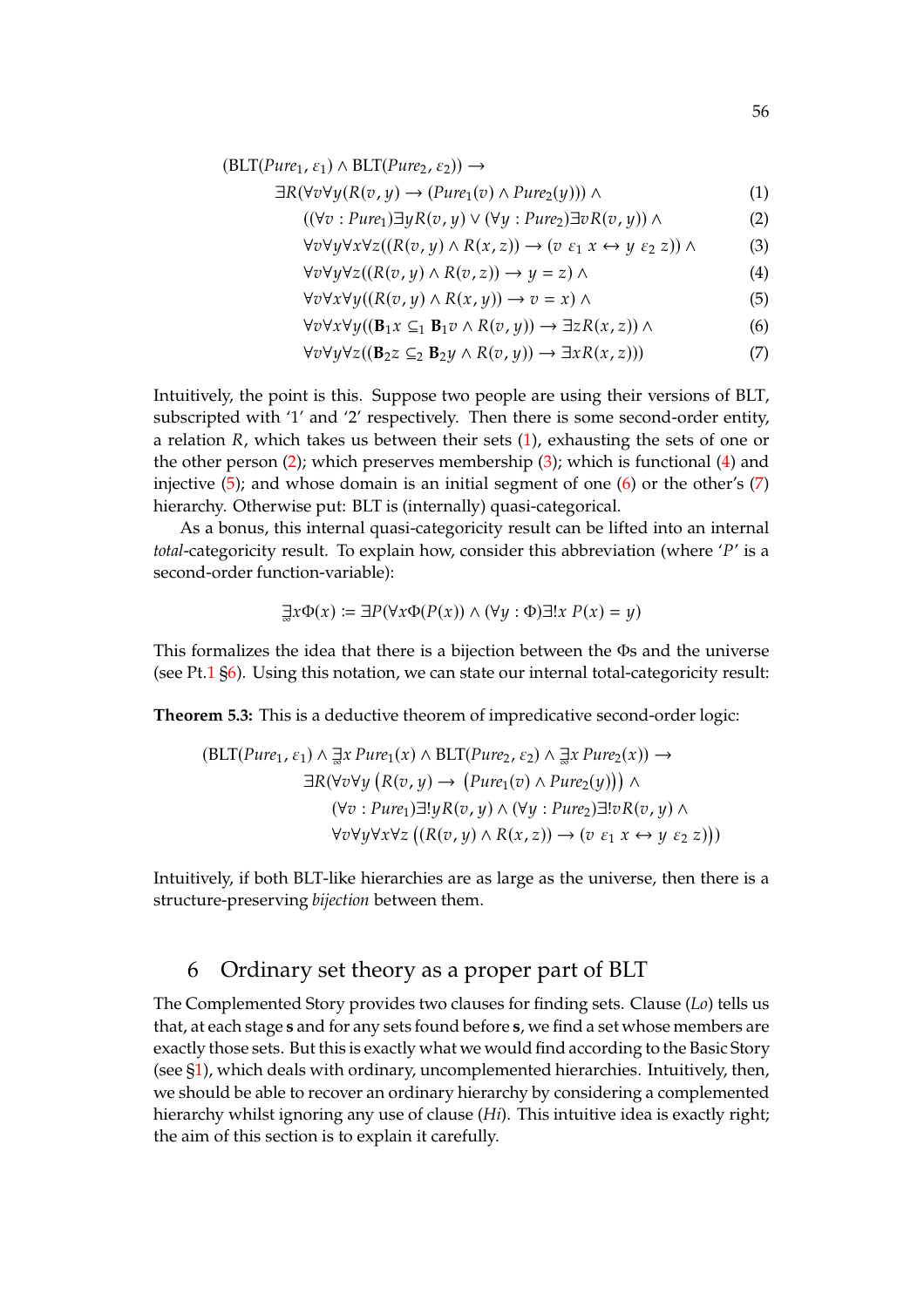$$
\begin{aligned}
&(\text{BLT}(Pure_1, \varepsilon_1) \wedge \text{BLT}(Pure_2, \varepsilon_2)) \rightarrow \\
&\quad \exists R(\forall v \forall y(R(v, y) \rightarrow (Pure_1(v) \wedge Pure_2(y))) \wedge && (1)\\
&\qquad ((\forall v : Pure_1)\exists y R(v, y) \vee (\forall y : Pure_2)\exists v R(v, y)) \wedge && (2)\\
&\qquad \forall v \forall y \forall x \forall z((R(v, y) \wedge R(x, z)) \rightarrow (v \;\varepsilon_1\; x \leftrightarrow y \;\varepsilon_2\; z)) \wedge && (3)\\
&\qquad \forall v \forall y \forall z((R(v, y) \wedge R(v, z)) \rightarrow y = z) \wedge && (4)\\
&\qquad \forall v \forall x \forall y((R(v, y) \wedge R(x, y)) \rightarrow v = x) \wedge && (5)\\
&\qquad \forall v \forall x \forall y((\mathbf{B}_1 x \subseteq_1 \mathbf{B}_1 v \wedge R(v, y)) \rightarrow \exists z R(x, z)) \wedge && (6)\\
&\qquad \forall v \forall y \forall z((\mathbf{B}_2 z \subseteq_2 \mathbf{B}_2 y \wedge R(v, y)) \rightarrow \exists x R(x, z))) && (7)
\end{aligned}
$$

Intuitively, the point is this. Suppose two people are using their versions of BLT, subscripted with '1' and '2' respectively. Then there is some second-order entity, a relation $R$, which takes us between their sets (1), exhausting the sets of one or the other person (2); which preserves membership (3); which is functional (4) and injective (5); and whose domain is an initial segment of one (6) or the other's (7) hierarchy. Otherwise put: BLT is (internally) quasi-categorical.

As a bonus, this internal quasi-categoricity result can be lifted into an internal *total*-categoricity result. To explain how, consider this abbreviation (where '$P$' is a second-order function-variable):

$$
\underset{\infty}{\exists} x \Phi(x) := \exists P(\forall x \Phi(P(x)) \wedge (\forall y : \Phi)\exists! x\, P(x) = y)
$$

This formalizes the idea that there is a bijection between the $\Phi$s and the universe (see Pt.1 §6). Using this notation, we can state our internal total-categoricity result:

**Theorem 5.3:** This is a deductive theorem of impredicative second-order logic:

$$
\begin{aligned}
&(\text{BLT}(Pure_1, \varepsilon_1) \wedge \underset{\infty}{\exists} x\, Pure_1(x) \wedge \text{BLT}(Pure_2, \varepsilon_2) \wedge \underset{\infty}{\exists} x\, Pure_2(x)) \rightarrow \\
&\quad \exists R(\forall v \forall y \left(R(v, y) \rightarrow \left(Pure_1(v) \wedge Pure_2(y)\right)\right) \wedge \\
&\qquad (\forall v : Pure_1)\exists! y R(v, y) \wedge (\forall y : Pure_2)\exists! v R(v, y) \wedge \\
&\qquad \forall v \forall y \forall x \forall z \left((R(v, y) \wedge R(x, z)) \rightarrow (v \;\varepsilon_1\; x \leftrightarrow y \;\varepsilon_2\; z)\right))
\end{aligned}
$$

Intuitively, if both BLT-like hierarchies are as large as the universe, then there is a structure-preserving *bijection* between them.

## 6 Ordinary set theory as a proper part of BLT

The Complemented Story provides two clauses for finding sets. Clause (*Lo*) tells us that, at each stage $\mathbf{s}$ and for any sets found before $\mathbf{s}$, we find a set whose members are exactly those sets. But this is exactly what we would find according to the Basic Story (see §1), which deals with ordinary, uncomplemented hierarchies. Intuitively, then, we should be able to recover an ordinary hierarchy by considering a complemented hierarchy whilst ignoring any use of clause (*Hi*). This intuitive idea is exactly right; the aim of this section is to explain it carefully.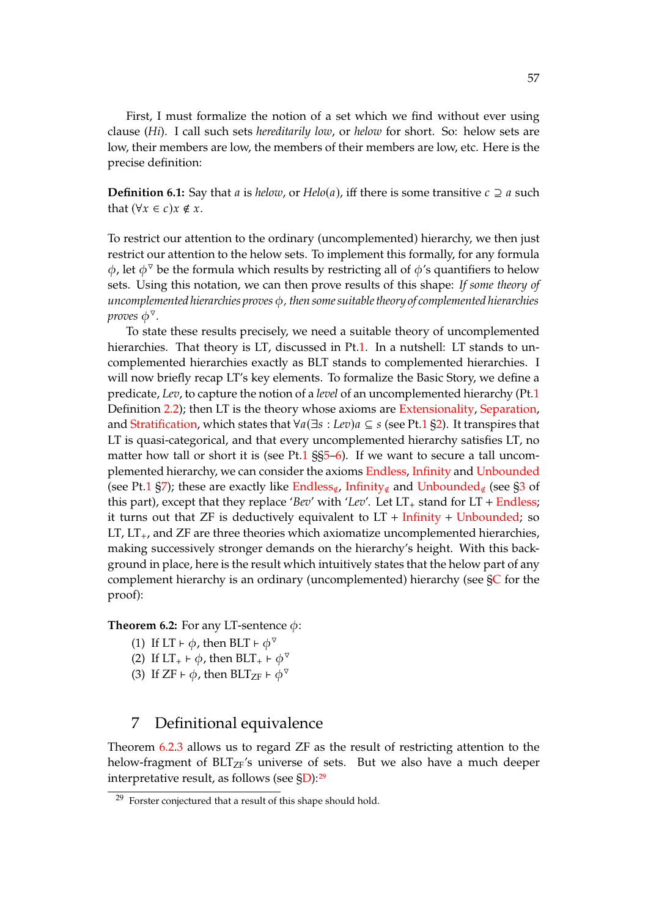First, I must formalize the notion of a set which we find without ever using clause (*Hi*). I call such sets *hereditarily low*, or *helow* for short. So: helow sets are low, their members are low, the members of their members are low, etc. Here is the precise definition:

**Definition 6.1:** Say that $a$ is *helow*, or $Helo(a)$, iff there is some transitive $c \supseteq a$ such that $(\forall x \in c) x \notin x$.

To restrict our attention to the ordinary (uncomplemented) hierarchy, we then just restrict our attention to the helow sets. To implement this formally, for any formula $\phi$, let $\phi^{\triangledown}$ be the formula which results by restricting all of $\phi$'s quantifiers to helow sets. Using this notation, we can then prove results of this shape: *If some theory of uncomplemented hierarchies proves $\phi$, then some suitable theory of complemented hierarchies proves $\phi^{\triangledown}$.*

To state these results precisely, we need a suitable theory of uncomplemented hierarchies. That theory is LT, discussed in Pt.1. In a nutshell: LT stands to uncomplemented hierarchies exactly as BLT stands to complemented hierarchies. I will now briefly recap LT's key elements. To formalize the Basic Story, we define a predicate, *Lev*, to capture the notion of a *level* of an uncomplemented hierarchy (Pt.1 Definition 2.2); then LT is the theory whose axioms are Extensionality, Separation, and Stratification, which states that $\forall a(\exists s : Lev) a \subseteq s$ (see Pt.1 §2). It transpires that LT is quasi-categorical, and that every uncomplemented hierarchy satisfies LT, no matter how tall or short it is (see Pt.1 §§5–6). If we want to secure a tall uncomplemented hierarchy, we can consider the axioms Endless, Infinity and Unbounded (see Pt.1 §7); these are exactly like $\text{Endless}_{\notin}$, $\text{Infinity}_{\notin}$ and $\text{Unbounded}_{\notin}$ (see §3 of this part), except that they replace '*Bev*' with '*Lev*'. Let $\text{LT}_{+}$ stand for LT + Endless; it turns out that ZF is deductively equivalent to LT + Infinity + Unbounded; so LT, $\text{LT}_{+}$, and ZF are three theories which axiomatize uncomplemented hierarchies, making successively stronger demands on the hierarchy's height. With this background in place, here is the result which intuitively states that the helow part of any complement hierarchy is an ordinary (uncomplemented) hierarchy (see §C for the proof):

**Theorem 6.2:** For any LT-sentence $\phi$:

1. If $\text{LT} \vdash \phi$, then $\text{BLT} \vdash \phi^{\triangledown}$
2. If $\text{LT}_{+} \vdash \phi$, then $\text{BLT}_{+} \vdash \phi^{\triangledown}$
3. If $\text{ZF} \vdash \phi$, then $\text{BLT}_{\text{ZF}} \vdash \phi^{\triangledown}$

## 7 Definitional equivalence

Theorem 6.2.3 allows us to regard ZF as the result of restricting attention to the helow-fragment of $\text{BLT}_{\text{ZF}}$'s universe of sets. But we also have a much deeper interpretative result, as follows (see §D):[29]

[29] Forster conjectured that a result of this shape should hold.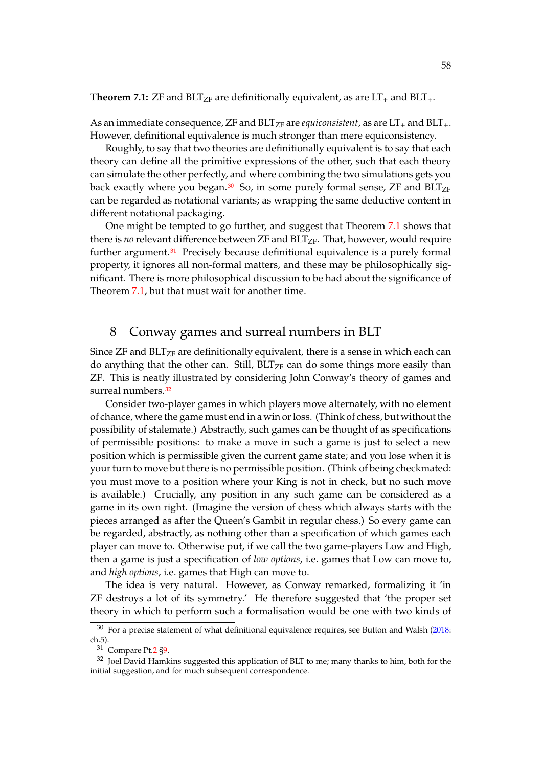**Theorem 7.1:** ZF and $\text{BLT}_{\text{ZF}}$ are definitionally equivalent, as are $\text{LT}_+$ and $\text{BLT}_+$.

As an immediate consequence, ZF and $\text{BLT}_{\text{ZF}}$ are *equiconsistent*, as are $\text{LT}_+$ and $\text{BLT}_+$. However, definitional equivalence is much stronger than mere equiconsistency.

Roughly, to say that two theories are definitionally equivalent is to say that each theory can define all the primitive expressions of the other, such that each theory can simulate the other perfectly, and where combining the two simulations gets you back exactly where you began.[30] So, in some purely formal sense, ZF and $\text{BLT}_{\text{ZF}}$ can be regarded as notational variants; as wrapping the same deductive content in different notational packaging.

One might be tempted to go further, and suggest that Theorem 7.1 shows that there is *no* relevant difference between ZF and $\text{BLT}_{\text{ZF}}$. That, however, would require further argument.[31] Precisely because definitional equivalence is a purely formal property, it ignores all non-formal matters, and these may be philosophically significant. There is more philosophical discussion to be had about the significance of Theorem 7.1, but that must wait for another time.

## 8 Conway games and surreal numbers in BLT

Since ZF and $\text{BLT}_{\text{ZF}}$ are definitionally equivalent, there is a sense in which each can do anything that the other can. Still, $\text{BLT}_{\text{ZF}}$ can do some things more easily than ZF. This is neatly illustrated by considering John Conway's theory of games and surreal numbers.[32]

Consider two-player games in which players move alternately, with no element of chance, where the game must end in a win or loss. (Think of chess, but without the possibility of stalemate.) Abstractly, such games can be thought of as specifications of permissible positions: to make a move in such a game is just to select a new position which is permissible given the current game state; and you lose when it is your turn to move but there is no permissible position. (Think of being checkmated: you must move to a position where your King is not in check, but no such move is available.) Crucially, any position in any such game can be considered as a game in its own right. (Imagine the version of chess which always starts with the pieces arranged as after the Queen's Gambit in regular chess.) So every game can be regarded, abstractly, as nothing other than a specification of which games each player can move to. Otherwise put, if we call the two game-players Low and High, then a game is just a specification of *low options*, i.e. games that Low can move to, and *high options*, i.e. games that High can move to.

The idea is very natural. However, as Conway remarked, formalizing it 'in ZF destroys a lot of its symmetry.' He therefore suggested that 'the proper set theory in which to perform such a formalisation would be one with two kinds of

---

[30] For a precise statement of what definitional equivalence requires, see Button and Walsh (2018: ch.5).

[31] Compare Pt.2 §9.

[32] Joel David Hamkins suggested this application of BLT to me; many thanks to him, both for the initial suggestion, and for much subsequent correspondence.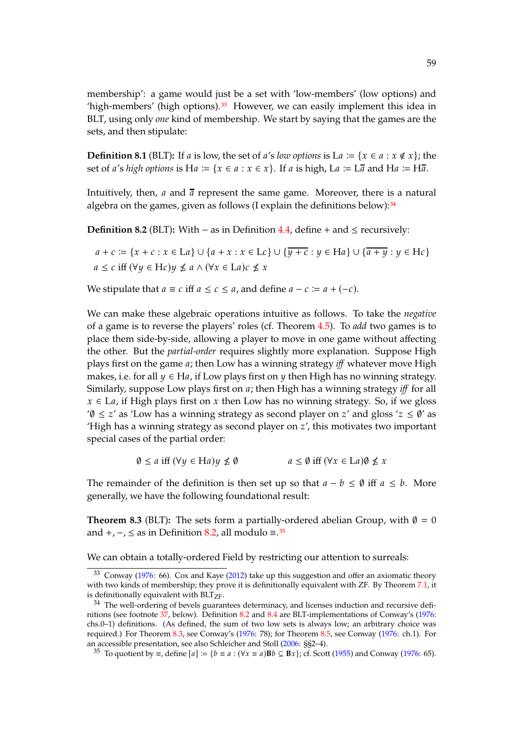membership': a game would just be a set with 'low-members' (low options) and 'high-members' (high options).[33] However, we can easily implement this idea in BLT, using only *one* kind of membership. We start by saying that the games are the sets, and then stipulate:

**Definition 8.1** (BLT)**:** If $a$ is low, the set of $a$'s *low options* is $\mathrm{L}a := \{x \in a : x \notin x\}$; the set of $a$'s *high options* is $\mathrm{H}a := \{x \in a : x \in x\}$. If $a$ is high, $\mathrm{L}a := \mathrm{L}\overline{a}$ and $\mathrm{H}a := \mathrm{H}\overline{a}$.

Intuitively, then, $a$ and $\overline{a}$ represent the same game. Moreover, there is a natural algebra on the games, given as follows (I explain the definitions below):[34]

**Definition 8.2** (BLT)**:** With $-$ as in Definition 4.4, define $+$ and $\leq$ recursively:

$$a + c := \{x + c : x \in \mathrm{L}a\} \cup \{a + x : x \in \mathrm{L}c\} \cup \{\overline{y + c} : y \in \mathrm{H}a\} \cup \{\overline{a + y} : y \in \mathrm{H}c\}$$
$$a \leq c \text{ iff } (\forall y \in \mathrm{H}c) y \not\leq a \land (\forall x \in \mathrm{L}a) c \not\leq x$$

We stipulate that $a \equiv c$ iff $a \leq c \leq a$, and define $a - c := a + (-c)$.

We can make these algebraic operations intuitive as follows. To take the *negative* of a game is to reverse the players' roles (cf. Theorem 4.5). To *add* two games is to place them side-by-side, allowing a player to move in one game without affecting the other. But the *partial-order* requires slightly more explanation. Suppose High plays first on the game $a$; then Low has a winning strategy *iff* whatever move High makes, i.e. for all $y \in \mathrm{H}a$, if Low plays first on $y$ then High has no winning strategy. Similarly, suppose Low plays first on $a$; then High has a winning strategy *iff* for all $x \in \mathrm{L}a$, if High plays first on $x$ then Low has no winning strategy. So, if we gloss '$\emptyset \leq z$' as 'Low has a winning strategy as second player on $z$' and gloss '$z \leq \emptyset$' as 'High has a winning strategy as second player on $z$', this motivates two important special cases of the partial order:

$$\emptyset \leq a \text{ iff } (\forall y \in \mathrm{H}a) y \not\leq \emptyset \qquad\qquad a \leq \emptyset \text{ iff } (\forall x \in \mathrm{L}a) \emptyset \not\leq x$$

The remainder of the definition is then set up so that $a - b \leq \emptyset$ iff $a \leq b$. More generally, we have the following foundational result:

**Theorem 8.3** (BLT)**:** The sets form a partially-ordered abelian Group, with $\emptyset = 0$ and $+, -, \leq$ as in Definition 8.2, all modulo $\equiv$.[35]

We can obtain a totally-ordered Field by restricting our attention to surreals:

---

[33] Conway (1976: 66). Cox and Kaye (2012) take up this suggestion and offer an axiomatic theory with two kinds of membership; they prove it is definitionally equivalent with ZF. By Theorem 7.1, it is definitionally equivalent with $\mathrm{BLT}_{\mathrm{ZF}}$.

[34] The well-ordering of bevels guarantees determinacy, and licenses induction and recursive definitions (see footnote 37, below). Definition 8.2 and 8.4 are BLT-implementations of Conway's (1976: chs.0–1) definitions. (As defined, the sum of two low sets is always low; an arbitrary choice was required.) For Theorem 8.3, see Conway's (1976: 78); for Theorem 8.5, see Conway (1976: ch.1). For an accessible presentation, see also Schleicher and Stoll (2006: §§2–4).

[35] To quotient by $\equiv$, define $[a] := \{b \equiv a : (\forall x \equiv a)\mathbf{B}b \subseteq \mathbf{B}x\}$; cf. Scott (1955) and Conway (1976: 65).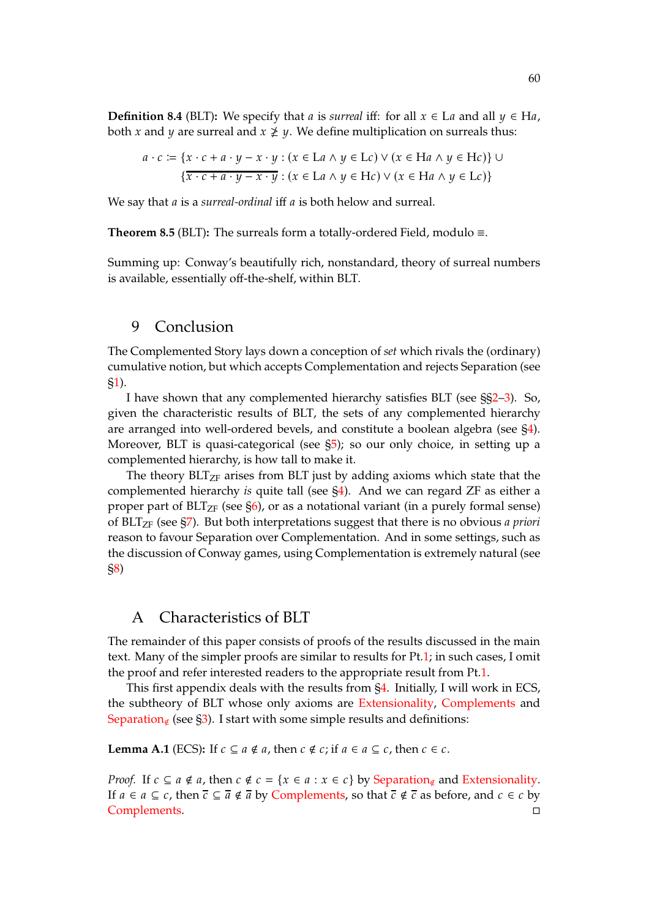**Definition 8.4** (BLT)**:** We specify that $a$ is *surreal* iff: for all $x \in \mathrm{L}a$ and all $y \in \mathrm{H}a$, both $x$ and $y$ are surreal and $x \not\geq y$. We define multiplication on surreals thus:

$$a \cdot c := \{x \cdot c + a \cdot y - x \cdot y : (x \in \mathrm{L}a \wedge y \in \mathrm{L}c) \vee (x \in \mathrm{H}a \wedge y \in \mathrm{H}c)\} \cup \{\overline{x \cdot c + a \cdot y - x \cdot y} : (x \in \mathrm{L}a \wedge y \in \mathrm{H}c) \vee (x \in \mathrm{H}a \wedge y \in \mathrm{L}c)\}$$

We say that $a$ is a *surreal-ordinal* iff $a$ is both helow and surreal.

**Theorem 8.5** (BLT)**:** The surreals form a totally-ordered Field, modulo $\equiv$.

Summing up: Conway's beautifully rich, nonstandard, theory of surreal numbers is available, essentially off-the-shelf, within BLT.

## 9 Conclusion

The Complemented Story lays down a conception of *set* which rivals the (ordinary) cumulative notion, but which accepts Complementation and rejects Separation (see §1).

I have shown that any complemented hierarchy satisfies BLT (see §§2–3). So, given the characteristic results of BLT, the sets of any complemented hierarchy are arranged into well-ordered bevels, and constitute a boolean algebra (see §4). Moreover, BLT is quasi-categorical (see §5); so our only choice, in setting up a complemented hierarchy, is how tall to make it.

The theory $\mathrm{BLT_{ZF}}$ arises from BLT just by adding axioms which state that the complemented hierarchy *is* quite tall (see §4). And we can regard ZF as either a proper part of $\mathrm{BLT_{ZF}}$ (see §6), or as a notational variant (in a purely formal sense) of $\mathrm{BLT_{ZF}}$ (see §7). But both interpretations suggest that there is no obvious *a priori* reason to favour Separation over Complementation. And in some settings, such as the discussion of Conway games, using Complementation is extremely natural (see §8)

## A Characteristics of BLT

The remainder of this paper consists of proofs of the results discussed in the main text. Many of the simpler proofs are similar to results for Pt.1; in such cases, I omit the proof and refer interested readers to the appropriate result from Pt.1.

This first appendix deals with the results from §4. Initially, I will work in ECS, the subtheory of BLT whose only axioms are Extensionality, Complements and $\text{Separation}_{\notin}$ (see §3). I start with some simple results and definitions:

**Lemma A.1** (ECS)**:** If $c \subseteq a \notin a$, then $c \notin c$; if $a \in a \subseteq c$, then $c \in c$.

*Proof.* If $c \subseteq a \notin a$, then $c \notin c = \{x \in a : x \in c\}$ by $\text{Separation}_{\notin}$ and Extensionality. If $a \in a \subseteq c$, then $\overline{c} \subseteq \overline{a} \notin \overline{a}$ by Complements, so that $\overline{c} \notin \overline{c}$ as before, and $c \in c$ by Complements. ◻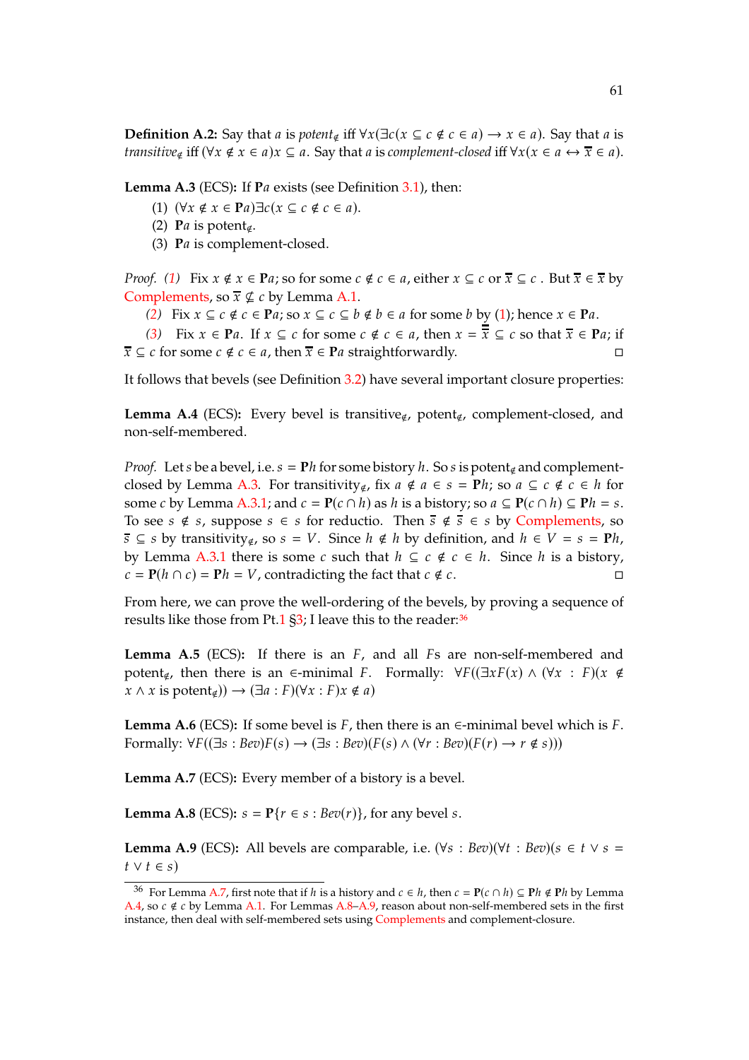**Definition A.2:** Say that $a$ is *potent*$_{\notin}$ iff $\forall x(\exists c(x \subseteq c \notin c \in a) \rightarrow x \in a)$. Say that $a$ is *transitive*$_{\notin}$ iff $(\forall x \notin x \in a)x \subseteq a$. Say that $a$ is *complement-closed* iff $\forall x(x \in a \leftrightarrow \overline{x} \in a)$.

**Lemma A.3** (ECS)**:** If $\mathbf{P}a$ exists (see Definition 3.1), then:

(1) $(\forall x \notin x \in \mathbf{P}a)\exists c(x \subseteq c \notin c \in a)$.
(2) $\mathbf{P}a$ is potent$_{\notin}$.
(3) $\mathbf{P}a$ is complement-closed.

*Proof.* *(1)* Fix $x \notin x \in \mathbf{P}a$; so for some $c \notin c \in a$, either $x \subseteq c$ or $\overline{x} \subseteq c$. But $\overline{x} \in \overline{x}$ by Complements, so $\overline{x} \nsubseteq c$ by Lemma A.1.

*(2)* Fix $x \subseteq c \notin c \in \mathbf{P}a$; so $x \subseteq c \subseteq b \notin b \in a$ for some $b$ by (1); hence $x \in \mathbf{P}a$.

*(3)* Fix $x \in \mathbf{P}a$. If $x \subseteq c$ for some $c \notin c \in a$, then $x = \overline{\overline{x}} \subseteq c$ so that $\overline{x} \in \mathbf{P}a$; if $\overline{x} \subseteq c$ for some $c \notin c \in a$, then $\overline{x} \in \mathbf{P}a$ straightforwardly. ◻

It follows that bevels (see Definition 3.2) have several important closure properties:

**Lemma A.4** (ECS)**:** Every bevel is transitive$_{\notin}$, potent$_{\notin}$, complement-closed, and non-self-membered.

*Proof.* Let $s$ be a bevel, i.e. $s = \mathbf{P}h$ for some bistory $h$. So $s$ is potent$_{\notin}$ and complement-closed by Lemma A.3. For transitivity$_{\notin}$, fix $a \notin a \in s = \mathbf{P}h$; so $a \subseteq c \notin c \in h$ for some $c$ by Lemma A.3.1; and $c = \mathbf{P}(c \cap h)$ as $h$ is a bistory; so $a \subseteq \mathbf{P}(c \cap h) \subseteq \mathbf{P}h = s$. To see $s \notin s$, suppose $s \in s$ for reductio. Then $\overline{s} \notin \overline{s} \in s$ by Complements, so $\overline{s} \subseteq s$ by transitivity$_{\notin}$, so $s = V$. Since $h \notin h$ by definition, and $h \in V = s = \mathbf{P}h$, by Lemma A.3.1 there is some $c$ such that $h \subseteq c \notin c \in h$. Since $h$ is a bistory, $c = \mathbf{P}(h \cap c) = \mathbf{P}h = V$, contradicting the fact that $c \notin c$. ◻

From here, we can prove the well-ordering of the bevels, by proving a sequence of results like those from Pt.1 §3; I leave this to the reader:[36]

**Lemma A.5** (ECS)**:** If there is an $F$, and all $F$s are non-self-membered and potent$_{\notin}$, then there is an $\in$-minimal $F$. Formally: $\forall F((\exists x F(x) \wedge (\forall x : F)(x \notin x \wedge x \text{ is potent}_{\notin})) \rightarrow (\exists a : F)(\forall x : F)x \notin a)$

**Lemma A.6** (ECS)**:** If some bevel is $F$, then there is an $\in$-minimal bevel which is $F$. Formally: $\forall F((\exists s : Bev)F(s) \rightarrow (\exists s : Bev)(F(s) \wedge (\forall r : Bev)(F(r) \rightarrow r \notin s)))$

**Lemma A.7** (ECS)**:** Every member of a bistory is a bevel.

**Lemma A.8** (ECS)**:** $s = \mathbf{P}\{r \in s : Bev(r)\}$, for any bevel $s$.

**Lemma A.9** (ECS)**:** All bevels are comparable, i.e. $(\forall s : Bev)(\forall t : Bev)(s \in t \vee s = t \vee t \in s)$

[36] For Lemma A.7, first note that if $h$ is a history and $c \in h$, then $c = \mathbf{P}(c \cap h) \subseteq \mathbf{P}h \notin \mathbf{P}h$ by Lemma A.4, so $c \notin c$ by Lemma A.1. For Lemmas A.8–A.9, reason about non-self-membered sets in the first instance, then deal with self-membered sets using Complements and complement-closure.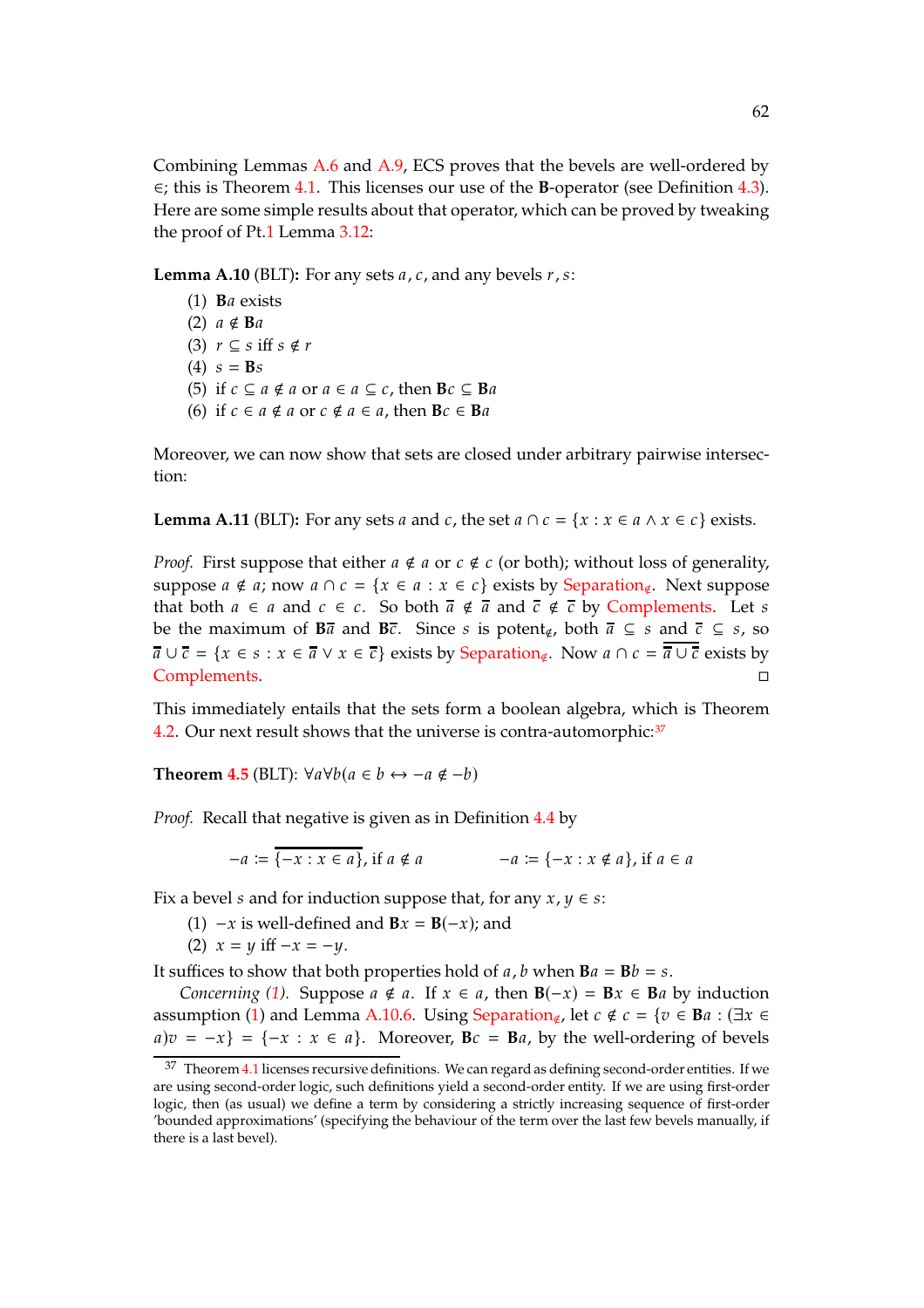Combining Lemmas A.6 and A.9, ECS proves that the bevels are well-ordered by $\in$; this is Theorem 4.1. This licenses our use of the **B**-operator (see Definition 4.3). Here are some simple results about that operator, which can be proved by tweaking the proof of Pt.1 Lemma 3.12:

**Lemma A.10** (BLT)**:** For any sets $a, c$, and any bevels $r, s$:

(1) $\mathbf{B}a$ exists
(2) $a \notin \mathbf{B}a$
(3) $r \subseteq s$ iff $s \notin r$
(4) $s = \mathbf{B}s$
(5) if $c \subseteq a \notin a$ or $a \in a \subseteq c$, then $\mathbf{B}c \subseteq \mathbf{B}a$
(6) if $c \in a \notin a$ or $c \notin a \in a$, then $\mathbf{B}c \in \mathbf{B}a$

Moreover, we can now show that sets are closed under arbitrary pairwise intersection:

**Lemma A.11** (BLT)**:** For any sets $a$ and $c$, the set $a \cap c = \{x : x \in a \wedge x \in c\}$ exists.

*Proof.* First suppose that either $a \notin a$ or $c \notin c$ (or both); without loss of generality, suppose $a \notin a$; now $a \cap c = \{x \in a : x \in c\}$ exists by Separation$_{\notin}$. Next suppose that both $a \in a$ and $c \in c$. So both $\overline{a} \notin \overline{a}$ and $\overline{c} \notin \overline{c}$ by Complements. Let $s$ be the maximum of $\mathbf{B}\overline{a}$ and $\mathbf{B}\overline{c}$. Since $s$ is potent$_{\notin}$, both $\overline{a} \subseteq s$ and $\overline{c} \subseteq s$, so $\overline{a} \cup \overline{c} = \{x \in s : x \in \overline{a} \vee x \in \overline{c}\}$ exists by Separation$_{\notin}$. Now $a \cap c = \overline{\overline{a} \cup \overline{c}}$ exists by Complements. ◻

This immediately entails that the sets form a boolean algebra, which is Theorem 4.2. Our next result shows that the universe is contra-automorphic:[37]

**Theorem 4.5** (BLT): $\forall a \forall b(a \in b \leftrightarrow -a \notin -b)$

*Proof.* Recall that negative is given as in Definition 4.4 by

$$-a := \overline{\{-x : x \in a\}}, \text{ if } a \notin a \qquad\qquad -a := \{-x : x \notin a\}, \text{ if } a \in a$$

Fix a bevel $s$ and for induction suppose that, for any $x, y \in s$:

(1) $-x$ is well-defined and $\mathbf{B}x = \mathbf{B}(-x)$; and
(2) $x = y$ iff $-x = -y$.

It suffices to show that both properties hold of $a, b$ when $\mathbf{B}a = \mathbf{B}b = s$.

*Concerning (1).* Suppose $a \notin a$. If $x \in a$, then $\mathbf{B}(-x) = \mathbf{B}x \in \mathbf{B}a$ by induction assumption (1) and Lemma A.10.6. Using Separation$_{\notin}$, let $c \notin c = \{v \in \mathbf{B}a : (\exists x \in a)v = -x\} = \{-x : x \in a\}$. Moreover, $\mathbf{B}c = \mathbf{B}a$, by the well-ordering of bevels

[37] Theorem 4.1 licenses recursive definitions. We can regard as defining second-order entities. If we are using second-order logic, such definitions yield a second-order entity. If we are using first-order logic, then (as usual) we define a term by considering a strictly increasing sequence of first-order 'bounded approximations' (specifying the behaviour of the term over the last few bevels manually, if there is a last bevel).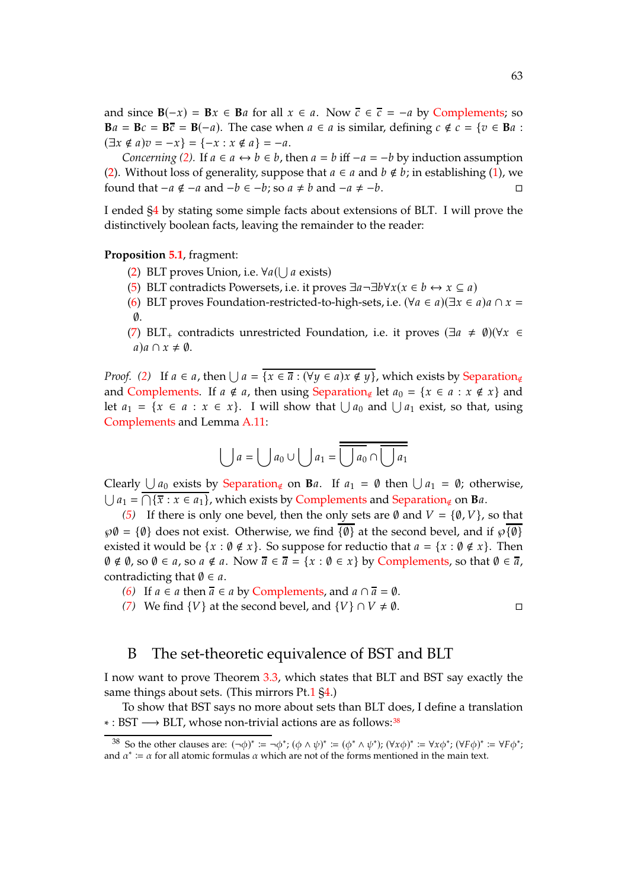and since $\mathbf{B}(-x) = \mathbf{B}x \in \mathbf{B}a$ for all $x \in a$. Now $\overline{c} \in \overline{c} = -a$ by Complements; so $\mathbf{B}a = \mathbf{B}c = \mathbf{B}\overline{c} = \mathbf{B}(-a)$. The case when $a \in a$ is similar, defining $c \notin c = \{v \in \mathbf{B}a : (\exists x \notin a)v = -x\} = \{-x : x \notin a\} = -a$.

*Concerning (2).* If $a \in a \leftrightarrow b \in b$, then $a = b$ iff $-a = -b$ by induction assumption (2). Without loss of generality, suppose that $a \in a$ and $b \notin b$; in establishing (1), we found that $-a \notin -a$ and $-b \in -b$; so $a \neq b$ and $-a \neq -b$. □

I ended §4 by stating some simple facts about extensions of BLT. I will prove the distinctively boolean facts, leaving the remainder to the reader:

**Proposition 5.1**, fragment:

(2) BLT proves Union, i.e. $\forall a(\bigcup a$ exists)

(5) BLT contradicts Powersets, i.e. it proves $\exists a \neg \exists b \forall x(x \in b \leftrightarrow x \subseteq a)$

(6) BLT proves Foundation-restricted-to-high-sets, i.e. $(\forall a \in a)(\exists x \in a) a \cap x = \emptyset$.

(7) $\text{BLT}_+$ contradicts unrestricted Foundation, i.e. it proves $(\exists a \neq \emptyset)(\forall x \in a) a \cap x \neq \emptyset$.

*Proof. (2)* If $a \in a$, then $\bigcup a = \overline{\{x \in \overline{a} : (\forall y \in a) x \notin y\}}$, which exists by $\text{Separation}_{\notin}$ and Complements. If $a \notin a$, then using $\text{Separation}_{\notin}$ let $a_0 = \{x \in a : x \notin x\}$ and let $a_1 = \{x \in a : x \in x\}$. I will show that $\bigcup a_0$ and $\bigcup a_1$ exist, so that, using Complements and Lemma A.11:

$$\bigcup a = \bigcup a_0 \cup \bigcup a_1 = \overline{\overline{\bigcup a_0} \cap \overline{\bigcup a_1}}$$

Clearly $\bigcup a_0$ exists by $\text{Separation}_{\notin}$ on $\mathbf{B}a$. If $a_1 = \emptyset$ then $\bigcup a_1 = \emptyset$; otherwise, $\bigcup a_1 = \overline{\bigcap\{\overline{x} : x \in a_1\}}$, which exists by Complements and $\text{Separation}_{\notin}$ on $\mathbf{B}a$.

*(5)* If there is only one bevel, then the only sets are $\emptyset$ and $V = \{\emptyset, V\}$, so that $\wp\emptyset = \{\emptyset\}$ does not exist. Otherwise, we find $\overline{\{\emptyset\}}$ at the second bevel, and if $\wp\overline{\{\emptyset\}}$ existed it would be $\{x : \emptyset \notin x\}$. So suppose for reductio that $a = \{x : \emptyset \notin x\}$. Then $\emptyset \notin \emptyset$, so $\emptyset \in a$, so $a \notin a$. Now $\overline{a} \in \overline{a} = \{x : \emptyset \in x\}$ by Complements, so that $\emptyset \in \overline{a}$, contradicting that $\emptyset \in a$.

*(6)* If $a \in a$ then $\overline{a} \in a$ by Complements, and $a \cap \overline{a} = \emptyset$.

*(7)* We find $\{V\}$ at the second bevel, and $\{V\} \cap V \neq \emptyset$. □

## B The set-theoretic equivalence of BST and BLT

I now want to prove Theorem 3.3, which states that BLT and BST say exactly the same things about sets. (This mirrors Pt.1 §4.)

To show that BST says no more about sets than BLT does, I define a translation $* : \text{BST} \longrightarrow \text{BLT}$, whose non-trivial actions are as follows:[38]

[38] So the other clauses are: $(\neg\phi)^* := \neg\phi^*$; $(\phi \wedge \psi)^* := (\phi^* \wedge \psi^*)$; $(\forall x\phi)^* := \forall x\phi^*$; $(\forall F\phi)^* := \forall F\phi^*$; and $\alpha^* := \alpha$ for all atomic formulas $\alpha$ which are not of the forms mentioned in the main text.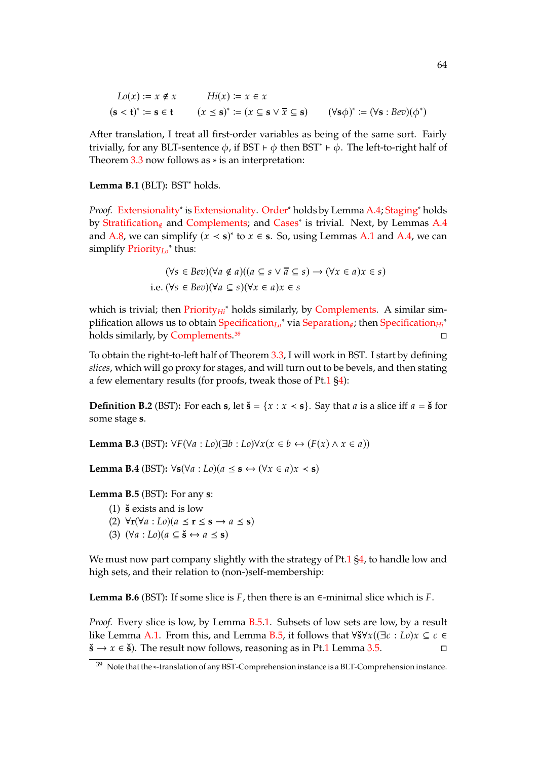$$Lo(x) := x \notin x \qquad Hi(x) := x \in x$$
$$(\mathbf{s} < \mathbf{t})^* := \mathbf{s} \in \mathbf{t} \qquad (x \leq \mathbf{s})^* := (x \subseteq \mathbf{s} \vee \overline{x} \subseteq \mathbf{s}) \qquad (\forall \mathbf{s}\phi)^* := (\forall \mathbf{s} : Bev)(\phi^*)$$

After translation, I treat all first-order variables as being of the same sort. Fairly trivially, for any BLT-sentence $\phi$, if BST $\vdash \phi$ then BST$^* \vdash \phi$. The left-to-right half of Theorem 3.3 now follows as $*$ is an interpretation:

**Lemma B.1** (BLT)**:** BST$^*$ holds.

*Proof.* Extensionality$^*$ is Extensionality. Order$^*$ holds by Lemma A.4; Staging$^*$ holds by Stratification$_{\notin}$ and Complements; and Cases$^*$ is trivial. Next, by Lemmas A.4 and A.8, we can simplify $(x < \mathbf{s})^*$ to $x \in \mathbf{s}$. So, using Lemmas A.1 and A.4, we can simplify Priority$_{Lo}$$^*$ thus:

$$(\forall s \in Bev)(\forall a \notin a)((a \subseteq s \vee \overline{a} \subseteq s) \rightarrow (\forall x \in a)x \in s)$$
$$\text{i.e. } (\forall s \in Bev)(\forall a \subseteq s)(\forall x \in a)x \in s$$

which is trivial; then Priority$_{Hi}$$^*$ holds similarly, by Complements. A similar simplification allows us to obtain Specification$_{Lo}$$^*$ via Separation$_{\notin}$; then Specification$_{Hi}$$^*$ holds similarly, by Complements.[39] □

To obtain the right-to-left half of Theorem 3.3, I will work in BST. I start by defining *slices*, which will go proxy for stages, and will turn out to be bevels, and then stating a few elementary results (for proofs, tweak those of Pt.1 §4):

**Definition B.2** (BST)**:** For each $\mathbf{s}$, let $\check{\mathbf{s}} = \{x : x < \mathbf{s}\}$. Say that $a$ is a slice iff $a = \check{\mathbf{s}}$ for some stage $\mathbf{s}$.

**Lemma B.3** (BST)**:** $\forall F(\forall a : Lo)(\exists b : Lo)\forall x(x \in b \leftrightarrow (F(x) \wedge x \in a))$

**Lemma B.4** (BST)**:** $\forall \mathbf{s}(\forall a : Lo)(a \leq \mathbf{s} \leftrightarrow (\forall x \in a)x < \mathbf{s})$

**Lemma B.5** (BST)**:** For any $\mathbf{s}$:

(1) $\check{\mathbf{s}}$ exists and is low
(2) $\forall \mathbf{r}(\forall a : Lo)(a \leq \mathbf{r} \leq \mathbf{s} \rightarrow a \leq \mathbf{s})$
(3) $(\forall a : Lo)(a \subseteq \check{\mathbf{s}} \leftrightarrow a \leq \mathbf{s})$

We must now part company slightly with the strategy of Pt.1 §4, to handle low and high sets, and their relation to (non-)self-membership:

**Lemma B.6** (BST)**:** If some slice is $F$, then there is an $\in$-minimal slice which is $F$.

*Proof.* Every slice is low, by Lemma B.5.1. Subsets of low sets are low, by a result like Lemma A.1. From this, and Lemma B.5, it follows that $\forall \check{\mathbf{s}} \forall x((\exists c : Lo)x \subseteq c \in \check{\mathbf{s}} \rightarrow x \in \check{\mathbf{s}})$. The result now follows, reasoning as in Pt.1 Lemma 3.5. □

[39] Note that the $*$-translation of any BST-Comprehension instance is a BLT-Comprehension instance.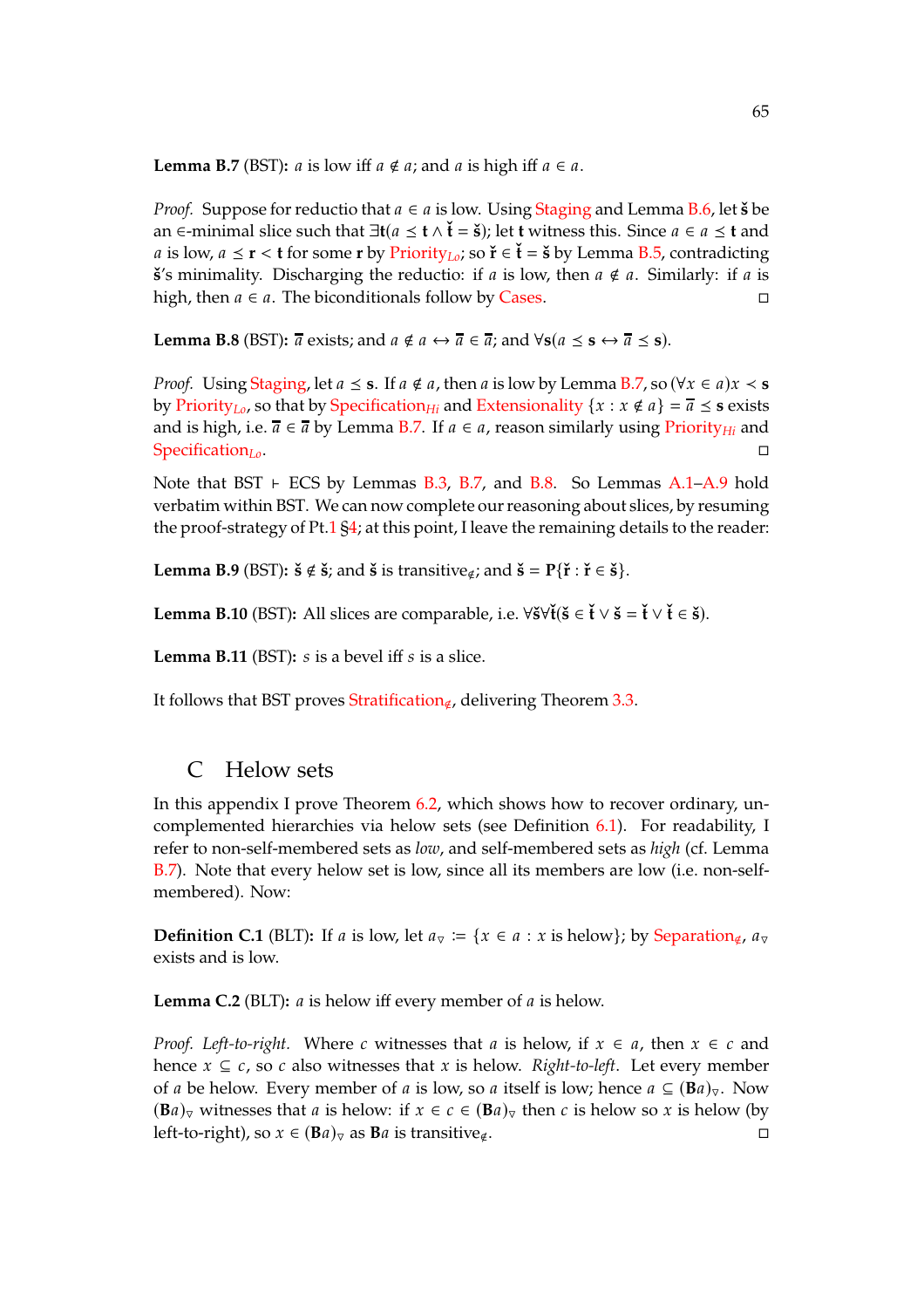**Lemma B.7** (BST)**:** $a$ is low iff $a \notin a$; and $a$ is high iff $a \in a$.

*Proof.* Suppose for reductio that $a \in a$ is low. Using Staging and Lemma B.6, let $\check{\mathbf{s}}$ be an $\in$-minimal slice such that $\exists \mathbf{t}(a \preceq \mathbf{t} \land \check{\mathbf{t}} = \check{\mathbf{s}})$; let $\mathbf{t}$ witness this. Since $a \in a \preceq \mathbf{t}$ and $a$ is low, $a \preceq \mathbf{r} < \mathbf{t}$ for some $\mathbf{r}$ by Priority$_{Lo}$; so $\check{\mathbf{r}} \in \check{\mathbf{t}} = \check{\mathbf{s}}$ by Lemma B.5, contradicting $\check{\mathbf{s}}$'s minimality. Discharging the reductio: if $a$ is low, then $a \notin a$. Similarly: if $a$ is high, then $a \in a$. The biconditionals follow by Cases. □

**Lemma B.8** (BST)**:** $\overline{a}$ exists; and $a \notin a \leftrightarrow \overline{a} \in \overline{a}$; and $\forall \mathbf{s}(a \preceq \mathbf{s} \leftrightarrow \overline{a} \preceq \mathbf{s})$.

*Proof.* Using Staging, let $a \preceq \mathbf{s}$. If $a \notin a$, then $a$ is low by Lemma B.7, so $(\forall x \in a) x \prec \mathbf{s}$ by Priority$_{Lo}$, so that by Specification$_{Hi}$ and Extensionality $\{x : x \notin a\} = \overline{a} \preceq \mathbf{s}$ exists and is high, i.e. $\overline{a} \in \overline{a}$ by Lemma B.7. If $a \in a$, reason similarly using Priority$_{Hi}$ and Specification$_{Lo}$. □

Note that BST $\vdash$ ECS by Lemmas B.3, B.7, and B.8. So Lemmas A.1–A.9 hold verbatim within BST. We can now complete our reasoning about slices, by resuming the proof-strategy of Pt.1 §4; at this point, I leave the remaining details to the reader:

**Lemma B.9** (BST)**:** $\check{\mathbf{s}} \notin \check{\mathbf{s}}$; and $\check{\mathbf{s}}$ is transitive$_{\notin}$; and $\check{\mathbf{s}} = \mathbf{P}\{\check{\mathbf{r}} : \check{\mathbf{r}} \in \check{\mathbf{s}}\}$.

**Lemma B.10** (BST)**:** All slices are comparable, i.e. $\forall \check{\mathbf{s}} \forall \check{\mathbf{t}}(\check{\mathbf{s}} \in \check{\mathbf{t}} \lor \check{\mathbf{s}} = \check{\mathbf{t}} \lor \check{\mathbf{t}} \in \check{\mathbf{s}})$.

**Lemma B.11** (BST)**:** $s$ is a bevel iff $s$ is a slice.

It follows that BST proves Stratification$_{\notin}$, delivering Theorem 3.3.

## C Helow sets

In this appendix I prove Theorem 6.2, which shows how to recover ordinary, uncomplemented hierarchies via helow sets (see Definition 6.1). For readability, I refer to non-self-membered sets as *low*, and self-membered sets as *high* (cf. Lemma B.7). Note that every helow set is low, since all its members are low (i.e. non-self-membered). Now:

**Definition C.1** (BLT)**:** If $a$ is low, let $a_{\triangledown} := \{x \in a : x \text{ is helow}\}$; by Separation$_{\notin}$, $a_{\triangledown}$ exists and is low.

**Lemma C.2** (BLT)**:** $a$ is helow iff every member of $a$ is helow.

*Proof. Left-to-right.* Where $c$ witnesses that $a$ is helow, if $x \in a$, then $x \in c$ and hence $x \subseteq c$, so $c$ also witnesses that $x$ is helow. *Right-to-left.* Let every member of $a$ be helow. Every member of $a$ is low, so $a$ itself is low; hence $a \subseteq (\mathbf{B}a)_{\triangledown}$. Now $(\mathbf{B}a)_{\triangledown}$ witnesses that $a$ is helow: if $x \in c \in (\mathbf{B}a)_{\triangledown}$ then $c$ is helow so $x$ is helow (by left-to-right), so $x \in (\mathbf{B}a)_{\triangledown}$ as $\mathbf{B}a$ is transitive$_{\notin}$. □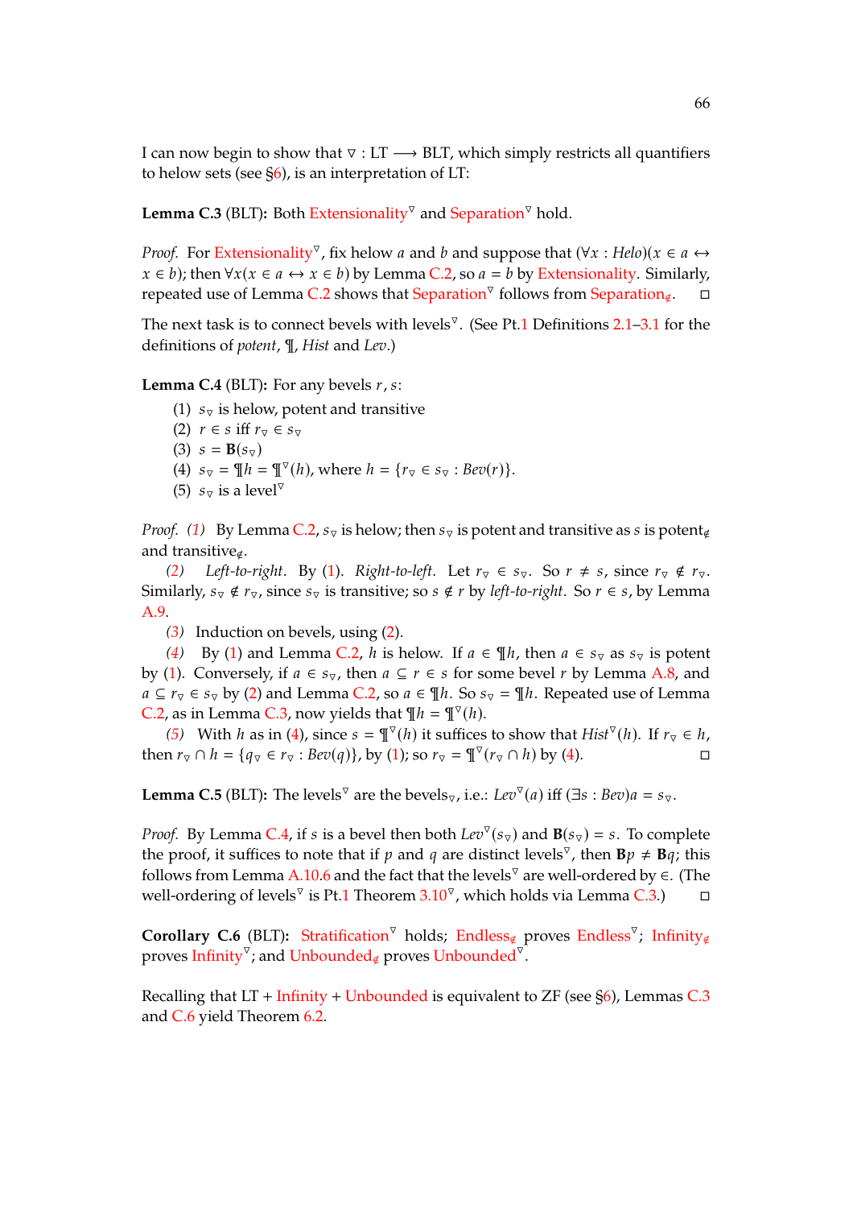I can now begin to show that $\triangledown : \text{LT} \longrightarrow \text{BLT}$, which simply restricts all quantifiers to helow sets (see §6), is an interpretation of LT:

**Lemma C.3** (BLT)**:** Both Extensionality$^\triangledown$ and Separation$^\triangledown$ hold.

*Proof.* For Extensionality$^\triangledown$, fix helow $a$ and $b$ and suppose that $(\forall x : Helo)(x \in a \leftrightarrow x \in b)$; then $\forall x(x \in a \leftrightarrow x \in b)$ by Lemma C.2, so $a = b$ by Extensionality. Similarly, repeated use of Lemma C.2 shows that Separation$^\triangledown$ follows from Separation$_\notin$. ◻

The next task is to connect bevels with levels$^\triangledown$. (See Pt.1 Definitions 2.1–3.1 for the definitions of *potent*, ¶, *Hist* and *Lev*.)

**Lemma C.4** (BLT)**:** For any bevels $r, s$:

(1) $s_\triangledown$ is helow, potent and transitive
(2) $r \in s$ iff $r_\triangledown \in s_\triangledown$
(3) $s = \mathbf{B}(s_\triangledown)$
(4) $s_\triangledown = \P h = \P^\triangledown(h)$, where $h = \{r_\triangledown \in s_\triangledown : Bev(r)\}$.
(5) $s_\triangledown$ is a level$^\triangledown$

*Proof.* *(1)* By Lemma C.2, $s_\triangledown$ is helow; then $s_\triangledown$ is potent and transitive as $s$ is potent$_\notin$ and transitive$_\notin$.

*(2)* *Left-to-right*. By (1). *Right-to-left*. Let $r_\triangledown \in s_\triangledown$. So $r \neq s$, since $r_\triangledown \notin r_\triangledown$. Similarly, $s_\triangledown \notin r_\triangledown$, since $s_\triangledown$ is transitive; so $s \notin r$ by *left-to-right*. So $r \in s$, by Lemma A.9.

*(3)* Induction on bevels, using (2).

*(4)* By (1) and Lemma C.2, $h$ is helow. If $a \in \P h$, then $a \in s_\triangledown$ as $s_\triangledown$ is potent by (1). Conversely, if $a \in s_\triangledown$, then $a \subseteq r \in s$ for some bevel $r$ by Lemma A.8, and $a \subseteq r_\triangledown \in s_\triangledown$ by (2) and Lemma C.2, so $a \in \P h$. So $s_\triangledown = \P h$. Repeated use of Lemma C.2, as in Lemma C.3, now yields that $\P h = \P^\triangledown(h)$.

*(5)* With $h$ as in (4), since $s = \P^\triangledown(h)$ it suffices to show that $Hist^\triangledown(h)$. If $r_\triangledown \in h$, then $r_\triangledown \cap h = \{q_\triangledown \in r_\triangledown : Bev(q)\}$, by (1); so $r_\triangledown = \P^\triangledown(r_\triangledown \cap h)$ by (4). ◻

**Lemma C.5** (BLT)**:** The levels$^\triangledown$ are the bevels$_\triangledown$, i.e.: $Lev^\triangledown(a)$ iff $(\exists s : Bev)a = s_\triangledown$.

*Proof.* By Lemma C.4, if $s$ is a bevel then both $Lev^\triangledown(s_\triangledown)$ and $\mathbf{B}(s_\triangledown) = s$. To complete the proof, it suffices to note that if $p$ and $q$ are distinct levels$^\triangledown$, then $\mathbf{B}p \neq \mathbf{B}q$; this follows from Lemma A.10.6 and the fact that the levels$^\triangledown$ are well-ordered by $\in$. (The well-ordering of levels$^\triangledown$ is Pt.1 Theorem 3.10$^\triangledown$, which holds via Lemma C.3.) ◻

**Corollary C.6** (BLT)**:** Stratification$^\triangledown$ holds; Endless$_\notin$ proves Endless$^\triangledown$; Infinity$_\notin$ proves Infinity$^\triangledown$; and Unbounded$_\notin$ proves Unbounded$^\triangledown$.

Recalling that LT + Infinity + Unbounded is equivalent to ZF (see §6), Lemmas C.3 and C.6 yield Theorem 6.2.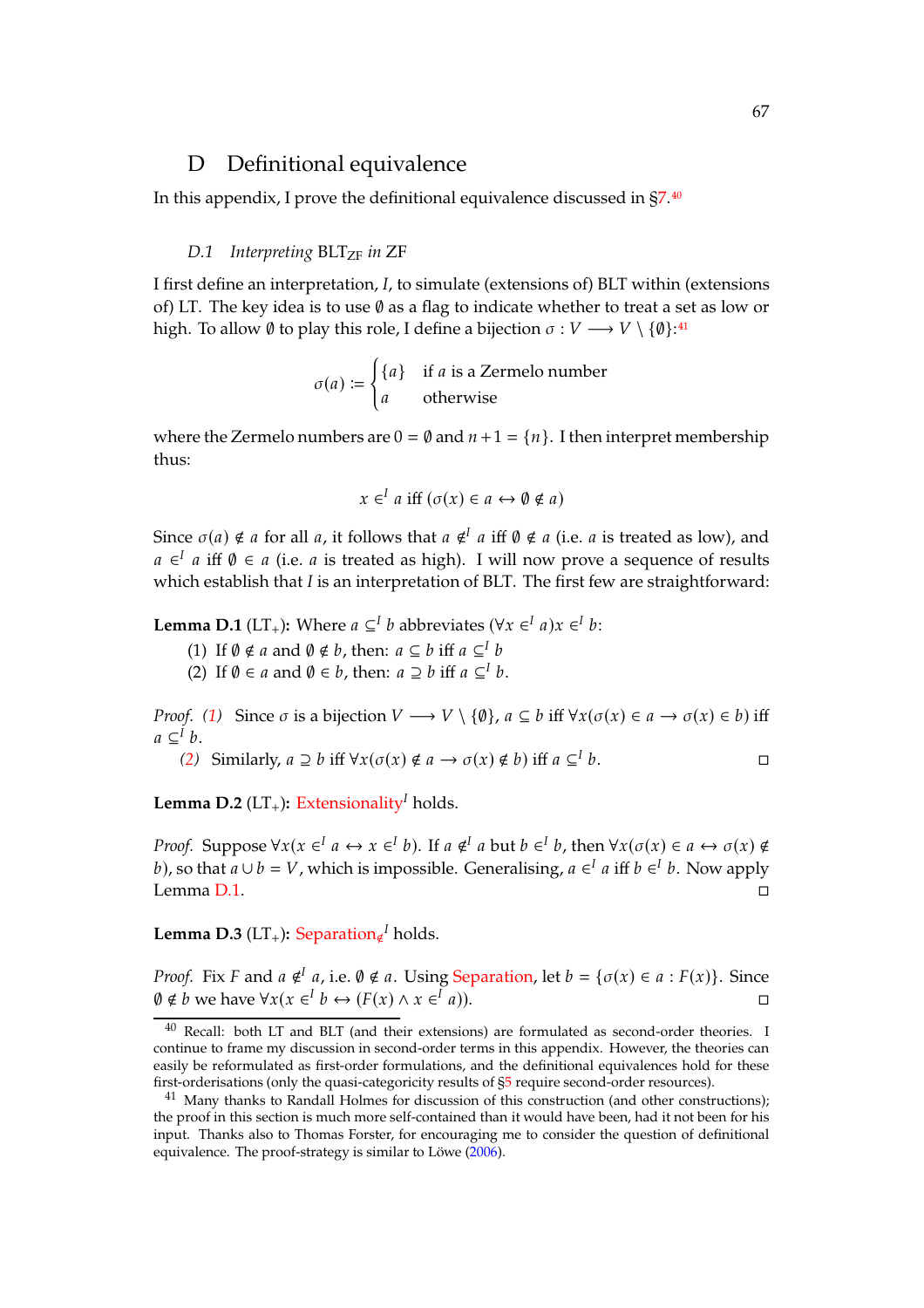## D Definitional equivalence

In this appendix, I prove the definitional equivalence discussed in §7.[40]

### D.1 *Interpreting* $\text{BLT}_{\text{ZF}}$ *in* ZF

I first define an interpretation, $I$, to simulate (extensions of) BLT within (extensions of) LT. The key idea is to use $\emptyset$ as a flag to indicate whether to treat a set as low or high. To allow $\emptyset$ to play this role, I define a bijection $\sigma : V \longrightarrow V \setminus \{\emptyset\}$:[41]

$$\sigma(a) := \begin{cases} \{a\} & \text{if } a \text{ is a Zermelo number} \\ a & \text{otherwise} \end{cases}$$

where the Zermelo numbers are $0 = \emptyset$ and $n+1 = \{n\}$. I then interpret membership thus:

$$x \in^I a \text{ iff } (\sigma(x) \in a \leftrightarrow \emptyset \notin a)$$

Since $\sigma(a) \notin a$ for all $a$, it follows that $a \notin^I a$ iff $\emptyset \notin a$ (i.e. $a$ is treated as low), and $a \in^I a$ iff $\emptyset \in a$ (i.e. $a$ is treated as high). I will now prove a sequence of results which establish that $I$ is an interpretation of BLT. The first few are straightforward:

**Lemma D.1** ($\text{LT}_+$)**:** Where $a \subseteq^I b$ abbreviates $(\forall x \in^I a) x \in^I b$:

(1) If $\emptyset \notin a$ and $\emptyset \notin b$, then: $a \subseteq b$ iff $a \subseteq^I b$
(2) If $\emptyset \in a$ and $\emptyset \in b$, then: $a \supseteq b$ iff $a \subseteq^I b$.

*Proof.* (1) Since $\sigma$ is a bijection $V \longrightarrow V \setminus \{\emptyset\}$, $a \subseteq b$ iff $\forall x(\sigma(x) \in a \rightarrow \sigma(x) \in b)$ iff $a \subseteq^I b$.

(2) Similarly, $a \supseteq b$ iff $\forall x(\sigma(x) \notin a \rightarrow \sigma(x) \notin b)$ iff $a \subseteq^I b$. □

**Lemma D.2** ($\text{LT}_+$)**:** Extensionality$^I$ holds.

*Proof.* Suppose $\forall x(x \in^I a \leftrightarrow x \in^I b)$. If $a \notin^I a$ but $b \in^I b$, then $\forall x(\sigma(x) \in a \leftrightarrow \sigma(x) \notin b)$, so that $a \cup b = V$, which is impossible. Generalising, $a \in^I a$ iff $b \in^I b$. Now apply Lemma D.1. □

**Lemma D.3** ($\text{LT}_+$)**:** $\text{Separation}_{\notin}{}^I$ holds.

*Proof.* Fix $F$ and $a \notin^I a$, i.e. $\emptyset \notin a$. Using Separation, let $b = \{\sigma(x) \in a : F(x)\}$. Since $\emptyset \notin b$ we have $\forall x(x \in^I b \leftrightarrow (F(x) \wedge x \in^I a))$. □

---

[40] Recall: both LT and BLT (and their extensions) are formulated as second-order theories. I continue to frame my discussion in second-order terms in this appendix. However, the theories can easily be reformulated as first-order formulations, and the definitional equivalences hold for these first-orderisations (only the quasi-categoricity results of §5 require second-order resources).

[41] Many thanks to Randall Holmes for discussion of this construction (and other constructions); the proof in this section is much more self-contained than it would have been, had it not been for his input. Thanks also to Thomas Forster, for encouraging me to consider the question of definitional equivalence. The proof-strategy is similar to Löwe (2006).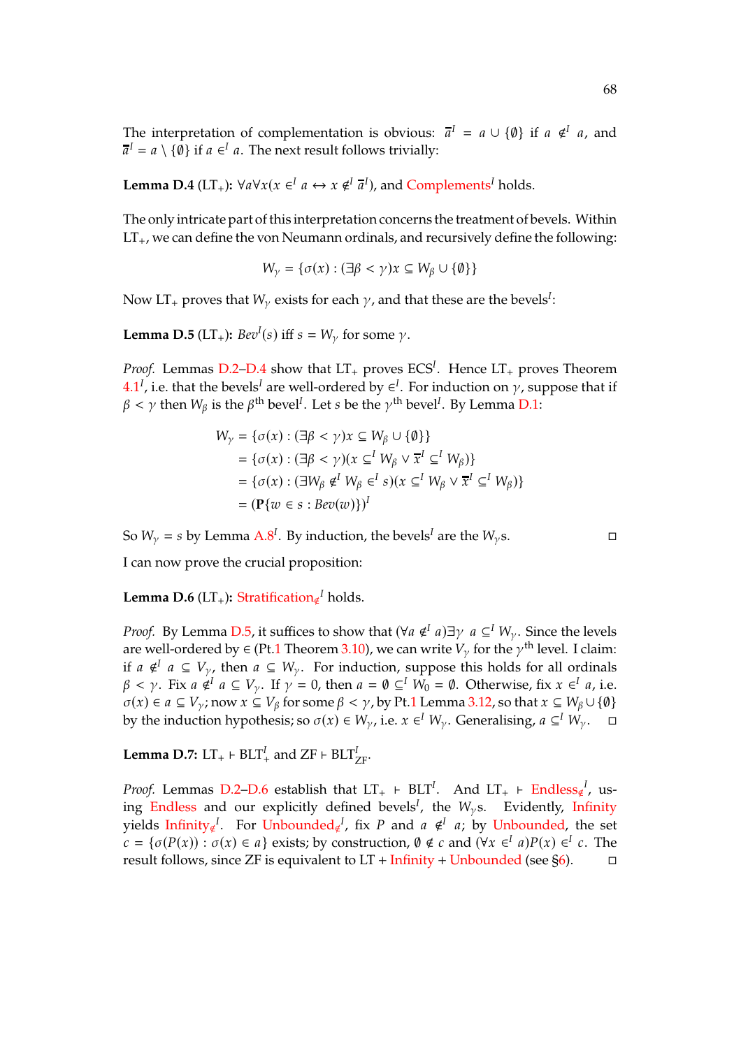The interpretation of complementation is obvious: $\overline{a}^I = a \cup \{\emptyset\}$ if $a \notin^I a$, and $\overline{a}^I = a \setminus \{\emptyset\}$ if $a \in^I a$. The next result follows trivially:

**Lemma D.4** ($\text{LT}_+$)**:** $\forall a \forall x(x \in^I a \leftrightarrow x \notin^I \overline{a}^I)$, and Complements$^I$ holds.

The only intricate part of this interpretation concerns the treatment of bevels. Within $\text{LT}_+$, we can define the von Neumann ordinals, and recursively define the following:

$$W_\gamma = \{\sigma(x) : (\exists \beta < \gamma) x \subseteq W_\beta \cup \{\emptyset\}\}$$

Now $\text{LT}_+$ proves that $W_\gamma$ exists for each $\gamma$, and that these are the bevels$^I$:

**Lemma D.5** ($\text{LT}_+$)**:** $\mathit{Bev}^I(s)$ iff $s = W_\gamma$ for some $\gamma$.

*Proof.* Lemmas D.2–D.4 show that $\text{LT}_+$ proves $\text{ECS}^I$. Hence $\text{LT}_+$ proves Theorem 4.1$^I$, i.e. that the bevels$^I$ are well-ordered by $\in^I$. For induction on $\gamma$, suppose that if $\beta < \gamma$ then $W_\beta$ is the $\beta^{\text{th}}$ bevel$^I$. Let $s$ be the $\gamma^{\text{th}}$ bevel$^I$. By Lemma D.1:

$$\begin{aligned}
W_\gamma &= \{\sigma(x) : (\exists \beta < \gamma) x \subseteq W_\beta \cup \{\emptyset\}\} \\
&= \{\sigma(x) : (\exists \beta < \gamma)(x \subseteq^I W_\beta \vee \overline{x}^I \subseteq^I W_\beta)\} \\
&= \{\sigma(x) : (\exists W_\beta \notin^I W_\beta \in^I s)(x \subseteq^I W_\beta \vee \overline{x}^I \subseteq^I W_\beta)\} \\
&= (\mathbf{P}\{w \in s : \mathit{Bev}(w)\})^I
\end{aligned}$$

So $W_\gamma = s$ by Lemma A.8$^I$. By induction, the bevels$^I$ are the $W_\gamma$s. □

I can now prove the crucial proposition:

**Lemma D.6** ($\text{LT}_+$)**:** Stratification$_{\notin}{}^I$ holds.

*Proof.* By Lemma D.5, it suffices to show that $(\forall a \notin^I a)\exists \gamma\ a \subseteq^I W_\gamma$. Since the levels are well-ordered by $\in$ (Pt.1 Theorem 3.10), we can write $V_\gamma$ for the $\gamma^{\text{th}}$ level. I claim: if $a \notin^I a \subseteq V_\gamma$, then $a \subseteq W_\gamma$. For induction, suppose this holds for all ordinals $\beta < \gamma$. Fix $a \notin^I a \subseteq V_\gamma$. If $\gamma = 0$, then $a = \emptyset \subseteq^I W_0 = \emptyset$. Otherwise, fix $x \in^I a$, i.e. $\sigma(x) \in a \subseteq V_\gamma$; now $x \subseteq V_\beta$ for some $\beta < \gamma$, by Pt.1 Lemma 3.12, so that $x \subseteq W_\beta \cup \{\emptyset\}$ by the induction hypothesis; so $\sigma(x) \in W_\gamma$, i.e. $x \in^I W_\gamma$. Generalising, $a \subseteq^I W_\gamma$. □

**Lemma D.7:** $\text{LT}_+ \vdash \text{BLT}^I_+$ and $\text{ZF} \vdash \text{BLT}^I_{\text{ZF}}$.

*Proof.* Lemmas D.2–D.6 establish that $\text{LT}_+ \vdash \text{BLT}^I$. And $\text{LT}_+ \vdash$ Endless$_{\notin}{}^I$, using Endless and our explicitly defined bevels$^I$, the $W_\gamma$s. Evidently, Infinity yields Infinity$_{\notin}{}^I$. For Unbounded$_{\notin}{}^I$, fix $P$ and $a \notin^I a$; by Unbounded, the set $c = \{\sigma(P(x)) : \sigma(x) \in a\}$ exists; by construction, $\emptyset \notin c$ and $(\forall x \in^I a)P(x) \in^I c$. The result follows, since ZF is equivalent to LT + Infinity + Unbounded (see §6). □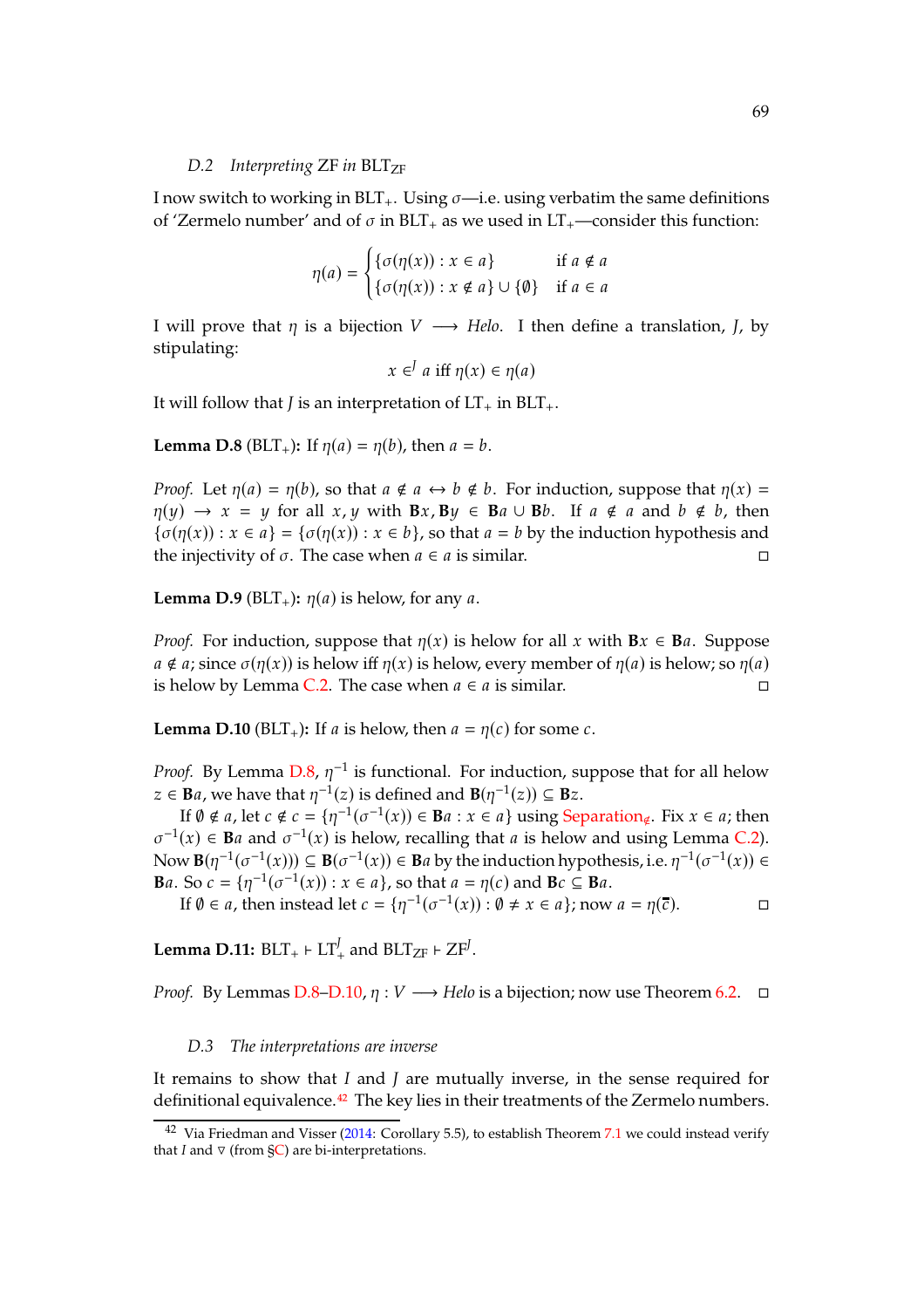### D.2 *Interpreting* ZF *in* $\text{BLT}_{\text{ZF}}$

I now switch to working in $\text{BLT}_+$. Using $\sigma$—i.e. using verbatim the same definitions of 'Zermelo number' and of $\sigma$ in $\text{BLT}_+$ as we used in $\text{LT}_+$—consider this function:

$$\eta(a) = \begin{cases} \{\sigma(\eta(x)) : x \in a\} & \text{if } a \notin a \\ \{\sigma(\eta(x)) : x \notin a\} \cup \{\emptyset\} & \text{if } a \in a \end{cases}$$

I will prove that $\eta$ is a bijection $V \longrightarrow \mathit{Helo}$. I then define a translation, $J$, by stipulating:

$$x \in^J a \text{ iff } \eta(x) \in \eta(a)$$

It will follow that $J$ is an interpretation of $\text{LT}_+$ in $\text{BLT}_+$.

**Lemma D.8** ($\text{BLT}_+$)**:** If $\eta(a) = \eta(b)$, then $a = b$.

*Proof.* Let $\eta(a) = \eta(b)$, so that $a \notin a \leftrightarrow b \notin b$. For induction, suppose that $\eta(x) = \eta(y) \to x = y$ for all $x, y$ with $\mathbf{B}x, \mathbf{B}y \in \mathbf{B}a \cup \mathbf{B}b$. If $a \notin a$ and $b \notin b$, then $\{\sigma(\eta(x)) : x \in a\} = \{\sigma(\eta(x)) : x \in b\}$, so that $a = b$ by the induction hypothesis and the injectivity of $\sigma$. The case when $a \in a$ is similar. □

**Lemma D.9** ($\text{BLT}_+$)**:** $\eta(a)$ is helow, for any $a$.

*Proof.* For induction, suppose that $\eta(x)$ is helow for all $x$ with $\mathbf{B}x \in \mathbf{B}a$. Suppose $a \notin a$; since $\sigma(\eta(x))$ is helow iff $\eta(x)$ is helow, every member of $\eta(a)$ is helow; so $\eta(a)$ is helow by Lemma C.2. The case when $a \in a$ is similar. □

**Lemma D.10** ($\text{BLT}_+$)**:** If $a$ is helow, then $a = \eta(c)$ for some $c$.

*Proof.* By Lemma D.8, $\eta^{-1}$ is functional. For induction, suppose that for all helow $z \in \mathbf{B}a$, we have that $\eta^{-1}(z)$ is defined and $\mathbf{B}(\eta^{-1}(z)) \subseteq \mathbf{B}z$.

If $\emptyset \notin a$, let $c \notin c = \{\eta^{-1}(\sigma^{-1}(x)) \in \mathbf{B}a : x \in a\}$ using Separation$_{\notin}$. Fix $x \in a$; then $\sigma^{-1}(x) \in \mathbf{B}a$ and $\sigma^{-1}(x)$ is helow, recalling that $a$ is helow and using Lemma C.2). Now $\mathbf{B}(\eta^{-1}(\sigma^{-1}(x))) \subseteq \mathbf{B}(\sigma^{-1}(x)) \in \mathbf{B}a$ by the induction hypothesis, i.e. $\eta^{-1}(\sigma^{-1}(x)) \in \mathbf{B}a$. So $c = \{\eta^{-1}(\sigma^{-1}(x)) : x \in a\}$, so that $a = \eta(c)$ and $\mathbf{B}c \subseteq \mathbf{B}a$.

If $\emptyset \in a$, then instead let $c = \{\eta^{-1}(\sigma^{-1}(x)) : \emptyset \neq x \in a\}$; now $a = \eta(\overline{c})$. □

**Lemma D.11:** $\text{BLT}_+ \vdash \text{LT}_+^J$ and $\text{BLT}_{\text{ZF}} \vdash \text{ZF}^J$.

*Proof.* By Lemmas D.8–D.10, $\eta : V \longrightarrow \mathit{Helo}$ is a bijection; now use Theorem 6.2. □

### D.3 *The interpretations are inverse*

It remains to show that $I$ and $J$ are mutually inverse, in the sense required for definitional equivalence.[42] The key lies in their treatments of the Zermelo numbers.

[42] Via Friedman and Visser (2014: Corollary 5.5), to establish Theorem 7.1 we could instead verify that $I$ and $\triangledown$ (from §C) are bi-interpretations.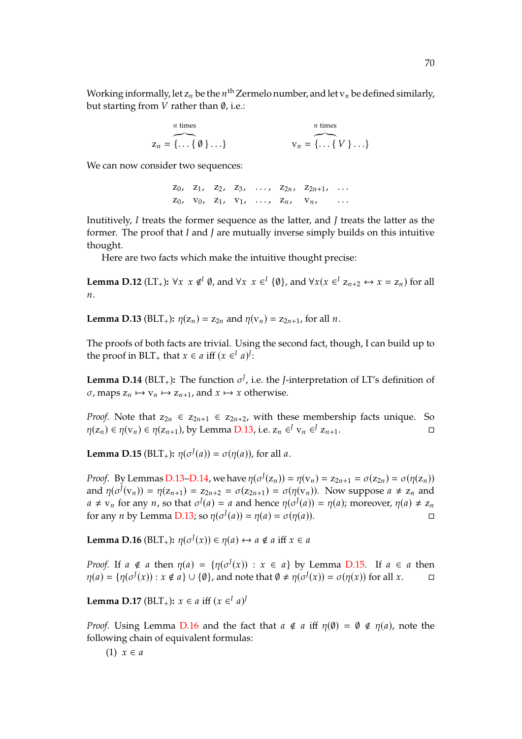Working informally, let $\mathrm{z}_n$ be the $n^{\text{th}}$ Zermelo number, and let $\mathrm{v}_n$ be defined similarly, but starting from $V$ rather than $\emptyset$, i.e.:

$$\mathrm{z}_n = \overbrace{\{\ldots\{}^{n \text{ times}}\,\emptyset\,\}\ldots\} \qquad\qquad \mathrm{v}_n = \overbrace{\{\ldots\{}^{n \text{ times}}\,V\,\}\ldots\}$$

We can now consider two sequences:

$$\begin{array}{cccccccc} \mathrm{z}_0, & \mathrm{z}_1, & \mathrm{z}_2, & \mathrm{z}_3, & \ldots, & \mathrm{z}_{2n}, & \mathrm{z}_{2n+1}, & \ldots \\ \mathrm{z}_0, & \mathrm{v}_0, & \mathrm{z}_1, & \mathrm{v}_1, & \ldots, & \mathrm{z}_n, & \mathrm{v}_n, & \ldots \end{array}$$

Inutitively, $I$ treats the former sequence as the latter, and $J$ treats the latter as the former. The proof that $I$ and $J$ are mutually inverse simply builds on this intuitive thought.

Here are two facts which make the intuitive thought precise:

**Lemma D.12** (LT$_+$)**:** $\forall x\ x \notin^I \emptyset$, and $\forall x\ x \in^I \{\emptyset\}$, and $\forall x(x \in^I \mathrm{z}_{n+2} \leftrightarrow x = \mathrm{z}_n)$ for all $n$.

**Lemma D.13** (BLT$_+$)**:** $\eta(\mathrm{z}_n) = \mathrm{z}_{2n}$ and $\eta(\mathrm{v}_n) = \mathrm{z}_{2n+1}$, for all $n$.

The proofs of both facts are trivial. Using the second fact, though, I can build up to the proof in BLT$_+$ that $x \in a$ iff $(x \in^I a)^J$:

**Lemma D.14** (BLT$_+$)**:** The function $\sigma^J$, i.e. the $J$-interpretation of LT's definition of $\sigma$, maps $\mathrm{z}_n \mapsto \mathrm{v}_n \mapsto \mathrm{z}_{n+1}$, and $x \mapsto x$ otherwise.

*Proof.* Note that $\mathrm{z}_{2n} \in \mathrm{z}_{2n+1} \in \mathrm{z}_{2n+2}$, with these membership facts unique. So $\eta(\mathrm{z}_n) \in \eta(\mathrm{v}_n) \in \eta(\mathrm{z}_{n+1})$, by Lemma D.13, i.e. $\mathrm{z}_n \in^J \mathrm{v}_n \in^J \mathrm{z}_{n+1}$. □

**Lemma D.15** (BLT$_+$)**:** $\eta(\sigma^J(a)) = \sigma(\eta(a))$, for all $a$.

*Proof.* By Lemmas D.13–D.14, we have $\eta(\sigma^J(\mathrm{z}_n)) = \eta(\mathrm{v}_n) = \mathrm{z}_{2n+1} = \sigma(\mathrm{z}_{2n}) = \sigma(\eta(\mathrm{z}_n))$ and $\eta(\sigma^J(\mathrm{v}_n)) = \eta(\mathrm{z}_{n+1}) = \mathrm{z}_{2n+2} = \sigma(\mathrm{z}_{2n+1}) = \sigma(\eta(\mathrm{v}_n))$. Now suppose $a \neq \mathrm{z}_n$ and $a \neq \mathrm{v}_n$ for any $n$, so that $\sigma^J(a) = a$ and hence $\eta(\sigma^J(a)) = \eta(a)$; moreover, $\eta(a) \neq \mathrm{z}_n$ for any $n$ by Lemma D.13; so $\eta(\sigma^J(a)) = \eta(a) = \sigma(\eta(a))$. □

**Lemma D.16** (BLT$_+$)**:** $\eta(\sigma^J(x)) \in \eta(a) \leftrightarrow a \notin a$ iff $x \in a$

*Proof.* If $a \notin a$ then $\eta(a) = \{\eta(\sigma^J(x)) : x \in a\}$ by Lemma D.15. If $a \in a$ then $\eta(a) = \{\eta(\sigma^J(x)) : x \notin a\} \cup \{\emptyset\}$, and note that $\emptyset \neq \eta(\sigma^J(x)) = \sigma(\eta(x))$ for all $x$. □

**Lemma D.17** (BLT$_+$)**:** $x \in a$ iff $(x \in^I a)^J$

*Proof.* Using Lemma D.16 and the fact that $a \notin a$ iff $\eta(\emptyset) = \emptyset \notin \eta(a)$, note the following chain of equivalent formulas:

(1) $x \in a$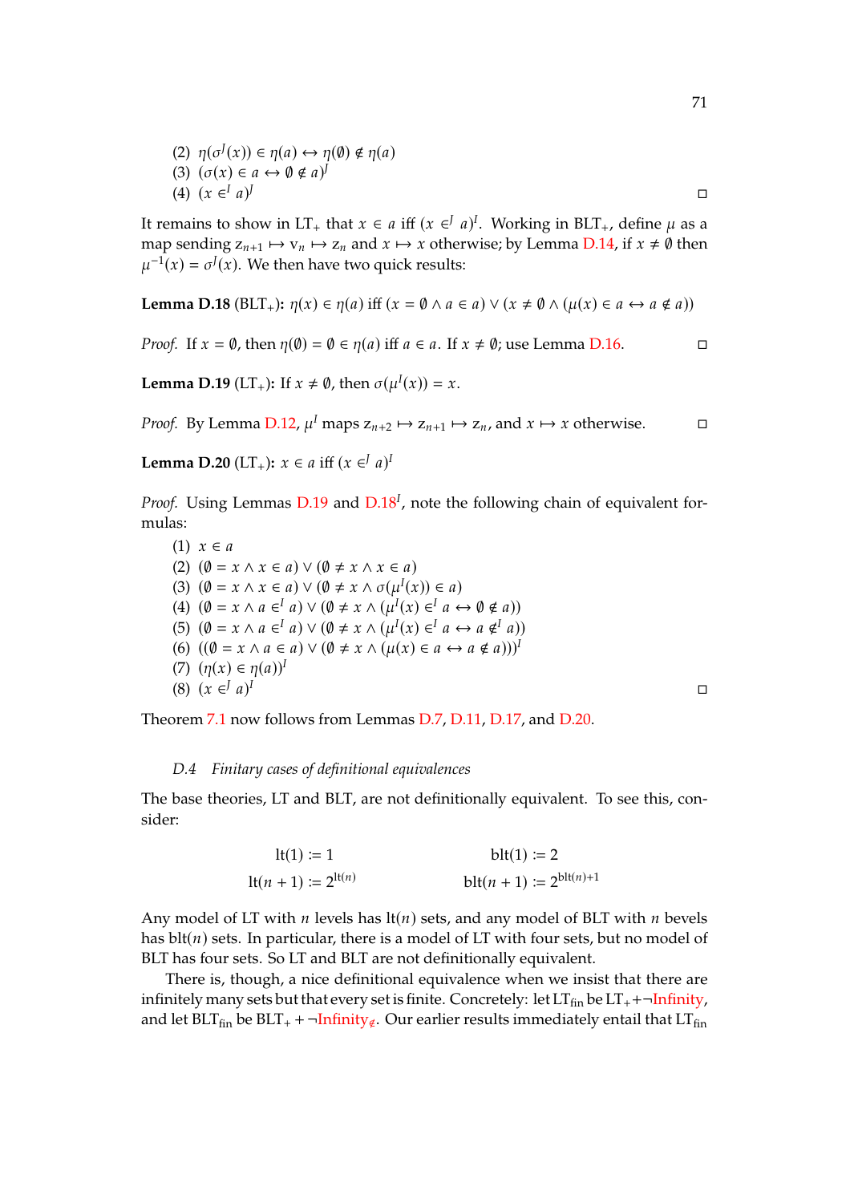(2) $\eta(\sigma^J(x)) \in \eta(a) \leftrightarrow \eta(\emptyset) \notin \eta(a)$
(3) $(\sigma(x) \in a \leftrightarrow \emptyset \notin a)^J$
(4) $(x \in^I a)^J$ ◻

It remains to show in $\mathrm{LT}_+$ that $x \in a$ iff $(x \in^J a)^I$. Working in $\mathrm{BLT}_+$, define $\mu$ as a map sending $\mathsf{z}_{n+1} \mapsto \mathsf{v}_n \mapsto \mathsf{z}_n$ and $x \mapsto x$ otherwise; by Lemma D.14, if $x \neq \emptyset$ then $\mu^{-1}(x) = \sigma^J(x)$. We then have two quick results:

**Lemma D.18** ($\mathrm{BLT}_+$)**:** $\eta(x) \in \eta(a)$ iff $(x = \emptyset \wedge a \in a) \vee (x \neq \emptyset \wedge (\mu(x) \in a \leftrightarrow a \notin a))$

*Proof.* If $x = \emptyset$, then $\eta(\emptyset) = \emptyset \in \eta(a)$ iff $a \in a$. If $x \neq \emptyset$; use Lemma D.16. ◻

**Lemma D.19** ($\mathrm{LT}_+$)**:** If $x \neq \emptyset$, then $\sigma(\mu^I(x)) = x$.

*Proof.* By Lemma D.12, $\mu^I$ maps $\mathsf{z}_{n+2} \mapsto \mathsf{z}_{n+1} \mapsto \mathsf{z}_n$, and $x \mapsto x$ otherwise. ◻

**Lemma D.20** ($\mathrm{LT}_+$)**:** $x \in a$ iff $(x \in^J a)^I$

*Proof.* Using Lemmas D.19 and D.18$^I$, note the following chain of equivalent formulas:

(1) $x \in a$
(2) $(\emptyset = x \wedge x \in a) \vee (\emptyset \neq x \wedge x \in a)$
(3) $(\emptyset = x \wedge x \in a) \vee (\emptyset \neq x \wedge \sigma(\mu^I(x)) \in a)$
(4) $(\emptyset = x \wedge a \in^I a) \vee (\emptyset \neq x \wedge (\mu^I(x) \in^I a \leftrightarrow \emptyset \notin a))$
(5) $(\emptyset = x \wedge a \in^I a) \vee (\emptyset \neq x \wedge (\mu^I(x) \in^I a \leftrightarrow a \notin^I a))$
(6) $((\emptyset = x \wedge a \in a) \vee (\emptyset \neq x \wedge (\mu(x) \in a \leftrightarrow a \notin a)))^I$
(7) $(\eta(x) \in \eta(a))^I$
(8) $(x \in^J a)^I$ ◻

Theorem 7.1 now follows from Lemmas D.7, D.11, D.17, and D.20.

### D.4 *Finitary cases of definitional equivalences*

The base theories, LT and BLT, are not definitionally equivalent. To see this, consider:

$$\mathrm{lt}(1) := 1 \qquad\qquad \mathrm{blt}(1) := 2$$
$$\mathrm{lt}(n+1) := 2^{\mathrm{lt}(n)} \qquad\qquad \mathrm{blt}(n+1) := 2^{\mathrm{blt}(n)+1}$$

Any model of LT with $n$ levels has $\mathrm{lt}(n)$ sets, and any model of BLT with $n$ bevels has $\mathrm{blt}(n)$ sets. In particular, there is a model of LT with four sets, but no model of BLT has four sets. So LT and BLT are not definitionally equivalent.

There is, though, a nice definitional equivalence when we insist that there are infinitely many sets but that every set is finite. Concretely: let $\mathrm{LT}_{\mathrm{fin}}$ be $\mathrm{LT}_+ + \neg$Infinity, and let $\mathrm{BLT}_{\mathrm{fin}}$ be $\mathrm{BLT}_+ + \neg\mathrm{Infinity}_{\notin}$. Our earlier results immediately entail that $\mathrm{LT}_{\mathrm{fin}}$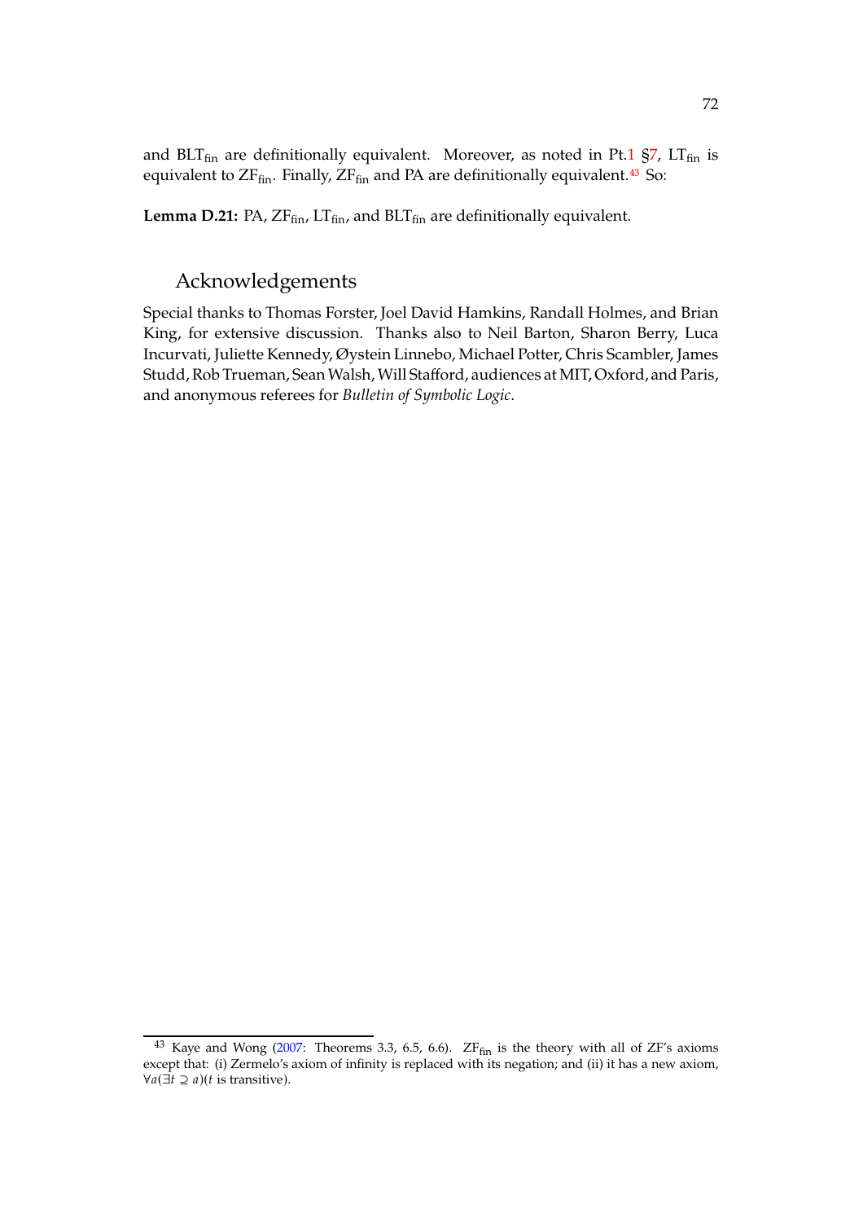and $\text{BLT}_{\text{fin}}$ are definitionally equivalent. Moreover, as noted in Pt.1 §7, $\text{LT}_{\text{fin}}$ is equivalent to $\text{ZF}_{\text{fin}}$. Finally, $\text{ZF}_{\text{fin}}$ and PA are definitionally equivalent.[43] So:

**Lemma D.21:** PA, $\text{ZF}_{\text{fin}}$, $\text{LT}_{\text{fin}}$, and $\text{BLT}_{\text{fin}}$ are definitionally equivalent.

## Acknowledgements

Special thanks to Thomas Forster, Joel David Hamkins, Randall Holmes, and Brian King, for extensive discussion. Thanks also to Neil Barton, Sharon Berry, Luca Incurvati, Juliette Kennedy, Øystein Linnebo, Michael Potter, Chris Scambler, James Studd, Rob Trueman, Sean Walsh, Will Stafford, audiences at MIT, Oxford, and Paris, and anonymous referees for *Bulletin of Symbolic Logic*.

---

[43] Kaye and Wong (2007: Theorems 3.3, 6.5, 6.6). $\text{ZF}_{\text{fin}}$ is the theory with all of ZF's axioms except that: (i) Zermelo's axiom of infinity is replaced with its negation; and (ii) it has a new axiom, $\forall a(\exists t \supseteq a)(t \text{ is transitive})$.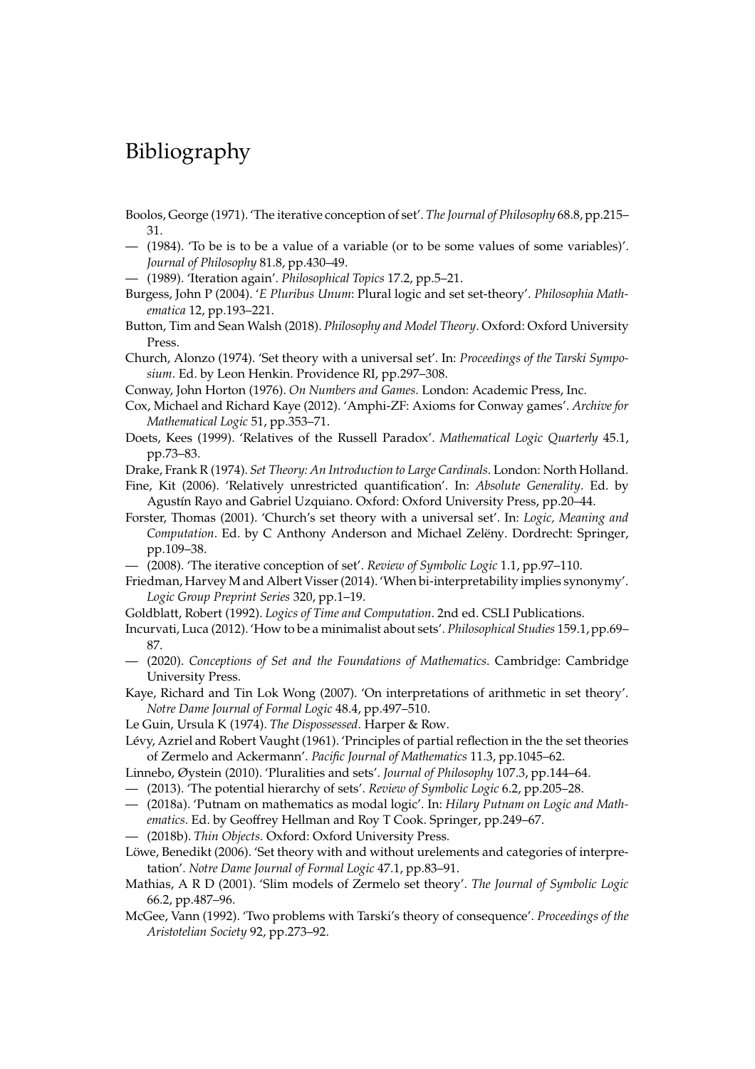# Bibliography

Boolos, George (1971). 'The iterative conception of set'. *The Journal of Philosophy* 68.8, pp.215–31.

— (1984). 'To be is to be a value of a variable (or to be some values of some variables)'. *Journal of Philosophy* 81.8, pp.430–49.

— (1989). 'Iteration again'. *Philosophical Topics* 17.2, pp.5–21.

Burgess, John P (2004). '*E Pluribus Unum*: Plural logic and set set-theory'. *Philosophia Mathematica* 12, pp.193–221.

Button, Tim and Sean Walsh (2018). *Philosophy and Model Theory*. Oxford: Oxford University Press.

Church, Alonzo (1974). 'Set theory with a universal set'. In: *Proceedings of the Tarski Symposium*. Ed. by Leon Henkin. Providence RI, pp.297–308.

Conway, John Horton (1976). *On Numbers and Games*. London: Academic Press, Inc.

Cox, Michael and Richard Kaye (2012). 'Amphi-ZF: Axioms for Conway games'. *Archive for Mathematical Logic* 51, pp.353–71.

Doets, Kees (1999). 'Relatives of the Russell Paradox'. *Mathematical Logic Quarterly* 45.1, pp.73–83.

Drake, Frank R (1974). *Set Theory: An Introduction to Large Cardinals*. London: North Holland.

Fine, Kit (2006). 'Relatively unrestricted quantification'. In: *Absolute Generality*. Ed. by Agustín Rayo and Gabriel Uzquiano. Oxford: Oxford University Press, pp.20–44.

Forster, Thomas (2001). 'Church's set theory with a universal set'. In: *Logic, Meaning and Computation*. Ed. by C Anthony Anderson and Michael Zelëny. Dordrecht: Springer, pp.109–38.

— (2008). 'The iterative conception of set'. *Review of Symbolic Logic* 1.1, pp.97–110.

Friedman, Harvey M and Albert Visser (2014). 'When bi-interpretability implies synonymy'. *Logic Group Preprint Series* 320, pp.1–19.

Goldblatt, Robert (1992). *Logics of Time and Computation*. 2nd ed. CSLI Publications.

Incurvati, Luca (2012). 'How to be a minimalist about sets'. *Philosophical Studies* 159.1, pp.69–87.

— (2020). *Conceptions of Set and the Foundations of Mathematics*. Cambridge: Cambridge University Press.

Kaye, Richard and Tin Lok Wong (2007). 'On interpretations of arithmetic in set theory'. *Notre Dame Journal of Formal Logic* 48.4, pp.497–510.

Le Guin, Ursula K (1974). *The Dispossessed*. Harper & Row.

Lévy, Azriel and Robert Vaught (1961). 'Principles of partial reflection in the the set theories of Zermelo and Ackermann'. *Pacific Journal of Mathematics* 11.3, pp.1045–62.

Linnebo, Øystein (2010). 'Pluralities and sets'. *Journal of Philosophy* 107.3, pp.144–64.

— (2013). 'The potential hierarchy of sets'. *Review of Symbolic Logic* 6.2, pp.205–28.

— (2018a). 'Putnam on mathematics as modal logic'. In: *Hilary Putnam on Logic and Mathematics*. Ed. by Geoffrey Hellman and Roy T Cook. Springer, pp.249–67.

— (2018b). *Thin Objects*. Oxford: Oxford University Press.

Löwe, Benedikt (2006). 'Set theory with and without urelements and categories of interpretation'. *Notre Dame Journal of Formal Logic* 47.1, pp.83–91.

Mathias, A R D (2001). 'Slim models of Zermelo set theory'. *The Journal of Symbolic Logic* 66.2, pp.487–96.

McGee, Vann (1992). 'Two problems with Tarski's theory of consequence'. *Proceedings of the Aristotelian Society* 92, pp.273–92.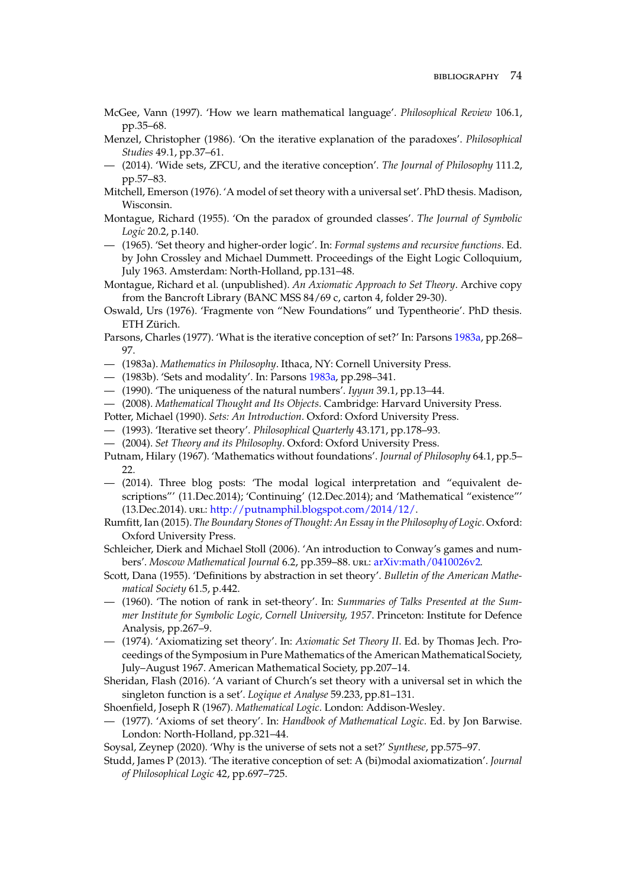McGee, Vann (1997). 'How we learn mathematical language'. *Philosophical Review* 106.1, pp.35–68.

Menzel, Christopher (1986). 'On the iterative explanation of the paradoxes'. *Philosophical Studies* 49.1, pp.37–61.

— (2014). 'Wide sets, ZFCU, and the iterative conception'. *The Journal of Philosophy* 111.2, pp.57–83.

Mitchell, Emerson (1976). 'A model of set theory with a universal set'. PhD thesis. Madison, Wisconsin.

Montague, Richard (1955). 'On the paradox of grounded classes'. *The Journal of Symbolic Logic* 20.2, p.140.

— (1965). 'Set theory and higher-order logic'. In: *Formal systems and recursive functions*. Ed. by John Crossley and Michael Dummett. Proceedings of the Eight Logic Colloquium, July 1963. Amsterdam: North-Holland, pp.131–48.

Montague, Richard et al. (unpublished). *An Axiomatic Approach to Set Theory*. Archive copy from the Bancroft Library (BANC MSS 84/69 c, carton 4, folder 29-30).

Oswald, Urs (1976). 'Fragmente von "New Foundations" und Typentheorie'. PhD thesis. ETH Zürich.

Parsons, Charles (1977). 'What is the iterative conception of set?' In: Parsons 1983a, pp.268–97.

— (1983a). *Mathematics in Philosophy*. Ithaca, NY: Cornell University Press.

— (1983b). 'Sets and modality'. In: Parsons 1983a, pp.298–341.

— (1990). 'The uniqueness of the natural numbers'. *Iyyun* 39.1, pp.13–44.

— (2008). *Mathematical Thought and Its Objects*. Cambridge: Harvard University Press.

Potter, Michael (1990). *Sets: An Introduction*. Oxford: Oxford University Press.

— (1993). 'Iterative set theory'. *Philosophical Quarterly* 43.171, pp.178–93.

— (2004). *Set Theory and its Philosophy*. Oxford: Oxford University Press.

Putnam, Hilary (1967). 'Mathematics without foundations'. *Journal of Philosophy* 64.1, pp.5–22.

— (2014). Three blog posts: 'The modal logical interpretation and "equivalent descriptions"' (11.Dec.2014); 'Continuing' (12.Dec.2014); and 'Mathematical "existence"' (13.Dec.2014). URL: http://putnamphil.blogspot.com/2014/12/.

Rumfitt, Ian (2015). *The Boundary Stones of Thought: An Essay in the Philosophy of Logic*. Oxford: Oxford University Press.

Schleicher, Dierk and Michael Stoll (2006). 'An introduction to Conway's games and numbers'. *Moscow Mathematical Journal* 6.2, pp.359–88. URL: arXiv:math/0410026v2.

Scott, Dana (1955). 'Definitions by abstraction in set theory'. *Bulletin of the American Mathematical Society* 61.5, p.442.

— (1960). 'The notion of rank in set-theory'. In: *Summaries of Talks Presented at the Summer Institute for Symbolic Logic, Cornell University, 1957*. Princeton: Institute for Defence Analysis, pp.267–9.

— (1974). 'Axiomatizing set theory'. In: *Axiomatic Set Theory II*. Ed. by Thomas Jech. Proceedings of the Symposium in Pure Mathematics of the American Mathematical Society, July–August 1967. American Mathematical Society, pp.207–14.

Sheridan, Flash (2016). 'A variant of Church's set theory with a universal set in which the singleton function is a set'. *Logique et Analyse* 59.233, pp.81–131.

Shoenfield, Joseph R (1967). *Mathematical Logic*. London: Addison-Wesley.

— (1977). 'Axioms of set theory'. In: *Handbook of Mathematical Logic*. Ed. by Jon Barwise. London: North-Holland, pp.321–44.

Soysal, Zeynep (2020). 'Why is the universe of sets not a set?' *Synthese*, pp.575–97.

Studd, James P (2013). 'The iterative conception of set: A (bi)modal axiomatization'. *Journal of Philosophical Logic* 42, pp.697–725.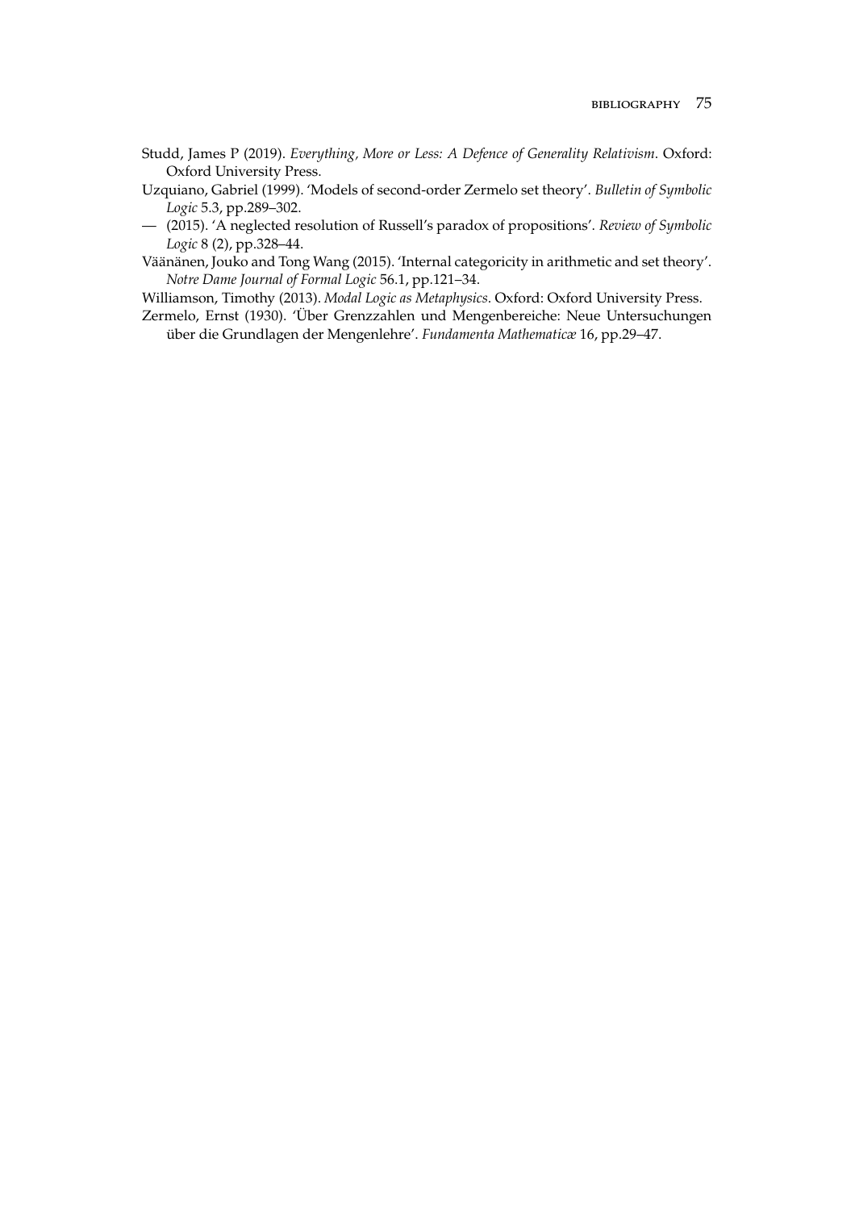Studd, James P (2019). *Everything, More or Less: A Defence of Generality Relativism*. Oxford: Oxford University Press.

Uzquiano, Gabriel (1999). 'Models of second-order Zermelo set theory'. *Bulletin of Symbolic Logic* 5.3, pp.289–302.

— (2015). 'A neglected resolution of Russell's paradox of propositions'. *Review of Symbolic Logic* 8 (2), pp.328–44.

Väänänen, Jouko and Tong Wang (2015). 'Internal categoricity in arithmetic and set theory'. *Notre Dame Journal of Formal Logic* 56.1, pp.121–34.

Williamson, Timothy (2013). *Modal Logic as Metaphysics*. Oxford: Oxford University Press.

Zermelo, Ernst (1930). 'Über Grenzzahlen und Mengenbereiche: Neue Untersuchungen über die Grundlagen der Mengenlehre'. *Fundamenta Mathematicæ* 16, pp.29–47.